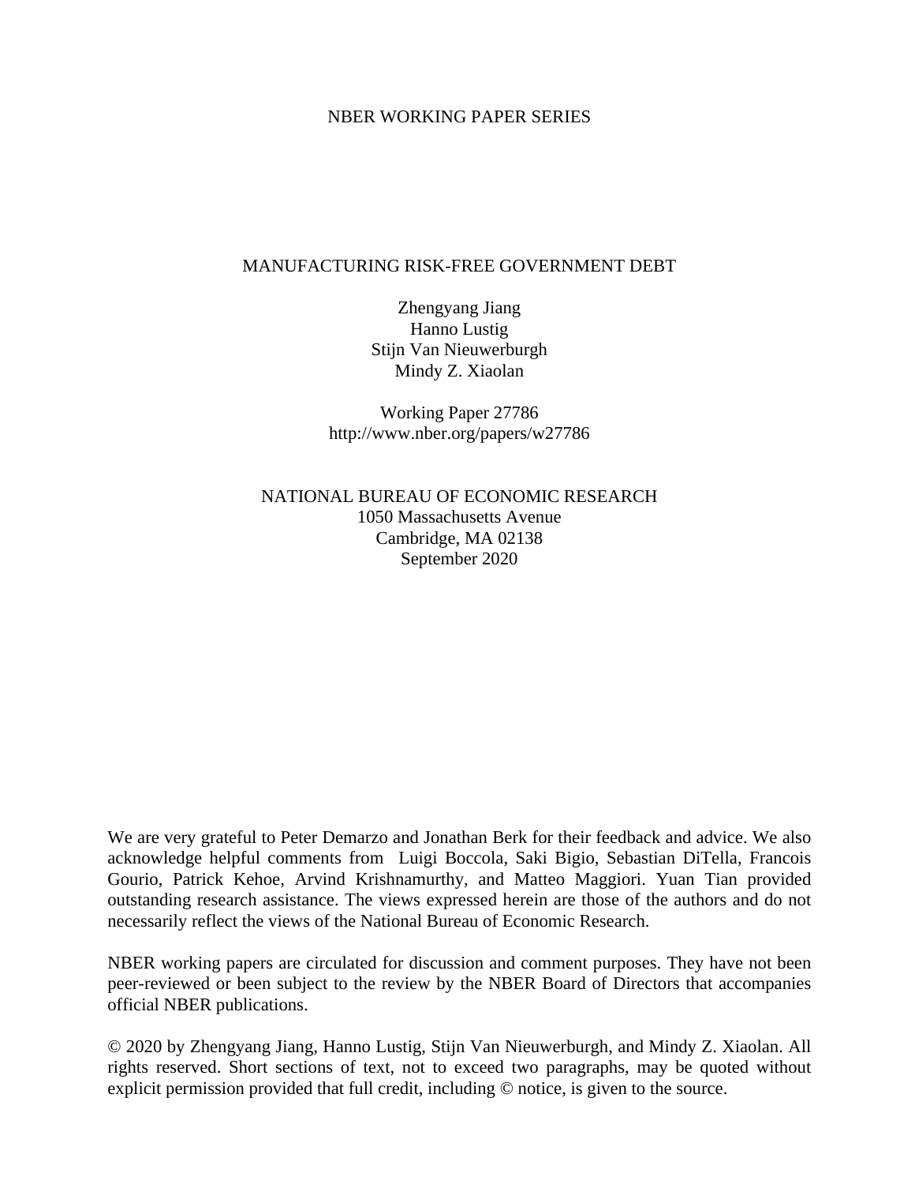NBER WORKING PAPER SERIES

# MANUFACTURING RISK-FREE GOVERNMENT DEBT

Zhengyang Jiang
Hanno Lustig
Stijn Van Nieuwerburgh
Mindy Z. Xiaolan

Working Paper 27786
http://www.nber.org/papers/w27786

NATIONAL BUREAU OF ECONOMIC RESEARCH
1050 Massachusetts Avenue
Cambridge, MA 02138
September 2020

We are very grateful to Peter Demarzo and Jonathan Berk for their feedback and advice. We also acknowledge helpful comments from Luigi Boccola, Saki Bigio, Sebastian DiTella, Francois Gourio, Patrick Kehoe, Arvind Krishnamurthy, and Matteo Maggiori. Yuan Tian provided outstanding research assistance. The views expressed herein are those of the authors and do not necessarily reflect the views of the National Bureau of Economic Research.

NBER working papers are circulated for discussion and comment purposes. They have not been peer-reviewed or been subject to the review by the NBER Board of Directors that accompanies official NBER publications.

© 2020 by Zhengyang Jiang, Hanno Lustig, Stijn Van Nieuwerburgh, and Mindy Z. Xiaolan. All rights reserved. Short sections of text, not to exceed two paragraphs, may be quoted without explicit permission provided that full credit, including © notice, is given to the source.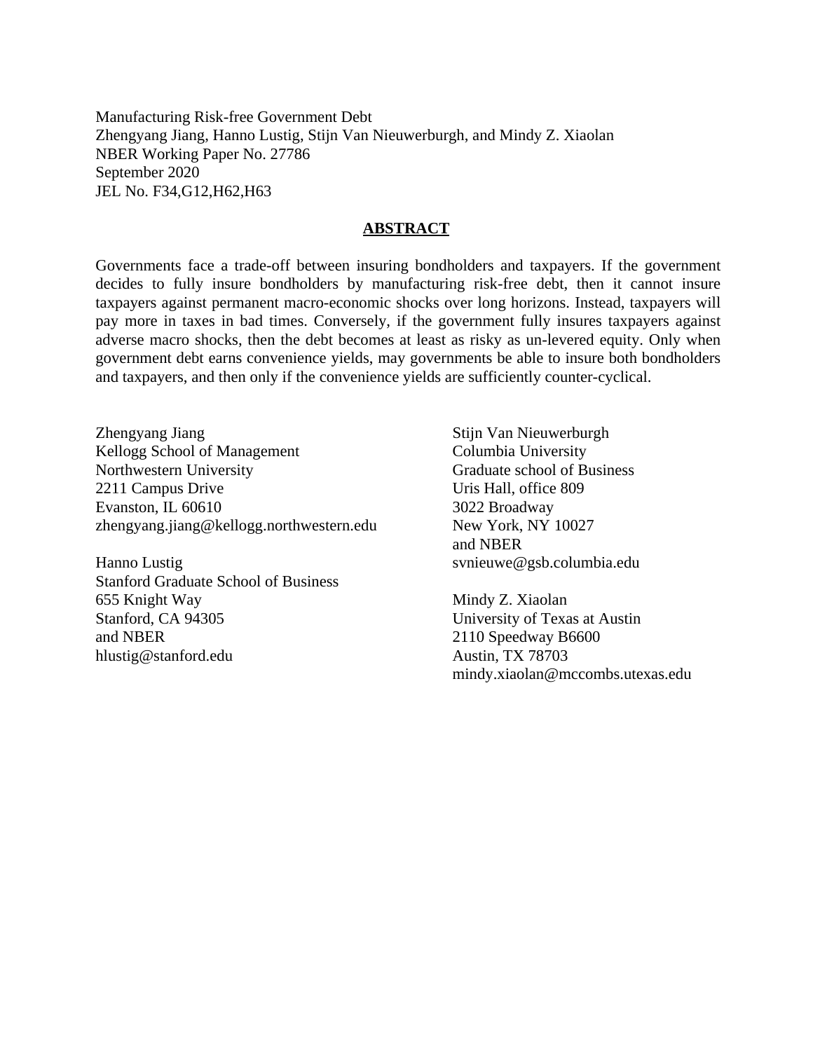Manufacturing Risk-free Government Debt
Zhengyang Jiang, Hanno Lustig, Stijn Van Nieuwerburgh, and Mindy Z. Xiaolan
NBER Working Paper No. 27786
September 2020
JEL No. F34,G12,H62,H63

## ABSTRACT

Governments face a trade-off between insuring bondholders and taxpayers. If the government decides to fully insure bondholders by manufacturing risk-free debt, then it cannot insure taxpayers against permanent macro-economic shocks over long horizons. Instead, taxpayers will pay more in taxes in bad times. Conversely, if the government fully insures taxpayers against adverse macro shocks, then the debt becomes at least as risky as un-levered equity. Only when government debt earns convenience yields, may governments be able to insure both bondholders and taxpayers, and then only if the convenience yields are sufficiently counter-cyclical.

Zhengyang Jiang
Kellogg School of Management
Northwestern University
2211 Campus Drive
Evanston, IL 60610
zhengyang.jiang@kellogg.northwestern.edu

Hanno Lustig
Stanford Graduate School of Business
655 Knight Way
Stanford, CA 94305
and NBER
hlustig@stanford.edu

Stijn Van Nieuwerburgh
Columbia University
Graduate school of Business
Uris Hall, office 809
3022 Broadway
New York, NY 10027
and NBER
svnieuwe@gsb.columbia.edu

Mindy Z. Xiaolan
University of Texas at Austin
2110 Speedway B6600
Austin, TX 78703
mindy.xiaolan@mccombs.utexas.edu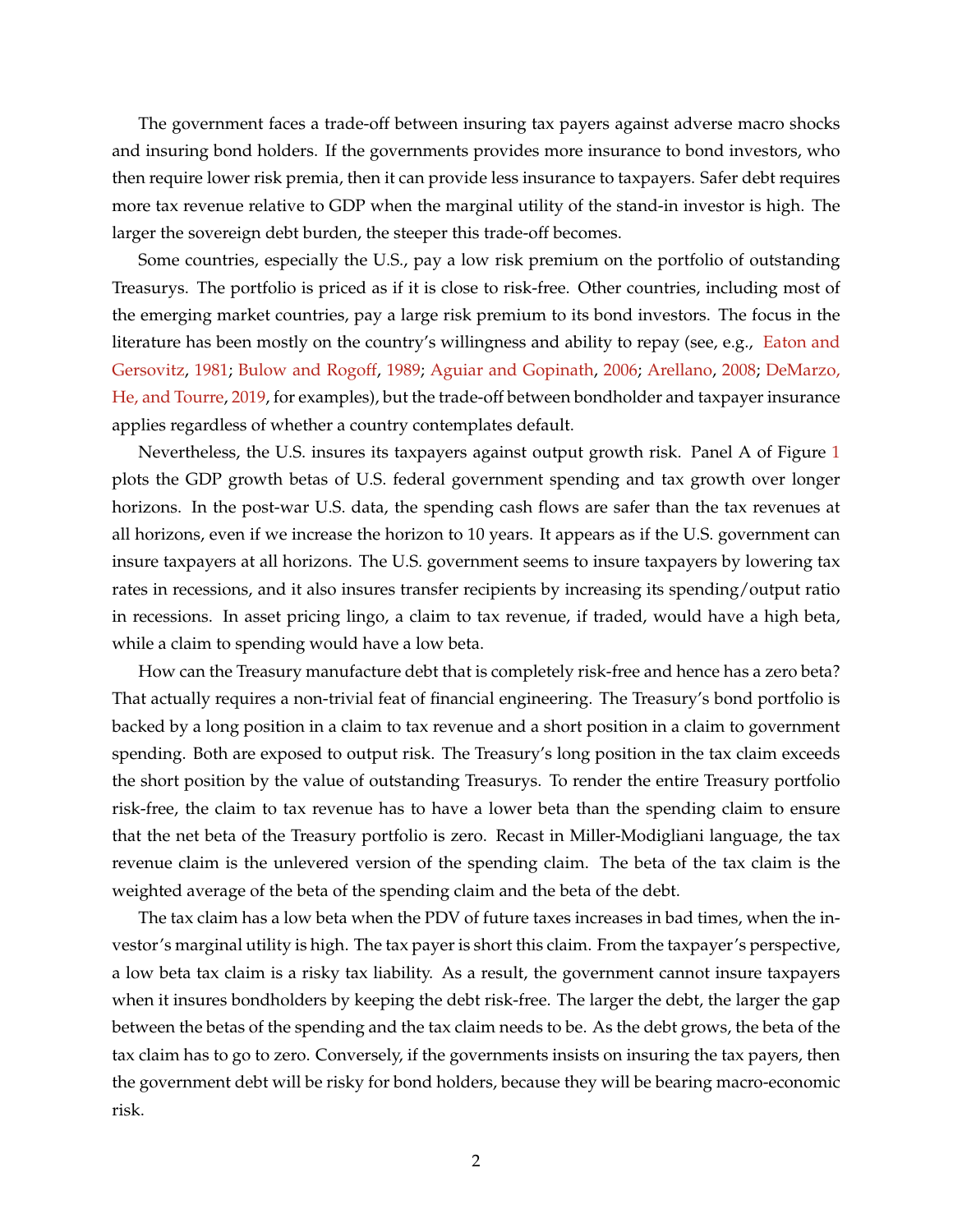The government faces a trade-off between insuring tax payers against adverse macro shocks and insuring bond holders. If the governments provides more insurance to bond investors, who then require lower risk premia, then it can provide less insurance to taxpayers. Safer debt requires more tax revenue relative to GDP when the marginal utility of the stand-in investor is high. The larger the sovereign debt burden, the steeper this trade-off becomes.

Some countries, especially the U.S., pay a low risk premium on the portfolio of outstanding Treasurys. The portfolio is priced as if it is close to risk-free. Other countries, including most of the emerging market countries, pay a large risk premium to its bond investors. The focus in the literature has been mostly on the country's willingness and ability to repay (see, e.g., Eaton and Gersovitz, 1981; Bulow and Rogoff, 1989; Aguiar and Gopinath, 2006; Arellano, 2008; DeMarzo, He, and Tourre, 2019, for examples), but the trade-off between bondholder and taxpayer insurance applies regardless of whether a country contemplates default.

Nevertheless, the U.S. insures its taxpayers against output growth risk. Panel A of Figure 1 plots the GDP growth betas of U.S. federal government spending and tax growth over longer horizons. In the post-war U.S. data, the spending cash flows are safer than the tax revenues at all horizons, even if we increase the horizon to 10 years. It appears as if the U.S. government can insure taxpayers at all horizons. The U.S. government seems to insure taxpayers by lowering tax rates in recessions, and it also insures transfer recipients by increasing its spending/output ratio in recessions. In asset pricing lingo, a claim to tax revenue, if traded, would have a high beta, while a claim to spending would have a low beta.

How can the Treasury manufacture debt that is completely risk-free and hence has a zero beta? That actually requires a non-trivial feat of financial engineering. The Treasury's bond portfolio is backed by a long position in a claim to tax revenue and a short position in a claim to government spending. Both are exposed to output risk. The Treasury's long position in the tax claim exceeds the short position by the value of outstanding Treasurys. To render the entire Treasury portfolio risk-free, the claim to tax revenue has to have a lower beta than the spending claim to ensure that the net beta of the Treasury portfolio is zero. Recast in Miller-Modigliani language, the tax revenue claim is the unlevered version of the spending claim. The beta of the tax claim is the weighted average of the beta of the spending claim and the beta of the debt.

The tax claim has a low beta when the PDV of future taxes increases in bad times, when the investor's marginal utility is high. The tax payer is short this claim. From the taxpayer's perspective, a low beta tax claim is a risky tax liability. As a result, the government cannot insure taxpayers when it insures bondholders by keeping the debt risk-free. The larger the debt, the larger the gap between the betas of the spending and the tax claim needs to be. As the debt grows, the beta of the tax claim has to go to zero. Conversely, if the governments insists on insuring the tax payers, then the government debt will be risky for bond holders, because they will be bearing macro-economic risk.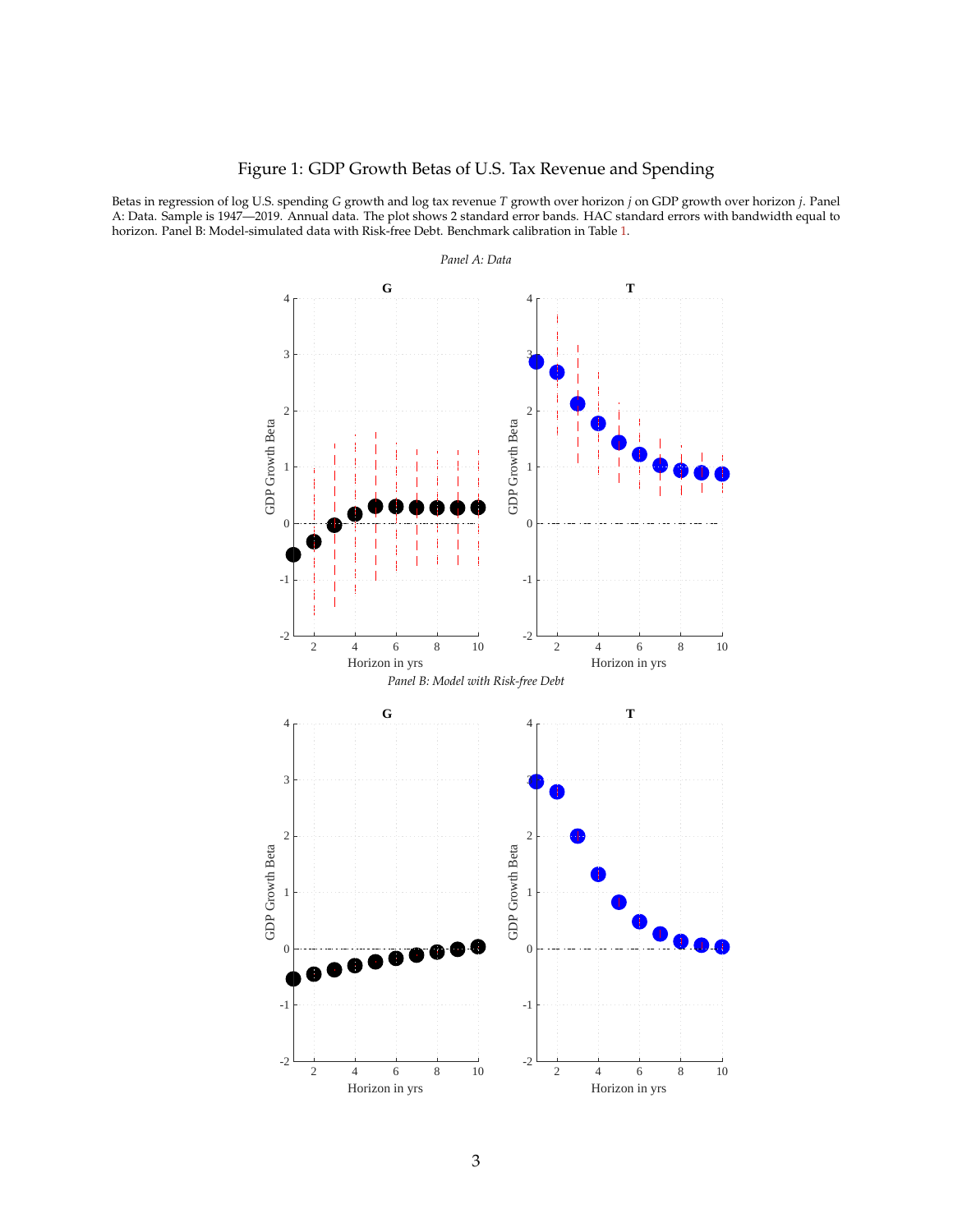# Figure 1: GDP Growth Betas of U.S. Tax Revenue and Spending

Betas in regression of log U.S. spending $G$ growth and log tax revenue $T$ growth over horizon $j$ on GDP growth over horizon $j$. Panel A: Data. Sample is 1947—2019. Annual data. The plot shows 2 standard error bands. HAC standard errors with bandwidth equal to horizon. Panel B: Model-simulated data with Risk-free Debt. Benchmark calibration in Table 1.

*Panel A: Data*

*Panel B: Model with Risk-free Debt*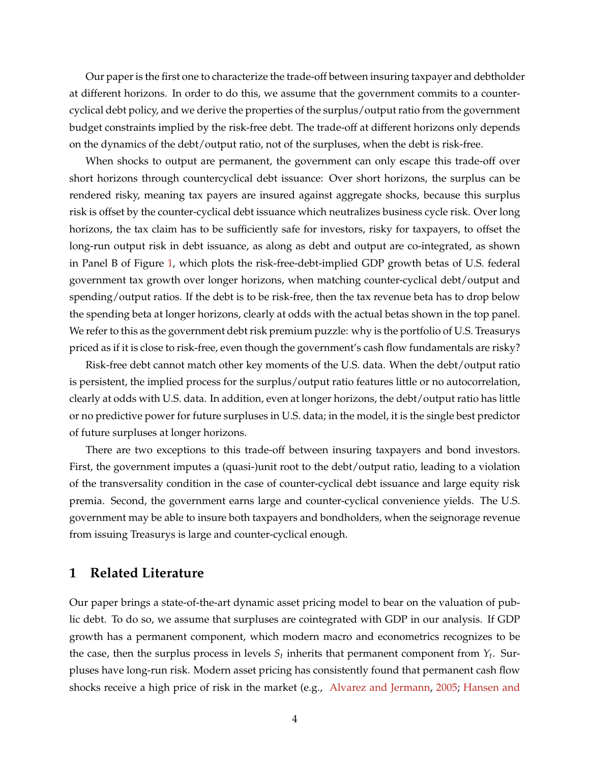Our paper is the first one to characterize the trade-off between insuring taxpayer and debtholder at different horizons. In order to do this, we assume that the government commits to a counter-cyclical debt policy, and we derive the properties of the surplus/output ratio from the government budget constraints implied by the risk-free debt. The trade-off at different horizons only depends on the dynamics of the debt/output ratio, not of the surpluses, when the debt is risk-free.

When shocks to output are permanent, the government can only escape this trade-off over short horizons through countercyclical debt issuance: Over short horizons, the surplus can be rendered risky, meaning tax payers are insured against aggregate shocks, because this surplus risk is offset by the counter-cyclical debt issuance which neutralizes business cycle risk. Over long horizons, the tax claim has to be sufficiently safe for investors, risky for taxpayers, to offset the long-run output risk in debt issuance, as along as debt and output are co-integrated, as shown in Panel B of Figure 1, which plots the risk-free-debt-implied GDP growth betas of U.S. federal government tax growth over longer horizons, when matching counter-cyclical debt/output and spending/output ratios. If the debt is to be risk-free, then the tax revenue beta has to drop below the spending beta at longer horizons, clearly at odds with the actual betas shown in the top panel. We refer to this as the government debt risk premium puzzle: why is the portfolio of U.S. Treasurys priced as if it is close to risk-free, even though the government's cash flow fundamentals are risky?

Risk-free debt cannot match other key moments of the U.S. data. When the debt/output ratio is persistent, the implied process for the surplus/output ratio features little or no autocorrelation, clearly at odds with U.S. data. In addition, even at longer horizons, the debt/output ratio has little or no predictive power for future surpluses in U.S. data; in the model, it is the single best predictor of future surpluses at longer horizons.

There are two exceptions to this trade-off between insuring taxpayers and bond investors. First, the government imputes a (quasi-)unit root to the debt/output ratio, leading to a violation of the transversality condition in the case of counter-cyclical debt issuance and large equity risk premia. Second, the government earns large and counter-cyclical convenience yields. The U.S. government may be able to insure both taxpayers and bondholders, when the seignorage revenue from issuing Treasurys is large and counter-cyclical enough.

## 1 Related Literature

Our paper brings a state-of-the-art dynamic asset pricing model to bear on the valuation of public debt. To do so, we assume that surpluses are cointegrated with GDP in our analysis. If GDP growth has a permanent component, which modern macro and econometrics recognizes to be the case, then the surplus process in levels $S_t$ inherits that permanent component from $Y_t$. Surpluses have long-run risk. Modern asset pricing has consistently found that permanent cash flow shocks receive a high price of risk in the market (e.g., Alvarez and Jermann, 2005; Hansen and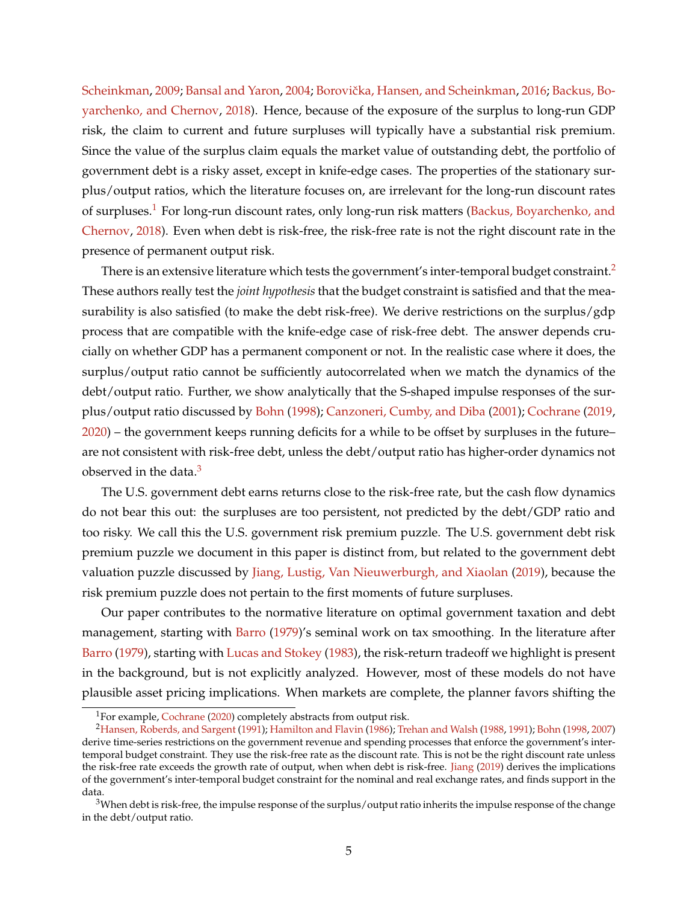Scheinkman, 2009; Bansal and Yaron, 2004; Borovička, Hansen, and Scheinkman, 2016; Backus, Boyarchenko, and Chernov, 2018). Hence, because of the exposure of the surplus to long-run GDP risk, the claim to current and future surpluses will typically have a substantial risk premium. Since the value of the surplus claim equals the market value of outstanding debt, the portfolio of government debt is a risky asset, except in knife-edge cases. The properties of the stationary surplus/output ratios, which the literature focuses on, are irrelevant for the long-run discount rates of surpluses.[1] For long-run discount rates, only long-run risk matters (Backus, Boyarchenko, and Chernov, 2018). Even when debt is risk-free, the risk-free rate is not the right discount rate in the presence of permanent output risk.

There is an extensive literature which tests the government's inter-temporal budget constraint.[2] These authors really test the *joint hypothesis* that the budget constraint is satisfied and that the measurability is also satisfied (to make the debt risk-free). We derive restrictions on the surplus/gdp process that are compatible with the knife-edge case of risk-free debt. The answer depends crucially on whether GDP has a permanent component or not. In the realistic case where it does, the surplus/output ratio cannot be sufficiently autocorrelated when we match the dynamics of the debt/output ratio. Further, we show analytically that the S-shaped impulse responses of the surplus/output ratio discussed by Bohn (1998); Canzoneri, Cumby, and Diba (2001); Cochrane (2019, 2020) – the government keeps running deficits for a while to be offset by surpluses in the future– are not consistent with risk-free debt, unless the debt/output ratio has higher-order dynamics not observed in the data.[3]

The U.S. government debt earns returns close to the risk-free rate, but the cash flow dynamics do not bear this out: the surpluses are too persistent, not predicted by the debt/GDP ratio and too risky. We call this the U.S. government risk premium puzzle. The U.S. government debt risk premium puzzle we document in this paper is distinct from, but related to the government debt valuation puzzle discussed by Jiang, Lustig, Van Nieuwerburgh, and Xiaolan (2019), because the risk premium puzzle does not pertain to the first moments of future surpluses.

Our paper contributes to the normative literature on optimal government taxation and debt management, starting with Barro (1979)'s seminal work on tax smoothing. In the literature after Barro (1979), starting with Lucas and Stokey (1983), the risk-return tradeoff we highlight is present in the background, but is not explicitly analyzed. However, most of these models do not have plausible asset pricing implications. When markets are complete, the planner favors shifting the

[1] For example, Cochrane (2020) completely abstracts from output risk.

[2] Hansen, Roberds, and Sargent (1991); Hamilton and Flavin (1986); Trehan and Walsh (1988, 1991); Bohn (1998, 2007) derive time-series restrictions on the government revenue and spending processes that enforce the government's inter-temporal budget constraint. They use the risk-free rate as the discount rate. This is not be the right discount rate unless the risk-free rate exceeds the growth rate of output, when when debt is risk-free. Jiang (2019) derives the implications of the government's inter-temporal budget constraint for the nominal and real exchange rates, and finds support in the data.

[3] When debt is risk-free, the impulse response of the surplus/output ratio inherits the impulse response of the change in the debt/output ratio.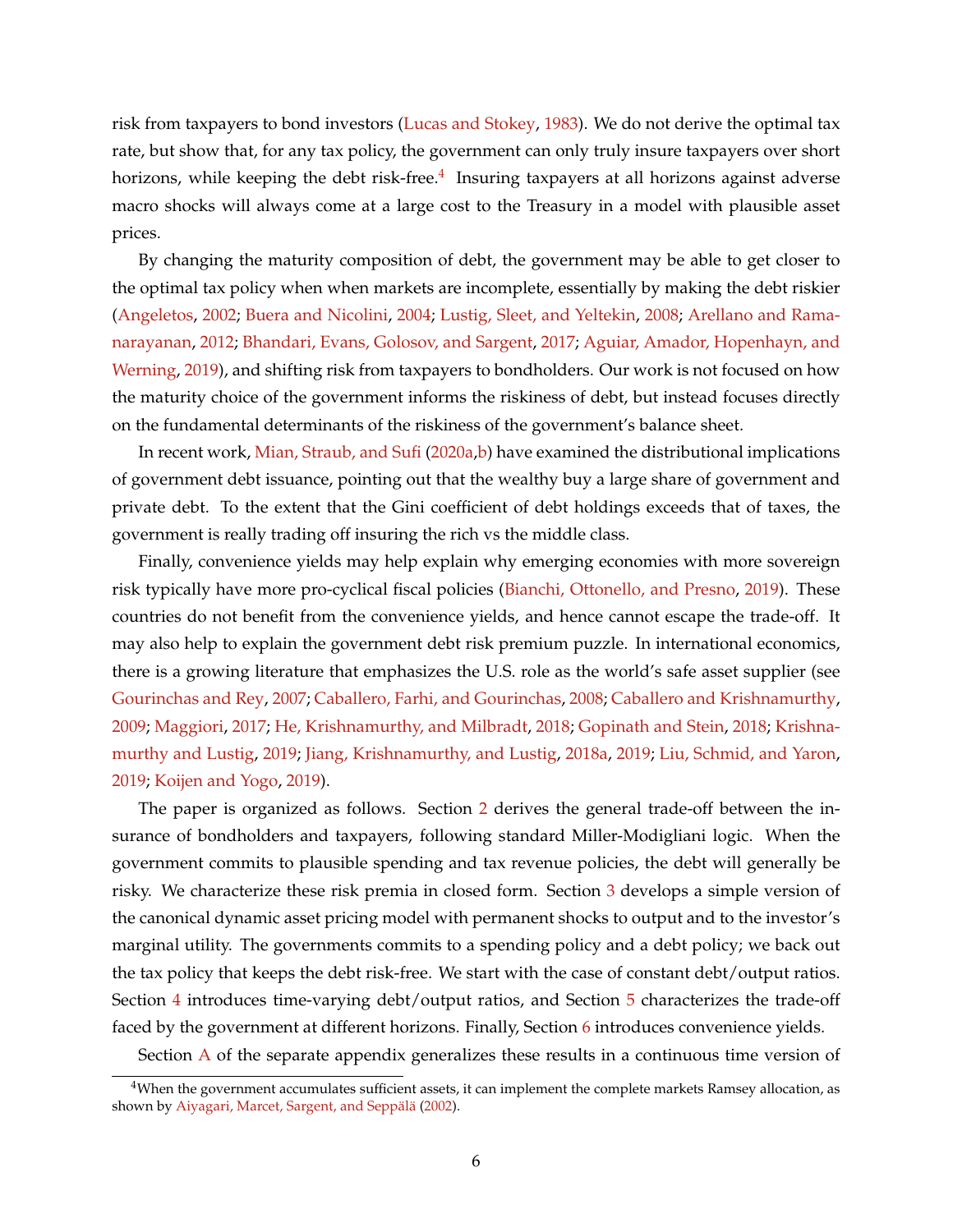risk from taxpayers to bond investors (Lucas and Stokey, 1983). We do not derive the optimal tax rate, but show that, for any tax policy, the government can only truly insure taxpayers over short horizons, while keeping the debt risk-free.[4] Insuring taxpayers at all horizons against adverse macro shocks will always come at a large cost to the Treasury in a model with plausible asset prices.

By changing the maturity composition of debt, the government may be able to get closer to the optimal tax policy when when markets are incomplete, essentially by making the debt riskier (Angeletos, 2002; Buera and Nicolini, 2004; Lustig, Sleet, and Yeltekin, 2008; Arellano and Ramanarayanan, 2012; Bhandari, Evans, Golosov, and Sargent, 2017; Aguiar, Amador, Hopenhayn, and Werning, 2019), and shifting risk from taxpayers to bondholders. Our work is not focused on how the maturity choice of the government informs the riskiness of debt, but instead focuses directly on the fundamental determinants of the riskiness of the government's balance sheet.

In recent work, Mian, Straub, and Sufi (2020a,b) have examined the distributional implications of government debt issuance, pointing out that the wealthy buy a large share of government and private debt. To the extent that the Gini coefficient of debt holdings exceeds that of taxes, the government is really trading off insuring the rich vs the middle class.

Finally, convenience yields may help explain why emerging economies with more sovereign risk typically have more pro-cyclical fiscal policies (Bianchi, Ottonello, and Presno, 2019). These countries do not benefit from the convenience yields, and hence cannot escape the trade-off. It may also help to explain the government debt risk premium puzzle. In international economics, there is a growing literature that emphasizes the U.S. role as the world's safe asset supplier (see Gourinchas and Rey, 2007; Caballero, Farhi, and Gourinchas, 2008; Caballero and Krishnamurthy, 2009; Maggiori, 2017; He, Krishnamurthy, and Milbradt, 2018; Gopinath and Stein, 2018; Krishnamurthy and Lustig, 2019; Jiang, Krishnamurthy, and Lustig, 2018a, 2019; Liu, Schmid, and Yaron, 2019; Koijen and Yogo, 2019).

The paper is organized as follows. Section 2 derives the general trade-off between the insurance of bondholders and taxpayers, following standard Miller-Modigliani logic. When the government commits to plausible spending and tax revenue policies, the debt will generally be risky. We characterize these risk premia in closed form. Section 3 develops a simple version of the canonical dynamic asset pricing model with permanent shocks to output and to the investor's marginal utility. The governments commits to a spending policy and a debt policy; we back out the tax policy that keeps the debt risk-free. We start with the case of constant debt/output ratios. Section 4 introduces time-varying debt/output ratios, and Section 5 characterizes the trade-off faced by the government at different horizons. Finally, Section 6 introduces convenience yields.

Section A of the separate appendix generalizes these results in a continuous time version of

[4] When the government accumulates sufficient assets, it can implement the complete markets Ramsey allocation, as shown by Aiyagari, Marcet, Sargent, and Seppälä (2002).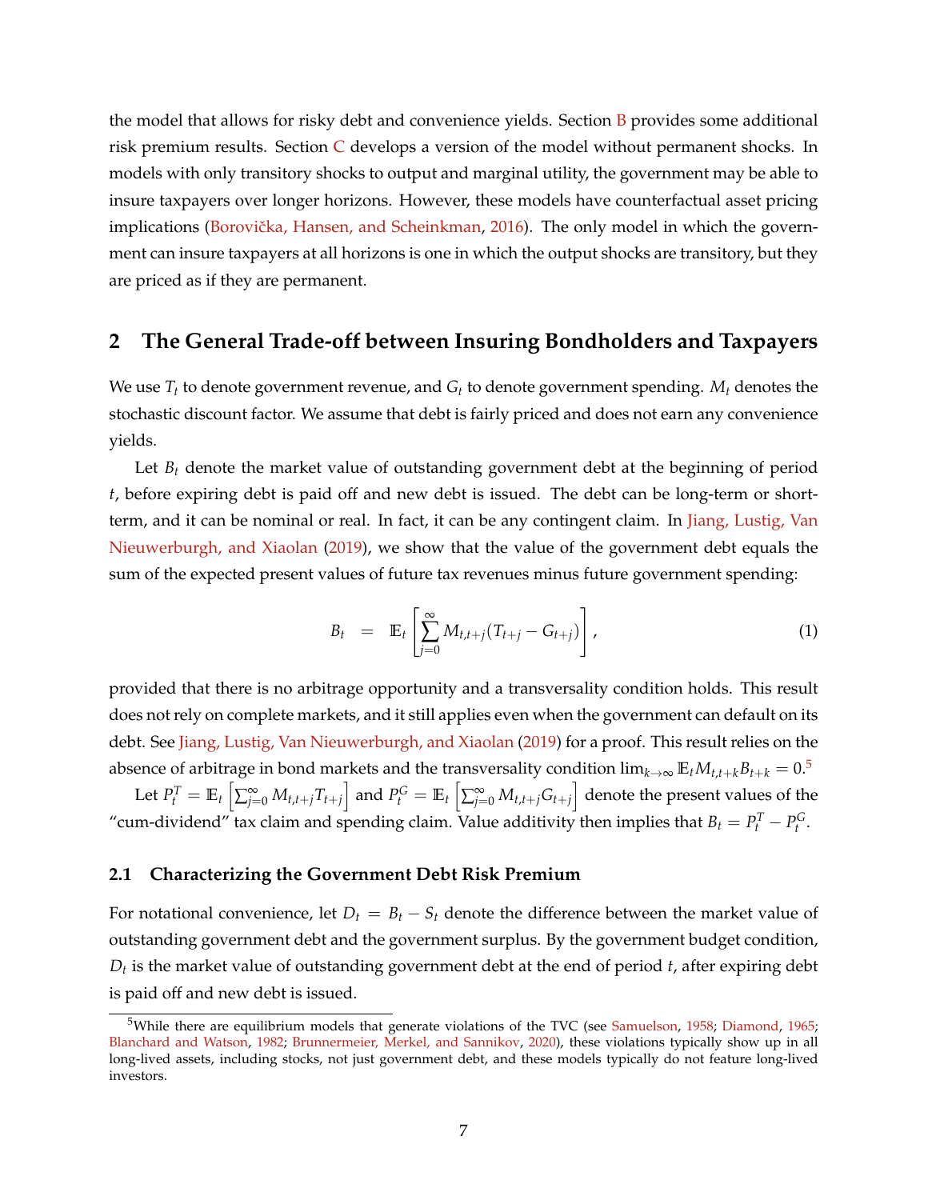the model that allows for risky debt and convenience yields. Section B provides some additional risk premium results. Section C develops a version of the model without permanent shocks. In models with only transitory shocks to output and marginal utility, the government may be able to insure taxpayers over longer horizons. However, these models have counterfactual asset pricing implications (Borovička, Hansen, and Scheinkman, 2016). The only model in which the government can insure taxpayers at all horizons is one in which the output shocks are transitory, but they are priced as if they are permanent.

## 2 The General Trade-off between Insuring Bondholders and Taxpayers

We use $T_t$ to denote government revenue, and $G_t$ to denote government spending. $M_t$ denotes the stochastic discount factor. We assume that debt is fairly priced and does not earn any convenience yields.

Let $B_t$ denote the market value of outstanding government debt at the beginning of period $t$, before expiring debt is paid off and new debt is issued. The debt can be long-term or short-term, and it can be nominal or real. In fact, it can be any contingent claim. In Jiang, Lustig, Van Nieuwerburgh, and Xiaolan (2019), we show that the value of the government debt equals the sum of the expected present values of future tax revenues minus future government spending:

$$B_t = \mathbb{E}_t \left[ \sum_{j=0}^{\infty} M_{t,t+j}(T_{t+j} - G_{t+j}) \right], \tag{1}$$

provided that there is no arbitrage opportunity and a transversality condition holds. This result does not rely on complete markets, and it still applies even when the government can default on its debt. See Jiang, Lustig, Van Nieuwerburgh, and Xiaolan (2019) for a proof. This result relies on the absence of arbitrage in bond markets and the transversality condition $\lim_{k\to\infty} \mathbb{E}_t M_{t,t+k} B_{t+k} = 0$.[5]

Let $P_t^T = \mathbb{E}_t \left[ \sum_{j=0}^{\infty} M_{t,t+j} T_{t+j} \right]$ and $P_t^G = \mathbb{E}_t \left[ \sum_{j=0}^{\infty} M_{t,t+j} G_{t+j} \right]$ denote the present values of the "cum-dividend" tax claim and spending claim. Value additivity then implies that $B_t = P_t^T - P_t^G$.

### 2.1 Characterizing the Government Debt Risk Premium

For notational convenience, let $D_t = B_t - S_t$ denote the difference between the market value of outstanding government debt and the government surplus. By the government budget condition, $D_t$ is the market value of outstanding government debt at the end of period $t$, after expiring debt is paid off and new debt is issued.

[5] While there are equilibrium models that generate violations of the TVC (see Samuelson, 1958; Diamond, 1965; Blanchard and Watson, 1982; Brunnermeier, Merkel, and Sannikov, 2020), these violations typically show up in all long-lived assets, including stocks, not just government debt, and these models typically do not feature long-lived investors.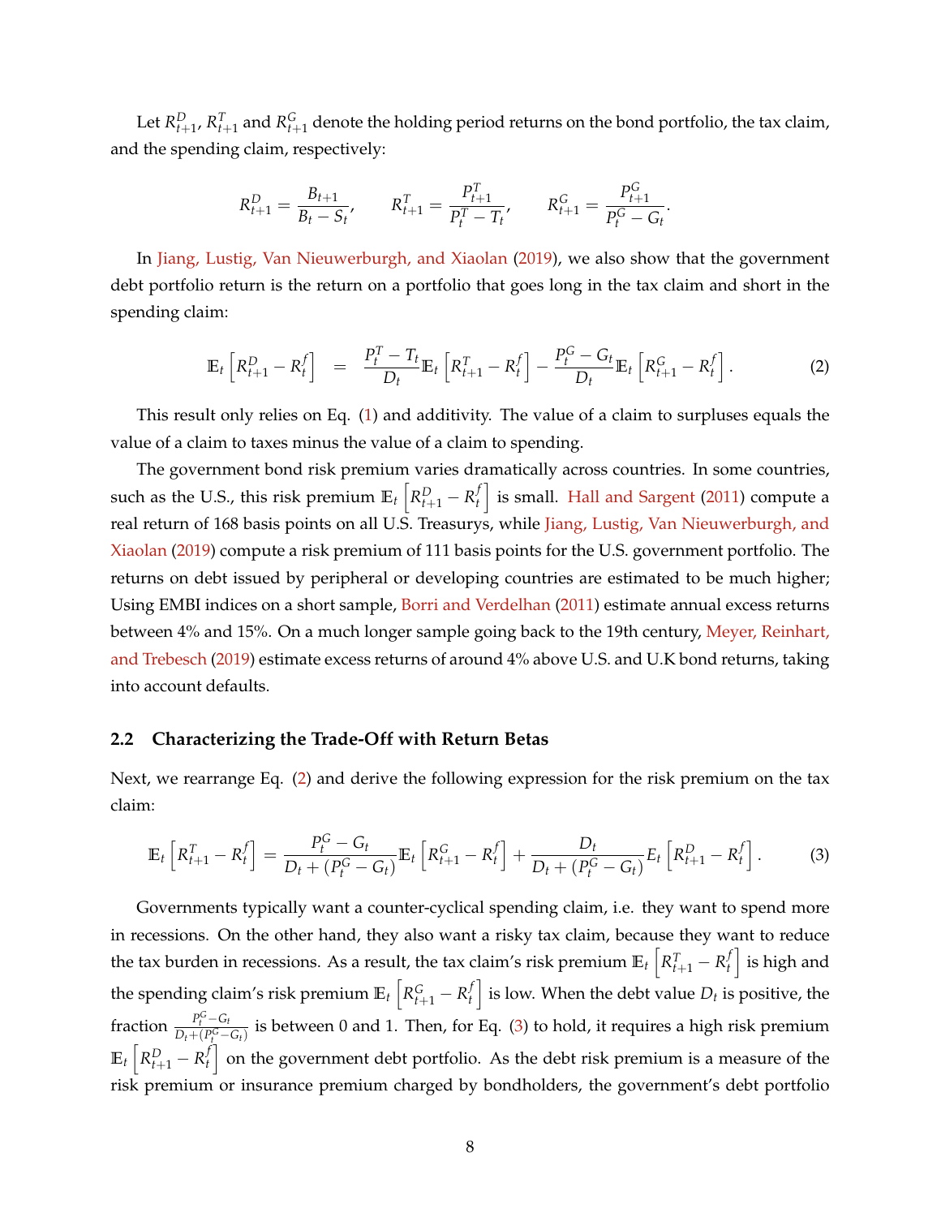Let $R^D_{t+1}$, $R^T_{t+1}$ and $R^G_{t+1}$ denote the holding period returns on the bond portfolio, the tax claim, and the spending claim, respectively:

$$R^D_{t+1} = \frac{B_{t+1}}{B_t - S_t}, \qquad R^T_{t+1} = \frac{P^T_{t+1}}{P^T_t - T_t}, \qquad R^G_{t+1} = \frac{P^G_{t+1}}{P^G_t - G_t}.$$

In Jiang, Lustig, Van Nieuwerburgh, and Xiaolan (2019), we also show that the government debt portfolio return is the return on a portfolio that goes long in the tax claim and short in the spending claim:

$$\mathbb{E}_t\left[R^D_{t+1} - R^f_t\right] \quad = \quad \frac{P^T_t - T_t}{D_t}\mathbb{E}_t\left[R^T_{t+1} - R^f_t\right] - \frac{P^G_t - G_t}{D_t}\mathbb{E}_t\left[R^G_{t+1} - R^f_t\right]. \tag{2}$$

This result only relies on Eq. (1) and additivity. The value of a claim to surpluses equals the value of a claim to taxes minus the value of a claim to spending.

The government bond risk premium varies dramatically across countries. In some countries, such as the U.S., this risk premium $\mathbb{E}_t\left[R^D_{t+1} - R^f_t\right]$ is small. Hall and Sargent (2011) compute a real return of 168 basis points on all U.S. Treasurys, while Jiang, Lustig, Van Nieuwerburgh, and Xiaolan (2019) compute a risk premium of 111 basis points for the U.S. government portfolio. The returns on debt issued by peripheral or developing countries are estimated to be much higher; Using EMBI indices on a short sample, Borri and Verdelhan (2011) estimate annual excess returns between 4% and 15%. On a much longer sample going back to the 19th century, Meyer, Reinhart, and Trebesch (2019) estimate excess returns of around 4% above U.S. and U.K bond returns, taking into account defaults.

## 2.2 Characterizing the Trade-Off with Return Betas

Next, we rearrange Eq. (2) and derive the following expression for the risk premium on the tax claim:

$$\mathbb{E}_t\left[R^T_{t+1} - R^f_t\right] = \frac{P^G_t - G_t}{D_t + (P^G_t - G_t)}\mathbb{E}_t\left[R^G_{t+1} - R^f_t\right] + \frac{D_t}{D_t + (P^G_t - G_t)}E_t\left[R^D_{t+1} - R^f_t\right]. \tag{3}$$

Governments typically want a counter-cyclical spending claim, i.e. they want to spend more in recessions. On the other hand, they also want a risky tax claim, because they want to reduce the tax burden in recessions. As a result, the tax claim's risk premium $\mathbb{E}_t\left[R^T_{t+1} - R^f_t\right]$ is high and the spending claim's risk premium $\mathbb{E}_t\left[R^G_{t+1} - R^f_t\right]$ is low. When the debt value $D_t$ is positive, the fraction $\frac{P^G_t - G_t}{D_t + (P^G_t - G_t)}$ is between 0 and 1. Then, for Eq. (3) to hold, it requires a high risk premium $\mathbb{E}_t\left[R^D_{t+1} - R^f_t\right]$ on the government debt portfolio. As the debt risk premium is a measure of the risk premium or insurance premium charged by bondholders, the government's debt portfolio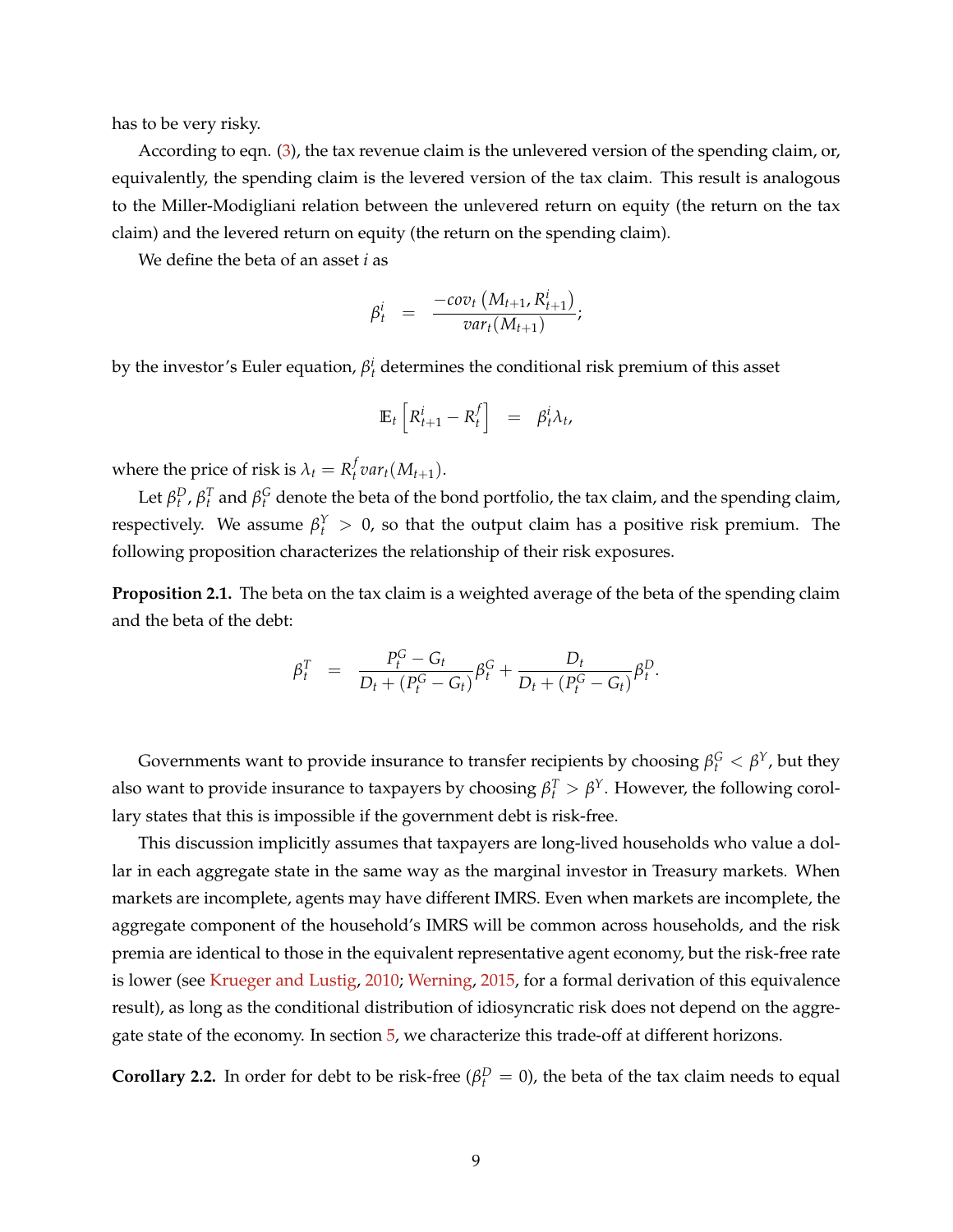has to be very risky.

According to eqn. (3), the tax revenue claim is the unlevered version of the spending claim, or, equivalently, the spending claim is the levered version of the tax claim. This result is analogous to the Miller-Modigliani relation between the unlevered return on equity (the return on the tax claim) and the levered return on equity (the return on the spending claim).

We define the beta of an asset $i$ as

$$\beta_t^i = \frac{-cov_t\left(M_{t+1}, R_{t+1}^i\right)}{var_t(M_{t+1})};$$

by the investor's Euler equation, $\beta_t^i$ determines the conditional risk premium of this asset

$$\mathbb{E}_t\left[R_{t+1}^i - R_t^f\right] = \beta_t^i \lambda_t,$$

where the price of risk is $\lambda_t = R_t^f var_t(M_{t+1})$.

Let $\beta_t^D$, $\beta_t^T$ and $\beta_t^G$ denote the beta of the bond portfolio, the tax claim, and the spending claim, respectively. We assume $\beta_t^Y > 0$, so that the output claim has a positive risk premium. The following proposition characterizes the relationship of their risk exposures.

**Proposition 2.1.** The beta on the tax claim is a weighted average of the beta of the spending claim and the beta of the debt:

$$\beta_t^T = \frac{P_t^G - G_t}{D_t + (P_t^G - G_t)}\beta_t^G + \frac{D_t}{D_t + (P_t^G - G_t)}\beta_t^D.$$

Governments want to provide insurance to transfer recipients by choosing $\beta_t^G < \beta^Y$, but they also want to provide insurance to taxpayers by choosing $\beta_t^T > \beta^Y$. However, the following corollary states that this is impossible if the government debt is risk-free.

This discussion implicitly assumes that taxpayers are long-lived households who value a dollar in each aggregate state in the same way as the marginal investor in Treasury markets. When markets are incomplete, agents may have different IMRS. Even when markets are incomplete, the aggregate component of the household's IMRS will be common across households, and the risk premia are identical to those in the equivalent representative agent economy, but the risk-free rate is lower (see Krueger and Lustig, 2010; Werning, 2015, for a formal derivation of this equivalence result), as long as the conditional distribution of idiosyncratic risk does not depend on the aggregate state of the economy. In section 5, we characterize this trade-off at different horizons.

**Corollary 2.2.** In order for debt to be risk-free ($\beta_t^D = 0$), the beta of the tax claim needs to equal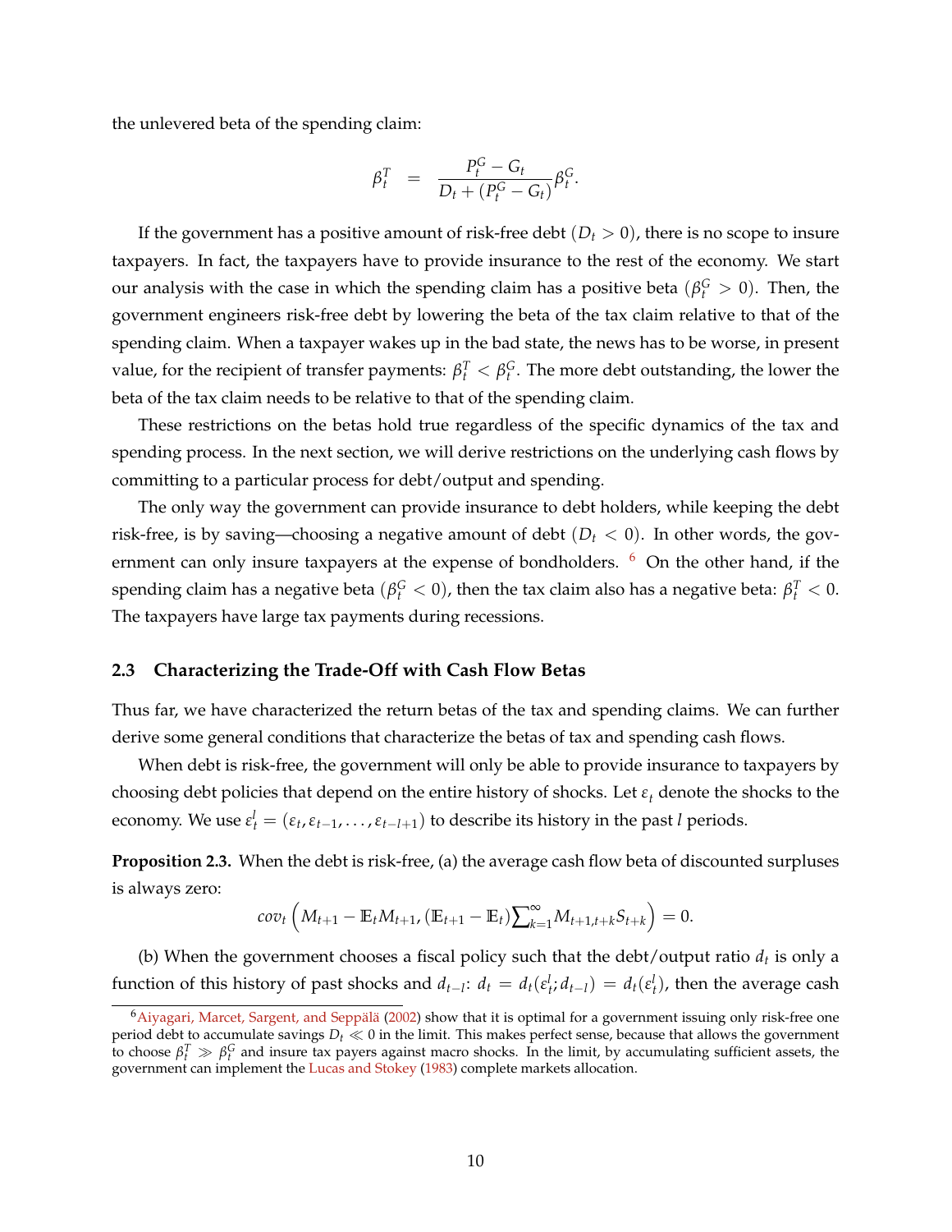the unlevered beta of the spending claim:

$$\beta_t^T = \frac{P_t^G - G_t}{D_t + (P_t^G - G_t)}\beta_t^G.$$

If the government has a positive amount of risk-free debt ($D_t > 0$), there is no scope to insure taxpayers. In fact, the taxpayers have to provide insurance to the rest of the economy. We start our analysis with the case in which the spending claim has a positive beta ($\beta_t^G > 0$). Then, the government engineers risk-free debt by lowering the beta of the tax claim relative to that of the spending claim. When a taxpayer wakes up in the bad state, the news has to be worse, in present value, for the recipient of transfer payments: $\beta_t^T < \beta_t^G$. The more debt outstanding, the lower the beta of the tax claim needs to be relative to that of the spending claim.

These restrictions on the betas hold true regardless of the specific dynamics of the tax and spending process. In the next section, we will derive restrictions on the underlying cash flows by committing to a particular process for debt/output and spending.

The only way the government can provide insurance to debt holders, while keeping the debt risk-free, is by saving—choosing a negative amount of debt ($D_t < 0$). In other words, the government can only insure taxpayers at the expense of bondholders. [6] On the other hand, if the spending claim has a negative beta ($\beta_t^G < 0$), then the tax claim also has a negative beta: $\beta_t^T < 0$. The taxpayers have large tax payments during recessions.

### 2.3 Characterizing the Trade-Off with Cash Flow Betas

Thus far, we have characterized the return betas of the tax and spending claims. We can further derive some general conditions that characterize the betas of tax and spending cash flows.

When debt is risk-free, the government will only be able to provide insurance to taxpayers by choosing debt policies that depend on the entire history of shocks. Let $\varepsilon_t$ denote the shocks to the economy. We use $\varepsilon_t^l = (\varepsilon_t, \varepsilon_{t-1}, \ldots, \varepsilon_{t-l+1})$ to describe its history in the past $l$ periods.

**Proposition 2.3.** When the debt is risk-free, (a) the average cash flow beta of discounted surpluses is always zero:

$$cov_t\left(M_{t+1} - \mathbb{E}_t M_{t+1}, (\mathbb{E}_{t+1} - \mathbb{E}_t)\sum_{k=1}^{\infty} M_{t+1,t+k} S_{t+k}\right) = 0.$$

(b) When the government chooses a fiscal policy such that the debt/output ratio $d_t$ is only a function of this history of past shocks and $d_{t-l}$: $d_t = d_t(\varepsilon_t^l; d_{t-l}) = d_t(\varepsilon_t^l)$, then the average cash

[6] Aiyagari, Marcet, Sargent, and Seppälä (2002) show that it is optimal for a government issuing only risk-free one period debt to accumulate savings $D_t \ll 0$ in the limit. This makes perfect sense, because that allows the government to choose $\beta_t^T \gg \beta_t^G$ and insure tax payers against macro shocks. In the limit, by accumulating sufficient assets, the government can implement the Lucas and Stokey (1983) complete markets allocation.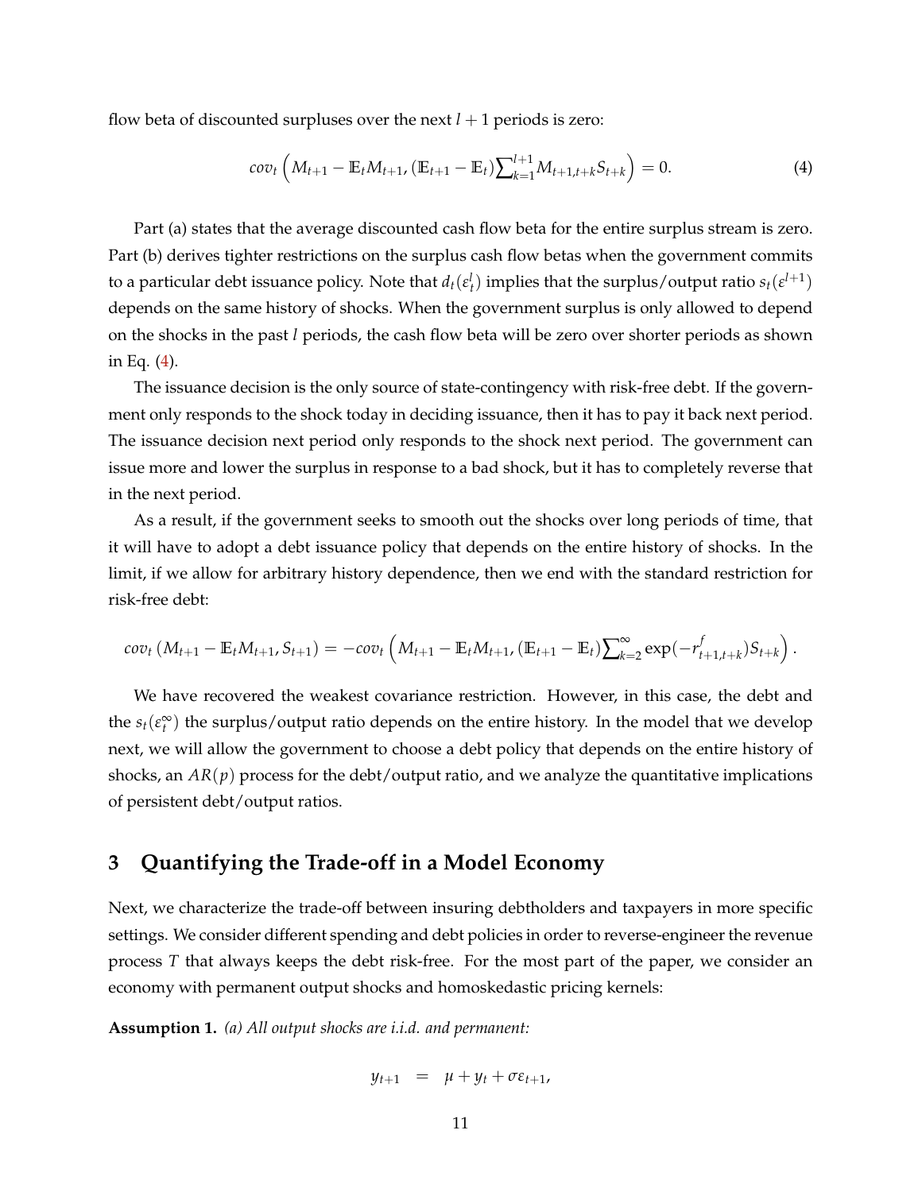flow beta of discounted surpluses over the next $l+1$ periods is zero:

$$cov_t\left(M_{t+1} - \mathbb{E}_t M_{t+1}, (\mathbb{E}_{t+1} - \mathbb{E}_t)\sum_{k=1}^{l+1} M_{t+1,t+k} S_{t+k}\right) = 0. \tag{4}$$

Part (a) states that the average discounted cash flow beta for the entire surplus stream is zero. Part (b) derives tighter restrictions on the surplus cash flow betas when the government commits to a particular debt issuance policy. Note that $d_t(\varepsilon_t^l)$ implies that the surplus/output ratio $s_t(\varepsilon^{l+1})$ depends on the same history of shocks. When the government surplus is only allowed to depend on the shocks in the past $l$ periods, the cash flow beta will be zero over shorter periods as shown in Eq. (4).

The issuance decision is the only source of state-contingency with risk-free debt. If the government only responds to the shock today in deciding issuance, then it has to pay it back next period. The issuance decision next period only responds to the shock next period. The government can issue more and lower the surplus in response to a bad shock, but it has to completely reverse that in the next period.

As a result, if the government seeks to smooth out the shocks over long periods of time, that it will have to adopt a debt issuance policy that depends on the entire history of shocks. In the limit, if we allow for arbitrary history dependence, then we end with the standard restriction for risk-free debt:

$$cov_t\left(M_{t+1} - \mathbb{E}_t M_{t+1}, S_{t+1}\right) = -cov_t\left(M_{t+1} - \mathbb{E}_t M_{t+1}, (\mathbb{E}_{t+1} - \mathbb{E}_t)\sum_{k=2}^{\infty} \exp(-r^f_{t+1,t+k}) S_{t+k}\right).$$

We have recovered the weakest covariance restriction. However, in this case, the debt and the $s_t(\varepsilon_t^\infty)$ the surplus/output ratio depends on the entire history. In the model that we develop next, we will allow the government to choose a debt policy that depends on the entire history of shocks, an $AR(p)$ process for the debt/output ratio, and we analyze the quantitative implications of persistent debt/output ratios.

## 3 Quantifying the Trade-off in a Model Economy

Next, we characterize the trade-off between insuring debtholders and taxpayers in more specific settings. We consider different spending and debt policies in order to reverse-engineer the revenue process $T$ that always keeps the debt risk-free. For the most part of the paper, we consider an economy with permanent output shocks and homoskedastic pricing kernels:

**Assumption 1.** *(a) All output shocks are i.i.d. and permanent:*

$$y_{t+1} = \mu + y_t + \sigma\varepsilon_{t+1},$$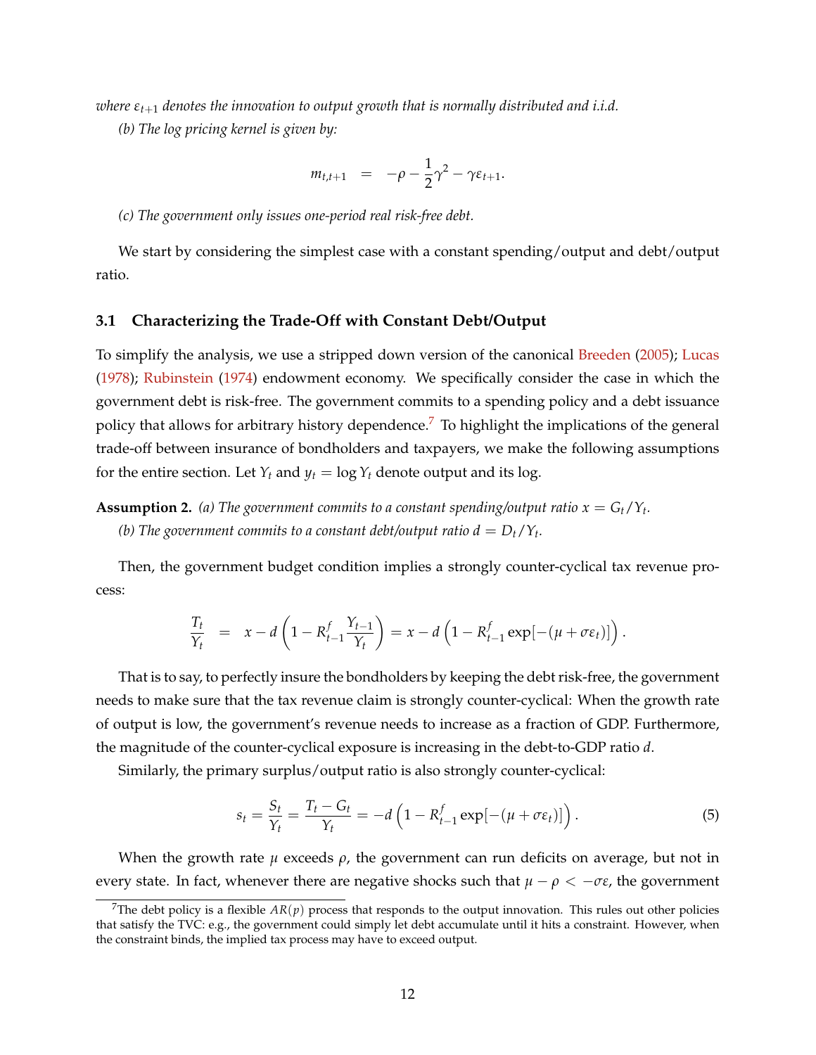*where $\varepsilon_{t+1}$ denotes the innovation to output growth that is normally distributed and i.i.d.*

*(b) The log pricing kernel is given by:*

$$m_{t,t+1} \quad = \quad -\rho - \frac{1}{2}\gamma^2 - \gamma\varepsilon_{t+1}.$$

*(c) The government only issues one-period real risk-free debt.*

We start by considering the simplest case with a constant spending/output and debt/output ratio.

### 3.1 Characterizing the Trade-Off with Constant Debt/Output

To simplify the analysis, we use a stripped down version of the canonical Breeden (2005); Lucas (1978); Rubinstein (1974) endowment economy. We specifically consider the case in which the government debt is risk-free. The government commits to a spending policy and a debt issuance policy that allows for arbitrary history dependence.[7] To highlight the implications of the general trade-off between insurance of bondholders and taxpayers, we make the following assumptions for the entire section. Let $Y_t$ and $y_t = \log Y_t$ denote output and its log.

**Assumption 2.** *(a) The government commits to a constant spending/output ratio $x = G_t/Y_t$.*
*(b) The government commits to a constant debt/output ratio $d = D_t/Y_t$.*

Then, the government budget condition implies a strongly counter-cyclical tax revenue process:

$$\frac{T_t}{Y_t} \quad = \quad x - d\left(1 - R^f_{t-1}\frac{Y_{t-1}}{Y_t}\right) = x - d\left(1 - R^f_{t-1}\exp[-(\mu + \sigma\varepsilon_t)]\right).$$

That is to say, to perfectly insure the bondholders by keeping the debt risk-free, the government needs to make sure that the tax revenue claim is strongly counter-cyclical: When the growth rate of output is low, the government's revenue needs to increase as a fraction of GDP. Furthermore, the magnitude of the counter-cyclical exposure is increasing in the debt-to-GDP ratio $d$.

Similarly, the primary surplus/output ratio is also strongly counter-cyclical:

$$s_t = \frac{S_t}{Y_t} = \frac{T_t - G_t}{Y_t} = -d\left(1 - R^f_{t-1}\exp[-(\mu + \sigma\varepsilon_t)]\right). \tag{5}$$

When the growth rate $\mu$ exceeds $\rho$, the government can run deficits on average, but not in every state. In fact, whenever there are negative shocks such that $\mu - \rho < -\sigma\varepsilon$, the government

[7] The debt policy is a flexible $AR(p)$ process that responds to the output innovation. This rules out other policies that satisfy the TVC: e.g., the government could simply let debt accumulate until it hits a constraint. However, when the constraint binds, the implied tax process may have to exceed output.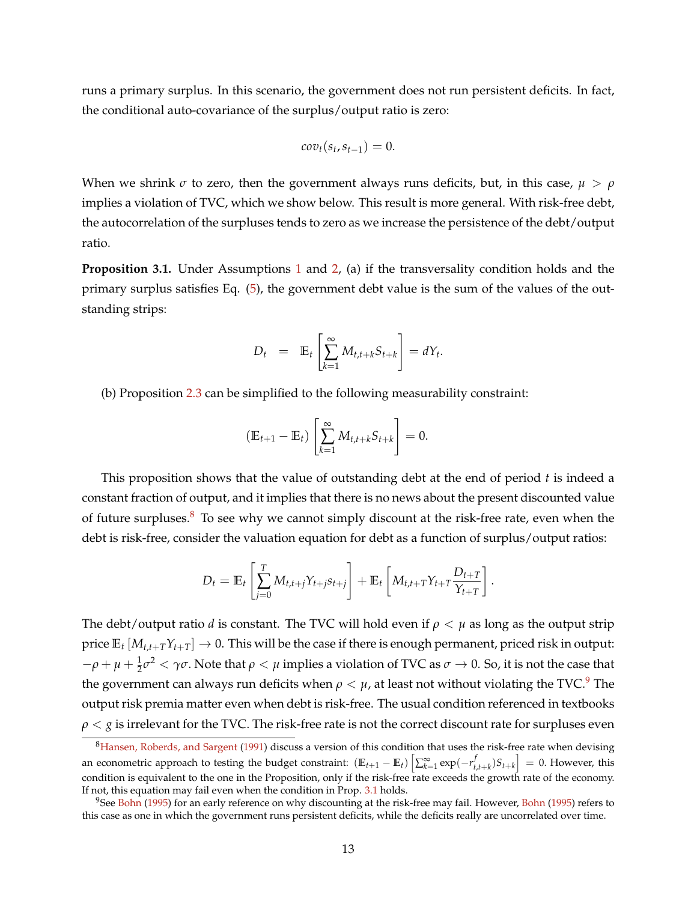runs a primary surplus. In this scenario, the government does not run persistent deficits. In fact, the conditional auto-covariance of the surplus/output ratio is zero:

$$cov_t(s_t, s_{t-1}) = 0.$$

When we shrink $\sigma$ to zero, then the government always runs deficits, but, in this case, $\mu > \rho$ implies a violation of TVC, which we show below. This result is more general. With risk-free debt, the autocorrelation of the surpluses tends to zero as we increase the persistence of the debt/output ratio.

**Proposition 3.1.** Under Assumptions 1 and 2, (a) if the transversality condition holds and the primary surplus satisfies Eq. (5), the government debt value is the sum of the values of the outstanding strips:

$$D_t \;\; = \;\; \mathbb{E}_t \left[ \sum_{k=1}^{\infty} M_{t,t+k} S_{t+k} \right] = d Y_t.$$

(b) Proposition 2.3 can be simplified to the following measurability constraint:

$$(\mathbb{E}_{t+1} - \mathbb{E}_t) \left[ \sum_{k=1}^{\infty} M_{t,t+k} S_{t+k} \right] = 0.$$

This proposition shows that the value of outstanding debt at the end of period $t$ is indeed a constant fraction of output, and it implies that there is no news about the present discounted value of future surpluses.[8] To see why we cannot simply discount at the risk-free rate, even when the debt is risk-free, consider the valuation equation for debt as a function of surplus/output ratios:

$$D_t = \mathbb{E}_t \left[ \sum_{j=0}^{T} M_{t,t+j} Y_{t+j} s_{t+j} \right] + \mathbb{E}_t \left[ M_{t,t+T} Y_{t+T} \frac{D_{t+T}}{Y_{t+T}} \right].$$

The debt/output ratio $d$ is constant. The TVC will hold even if $\rho < \mu$ as long as the output strip price $\mathbb{E}_t \left[ M_{t,t+T} Y_{t+T} \right] \to 0$. This will be the case if there is enough permanent, priced risk in output: $-\rho + \mu + \frac{1}{2}\sigma^2 < \gamma\sigma$. Note that $\rho < \mu$ implies a violation of TVC as $\sigma \to 0$. So, it is not the case that the government can always run deficits when $\rho < \mu$, at least not without violating the TVC.[9] The output risk premia matter even when debt is risk-free. The usual condition referenced in textbooks $\rho < g$ is irrelevant for the TVC. The risk-free rate is not the correct discount rate for surpluses even

[8] Hansen, Roberds, and Sargent (1991) discuss a version of this condition that uses the risk-free rate when devising an econometric approach to testing the budget constraint: $(\mathbb{E}_{t+1} - \mathbb{E}_t) \left[ \sum_{k=1}^{\infty} \exp(-r^f_{t,t+k}) S_{t+k} \right] = 0$. However, this condition is equivalent to the one in the Proposition, only if the risk-free rate exceeds the growth rate of the economy. If not, this equation may fail even when the condition in Prop. 3.1 holds.

[9] See Bohn (1995) for an early reference on why discounting at the risk-free may fail. However, Bohn (1995) refers to this case as one in which the government runs persistent deficits, while the deficits really are uncorrelated over time.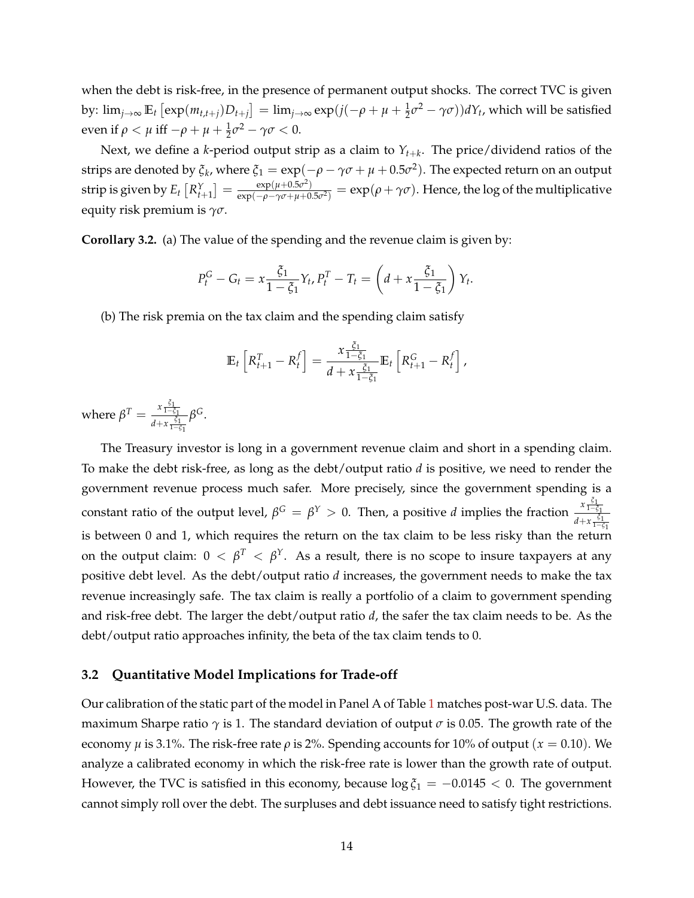when the debt is risk-free, in the presence of permanent output shocks. The correct TVC is given by: $\lim_{j\to\infty} \mathbb{E}_t \left[\exp(m_{t,t+j}) D_{t+j}\right] = \lim_{j\to\infty} \exp(j(-\rho + \mu + \frac{1}{2}\sigma^2 - \gamma\sigma)) dY_t$, which will be satisfied even if $\rho < \mu$ iff $-\rho + \mu + \frac{1}{2}\sigma^2 - \gamma\sigma < 0$.

Next, we define a $k$-period output strip as a claim to $Y_{t+k}$. The price/dividend ratios of the strips are denoted by $\xi_k$, where $\xi_1 = \exp(-\rho - \gamma\sigma + \mu + 0.5\sigma^2)$. The expected return on an output strip is given by $E_t\left[R^Y_{t+1}\right] = \frac{\exp(\mu+0.5\sigma^2)}{\exp(-\rho-\gamma\sigma+\mu+0.5\sigma^2)} = \exp(\rho + \gamma\sigma)$. Hence, the log of the multiplicative equity risk premium is $\gamma\sigma$.

**Corollary 3.2.** (a) The value of the spending and the revenue claim is given by:

$$P^G_t - G_t = x\frac{\xi_1}{1-\xi_1} Y_t, P^T_t - T_t = \left(d + x\frac{\xi_1}{1-\xi_1}\right) Y_t.$$

(b) The risk premia on the tax claim and the spending claim satisfy

$$\mathbb{E}_t\left[R^T_{t+1} - R^f_t\right] = \frac{x\frac{\xi_1}{1-\xi_1}}{d + x\frac{\xi_1}{1-\xi_1}} \mathbb{E}_t\left[R^G_{t+1} - R^f_t\right],$$

where $\beta^T = \frac{x\frac{\xi_1}{1-\xi_1}}{d+x\frac{\xi_1}{1-\xi_1}} \beta^G$.

The Treasury investor is long in a government revenue claim and short in a spending claim. To make the debt risk-free, as long as the debt/output ratio $d$ is positive, we need to render the government revenue process much safer. More precisely, since the government spending is a constant ratio of the output level, $\beta^G = \beta^Y > 0$. Then, a positive $d$ implies the fraction $\frac{x\frac{\xi_1}{1-\xi_1}}{d+x\frac{\xi_1}{1-\xi_1}}$ is between 0 and 1, which requires the return on the tax claim to be less risky than the return on the output claim: $0 < \beta^T < \beta^Y$. As a result, there is no scope to insure taxpayers at any positive debt level. As the debt/output ratio $d$ increases, the government needs to make the tax revenue increasingly safe. The tax claim is really a portfolio of a claim to government spending and risk-free debt. The larger the debt/output ratio $d$, the safer the tax claim needs to be. As the debt/output ratio approaches infinity, the beta of the tax claim tends to 0.

### 3.2 Quantitative Model Implications for Trade-off

Our calibration of the static part of the model in Panel A of Table 1 matches post-war U.S. data. The maximum Sharpe ratio $\gamma$ is 1. The standard deviation of output $\sigma$ is 0.05. The growth rate of the economy $\mu$ is 3.1%. The risk-free rate $\rho$ is 2%. Spending accounts for 10% of output ($x = 0.10$). We analyze a calibrated economy in which the risk-free rate is lower than the growth rate of output. However, the TVC is satisfied in this economy, because $\log \xi_1 = -0.0145 < 0$. The government cannot simply roll over the debt. The surpluses and debt issuance need to satisfy tight restrictions.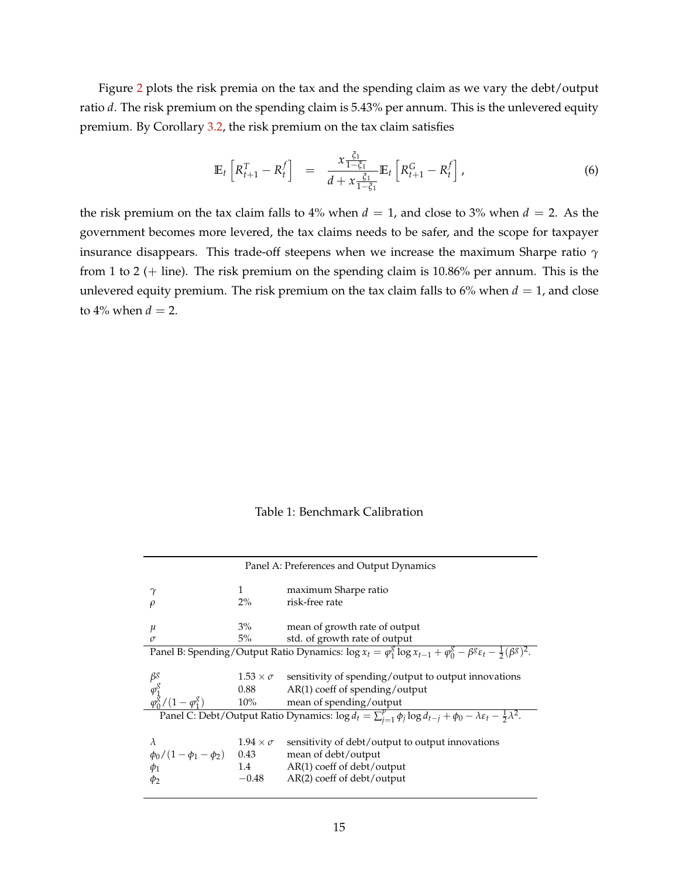Figure 2 plots the risk premia on the tax and the spending claim as we vary the debt/output ratio $d$. The risk premium on the spending claim is 5.43% per annum. This is the unlevered equity premium. By Corollary 3.2, the risk premium on the tax claim satisfies

$$\mathbb{E}_t\left[R^T_{t+1} - R^f_t\right] \;\; = \;\; \frac{x\frac{\xi_1}{1-\xi_1}}{d + x\frac{\xi_1}{1-\xi_1}}\mathbb{E}_t\left[R^G_{t+1} - R^f_t\right], \tag{6}$$

the risk premium on the tax claim falls to 4% when $d = 1$, and close to 3% when $d = 2$. As the government becomes more levered, the tax claims needs to be safer, and the scope for taxpayer insurance disappears. This trade-off steepens when we increase the maximum Sharpe ratio $\gamma$ from 1 to 2 (+ line). The risk premium on the spending claim is 10.86% per annum. This is the unlevered equity premium. The risk premium on the tax claim falls to 6% when $d = 1$, and close to 4% when $d = 2$.

Table 1: Benchmark Calibration

| Panel A: Preferences and Output Dynamics | | |
|---|---|---|
| $\gamma$ | 1 | maximum Sharpe ratio |
| $\rho$ | 2% | risk-free rate |
| $\mu$ | 3% | mean of growth rate of output |
| $\sigma$ | 5% | std. of growth rate of output |
| Panel B: Spending/Output Ratio Dynamics: $\log x_t = \varphi^g_1 \log x_{t-1} + \varphi^g_0 - \beta^g \varepsilon_t - \frac{1}{2}(\beta^g)^2$. | | |
| $\beta^g$ | $1.53 \times \sigma$ | sensitivity of spending/output to output innovations |
| $\varphi^g_1$ | 0.88 | AR(1) coeff of spending/output |
| $\varphi^g_0/(1-\varphi^g_1)$ | 10% | mean of spending/output |
| Panel C: Debt/Output Ratio Dynamics: $\log d_t = \sum_{j=1}^{p} \phi_j \log d_{t-j} + \phi_0 - \lambda \varepsilon_t - \frac{1}{2}\lambda^2$. | | |
| $\lambda$ | $1.94 \times \sigma$ | sensitivity of debt/output to output innovations |
| $\phi_0/(1-\phi_1-\phi_2)$ | 0.43 | mean of debt/output |
| $\phi_1$ | 1.4 | AR(1) coeff of debt/output |
| $\phi_2$ | $-0.48$ | AR(2) coeff of debt/output |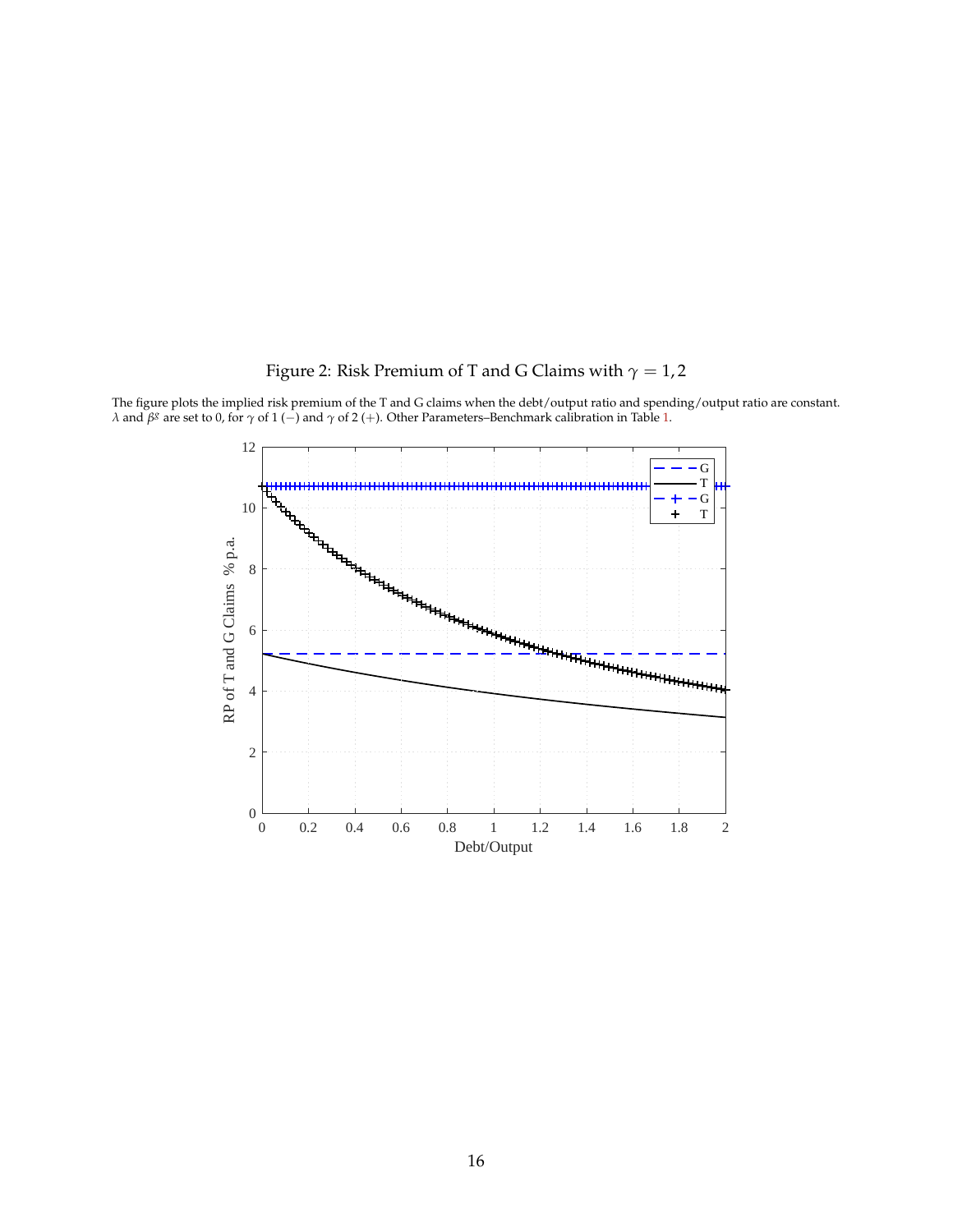Figure 2: Risk Premium of T and G Claims with $\gamma = 1, 2$

The figure plots the implied risk premium of the T and G claims when the debt/output ratio and spending/output ratio are constant. $\lambda$ and $\beta^g$ are set to 0, for $\gamma$ of 1 ($-$) and $\gamma$ of 2 ($+$). Other Parameters–Benchmark calibration in Table 1.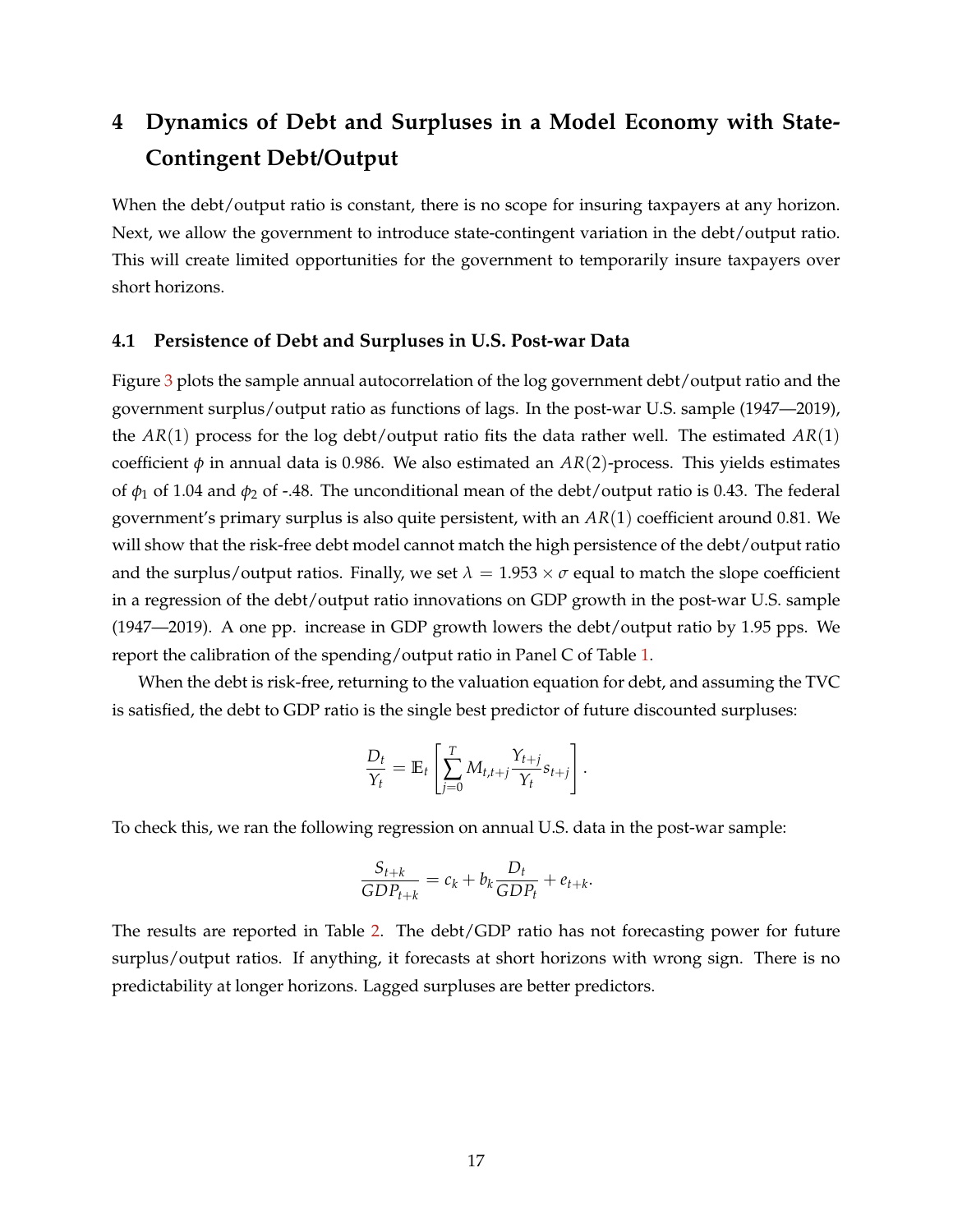# 4 Dynamics of Debt and Surpluses in a Model Economy with State-Contingent Debt/Output

When the debt/output ratio is constant, there is no scope for insuring taxpayers at any horizon. Next, we allow the government to introduce state-contingent variation in the debt/output ratio. This will create limited opportunities for the government to temporarily insure taxpayers over short horizons.

## 4.1 Persistence of Debt and Surpluses in U.S. Post-war Data

Figure 3 plots the sample annual autocorrelation of the log government debt/output ratio and the government surplus/output ratio as functions of lags. In the post-war U.S. sample (1947—2019), the $AR(1)$ process for the log debt/output ratio fits the data rather well. The estimated $AR(1)$ coefficient $\phi$ in annual data is 0.986. We also estimated an $AR(2)$-process. This yields estimates of $\phi_1$ of 1.04 and $\phi_2$ of -.48. The unconditional mean of the debt/output ratio is 0.43. The federal government's primary surplus is also quite persistent, with an $AR(1)$ coefficient around 0.81. We will show that the risk-free debt model cannot match the high persistence of the debt/output ratio and the surplus/output ratios. Finally, we set $\lambda = 1.953 \times \sigma$ equal to match the slope coefficient in a regression of the debt/output ratio innovations on GDP growth in the post-war U.S. sample (1947—2019). A one pp. increase in GDP growth lowers the debt/output ratio by 1.95 pps. We report the calibration of the spending/output ratio in Panel C of Table 1.

When the debt is risk-free, returning to the valuation equation for debt, and assuming the TVC is satisfied, the debt to GDP ratio is the single best predictor of future discounted surpluses:

$$\frac{D_t}{Y_t} = \mathbb{E}_t \left[ \sum_{j=0}^{T} M_{t,t+j} \frac{Y_{t+j}}{Y_t} s_{t+j} \right].$$

To check this, we ran the following regression on annual U.S. data in the post-war sample:

$$\frac{S_{t+k}}{GDP_{t+k}} = c_k + b_k \frac{D_t}{GDP_t} + e_{t+k}.$$

The results are reported in Table 2. The debt/GDP ratio has not forecasting power for future surplus/output ratios. If anything, it forecasts at short horizons with wrong sign. There is no predictability at longer horizons. Lagged surpluses are better predictors.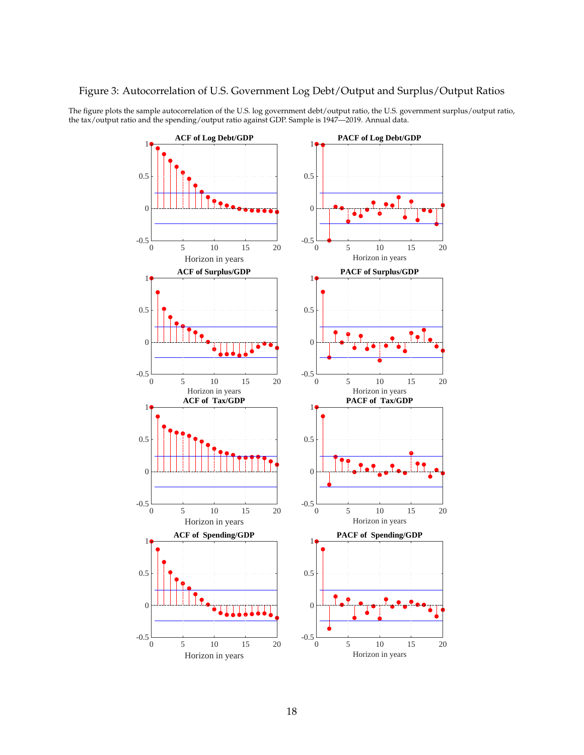Figure 3: Autocorrelation of U.S. Government Log Debt/Output and Surplus/Output Ratios

The figure plots the sample autocorrelation of the U.S. log government debt/output ratio, the U.S. government surplus/output ratio, the tax/output ratio and the spending/output ratio against GDP. Sample is 1947—2019. Annual data.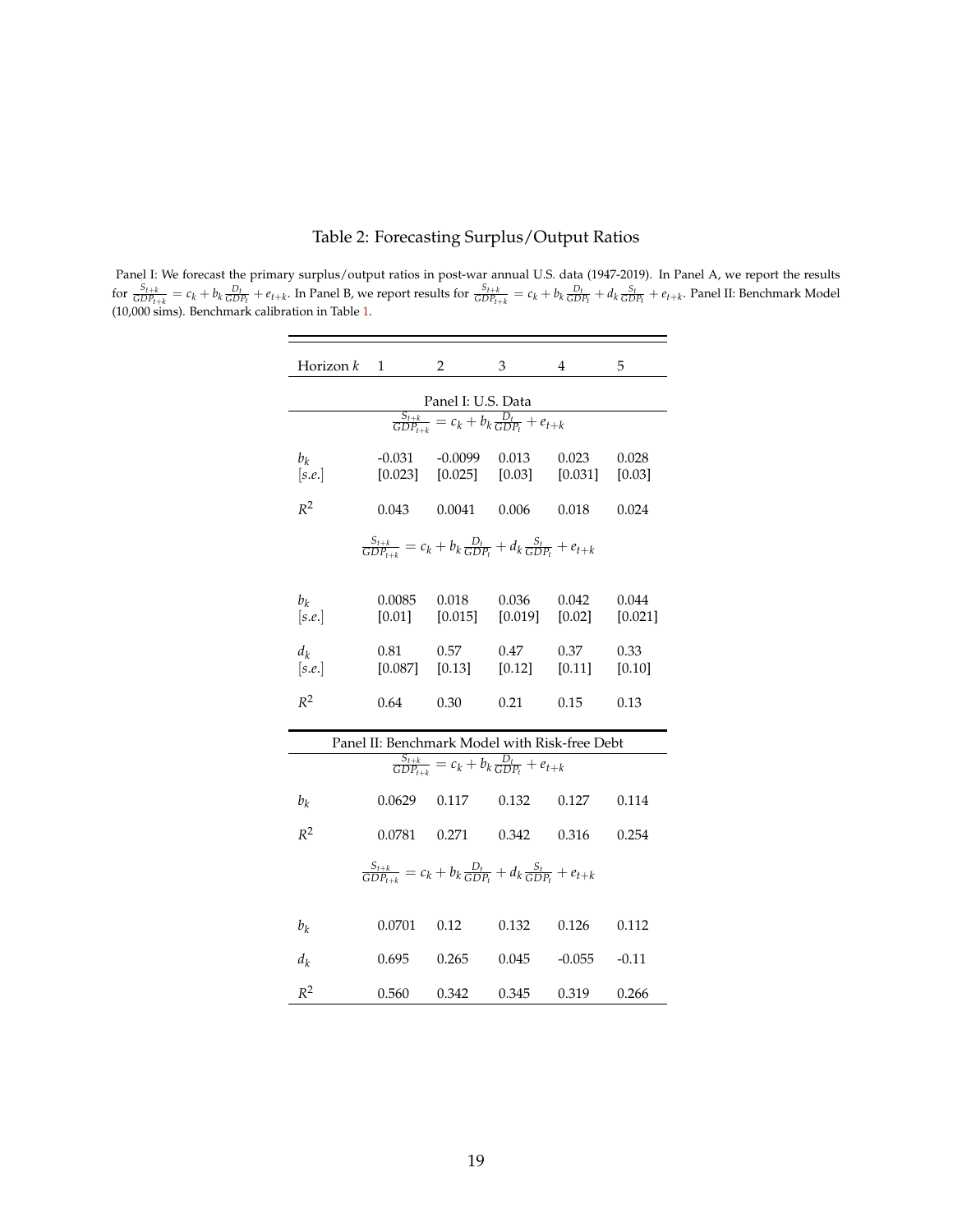# Table 2: Forecasting Surplus/Output Ratios

Panel I: We forecast the primary surplus/output ratios in post-war annual U.S. data (1947-2019). In Panel A, we report the results for $\frac{S_{t+k}}{GDP_{t+k}} = c_k + b_k \frac{D_t}{GDP_t} + e_{t+k}$. In Panel B, we report results for $\frac{S_{t+k}}{GDP_{t+k}} = c_k + b_k \frac{D_t}{GDP_t} + d_k \frac{S_t}{GDP_t} + e_{t+k}$. Panel II: Benchmark Model (10,000 sims). Benchmark calibration in Table 1.

| Horizon $k$ | 1 | 2 | 3 | 4 | 5 |
|---|---|---|---|---|---|
| **Panel I: U.S. Data** | | | | | |
| $\frac{S_{t+k}}{GDP_{t+k}} = c_k + b_k \frac{D_t}{GDP_t} + e_{t+k}$ | | | | | |
| $b_k$ | -0.031 | -0.0099 | 0.013 | 0.023 | 0.028 |
| $[s.e.]$ | [0.023] | [0.025] | [0.03] | [0.031] | [0.03] |
| $R^2$ | 0.043 | 0.0041 | 0.006 | 0.018 | 0.024 |
| $\frac{S_{t+k}}{GDP_{t+k}} = c_k + b_k \frac{D_t}{GDP_t} + d_k \frac{S_t}{GDP_t} + e_{t+k}$ | | | | | |
| $b_k$ | 0.0085 | 0.018 | 0.036 | 0.042 | 0.044 |
| $[s.e.]$ | [0.01] | [0.015] | [0.019] | [0.02] | [0.021] |
| $d_k$ | 0.81 | 0.57 | 0.47 | 0.37 | 0.33 |
| $[s.e.]$ | [0.087] | [0.13] | [0.12] | [0.11] | [0.10] |
| $R^2$ | 0.64 | 0.30 | 0.21 | 0.15 | 0.13 |
| **Panel II: Benchmark Model with Risk-free Debt** | | | | | |
| $\frac{S_{t+k}}{GDP_{t+k}} = c_k + b_k \frac{D_t}{GDP_t} + e_{t+k}$ | | | | | |
| $b_k$ | 0.0629 | 0.117 | 0.132 | 0.127 | 0.114 |
| $R^2$ | 0.0781 | 0.271 | 0.342 | 0.316 | 0.254 |
| $\frac{S_{t+k}}{GDP_{t+k}} = c_k + b_k \frac{D_t}{GDP_t} + d_k \frac{S_t}{GDP_t} + e_{t+k}$ | | | | | |
| $b_k$ | 0.0701 | 0.12 | 0.132 | 0.126 | 0.112 |
| $d_k$ | 0.695 | 0.265 | 0.045 | -0.055 | -0.11 |
| $R^2$ | 0.560 | 0.342 | 0.345 | 0.319 | 0.266 |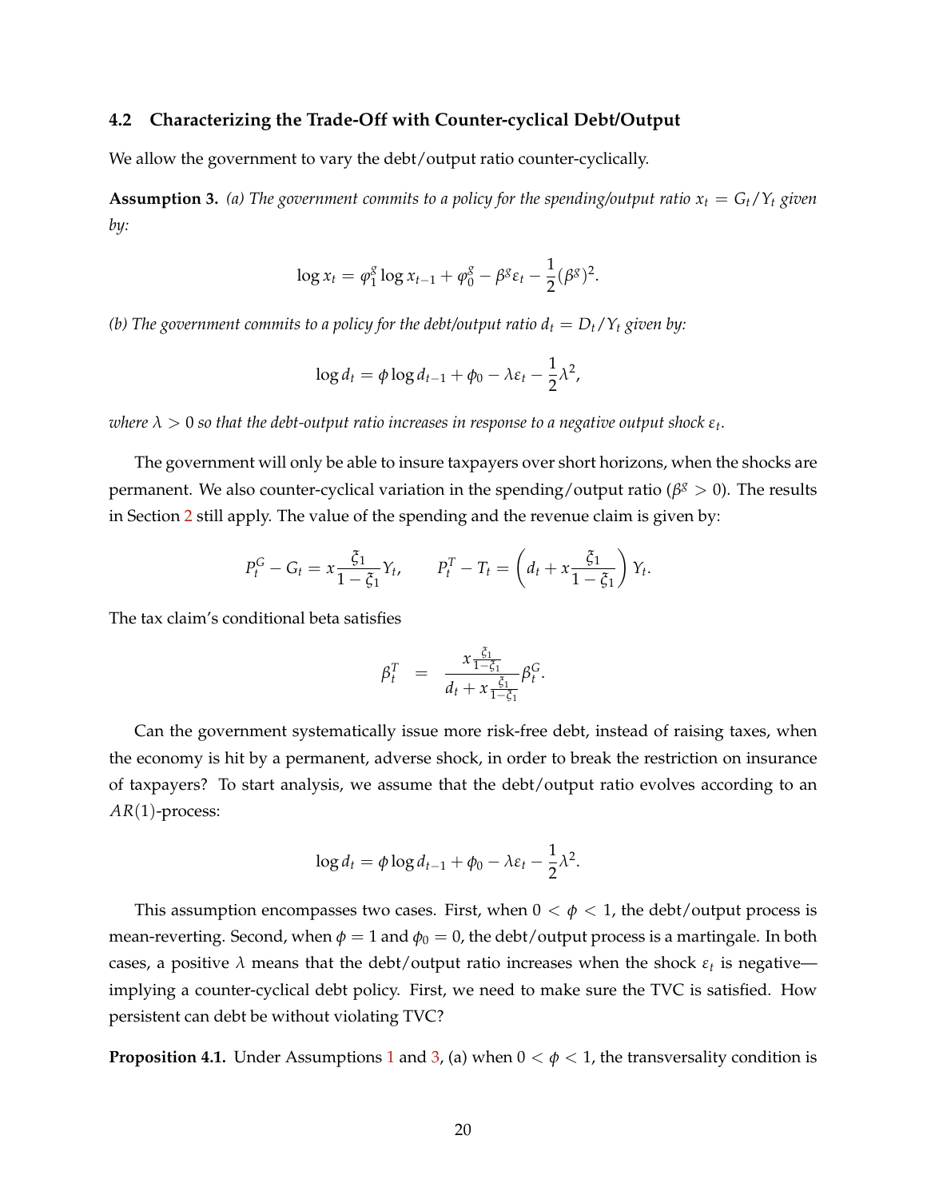### 4.2 Characterizing the Trade-Off with Counter-cyclical Debt/Output

We allow the government to vary the debt/output ratio counter-cyclically.

**Assumption 3.** *(a) The government commits to a policy for the spending/output ratio $x_t = G_t/Y_t$ given by:*

$$\log x_t = \varphi_1^g \log x_{t-1} + \varphi_0^g - \beta^g \varepsilon_t - \frac{1}{2}(\beta^g)^2.$$

*(b) The government commits to a policy for the debt/output ratio $d_t = D_t/Y_t$ given by:*

$$\log d_t = \phi \log d_{t-1} + \phi_0 - \lambda \varepsilon_t - \frac{1}{2}\lambda^2,$$

*where $\lambda > 0$ so that the debt-output ratio increases in response to a negative output shock $\varepsilon_t$.*

The government will only be able to insure taxpayers over short horizons, when the shocks are permanent. We also counter-cyclical variation in the spending/output ratio ($\beta^g > 0$). The results in Section 2 still apply. The value of the spending and the revenue claim is given by:

$$P_t^G - G_t = x\frac{\xi_1}{1-\xi_1}Y_t, \qquad P_t^T - T_t = \left(d_t + x\frac{\xi_1}{1-\xi_1}\right)Y_t.$$

The tax claim's conditional beta satisfies

$$\beta_t^T = \frac{x\frac{\xi_1}{1-\xi_1}}{d_t + x\frac{\xi_1}{1-\xi_1}}\beta_t^G.$$

Can the government systematically issue more risk-free debt, instead of raising taxes, when the economy is hit by a permanent, adverse shock, in order to break the restriction on insurance of taxpayers? To start analysis, we assume that the debt/output ratio evolves according to an $AR(1)$-process:

$$\log d_t = \phi \log d_{t-1} + \phi_0 - \lambda \varepsilon_t - \frac{1}{2}\lambda^2.$$

This assumption encompasses two cases. First, when $0 < \phi < 1$, the debt/output process is mean-reverting. Second, when $\phi = 1$ and $\phi_0 = 0$, the debt/output process is a martingale. In both cases, a positive $\lambda$ means that the debt/output ratio increases when the shock $\varepsilon_t$ is negative—implying a counter-cyclical debt policy. First, we need to make sure the TVC is satisfied. How persistent can debt be without violating TVC?

**Proposition 4.1.** Under Assumptions 1 and 3, (a) when $0 < \phi < 1$, the transversality condition is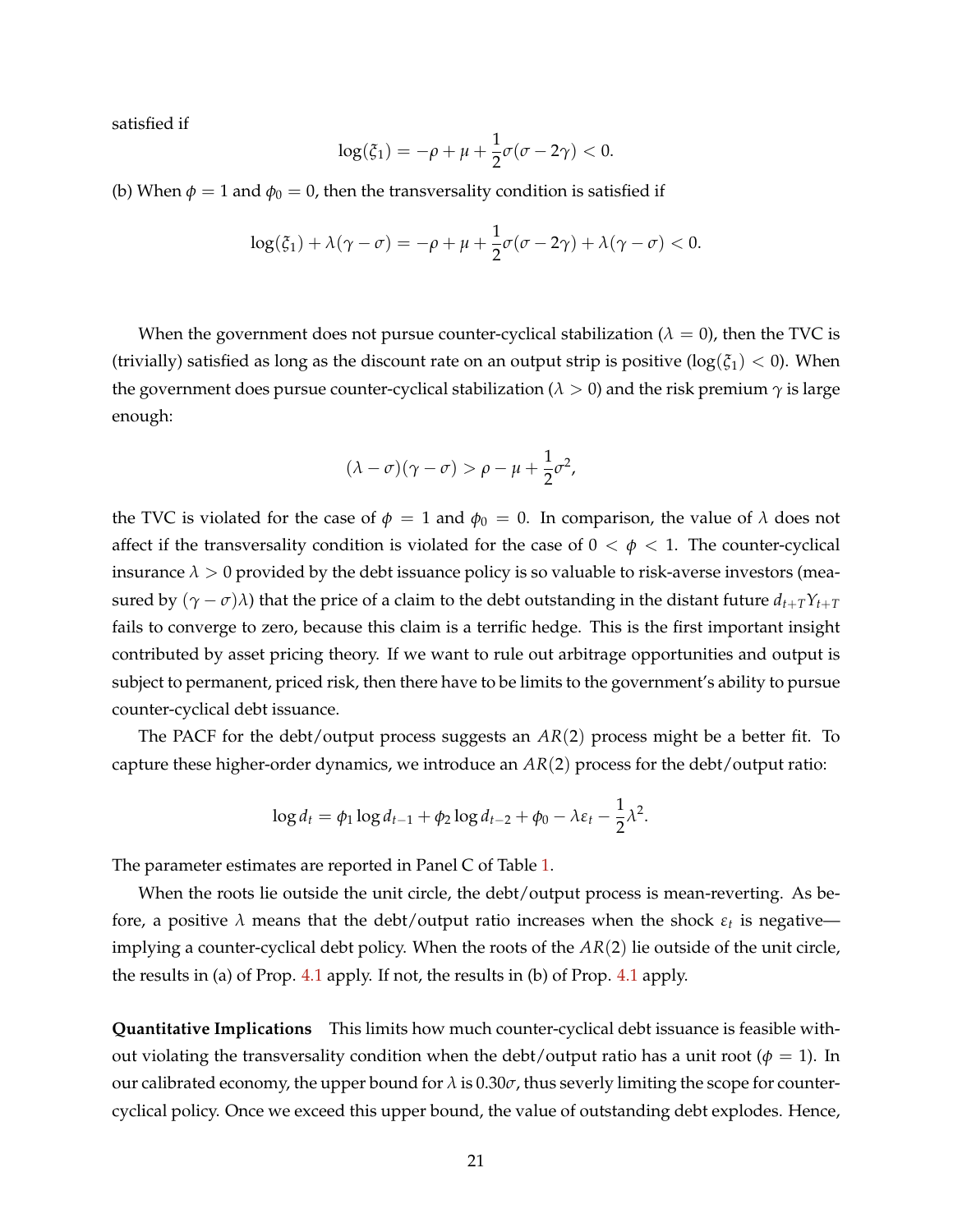satisfied if

$$\log(\xi_1) = -\rho + \mu + \frac{1}{2}\sigma(\sigma - 2\gamma) < 0.$$

(b) When $\phi = 1$ and $\phi_0 = 0$, then the transversality condition is satisfied if

$$\log(\xi_1) + \lambda(\gamma - \sigma) = -\rho + \mu + \frac{1}{2}\sigma(\sigma - 2\gamma) + \lambda(\gamma - \sigma) < 0.$$

When the government does not pursue counter-cyclical stabilization ($\lambda = 0$), then the TVC is (trivially) satisfied as long as the discount rate on an output strip is positive ($\log(\xi_1) < 0$). When the government does pursue counter-cyclical stabilization ($\lambda > 0$) and the risk premium $\gamma$ is large enough:

$$(\lambda - \sigma)(\gamma - \sigma) > \rho - \mu + \frac{1}{2}\sigma^2,$$

the TVC is violated for the case of $\phi = 1$ and $\phi_0 = 0$. In comparison, the value of $\lambda$ does not affect if the transversality condition is violated for the case of $0 < \phi < 1$. The counter-cyclical insurance $\lambda > 0$ provided by the debt issuance policy is so valuable to risk-averse investors (measured by $(\gamma - \sigma)\lambda$) that the price of a claim to the debt outstanding in the distant future $d_{t+T}Y_{t+T}$ fails to converge to zero, because this claim is a terrific hedge. This is the first important insight contributed by asset pricing theory. If we want to rule out arbitrage opportunities and output is subject to permanent, priced risk, then there have to be limits to the government's ability to pursue counter-cyclical debt issuance.

The PACF for the debt/output process suggests an $AR(2)$ process might be a better fit. To capture these higher-order dynamics, we introduce an $AR(2)$ process for the debt/output ratio:

$$\log d_t = \phi_1 \log d_{t-1} + \phi_2 \log d_{t-2} + \phi_0 - \lambda\varepsilon_t - \frac{1}{2}\lambda^2.$$

The parameter estimates are reported in Panel C of Table 1.

When the roots lie outside the unit circle, the debt/output process is mean-reverting. As before, a positive $\lambda$ means that the debt/output ratio increases when the shock $\varepsilon_t$ is negative—implying a counter-cyclical debt policy. When the roots of the $AR(2)$ lie outside of the unit circle, the results in (a) of Prop. 4.1 apply. If not, the results in (b) of Prop. 4.1 apply.

**Quantitative Implications** This limits how much counter-cyclical debt issuance is feasible without violating the transversality condition when the debt/output ratio has a unit root ($\phi = 1$). In our calibrated economy, the upper bound for $\lambda$ is $0.30\sigma$, thus severly limiting the scope for counter-cyclical policy. Once we exceed this upper bound, the value of outstanding debt explodes. Hence,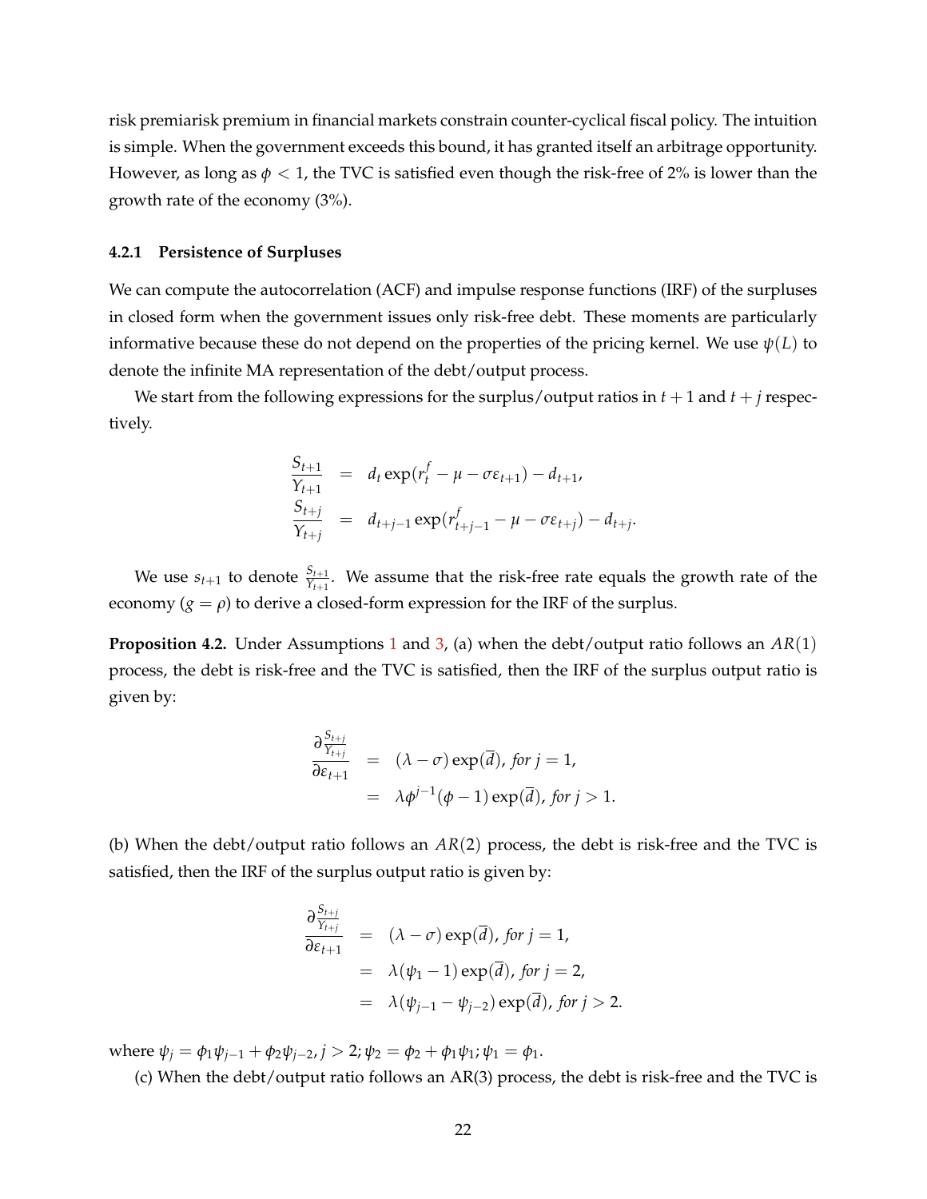risk premiarisk premium in financial markets constrain counter-cyclical fiscal policy. The intuition is simple. When the government exceeds this bound, it has granted itself an arbitrage opportunity. However, as long as $\phi < 1$, the TVC is satisfied even though the risk-free of 2% is lower than the growth rate of the economy (3%).

### 4.2.1 Persistence of Surpluses

We can compute the autocorrelation (ACF) and impulse response functions (IRF) of the surpluses in closed form when the government issues only risk-free debt. These moments are particularly informative because these do not depend on the properties of the pricing kernel. We use $\psi(L)$ to denote the infinite MA representation of the debt/output process.

We start from the following expressions for the surplus/output ratios in $t+1$ and $t+j$ respectively.

$$
\begin{aligned}
\frac{S_{t+1}}{Y_{t+1}} &= d_t \exp(r_t^f - \mu - \sigma \varepsilon_{t+1}) - d_{t+1}, \\
\frac{S_{t+j}}{Y_{t+j}} &= d_{t+j-1} \exp(r_{t+j-1}^f - \mu - \sigma \varepsilon_{t+j}) - d_{t+j}.
\end{aligned}
$$

We use $s_{t+1}$ to denote $\frac{S_{t+1}}{Y_{t+1}}$. We assume that the risk-free rate equals the growth rate of the economy ($g = \rho$) to derive a closed-form expression for the IRF of the surplus.

**Proposition 4.2.** Under Assumptions 1 and 3, (a) when the debt/output ratio follows an $AR(1)$ process, the debt is risk-free and the TVC is satisfied, then the IRF of the surplus output ratio is given by:

$$
\begin{aligned}
\frac{\partial \frac{S_{t+j}}{Y_{t+j}}}{\partial \varepsilon_{t+1}} &= (\lambda - \sigma) \exp(\overline{d}), \textit{ for } j = 1, \\
&= \lambda \phi^{j-1} (\phi - 1) \exp(\overline{d}), \textit{ for } j > 1.
\end{aligned}
$$

(b) When the debt/output ratio follows an $AR(2)$ process, the debt is risk-free and the TVC is satisfied, then the IRF of the surplus output ratio is given by:

$$
\begin{aligned}
\frac{\partial \frac{S_{t+j}}{Y_{t+j}}}{\partial \varepsilon_{t+1}} &= (\lambda - \sigma) \exp(\overline{d}), \textit{ for } j = 1, \\
&= \lambda (\psi_1 - 1) \exp(\overline{d}), \textit{ for } j = 2, \\
&= \lambda (\psi_{j-1} - \psi_{j-2}) \exp(\overline{d}), \textit{ for } j > 2.
\end{aligned}
$$

where $\psi_j = \phi_1 \psi_{j-1} + \phi_2 \psi_{j-2}, j > 2; \psi_2 = \phi_2 + \phi_1 \psi_1; \psi_1 = \phi_1$.

(c) When the debt/output ratio follows an AR(3) process, the debt is risk-free and the TVC is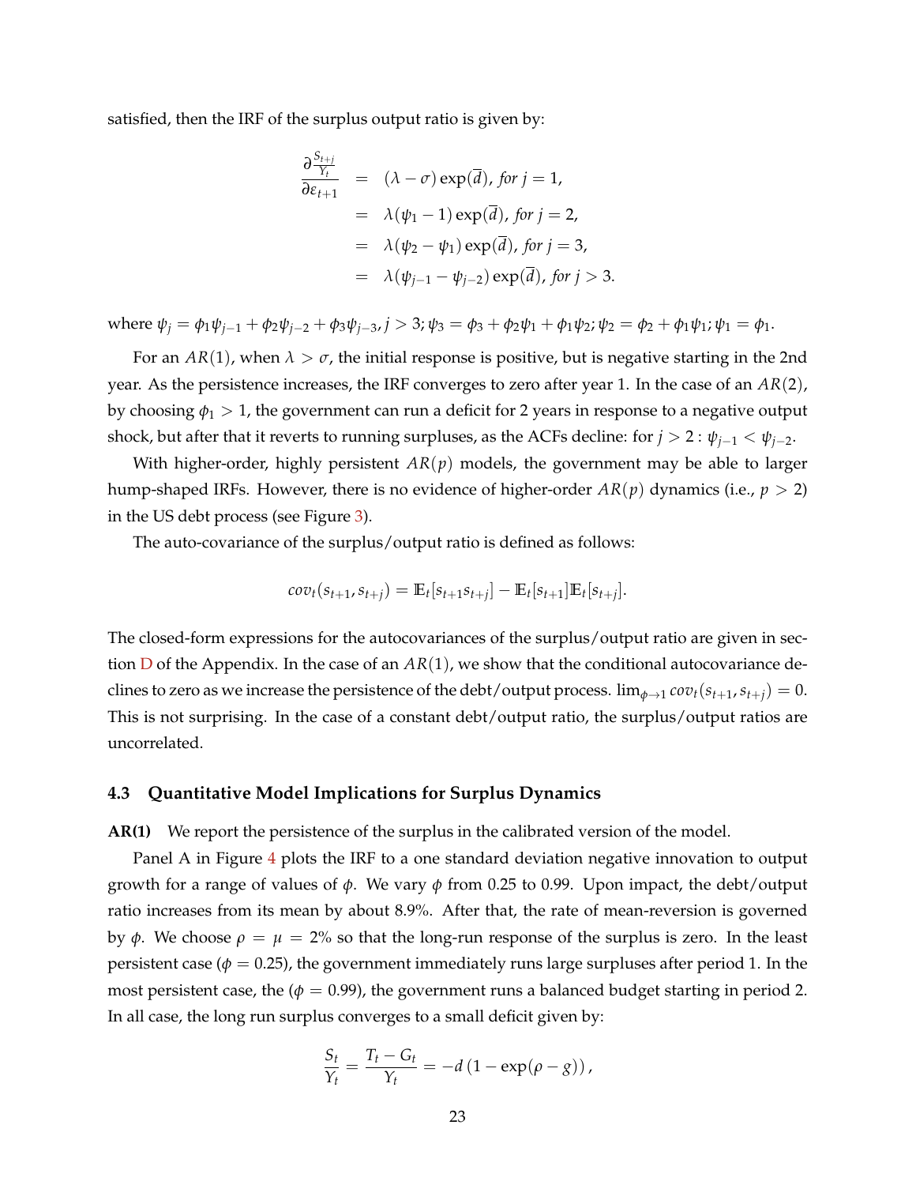satisfied, then the IRF of the surplus output ratio is given by:

$$
\begin{aligned}
\frac{\partial \frac{S_{t+j}}{Y_t}}{\partial \varepsilon_{t+1}} &= (\lambda - \sigma)\exp(\overline{d}),\ \textit{for } j = 1, \\
&= \lambda(\psi_1 - 1)\exp(\overline{d}),\ \textit{for } j = 2, \\
&= \lambda(\psi_2 - \psi_1)\exp(\overline{d}),\ \textit{for } j = 3, \\
&= \lambda(\psi_{j-1} - \psi_{j-2})\exp(\overline{d}),\ \textit{for } j > 3.
\end{aligned}
$$

where $\psi_j = \phi_1\psi_{j-1} + \phi_2\psi_{j-2} + \phi_3\psi_{j-3}, j > 3$; $\psi_3 = \phi_3 + \phi_2\psi_1 + \phi_1\psi_2$; $\psi_2 = \phi_2 + \phi_1\psi_1$; $\psi_1 = \phi_1$.

For an $AR(1)$, when $\lambda > \sigma$, the initial response is positive, but is negative starting in the 2nd year. As the persistence increases, the IRF converges to zero after year 1. In the case of an $AR(2)$, by choosing $\phi_1 > 1$, the government can run a deficit for 2 years in response to a negative output shock, but after that it reverts to running surpluses, as the ACFs decline: for $j > 2 : \psi_{j-1} < \psi_{j-2}$.

With higher-order, highly persistent $AR(p)$ models, the government may be able to larger hump-shaped IRFs. However, there is no evidence of higher-order $AR(p)$ dynamics (i.e., $p > 2$) in the US debt process (see Figure 3).

The auto-covariance of the surplus/output ratio is defined as follows:

$$
cov_t(s_{t+1}, s_{t+j}) = \mathbb{E}_t[s_{t+1}s_{t+j}] - \mathbb{E}_t[s_{t+1}]\mathbb{E}_t[s_{t+j}].
$$

The closed-form expressions for the autocovariances of the surplus/output ratio are given in section D of the Appendix. In the case of an $AR(1)$, we show that the conditional autocovariance declines to zero as we increase the persistence of the debt/output process. $\lim_{\phi \to 1} cov_t(s_{t+1}, s_{t+j}) = 0$. This is not surprising. In the case of a constant debt/output ratio, the surplus/output ratios are uncorrelated.

### 4.3 Quantitative Model Implications for Surplus Dynamics

**AR(1)** We report the persistence of the surplus in the calibrated version of the model.

Panel A in Figure 4 plots the IRF to a one standard deviation negative innovation to output growth for a range of values of $\phi$. We vary $\phi$ from 0.25 to 0.99. Upon impact, the debt/output ratio increases from its mean by about 8.9%. After that, the rate of mean-reversion is governed by $\phi$. We choose $\rho = \mu = 2\%$ so that the long-run response of the surplus is zero. In the least persistent case ($\phi = 0.25$), the government immediately runs large surpluses after period 1. In the most persistent case, the ($\phi = 0.99$), the government runs a balanced budget starting in period 2. In all case, the long run surplus converges to a small deficit given by:

$$
\frac{S_t}{Y_t} = \frac{T_t - G_t}{Y_t} = -d\left(1 - \exp(\rho - g)\right),
$$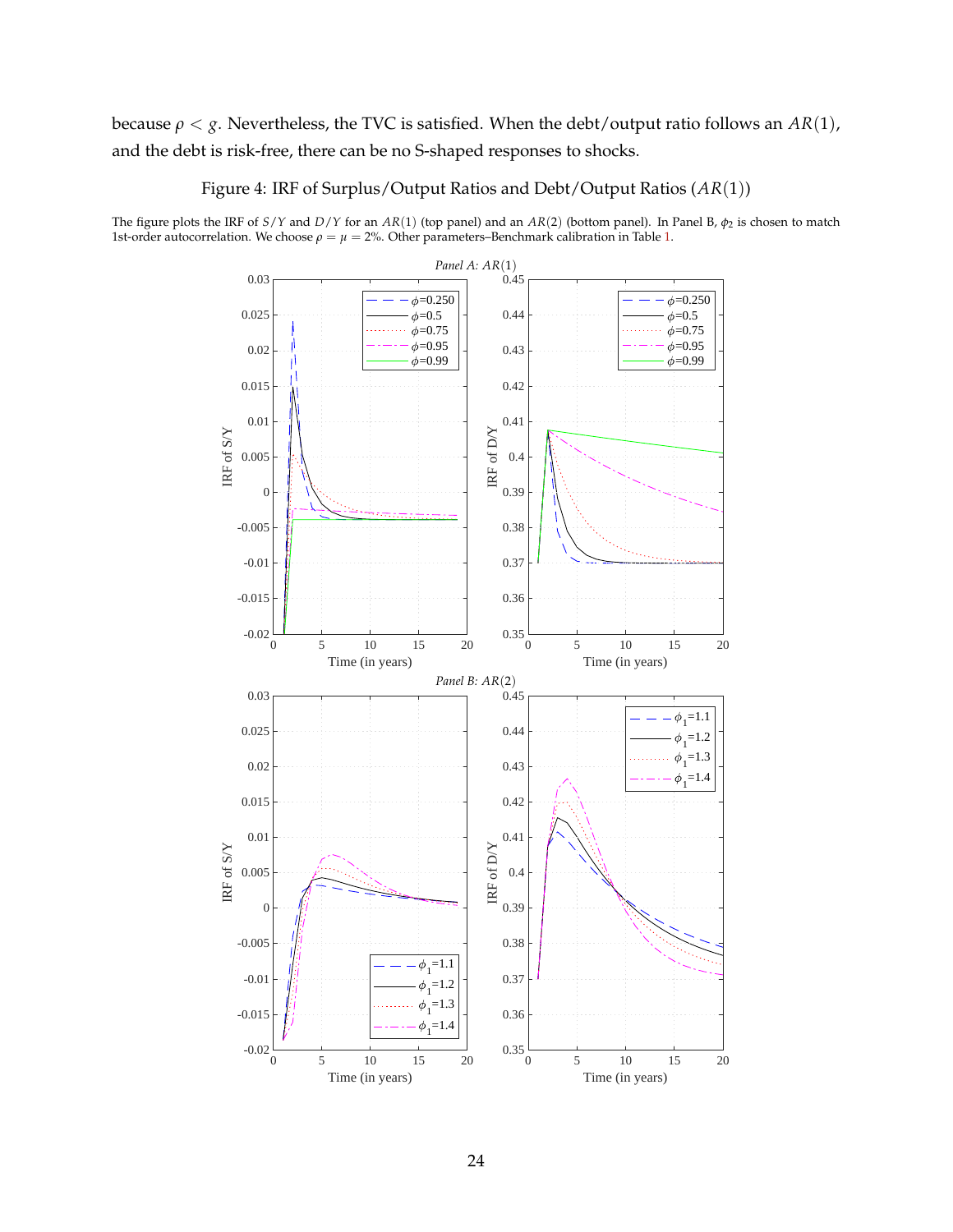because $\rho < g$. Nevertheless, the TVC is satisfied. When the debt/output ratio follows an $AR(1)$, and the debt is risk-free, there can be no S-shaped responses to shocks.

Figure 4: IRF of Surplus/Output Ratios and Debt/Output Ratios ($AR(1)$)

The figure plots the IRF of $S/Y$ and $D/Y$ for an $AR(1)$ (top panel) and an $AR(2)$ (bottom panel). In Panel B, $\phi_2$ is chosen to match 1st-order autocorrelation. We choose $\rho = \mu = 2\%$. Other parameters–Benchmark calibration in Table 1.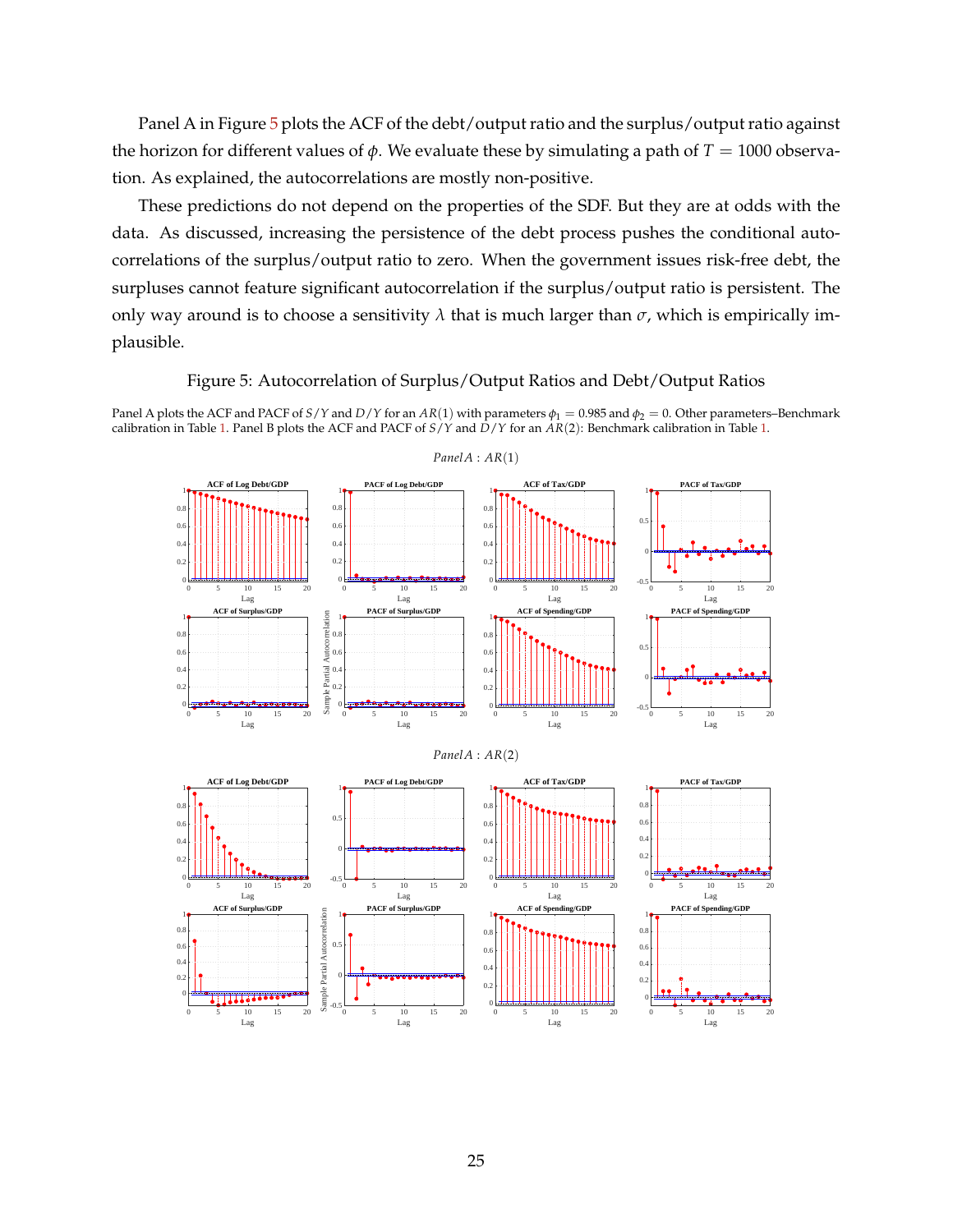Panel A in Figure 5 plots the ACF of the debt/output ratio and the surplus/output ratio against the horizon for different values of $\phi$. We evaluate these by simulating a path of $T = 1000$ observation. As explained, the autocorrelations are mostly non-positive.

These predictions do not depend on the properties of the SDF. But they are at odds with the data. As discussed, increasing the persistence of the debt process pushes the conditional autocorrelations of the surplus/output ratio to zero. When the government issues risk-free debt, the surpluses cannot feature significant autocorrelation if the surplus/output ratio is persistent. The only way around is to choose a sensitivity $\lambda$ that is much larger than $\sigma$, which is empirically implausible.

Figure 5: Autocorrelation of Surplus/Output Ratios and Debt/Output Ratios

Panel A plots the ACF and PACF of $S/Y$ and $D/Y$ for an $AR(1)$ with parameters $\phi_1 = 0.985$ and $\phi_2 = 0$. Other parameters–Benchmark calibration in Table 1. Panel B plots the ACF and PACF of $S/Y$ and $D/Y$ for an $AR(2)$: Benchmark calibration in Table 1.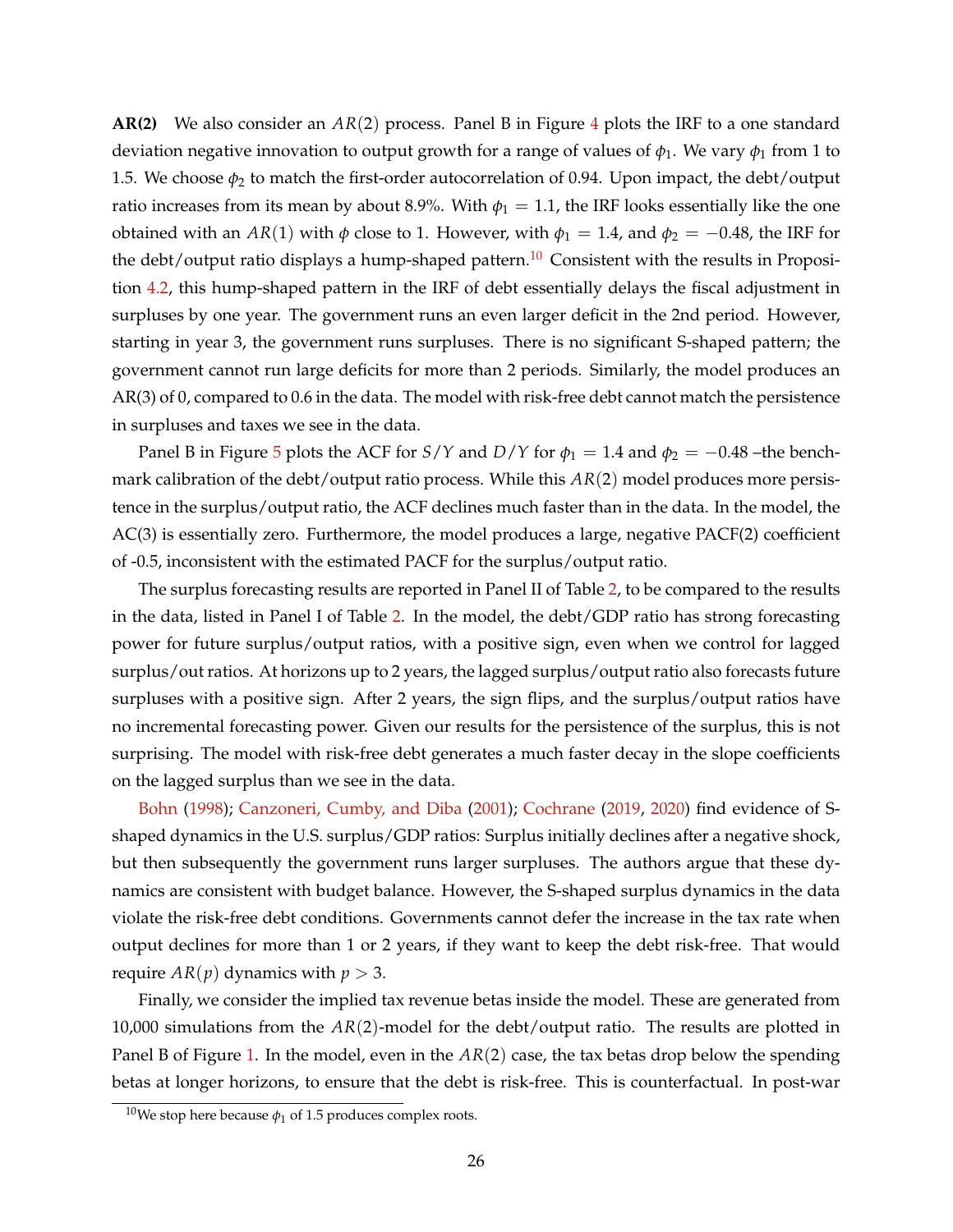**AR(2)** We also consider an $AR(2)$ process. Panel B in Figure 4 plots the IRF to a one standard deviation negative innovation to output growth for a range of values of $\phi_1$. We vary $\phi_1$ from 1 to 1.5. We choose $\phi_2$ to match the first-order autocorrelation of 0.94. Upon impact, the debt/output ratio increases from its mean by about 8.9%. With $\phi_1 = 1.1$, the IRF looks essentially like the one obtained with an $AR(1)$ with $\phi$ close to 1. However, with $\phi_1 = 1.4$, and $\phi_2 = -0.48$, the IRF for the debt/output ratio displays a hump-shaped pattern.[10] Consistent with the results in Proposition 4.2, this hump-shaped pattern in the IRF of debt essentially delays the fiscal adjustment in surpluses by one year. The government runs an even larger deficit in the 2nd period. However, starting in year 3, the government runs surpluses. There is no significant S-shaped pattern; the government cannot run large deficits for more than 2 periods. Similarly, the model produces an AR(3) of 0, compared to 0.6 in the data. The model with risk-free debt cannot match the persistence in surpluses and taxes we see in the data.

Panel B in Figure 5 plots the ACF for $S/Y$ and $D/Y$ for $\phi_1 = 1.4$ and $\phi_2 = -0.48$ –the benchmark calibration of the debt/output ratio process. While this $AR(2)$ model produces more persistence in the surplus/output ratio, the ACF declines much faster than in the data. In the model, the AC(3) is essentially zero. Furthermore, the model produces a large, negative PACF(2) coefficient of -0.5, inconsistent with the estimated PACF for the surplus/output ratio.

The surplus forecasting results are reported in Panel II of Table 2, to be compared to the results in the data, listed in Panel I of Table 2. In the model, the debt/GDP ratio has strong forecasting power for future surplus/output ratios, with a positive sign, even when we control for lagged surplus/out ratios. At horizons up to 2 years, the lagged surplus/output ratio also forecasts future surpluses with a positive sign. After 2 years, the sign flips, and the surplus/output ratios have no incremental forecasting power. Given our results for the persistence of the surplus, this is not surprising. The model with risk-free debt generates a much faster decay in the slope coefficients on the lagged surplus than we see in the data.

Bohn (1998); Canzoneri, Cumby, and Diba (2001); Cochrane (2019, 2020) find evidence of S-shaped dynamics in the U.S. surplus/GDP ratios: Surplus initially declines after a negative shock, but then subsequently the government runs larger surpluses. The authors argue that these dynamics are consistent with budget balance. However, the S-shaped surplus dynamics in the data violate the risk-free debt conditions. Governments cannot defer the increase in the tax rate when output declines for more than 1 or 2 years, if they want to keep the debt risk-free. That would require $AR(p)$ dynamics with $p > 3$.

Finally, we consider the implied tax revenue betas inside the model. These are generated from 10,000 simulations from the $AR(2)$-model for the debt/output ratio. The results are plotted in Panel B of Figure 1. In the model, even in the $AR(2)$ case, the tax betas drop below the spending betas at longer horizons, to ensure that the debt is risk-free. This is counterfactual. In post-war

[10] We stop here because $\phi_1$ of 1.5 produces complex roots.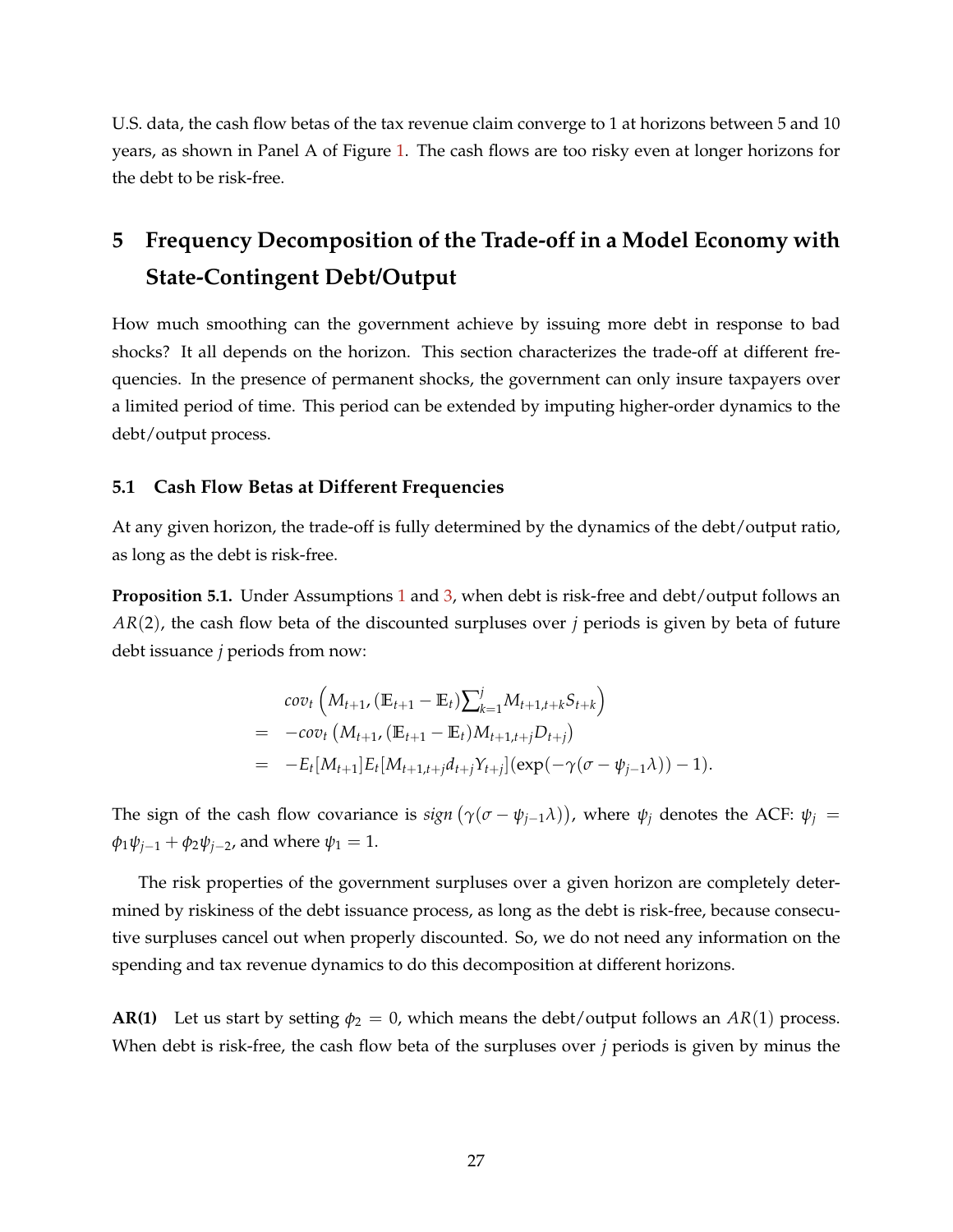U.S. data, the cash flow betas of the tax revenue claim converge to 1 at horizons between 5 and 10 years, as shown in Panel A of Figure 1. The cash flows are too risky even at longer horizons for the debt to be risk-free.

# 5 Frequency Decomposition of the Trade-off in a Model Economy with State-Contingent Debt/Output

How much smoothing can the government achieve by issuing more debt in response to bad shocks? It all depends on the horizon. This section characterizes the trade-off at different frequencies. In the presence of permanent shocks, the government can only insure taxpayers over a limited period of time. This period can be extended by imputing higher-order dynamics to the debt/output process.

## 5.1 Cash Flow Betas at Different Frequencies

At any given horizon, the trade-off is fully determined by the dynamics of the debt/output ratio, as long as the debt is risk-free.

**Proposition 5.1.** Under Assumptions 1 and 3, when debt is risk-free and debt/output follows an $AR(2)$, the cash flow beta of the discounted surpluses over $j$ periods is given by beta of future debt issuance $j$ periods from now:

$$
\begin{aligned}
& cov_t\left(M_{t+1}, (\mathbb{E}_{t+1} - \mathbb{E}_t)\sum_{k=1}^{j} M_{t+1,t+k} S_{t+k}\right) \\
= \quad & -cov_t\left(M_{t+1}, (\mathbb{E}_{t+1} - \mathbb{E}_t) M_{t+1,t+j} D_{t+j}\right) \\
= \quad & -E_t[M_{t+1}] E_t[M_{t+1,t+j} d_{t+j} Y_{t+j}](\exp(-\gamma(\sigma - \psi_{j-1}\lambda)) - 1).
\end{aligned}
$$

The sign of the cash flow covariance is $sign\left(\gamma(\sigma - \psi_{j-1}\lambda)\right)$, where $\psi_j$ denotes the ACF: $\psi_j = \phi_1\psi_{j-1} + \phi_2\psi_{j-2}$, and where $\psi_1 = 1$.

The risk properties of the government surpluses over a given horizon are completely determined by riskiness of the debt issuance process, as long as the debt is risk-free, because consecutive surpluses cancel out when properly discounted. So, we do not need any information on the spending and tax revenue dynamics to do this decomposition at different horizons.

**AR(1)** Let us start by setting $\phi_2 = 0$, which means the debt/output follows an $AR(1)$ process. When debt is risk-free, the cash flow beta of the surpluses over $j$ periods is given by minus the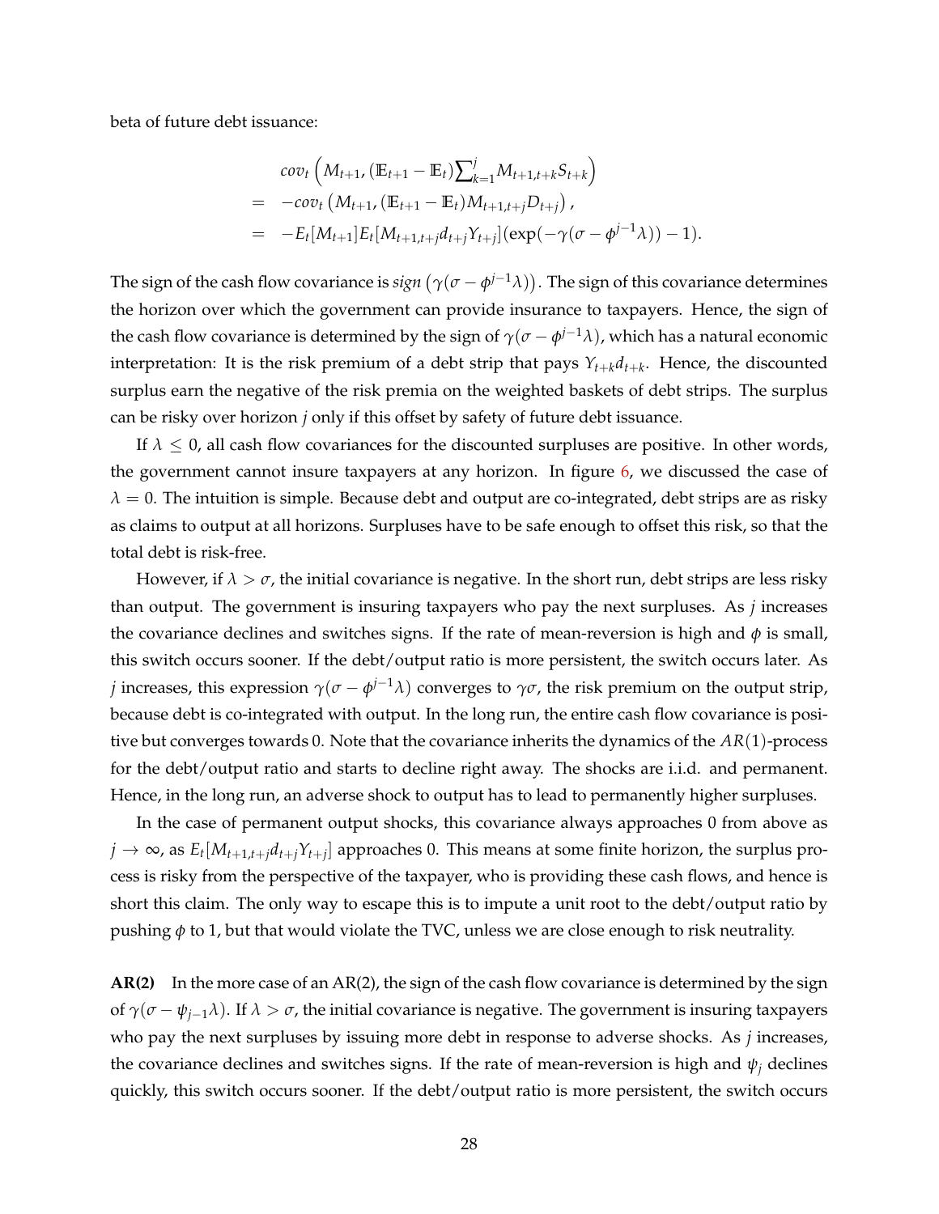beta of future debt issuance:

$$
\begin{aligned}
& cov_t\left(M_{t+1}, (\mathbb{E}_{t+1} - \mathbb{E}_t)\sum_{k=1}^{j} M_{t+1,t+k} S_{t+k}\right) \\
= & -cov_t\left(M_{t+1}, (\mathbb{E}_{t+1} - \mathbb{E}_t) M_{t+1,t+j} D_{t+j}\right), \\
= & -E_t[M_{t+1}] E_t[M_{t+1,t+j} d_{t+j} Y_{t+j}](\exp(-\gamma(\sigma - \phi^{j-1}\lambda)) - 1).
\end{aligned}
$$

The sign of the cash flow covariance is $sign\left(\gamma(\sigma - \phi^{j-1}\lambda)\right)$. The sign of this covariance determines the horizon over which the government can provide insurance to taxpayers. Hence, the sign of the cash flow covariance is determined by the sign of $\gamma(\sigma - \phi^{j-1}\lambda)$, which has a natural economic interpretation: It is the risk premium of a debt strip that pays $Y_{t+k}d_{t+k}$. Hence, the discounted surplus earn the negative of the risk premia on the weighted baskets of debt strips. The surplus can be risky over horizon $j$ only if this offset by safety of future debt issuance.

If $\lambda \leq 0$, all cash flow covariances for the discounted surpluses are positive. In other words, the government cannot insure taxpayers at any horizon. In figure 6, we discussed the case of $\lambda = 0$. The intuition is simple. Because debt and output are co-integrated, debt strips are as risky as claims to output at all horizons. Surpluses have to be safe enough to offset this risk, so that the total debt is risk-free.

However, if $\lambda > \sigma$, the initial covariance is negative. In the short run, debt strips are less risky than output. The government is insuring taxpayers who pay the next surpluses. As $j$ increases the covariance declines and switches signs. If the rate of mean-reversion is high and $\phi$ is small, this switch occurs sooner. If the debt/output ratio is more persistent, the switch occurs later. As $j$ increases, this expression $\gamma(\sigma - \phi^{j-1}\lambda)$ converges to $\gamma\sigma$, the risk premium on the output strip, because debt is co-integrated with output. In the long run, the entire cash flow covariance is positive but converges towards 0. Note that the covariance inherits the dynamics of the $AR(1)$-process for the debt/output ratio and starts to decline right away. The shocks are i.i.d. and permanent. Hence, in the long run, an adverse shock to output has to lead to permanently higher surpluses.

In the case of permanent output shocks, this covariance always approaches 0 from above as $j \to \infty$, as $E_t[M_{t+1,t+j}d_{t+j}Y_{t+j}]$ approaches 0. This means at some finite horizon, the surplus process is risky from the perspective of the taxpayer, who is providing these cash flows, and hence is short this claim. The only way to escape this is to impute a unit root to the debt/output ratio by pushing $\phi$ to 1, but that would violate the TVC, unless we are close enough to risk neutrality.

**AR(2)** In the more case of an AR(2), the sign of the cash flow covariance is determined by the sign of $\gamma(\sigma - \psi_{j-1}\lambda)$. If $\lambda > \sigma$, the initial covariance is negative. The government is insuring taxpayers who pay the next surpluses by issuing more debt in response to adverse shocks. As $j$ increases, the covariance declines and switches signs. If the rate of mean-reversion is high and $\psi_j$ declines quickly, this switch occurs sooner. If the debt/output ratio is more persistent, the switch occurs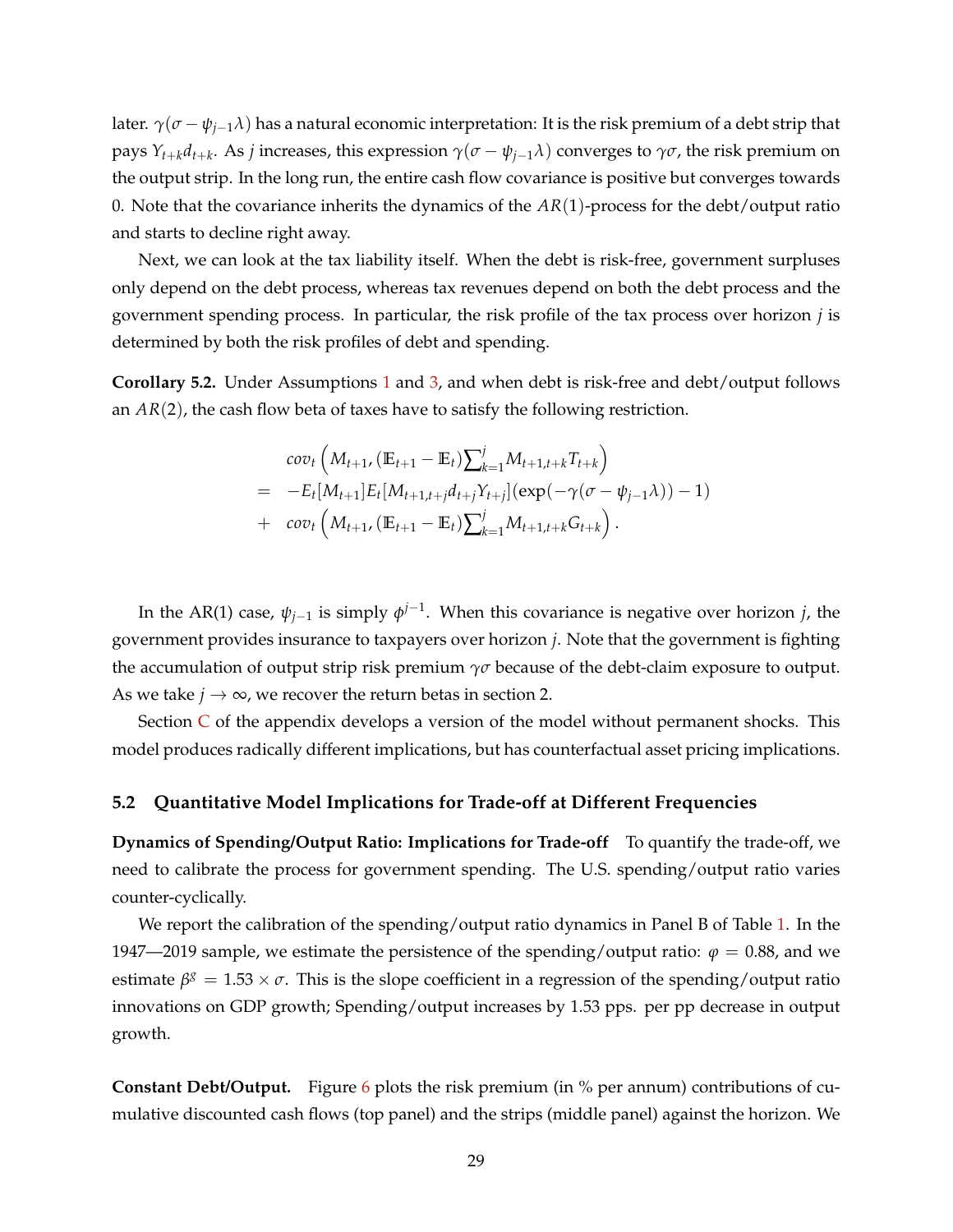later. $\gamma(\sigma - \psi_{j-1}\lambda)$ has a natural economic interpretation: It is the risk premium of a debt strip that pays $Y_{t+k}d_{t+k}$. As $j$ increases, this expression $\gamma(\sigma - \psi_{j-1}\lambda)$ converges to $\gamma\sigma$, the risk premium on the output strip. In the long run, the entire cash flow covariance is positive but converges towards 0. Note that the covariance inherits the dynamics of the $AR(1)$-process for the debt/output ratio and starts to decline right away.

Next, we can look at the tax liability itself. When the debt is risk-free, government surpluses only depend on the debt process, whereas tax revenues depend on both the debt process and the government spending process. In particular, the risk profile of the tax process over horizon $j$ is determined by both the risk profiles of debt and spending.

**Corollary 5.2.** Under Assumptions 1 and 3, and when debt is risk-free and debt/output follows an $AR(2)$, the cash flow beta of taxes have to satisfy the following restriction.

$$
\begin{aligned}
& cov_t\left(M_{t+1}, (\mathbb{E}_{t+1} - \mathbb{E}_t)\sum_{k=1}^{j} M_{t+1,t+k}T_{t+k}\right) \\
= \quad & -E_t[M_{t+1}]E_t[M_{t+1,t+j}d_{t+j}Y_{t+j}](\exp(-\gamma(\sigma - \psi_{j-1}\lambda)) - 1) \\
+ \quad & cov_t\left(M_{t+1}, (\mathbb{E}_{t+1} - \mathbb{E}_t)\sum_{k=1}^{j} M_{t+1,t+k}G_{t+k}\right).
\end{aligned}
$$

In the AR(1) case, $\psi_{j-1}$ is simply $\phi^{j-1}$. When this covariance is negative over horizon $j$, the government provides insurance to taxpayers over horizon $j$. Note that the government is fighting the accumulation of output strip risk premium $\gamma\sigma$ because of the debt-claim exposure to output. As we take $j \to \infty$, we recover the return betas in section 2.

Section C of the appendix develops a version of the model without permanent shocks. This model produces radically different implications, but has counterfactual asset pricing implications.

### 5.2 Quantitative Model Implications for Trade-off at Different Frequencies

**Dynamics of Spending/Output Ratio: Implications for Trade-off** To quantify the trade-off, we need to calibrate the process for government spending. The U.S. spending/output ratio varies counter-cyclically.

We report the calibration of the spending/output ratio dynamics in Panel B of Table 1. In the 1947—2019 sample, we estimate the persistence of the spending/output ratio: $\varphi = 0.88$, and we estimate $\beta^g = 1.53 \times \sigma$. This is the slope coefficient in a regression of the spending/output ratio innovations on GDP growth; Spending/output increases by 1.53 pps. per pp decrease in output growth.

**Constant Debt/Output.** Figure 6 plots the risk premium (in % per annum) contributions of cumulative discounted cash flows (top panel) and the strips (middle panel) against the horizon. We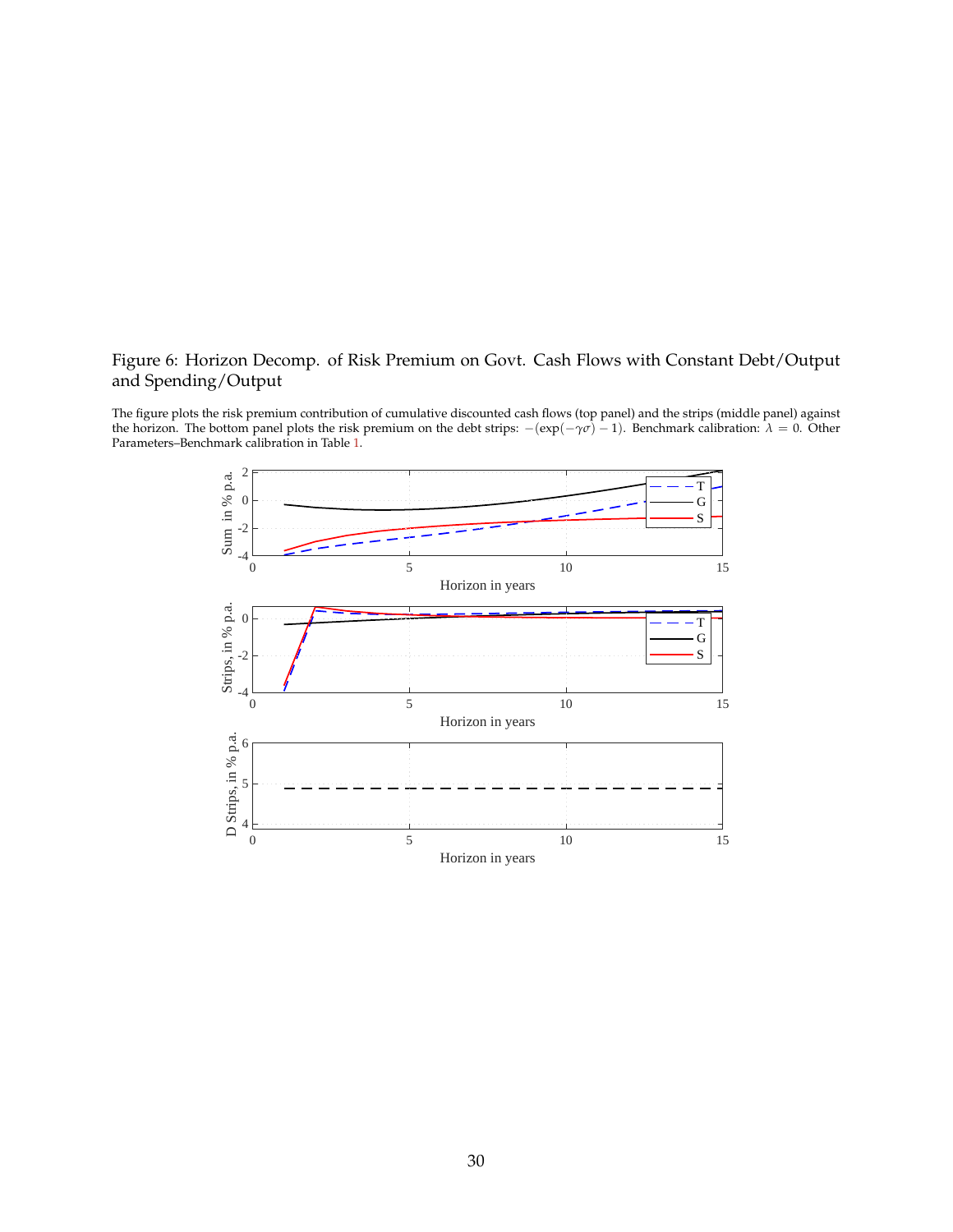Figure 6: Horizon Decomp. of Risk Premium on Govt. Cash Flows with Constant Debt/Output and Spending/Output

The figure plots the risk premium contribution of cumulative discounted cash flows (top panel) and the strips (middle panel) against the horizon. The bottom panel plots the risk premium on the debt strips: $-(\exp(-\gamma\sigma)-1)$. Benchmark calibration: $\lambda = 0$. Other Parameters–Benchmark calibration in Table 1.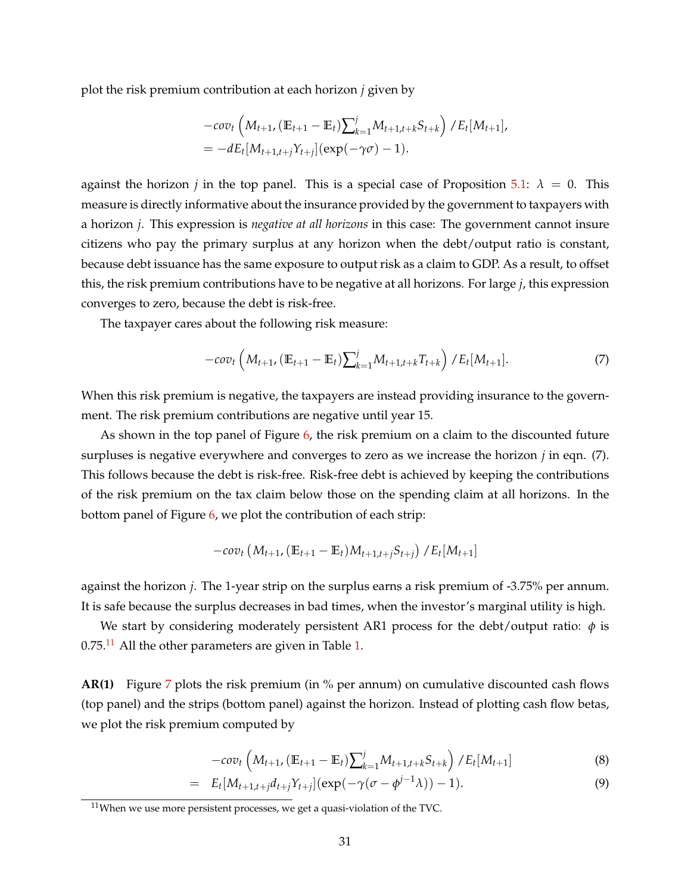plot the risk premium contribution at each horizon $j$ given by

$$
\begin{aligned}
& -cov_t\left(M_{t+1}, (\mathbb{E}_{t+1} - \mathbb{E}_t)\sum_{k=1}^{j} M_{t+1,t+k} S_{t+k}\right) / E_t[M_{t+1}], \\
&= -dE_t[M_{t+1,t+j} Y_{t+j}](\exp(-\gamma\sigma) - 1).
\end{aligned}
$$

against the horizon $j$ in the top panel. This is a special case of Proposition 5.1: $\lambda = 0$. This measure is directly informative about the insurance provided by the government to taxpayers with a horizon $j$. This expression is *negative at all horizons* in this case: The government cannot insure citizens who pay the primary surplus at any horizon when the debt/output ratio is constant, because debt issuance has the same exposure to output risk as a claim to GDP. As a result, to offset this, the risk premium contributions have to be negative at all horizons. For large $j$, this expression converges to zero, because the debt is risk-free.

The taxpayer cares about the following risk measure:

$$
-cov_t\left(M_{t+1}, (\mathbb{E}_{t+1} - \mathbb{E}_t)\sum_{k=1}^{j} M_{t+1,t+k} T_{t+k}\right) / E_t[M_{t+1}]. \tag{7}
$$

When this risk premium is negative, the taxpayers are instead providing insurance to the government. The risk premium contributions are negative until year 15.

As shown in the top panel of Figure 6, the risk premium on a claim to the discounted future surpluses is negative everywhere and converges to zero as we increase the horizon $j$ in eqn. (7). This follows because the debt is risk-free. Risk-free debt is achieved by keeping the contributions of the risk premium on the tax claim below those on the spending claim at all horizons. In the bottom panel of Figure 6, we plot the contribution of each strip:

$$
-cov_t\left(M_{t+1}, (\mathbb{E}_{t+1} - \mathbb{E}_t) M_{t+1,t+j} S_{t+j}\right) / E_t[M_{t+1}]
$$

against the horizon $j$. The 1-year strip on the surplus earns a risk premium of -3.75% per annum. It is safe because the surplus decreases in bad times, when the investor's marginal utility is high.

We start by considering moderately persistent AR1 process for the debt/output ratio: $\phi$ is 0.75.[11] All the other parameters are given in Table 1.

**AR(1)** Figure 7 plots the risk premium (in % per annum) on cumulative discounted cash flows (top panel) and the strips (bottom panel) against the horizon. Instead of plotting cash flow betas, we plot the risk premium computed by

$$
-cov_t\left(M_{t+1}, (\mathbb{E}_{t+1} - \mathbb{E}_t)\sum_{k=1}^{j} M_{t+1,t+k} S_{t+k}\right) / E_t[M_{t+1}] \tag{8}
$$

$$
= \quad E_t[M_{t+1,t+j} d_{t+j} Y_{t+j}](\exp(-\gamma(\sigma - \phi^{j-1}\lambda)) - 1). \tag{9}
$$

[11] When we use more persistent processes, we get a quasi-violation of the TVC.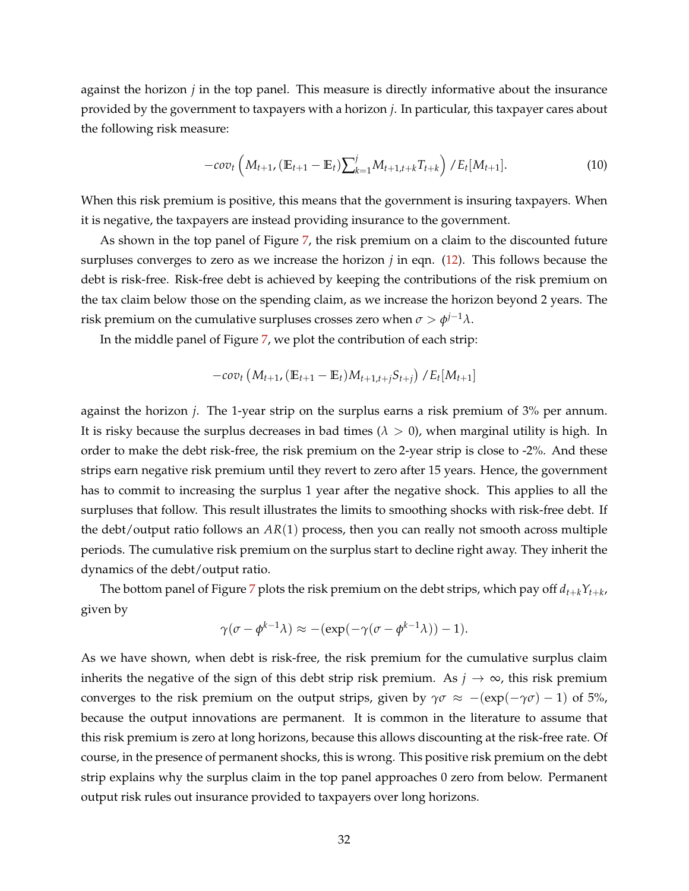against the horizon $j$ in the top panel. This measure is directly informative about the insurance provided by the government to taxpayers with a horizon $j$. In particular, this taxpayer cares about the following risk measure:

$$-cov_t\left(M_{t+1}, (\mathbb{E}_{t+1} - \mathbb{E}_t)\sum_{k=1}^{j} M_{t+1,t+k}T_{t+k}\right)/E_t[M_{t+1}]. \tag{10}$$

When this risk premium is positive, this means that the government is insuring taxpayers. When it is negative, the taxpayers are instead providing insurance to the government.

As shown in the top panel of Figure 7, the risk premium on a claim to the discounted future surpluses converges to zero as we increase the horizon $j$ in eqn. (12). This follows because the debt is risk-free. Risk-free debt is achieved by keeping the contributions of the risk premium on the tax claim below those on the spending claim, as we increase the horizon beyond 2 years. The risk premium on the cumulative surpluses crosses zero when $\sigma > \phi^{j-1}\lambda$.

In the middle panel of Figure 7, we plot the contribution of each strip:

$$-cov_t\left(M_{t+1}, (\mathbb{E}_{t+1} - \mathbb{E}_t)M_{t+1,t+j}S_{t+j}\right)/E_t[M_{t+1}]$$

against the horizon $j$. The 1-year strip on the surplus earns a risk premium of 3% per annum. It is risky because the surplus decreases in bad times ($\lambda > 0$), when marginal utility is high. In order to make the debt risk-free, the risk premium on the 2-year strip is close to -2%. And these strips earn negative risk premium until they revert to zero after 15 years. Hence, the government has to commit to increasing the surplus 1 year after the negative shock. This applies to all the surpluses that follow. This result illustrates the limits to smoothing shocks with risk-free debt. If the debt/output ratio follows an $AR(1)$ process, then you can really not smooth across multiple periods. The cumulative risk premium on the surplus start to decline right away. They inherit the dynamics of the debt/output ratio.

The bottom panel of Figure 7 plots the risk premium on the debt strips, which pay off $d_{t+k}Y_{t+k}$, given by

$$\gamma(\sigma - \phi^{k-1}\lambda) \approx -(\exp(-\gamma(\sigma - \phi^{k-1}\lambda)) - 1).$$

As we have shown, when debt is risk-free, the risk premium for the cumulative surplus claim inherits the negative of the sign of this debt strip risk premium. As $j \to \infty$, this risk premium converges to the risk premium on the output strips, given by $\gamma\sigma \approx -(\exp(-\gamma\sigma) - 1)$ of 5%, because the output innovations are permanent. It is common in the literature to assume that this risk premium is zero at long horizons, because this allows discounting at the risk-free rate. Of course, in the presence of permanent shocks, this is wrong. This positive risk premium on the debt strip explains why the surplus claim in the top panel approaches 0 zero from below. Permanent output risk rules out insurance provided to taxpayers over long horizons.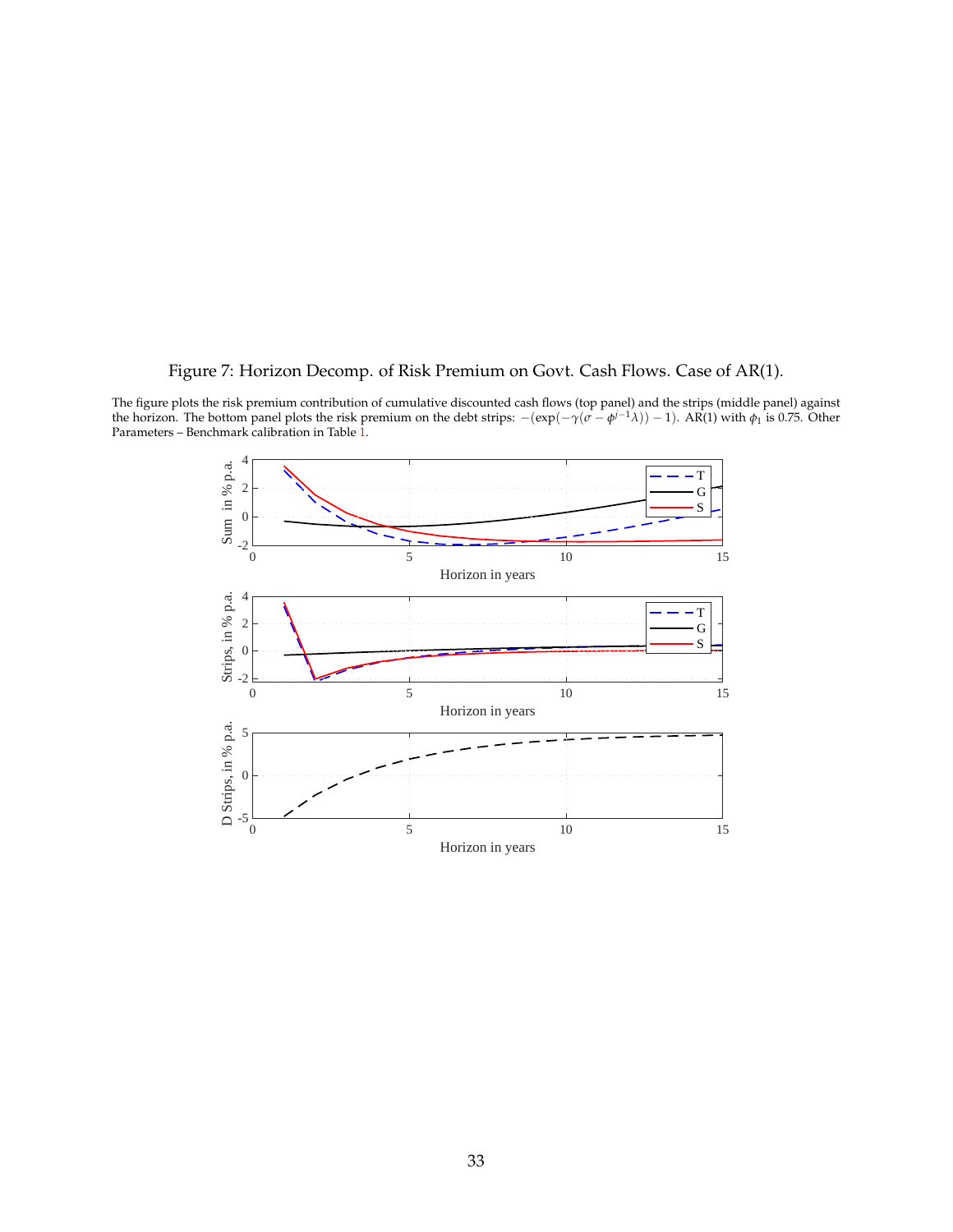Figure 7: Horizon Decomp. of Risk Premium on Govt. Cash Flows. Case of AR(1).

The figure plots the risk premium contribution of cumulative discounted cash flows (top panel) and the strips (middle panel) against the horizon. The bottom panel plots the risk premium on the debt strips: $-(\exp(-\gamma(\sigma - \phi^{j-1}\lambda)) - 1)$. AR(1) with $\phi_1$ is 0.75. Other Parameters – Benchmark calibration in Table 1.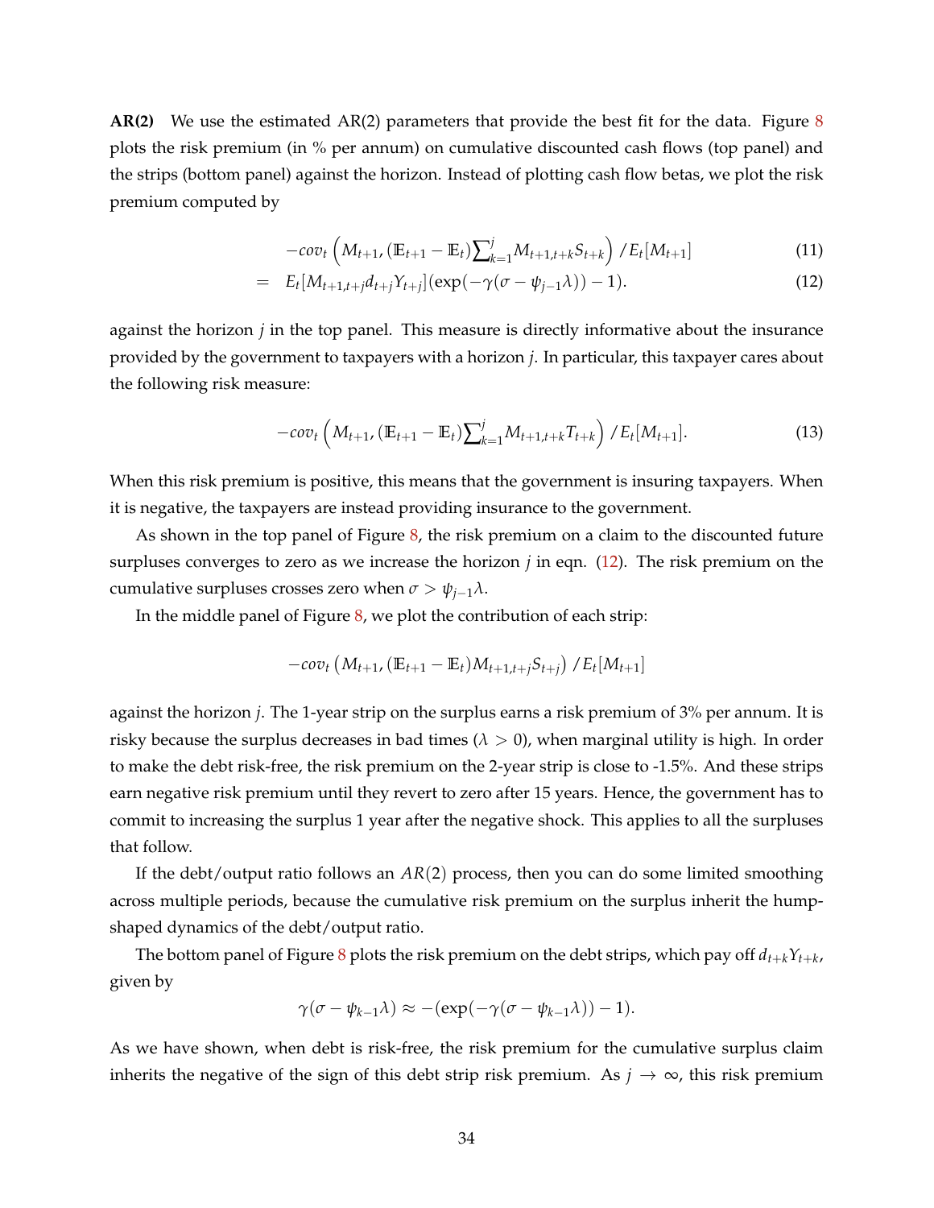**AR(2)** We use the estimated AR(2) parameters that provide the best fit for the data. Figure 8 plots the risk premium (in % per annum) on cumulative discounted cash flows (top panel) and the strips (bottom panel) against the horizon. Instead of plotting cash flow betas, we plot the risk premium computed by

$$
\begin{aligned}
& -cov_t\left(M_{t+1}, (\mathbb{E}_{t+1} - \mathbb{E}_t)\textstyle\sum_{k=1}^{j} M_{t+1,t+k} S_{t+k}\right)/E_t[M_{t+1}] && (11)\\
= \quad & E_t[M_{t+1,t+j} d_{t+j} Y_{t+j}](\exp(-\gamma(\sigma - \psi_{j-1}\lambda)) - 1). && (12)
\end{aligned}
$$

against the horizon $j$ in the top panel. This measure is directly informative about the insurance provided by the government to taxpayers with a horizon $j$. In particular, this taxpayer cares about the following risk measure:

$$
-cov_t\left(M_{t+1}, (\mathbb{E}_{t+1} - \mathbb{E}_t)\textstyle\sum_{k=1}^{j} M_{t+1,t+k} T_{t+k}\right)/E_t[M_{t+1}]. \tag{13}
$$

When this risk premium is positive, this means that the government is insuring taxpayers. When it is negative, the taxpayers are instead providing insurance to the government.

As shown in the top panel of Figure 8, the risk premium on a claim to the discounted future surpluses converges to zero as we increase the horizon $j$ in eqn. (12). The risk premium on the cumulative surpluses crosses zero when $\sigma > \psi_{j-1}\lambda$.

In the middle panel of Figure 8, we plot the contribution of each strip:

$$
-cov_t\left(M_{t+1}, (\mathbb{E}_{t+1} - \mathbb{E}_t) M_{t+1,t+j} S_{t+j}\right)/E_t[M_{t+1}]
$$

against the horizon $j$. The 1-year strip on the surplus earns a risk premium of 3% per annum. It is risky because the surplus decreases in bad times ($\lambda > 0$), when marginal utility is high. In order to make the debt risk-free, the risk premium on the 2-year strip is close to -1.5%. And these strips earn negative risk premium until they revert to zero after 15 years. Hence, the government has to commit to increasing the surplus 1 year after the negative shock. This applies to all the surpluses that follow.

If the debt/output ratio follows an $AR(2)$ process, then you can do some limited smoothing across multiple periods, because the cumulative risk premium on the surplus inherit the hump-shaped dynamics of the debt/output ratio.

The bottom panel of Figure 8 plots the risk premium on the debt strips, which pay off $d_{t+k}Y_{t+k}$, given by

$$
\gamma(\sigma - \psi_{k-1}\lambda) \approx -(\exp(-\gamma(\sigma - \psi_{k-1}\lambda)) - 1).
$$

As we have shown, when debt is risk-free, the risk premium for the cumulative surplus claim inherits the negative of the sign of this debt strip risk premium. As $j \to \infty$, this risk premium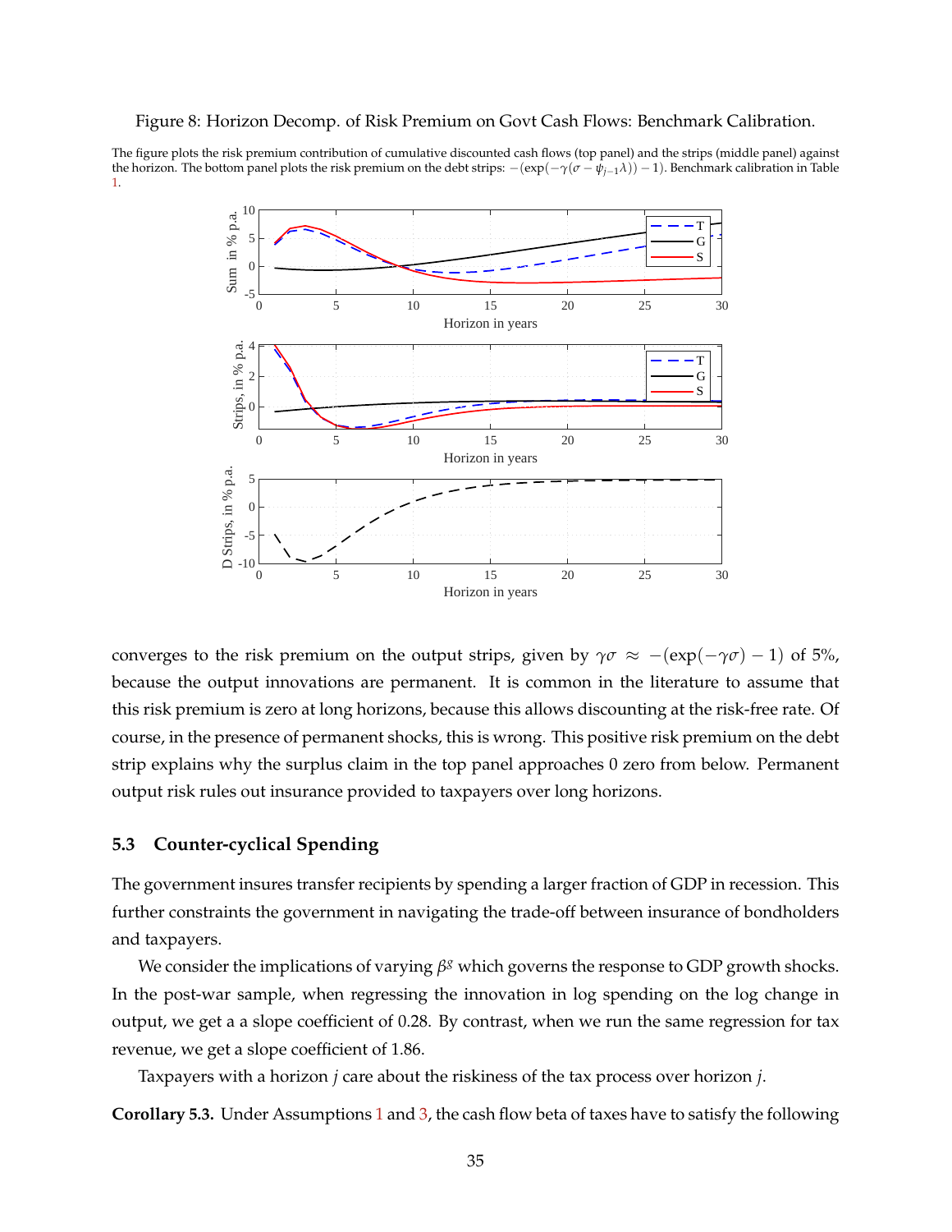Figure 8: Horizon Decomp. of Risk Premium on Govt Cash Flows: Benchmark Calibration.

The figure plots the risk premium contribution of cumulative discounted cash flows (top panel) and the strips (middle panel) against the horizon. The bottom panel plots the risk premium on the debt strips: $-(\exp(-\gamma(\sigma - \psi_{j-1}\lambda)) - 1)$. Benchmark calibration in Table 1.

converges to the risk premium on the output strips, given by $\gamma\sigma \approx -(\exp(-\gamma\sigma) - 1)$ of 5%, because the output innovations are permanent. It is common in the literature to assume that this risk premium is zero at long horizons, because this allows discounting at the risk-free rate. Of course, in the presence of permanent shocks, this is wrong. This positive risk premium on the debt strip explains why the surplus claim in the top panel approaches 0 zero from below. Permanent output risk rules out insurance provided to taxpayers over long horizons.

### 5.3 Counter-cyclical Spending

The government insures transfer recipients by spending a larger fraction of GDP in recession. This further constraints the government in navigating the trade-off between insurance of bondholders and taxpayers.

We consider the implications of varying $\beta^g$ which governs the response to GDP growth shocks. In the post-war sample, when regressing the innovation in log spending on the log change in output, we get a a slope coefficient of 0.28. By contrast, when we run the same regression for tax revenue, we get a slope coefficient of 1.86.

Taxpayers with a horizon $j$ care about the riskiness of the tax process over horizon $j$.

**Corollary 5.3.** Under Assumptions 1 and 3, the cash flow beta of taxes have to satisfy the following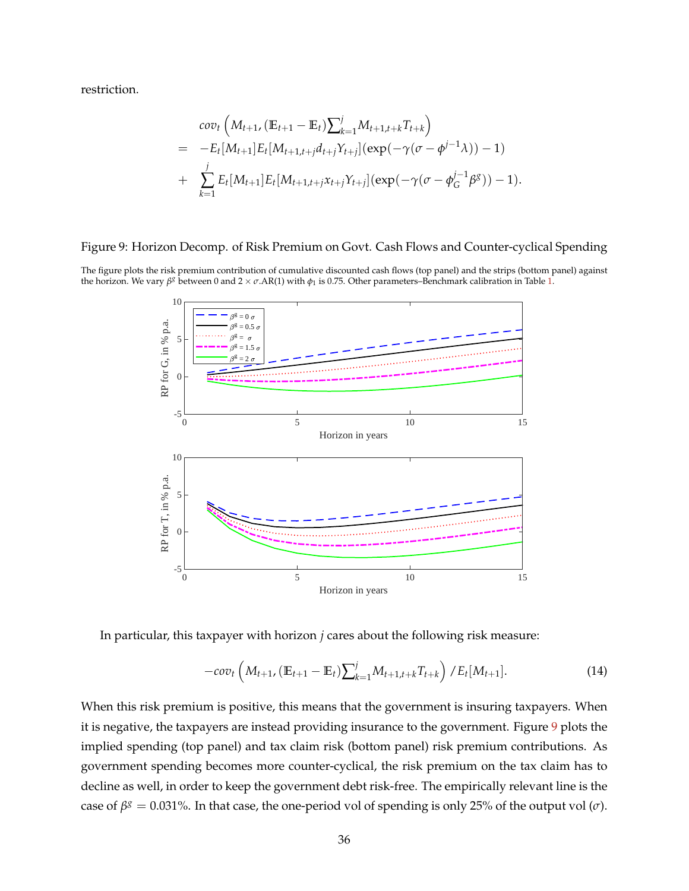restriction.

$$
\begin{aligned}
& cov_t\left(M_{t+1}, (\mathbb{E}_{t+1} - \mathbb{E}_t)\sum_{k=1}^{j} M_{t+1,t+k} T_{t+k}\right) \\
= & -E_t[M_{t+1}]E_t[M_{t+1,t+j} d_{t+j} Y_{t+j}](\exp(-\gamma(\sigma - \phi^{j-1}\lambda)) - 1) \\
+ & \sum_{k=1}^{j} E_t[M_{t+1}]E_t[M_{t+1,t+j} x_{t+j} Y_{t+j}](\exp(-\gamma(\sigma - \phi_G^{j-1}\beta^g)) - 1).
\end{aligned}
$$

Figure 9: Horizon Decomp. of Risk Premium on Govt. Cash Flows and Counter-cyclical Spending

The figure plots the risk premium contribution of cumulative discounted cash flows (top panel) and the strips (bottom panel) against the horizon. We vary $\beta^g$ between 0 and $2 \times \sigma$.AR(1) with $\phi_1$ is 0.75. Other parameters–Benchmark calibration in Table 1.

In particular, this taxpayer with horizon $j$ cares about the following risk measure:

$$
-cov_t\left(M_{t+1}, (\mathbb{E}_{t+1} - \mathbb{E}_t)\sum_{k=1}^{j} M_{t+1,t+k} T_{t+k}\right) / E_t[M_{t+1}]. \tag{14}
$$

When this risk premium is positive, this means that the government is insuring taxpayers. When it is negative, the taxpayers are instead providing insurance to the government. Figure 9 plots the implied spending (top panel) and tax claim risk (bottom panel) risk premium contributions. As government spending becomes more counter-cyclical, the risk premium on the tax claim has to decline as well, in order to keep the government debt risk-free. The empirically relevant line is the case of $\beta^g = 0.031\%$. In that case, the one-period vol of spending is only 25% of the output vol ($\sigma$).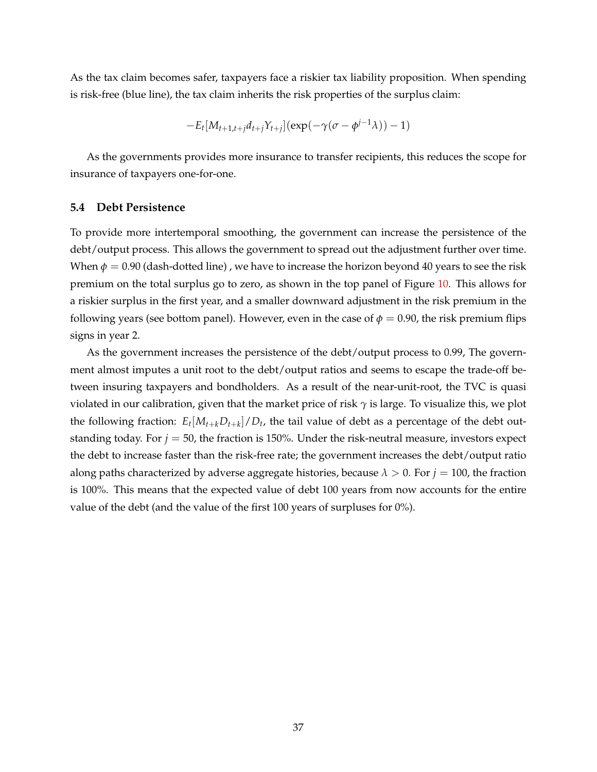As the tax claim becomes safer, taxpayers face a riskier tax liability proposition. When spending is risk-free (blue line), the tax claim inherits the risk properties of the surplus claim:

$$-E_t[M_{t+1,t+j}d_{t+j}Y_{t+j}](\exp(-\gamma(\sigma - \phi^{j-1}\lambda)) - 1)$$

As the governments provides more insurance to transfer recipients, this reduces the scope for insurance of taxpayers one-for-one.

### 5.4 Debt Persistence

To provide more intertemporal smoothing, the government can increase the persistence of the debt/output process. This allows the government to spread out the adjustment further over time. When $\phi = 0.90$ (dash-dotted line) , we have to increase the horizon beyond 40 years to see the risk premium on the total surplus go to zero, as shown in the top panel of Figure 10. This allows for a riskier surplus in the first year, and a smaller downward adjustment in the risk premium in the following years (see bottom panel). However, even in the case of $\phi = 0.90$, the risk premium flips signs in year 2.

As the government increases the persistence of the debt/output process to 0.99, The government almost imputes a unit root to the debt/output ratios and seems to escape the trade-off between insuring taxpayers and bondholders. As a result of the near-unit-root, the TVC is quasi violated in our calibration, given that the market price of risk $\gamma$ is large. To visualize this, we plot the following fraction: $E_t[M_{t+k}D_{t+k}]/D_t$, the tail value of debt as a percentage of the debt outstanding today. For $j = 50$, the fraction is 150%. Under the risk-neutral measure, investors expect the debt to increase faster than the risk-free rate; the government increases the debt/output ratio along paths characterized by adverse aggregate histories, because $\lambda > 0$. For $j = 100$, the fraction is 100%. This means that the expected value of debt 100 years from now accounts for the entire value of the debt (and the value of the first 100 years of surpluses for 0%).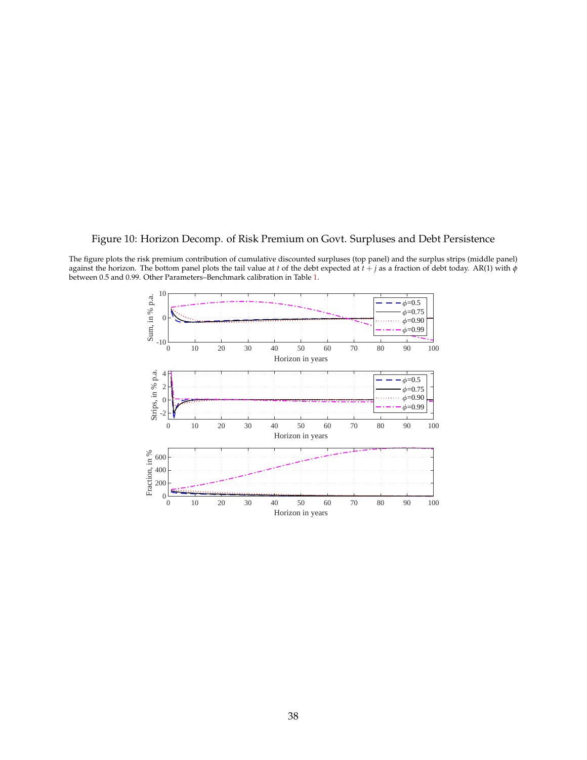Figure 10: Horizon Decomp. of Risk Premium on Govt. Surpluses and Debt Persistence

The figure plots the risk premium contribution of cumulative discounted surpluses (top panel) and the surplus strips (middle panel) against the horizon. The bottom panel plots the tail value at $t$ of the debt expected at $t+j$ as a fraction of debt today. AR(1) with $\phi$ between 0.5 and 0.99. Other Parameters–Benchmark calibration in Table 1.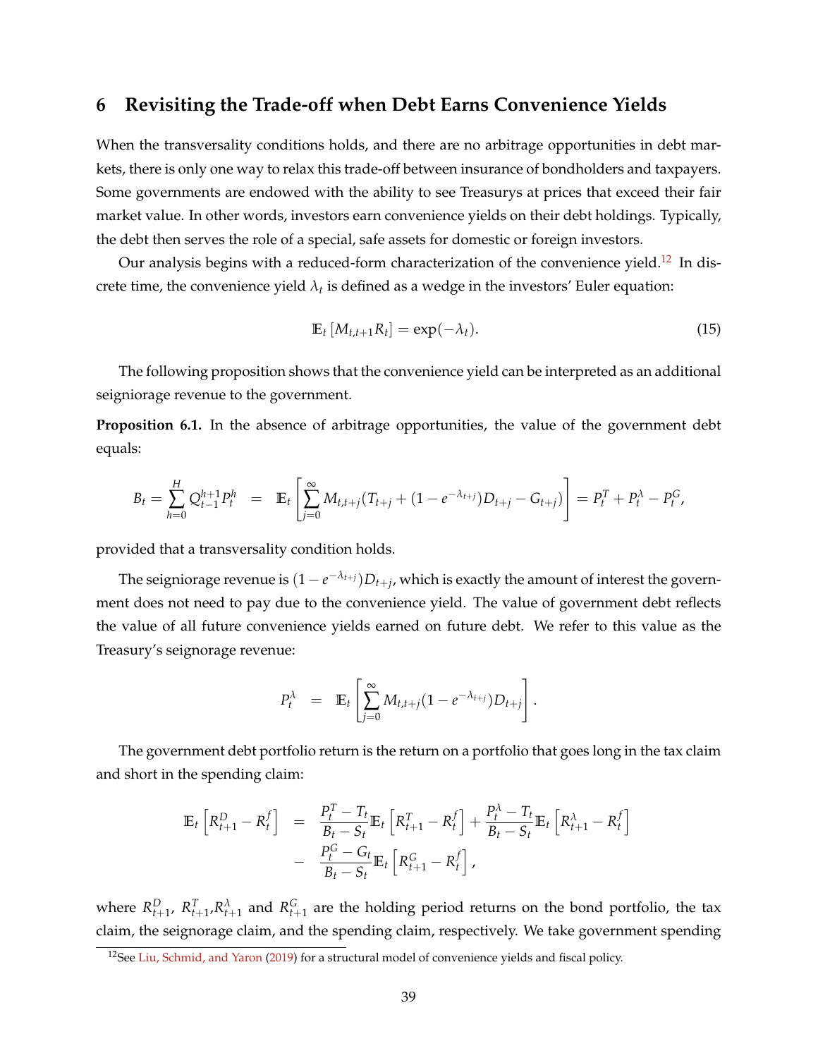# 6 Revisiting the Trade-off when Debt Earns Convenience Yields

When the transversality conditions holds, and there are no arbitrage opportunities in debt markets, there is only one way to relax this trade-off between insurance of bondholders and taxpayers. Some governments are endowed with the ability to see Treasurys at prices that exceed their fair market value. In other words, investors earn convenience yields on their debt holdings. Typically, the debt then serves the role of a special, safe assets for domestic or foreign investors.

Our analysis begins with a reduced-form characterization of the convenience yield.[12] In discrete time, the convenience yield $\lambda_t$ is defined as a wedge in the investors' Euler equation:

$$\mathbb{E}_t \left[ M_{t,t+1} R_t \right] = \exp(-\lambda_t). \tag{15}$$

The following proposition shows that the convenience yield can be interpreted as an additional seigniorage revenue to the government.

**Proposition 6.1.** In the absence of arbitrage opportunities, the value of the government debt equals:

$$B_t = \sum_{h=0}^{H} Q_{t-1}^{h+1} P_t^h \quad = \quad \mathbb{E}_t \left[ \sum_{j=0}^{\infty} M_{t,t+j} (T_{t+j} + (1 - e^{-\lambda_{t+j}}) D_{t+j} - G_{t+j}) \right] = P_t^T + P_t^{\lambda} - P_t^G,$$

provided that a transversality condition holds.

The seigniorage revenue is $(1 - e^{-\lambda_{t+j}}) D_{t+j}$, which is exactly the amount of interest the government does not need to pay due to the convenience yield. The value of government debt reflects the value of all future convenience yields earned on future debt. We refer to this value as the Treasury's seignorage revenue:

$$P_t^{\lambda} \quad = \quad \mathbb{E}_t \left[ \sum_{j=0}^{\infty} M_{t,t+j} (1 - e^{-\lambda_{t+j}}) D_{t+j} \right].$$

The government debt portfolio return is the return on a portfolio that goes long in the tax claim and short in the spending claim:

$$\begin{aligned} \mathbb{E}_t \left[ R_{t+1}^D - R_t^f \right] \quad &= \quad \frac{P_t^T - T_t}{B_t - S_t} \mathbb{E}_t \left[ R_{t+1}^T - R_t^f \right] + \frac{P_t^{\lambda} - T_t}{B_t - S_t} \mathbb{E}_t \left[ R_{t+1}^{\lambda} - R_t^f \right] \\ &- \quad \frac{P_t^G - G_t}{B_t - S_t} \mathbb{E}_t \left[ R_{t+1}^G - R_t^f \right], \end{aligned}$$

where $R_{t+1}^D$, $R_{t+1}^T$,$R_{t+1}^{\lambda}$ and $R_{t+1}^G$ are the holding period returns on the bond portfolio, the tax claim, the seignorage claim, and the spending claim, respectively. We take government spending

[12] See Liu, Schmid, and Yaron (2019) for a structural model of convenience yields and fiscal policy.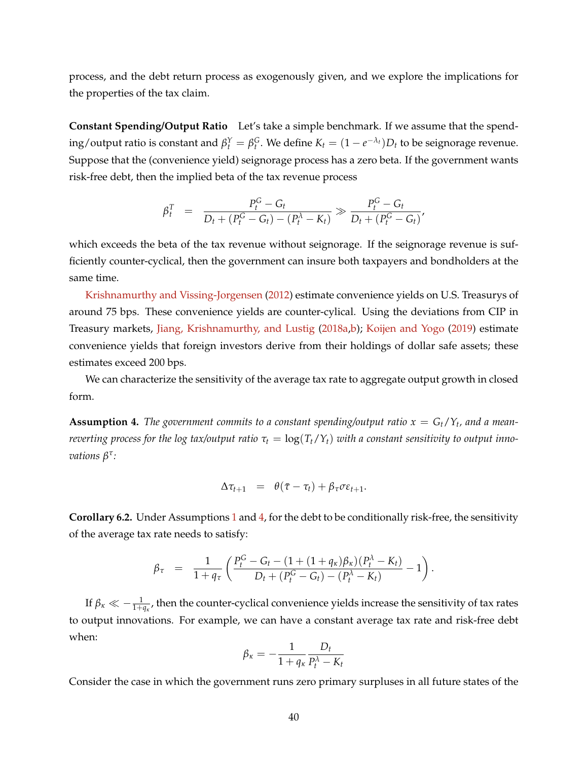process, and the debt return process as exogenously given, and we explore the implications for the properties of the tax claim.

**Constant Spending/Output Ratio** Let's take a simple benchmark. If we assume that the spending/output ratio is constant and $\beta_t^Y = \beta_t^G$. We define $K_t = (1 - e^{-\lambda_t})D_t$ to be seignorage revenue. Suppose that the (convenience yield) seignorage process has a zero beta. If the government wants risk-free debt, then the implied beta of the tax revenue process

$$\beta_t^T \quad = \quad \frac{P_t^G - G_t}{D_t + (P_t^G - G_t) - (P_t^\lambda - K_t)} \gg \frac{P_t^G - G_t}{D_t + (P_t^G - G_t)},$$

which exceeds the beta of the tax revenue without seignorage. If the seignorage revenue is sufficiently counter-cyclical, then the government can insure both taxpayers and bondholders at the same time.

Krishnamurthy and Vissing-Jorgensen (2012) estimate convenience yields on U.S. Treasurys of around 75 bps. These convenience yields are counter-cylical. Using the deviations from CIP in Treasury markets, Jiang, Krishnamurthy, and Lustig (2018a,b); Koijen and Yogo (2019) estimate convenience yields that foreign investors derive from their holdings of dollar safe assets; these estimates exceed 200 bps.

We can characterize the sensitivity of the average tax rate to aggregate output growth in closed form.

**Assumption 4.** *The government commits to a constant spending/output ratio $x = G_t/Y_t$, and a mean-reverting process for the log tax/output ratio $\tau_t = \log(T_t/Y_t)$ with a constant sensitivity to output innovations $\beta^\tau$:*

$$\Delta\tau_{t+1} \quad = \quad \theta(\bar{\tau} - \tau_t) + \beta_\tau \sigma \varepsilon_{t+1}.$$

**Corollary 6.2.** Under Assumptions 1 and 4, for the debt to be conditionally risk-free, the sensitivity of the average tax rate needs to satisfy:

$$\beta_\tau \quad = \quad \frac{1}{1+q_\tau}\left(\frac{P_t^G - G_t - (1 + (1+q_\kappa)\beta_\kappa)(P_t^\lambda - K_t)}{D_t + (P_t^G - G_t) - (P_t^\lambda - K_t)} - 1\right).$$

If $\beta_\kappa \ll -\frac{1}{1+q_\kappa}$, then the counter-cyclical convenience yields increase the sensitivity of tax rates to output innovations. For example, we can have a constant average tax rate and risk-free debt when:

$$\beta_\kappa = -\frac{1}{1+q_\kappa}\frac{D_t}{P_t^\lambda - K_t}$$

Consider the case in which the government runs zero primary surpluses in all future states of the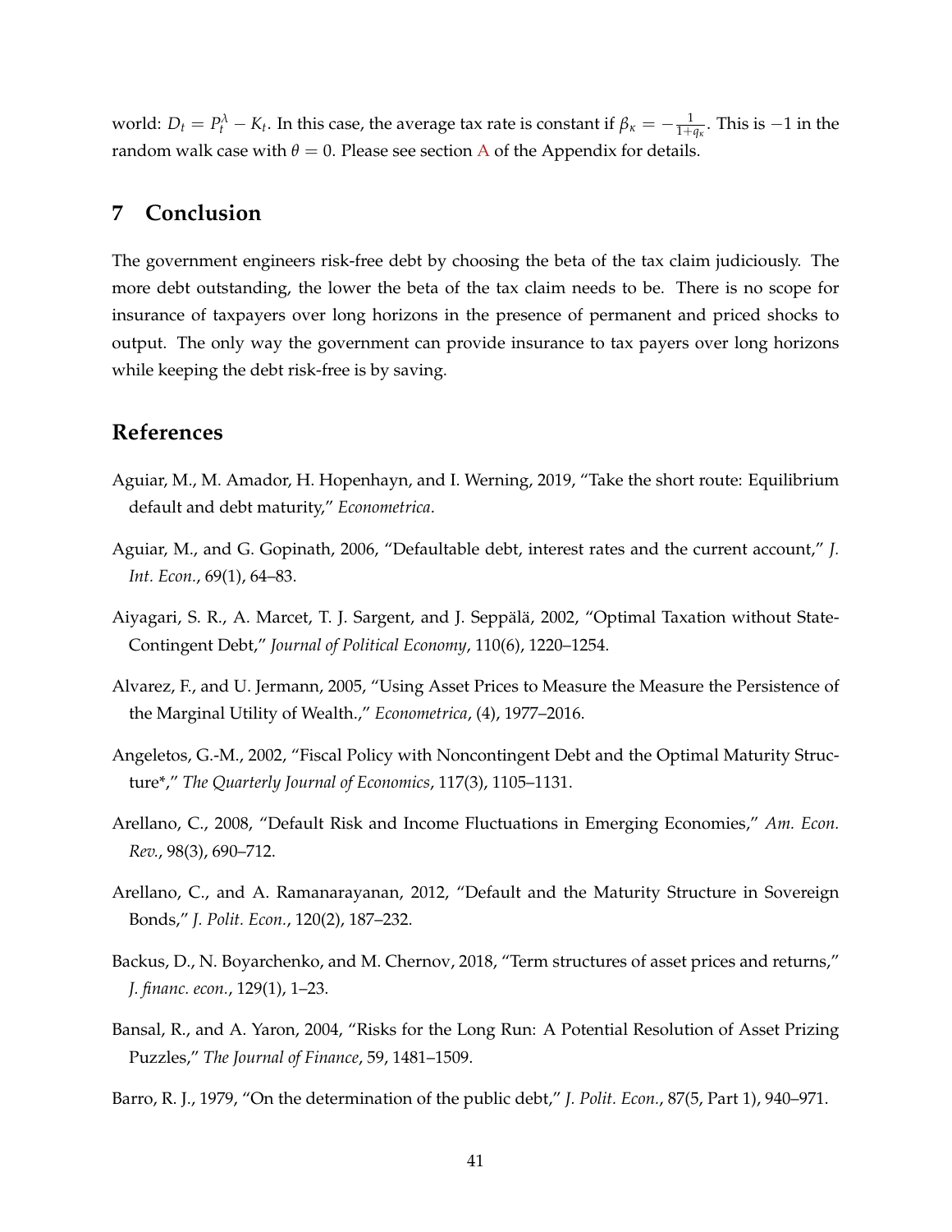world: $D_t = P_t^{\lambda} - K_t$. In this case, the average tax rate is constant if $\beta_{\kappa} = -\frac{1}{1+q_{\kappa}}$. This is $-1$ in the random walk case with $\theta = 0$. Please see section A of the Appendix for details.

## 7 Conclusion

The government engineers risk-free debt by choosing the beta of the tax claim judiciously. The more debt outstanding, the lower the beta of the tax claim needs to be. There is no scope for insurance of taxpayers over long horizons in the presence of permanent and priced shocks to output. The only way the government can provide insurance to tax payers over long horizons while keeping the debt risk-free is by saving.

## References

Aguiar, M., M. Amador, H. Hopenhayn, and I. Werning, 2019, "Take the short route: Equilibrium default and debt maturity," *Econometrica*.

Aguiar, M., and G. Gopinath, 2006, "Defaultable debt, interest rates and the current account," *J. Int. Econ.*, 69(1), 64–83.

Aiyagari, S. R., A. Marcet, T. J. Sargent, and J. Seppälä, 2002, "Optimal Taxation without State-Contingent Debt," *Journal of Political Economy*, 110(6), 1220–1254.

Alvarez, F., and U. Jermann, 2005, "Using Asset Prices to Measure the Measure the Persistence of the Marginal Utility of Wealth.," *Econometrica*, (4), 1977–2016.

Angeletos, G.-M., 2002, "Fiscal Policy with Noncontingent Debt and the Optimal Maturity Structure*," *The Quarterly Journal of Economics*, 117(3), 1105–1131.

Arellano, C., 2008, "Default Risk and Income Fluctuations in Emerging Economies," *Am. Econ. Rev.*, 98(3), 690–712.

Arellano, C., and A. Ramanarayanan, 2012, "Default and the Maturity Structure in Sovereign Bonds," *J. Polit. Econ.*, 120(2), 187–232.

Backus, D., N. Boyarchenko, and M. Chernov, 2018, "Term structures of asset prices and returns," *J. financ. econ.*, 129(1), 1–23.

Bansal, R., and A. Yaron, 2004, "Risks for the Long Run: A Potential Resolution of Asset Prizing Puzzles," *The Journal of Finance*, 59, 1481–1509.

Barro, R. J., 1979, "On the determination of the public debt," *J. Polit. Econ.*, 87(5, Part 1), 940–971.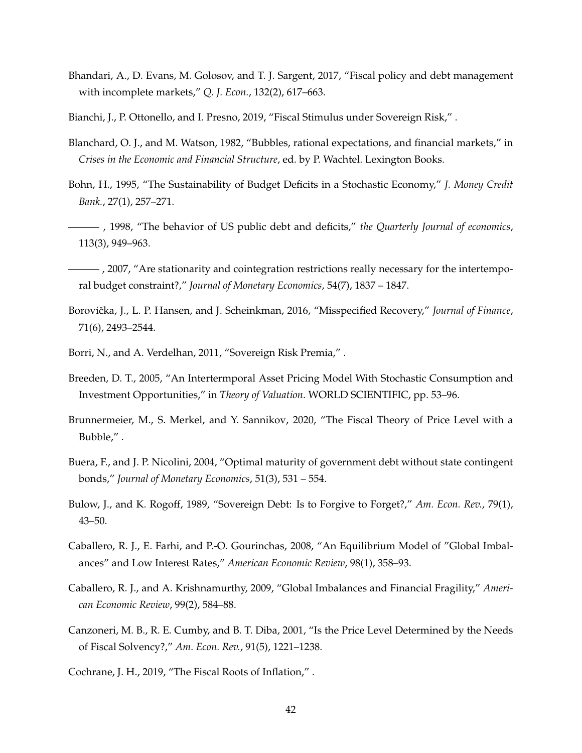Bhandari, A., D. Evans, M. Golosov, and T. J. Sargent, 2017, "Fiscal policy and debt management with incomplete markets," *Q. J. Econ.*, 132(2), 617–663.

Bianchi, J., P. Ottonello, and I. Presno, 2019, "Fiscal Stimulus under Sovereign Risk," .

Blanchard, O. J., and M. Watson, 1982, "Bubbles, rational expectations, and financial markets," in *Crises in the Economic and Financial Structure*, ed. by P. Wachtel. Lexington Books.

Bohn, H., 1995, "The Sustainability of Budget Deficits in a Stochastic Economy," *J. Money Credit Bank.*, 27(1), 257–271.

——— , 1998, "The behavior of US public debt and deficits," *the Quarterly Journal of economics*, 113(3), 949–963.

——— , 2007, "Are stationarity and cointegration restrictions really necessary for the intertemporal budget constraint?," *Journal of Monetary Economics*, 54(7), 1837 – 1847.

Borovička, J., L. P. Hansen, and J. Scheinkman, 2016, "Misspecified Recovery," *Journal of Finance*, 71(6), 2493–2544.

Borri, N., and A. Verdelhan, 2011, "Sovereign Risk Premia," .

Breeden, D. T., 2005, "An Intertermporal Asset Pricing Model With Stochastic Consumption and Investment Opportunities," in *Theory of Valuation*. WORLD SCIENTIFIC, pp. 53–96.

Brunnermeier, M., S. Merkel, and Y. Sannikov, 2020, "The Fiscal Theory of Price Level with a Bubble," .

Buera, F., and J. P. Nicolini, 2004, "Optimal maturity of government debt without state contingent bonds," *Journal of Monetary Economics*, 51(3), 531 – 554.

Bulow, J., and K. Rogoff, 1989, "Sovereign Debt: Is to Forgive to Forget?," *Am. Econ. Rev.*, 79(1), 43–50.

Caballero, R. J., E. Farhi, and P.-O. Gourinchas, 2008, "An Equilibrium Model of "Global Imbalances" and Low Interest Rates," *American Economic Review*, 98(1), 358–93.

Caballero, R. J., and A. Krishnamurthy, 2009, "Global Imbalances and Financial Fragility," *American Economic Review*, 99(2), 584–88.

Canzoneri, M. B., R. E. Cumby, and B. T. Diba, 2001, "Is the Price Level Determined by the Needs of Fiscal Solvency?," *Am. Econ. Rev.*, 91(5), 1221–1238.

Cochrane, J. H., 2019, "The Fiscal Roots of Inflation," .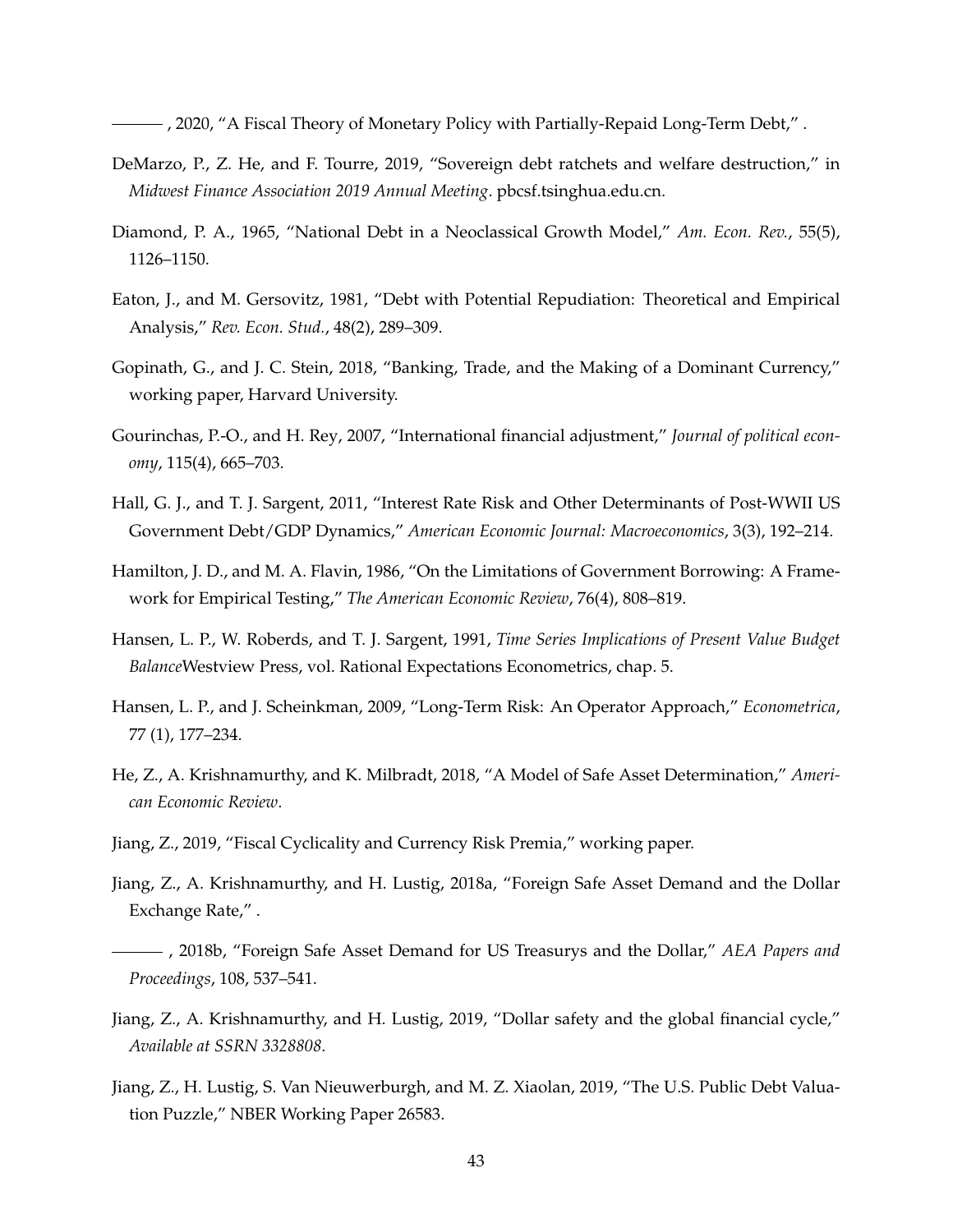——— , 2020, "A Fiscal Theory of Monetary Policy with Partially-Repaid Long-Term Debt," .

DeMarzo, P., Z. He, and F. Tourre, 2019, "Sovereign debt ratchets and welfare destruction," in *Midwest Finance Association 2019 Annual Meeting*. pbcsf.tsinghua.edu.cn.

Diamond, P. A., 1965, "National Debt in a Neoclassical Growth Model," *Am. Econ. Rev.*, 55(5), 1126–1150.

Eaton, J., and M. Gersovitz, 1981, "Debt with Potential Repudiation: Theoretical and Empirical Analysis," *Rev. Econ. Stud.*, 48(2), 289–309.

Gopinath, G., and J. C. Stein, 2018, "Banking, Trade, and the Making of a Dominant Currency," working paper, Harvard University.

Gourinchas, P.-O., and H. Rey, 2007, "International financial adjustment," *Journal of political economy*, 115(4), 665–703.

Hall, G. J., and T. J. Sargent, 2011, "Interest Rate Risk and Other Determinants of Post-WWII US Government Debt/GDP Dynamics," *American Economic Journal: Macroeconomics*, 3(3), 192–214.

Hamilton, J. D., and M. A. Flavin, 1986, "On the Limitations of Government Borrowing: A Framework for Empirical Testing," *The American Economic Review*, 76(4), 808–819.

Hansen, L. P., W. Roberds, and T. J. Sargent, 1991, *Time Series Implications of Present Value Budget Balance*Westview Press, vol. Rational Expectations Econometrics, chap. 5.

Hansen, L. P., and J. Scheinkman, 2009, "Long-Term Risk: An Operator Approach," *Econometrica*, 77 (1), 177–234.

He, Z., A. Krishnamurthy, and K. Milbradt, 2018, "A Model of Safe Asset Determination," *American Economic Review*.

Jiang, Z., 2019, "Fiscal Cyclicality and Currency Risk Premia," working paper.

Jiang, Z., A. Krishnamurthy, and H. Lustig, 2018a, "Foreign Safe Asset Demand and the Dollar Exchange Rate," .

——— , 2018b, "Foreign Safe Asset Demand for US Treasurys and the Dollar," *AEA Papers and Proceedings*, 108, 537–541.

Jiang, Z., A. Krishnamurthy, and H. Lustig, 2019, "Dollar safety and the global financial cycle," *Available at SSRN 3328808*.

Jiang, Z., H. Lustig, S. Van Nieuwerburgh, and M. Z. Xiaolan, 2019, "The U.S. Public Debt Valuation Puzzle," NBER Working Paper 26583.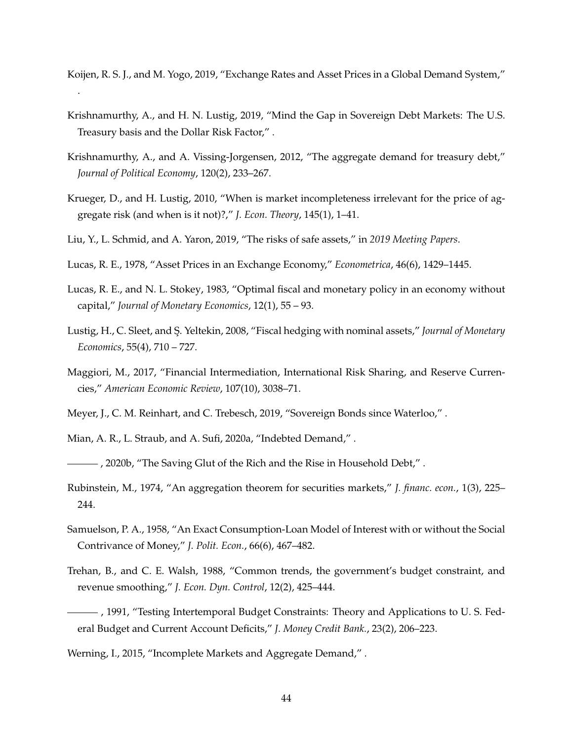Koijen, R. S. J., and M. Yogo, 2019, "Exchange Rates and Asset Prices in a Global Demand System," .

Krishnamurthy, A., and H. N. Lustig, 2019, "Mind the Gap in Sovereign Debt Markets: The U.S. Treasury basis and the Dollar Risk Factor," .

Krishnamurthy, A., and A. Vissing-Jorgensen, 2012, "The aggregate demand for treasury debt," *Journal of Political Economy*, 120(2), 233–267.

Krueger, D., and H. Lustig, 2010, "When is market incompleteness irrelevant for the price of aggregate risk (and when is it not)?," *J. Econ. Theory*, 145(1), 1–41.

Liu, Y., L. Schmid, and A. Yaron, 2019, "The risks of safe assets," in *2019 Meeting Papers*.

Lucas, R. E., 1978, "Asset Prices in an Exchange Economy," *Econometrica*, 46(6), 1429–1445.

Lucas, R. E., and N. L. Stokey, 1983, "Optimal fiscal and monetary policy in an economy without capital," *Journal of Monetary Economics*, 12(1), 55 – 93.

Lustig, H., C. Sleet, and Ş. Yeltekin, 2008, "Fiscal hedging with nominal assets," *Journal of Monetary Economics*, 55(4), 710 – 727.

Maggiori, M., 2017, "Financial Intermediation, International Risk Sharing, and Reserve Currencies," *American Economic Review*, 107(10), 3038–71.

Meyer, J., C. M. Reinhart, and C. Trebesch, 2019, "Sovereign Bonds since Waterloo," .

Mian, A. R., L. Straub, and A. Sufi, 2020a, "Indebted Demand," .

——— , 2020b, "The Saving Glut of the Rich and the Rise in Household Debt," .

Rubinstein, M., 1974, "An aggregation theorem for securities markets," *J. financ. econ.*, 1(3), 225–244.

Samuelson, P. A., 1958, "An Exact Consumption-Loan Model of Interest with or without the Social Contrivance of Money," *J. Polit. Econ.*, 66(6), 467–482.

Trehan, B., and C. E. Walsh, 1988, "Common trends, the government's budget constraint, and revenue smoothing," *J. Econ. Dyn. Control*, 12(2), 425–444.

——— , 1991, "Testing Intertemporal Budget Constraints: Theory and Applications to U. S. Federal Budget and Current Account Deficits," *J. Money Credit Bank.*, 23(2), 206–223.

Werning, I., 2015, "Incomplete Markets and Aggregate Demand," .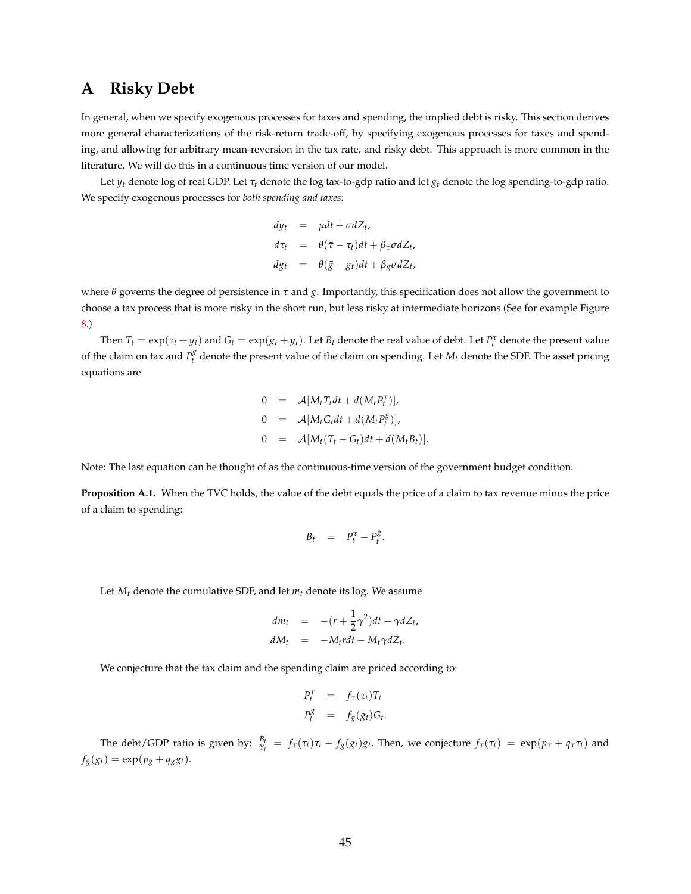# A Risky Debt

In general, when we specify exogenous processes for taxes and spending, the implied debt is risky. This section derives more general characterizations of the risk-return trade-off, by specifying exogenous processes for taxes and spending, and allowing for arbitrary mean-reversion in the tax rate, and risky debt. This approach is more common in the literature. We will do this in a continuous time version of our model.

Let $y_t$ denote log of real GDP. Let $\tau_t$ denote the log tax-to-gdp ratio and let $g_t$ denote the log spending-to-gdp ratio. We specify exogenous processes for *both spending and taxes*:

$$
\begin{aligned}
dy_t &= \mu dt + \sigma dZ_t, \\
d\tau_t &= \theta(\bar{\tau} - \tau_t)dt + \beta_\tau \sigma dZ_t, \\
dg_t &= \theta(\bar{g} - g_t)dt + \beta_g \sigma dZ_t,
\end{aligned}
$$

where $\theta$ governs the degree of persistence in $\tau$ and $g$. Importantly, this specification does not allow the government to choose a tax process that is more risky in the short run, but less risky at intermediate horizons (See for example Figure 8.)

Then $T_t = \exp(\tau_t + y_t)$ and $G_t = \exp(g_t + y_t)$. Let $B_t$ denote the real value of debt. Let $P_t^\tau$ denote the present value of the claim on tax and $P_t^g$ denote the present value of the claim on spending. Let $M_t$ denote the SDF. The asset pricing equations are

$$
\begin{aligned}
0 &= \mathcal{A}[M_t T_t dt + d(M_t P_t^\tau)], \\
0 &= \mathcal{A}[M_t G_t dt + d(M_t P_t^g)], \\
0 &= \mathcal{A}[M_t (T_t - G_t) dt + d(M_t B_t)].
\end{aligned}
$$

Note: The last equation can be thought of as the continuous-time version of the government budget condition.

**Proposition A.1.** When the TVC holds, the value of the debt equals the price of a claim to tax revenue minus the price of a claim to spending:

$$
B_t = P_t^\tau - P_t^g.
$$

Let $M_t$ denote the cumulative SDF, and let $m_t$ denote its log. We assume

$$
\begin{aligned}
dm_t &= -(r + \frac{1}{2}\gamma^2)dt - \gamma dZ_t, \\
dM_t &= -M_t r dt - M_t \gamma dZ_t.
\end{aligned}
$$

We conjecture that the tax claim and the spending claim are priced according to:

$$
\begin{aligned}
P_t^\tau &= f_\tau(\tau_t) T_t \\
P_t^g &= f_g(g_t) G_t.
\end{aligned}
$$

The debt/GDP ratio is given by: $\frac{B_t}{Y_t} = f_\tau(\tau_t)\tau_t - f_g(g_t)g_t$. Then, we conjecture $f_\tau(\tau_t) = \exp(p_\tau + q_\tau \tau_t)$ and $f_g(g_t) = \exp(p_g + q_g g_t)$.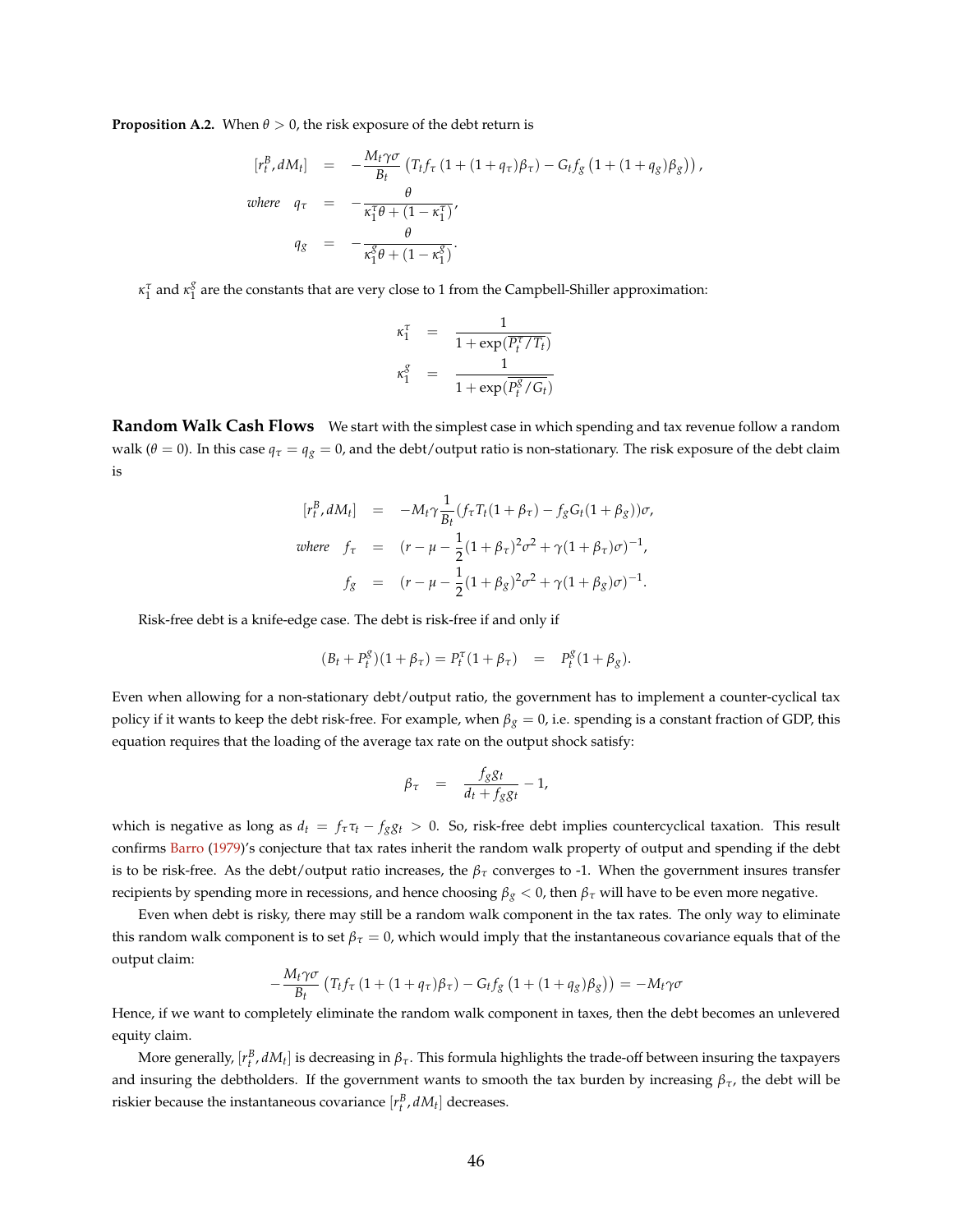**Proposition A.2.** When $\theta > 0$, the risk exposure of the debt return is

$$
\begin{aligned}
[r_t^B, dM_t] &= -\frac{M_t \gamma \sigma}{B_t} \left( T_t f_\tau \left(1 + (1+q_\tau)\beta_\tau\right) - G_t f_g \left(1 + (1+q_g)\beta_g\right) \right), \\
\textit{where} \quad q_\tau &= -\frac{\theta}{\kappa_1^\tau \theta + (1-\kappa_1^\tau)}, \\
q_g &= -\frac{\theta}{\kappa_1^g \theta + (1-\kappa_1^g)}.
\end{aligned}
$$

$\kappa_1^\tau$ and $\kappa_1^g$ are the constants that are very close to 1 from the Campbell-Shiller approximation:

$$
\begin{aligned}
\kappa_1^\tau &= \frac{1}{1 + \exp(\overline{P_t^\tau / T_t})} \\
\kappa_1^g &= \frac{1}{1 + \exp(\overline{P_t^g / G_t})}
\end{aligned}
$$

**Random Walk Cash Flows** We start with the simplest case in which spending and tax revenue follow a random walk ($\theta = 0$). In this case $q_\tau = q_g = 0$, and the debt/output ratio is non-stationary. The risk exposure of the debt claim is

$$
\begin{aligned}
[r_t^B, dM_t] &= -M_t \gamma \frac{1}{B_t} (f_\tau T_t (1+\beta_\tau) - f_g G_t (1+\beta_g))\sigma, \\
\textit{where} \quad f_\tau &= (r - \mu - \frac{1}{2}(1+\beta_\tau)^2 \sigma^2 + \gamma(1+\beta_\tau)\sigma)^{-1}, \\
f_g &= (r - \mu - \frac{1}{2}(1+\beta_g)^2 \sigma^2 + \gamma(1+\beta_g)\sigma)^{-1}.
\end{aligned}
$$

Risk-free debt is a knife-edge case. The debt is risk-free if and only if

$$
(B_t + P_t^g)(1+\beta_\tau) = P_t^\tau (1+\beta_\tau) \quad = \quad P_t^g (1+\beta_g).
$$

Even when allowing for a non-stationary debt/output ratio, the government has to implement a counter-cyclical tax policy if it wants to keep the debt risk-free. For example, when $\beta_g = 0$, i.e. spending is a constant fraction of GDP, this equation requires that the loading of the average tax rate on the output shock satisfy:

$$
\beta_\tau \quad = \quad \frac{f_g g_t}{d_t + f_g g_t} - 1,
$$

which is negative as long as $d_t = f_\tau \tau_t - f_g g_t > 0$. So, risk-free debt implies countercyclical taxation. This result confirms Barro (1979)'s conjecture that tax rates inherit the random walk property of output and spending if the debt is to be risk-free. As the debt/output ratio increases, the $\beta_\tau$ converges to -1. When the government insures transfer recipients by spending more in recessions, and hence choosing $\beta_g < 0$, then $\beta_\tau$ will have to be even more negative.

Even when debt is risky, there may still be a random walk component in the tax rates. The only way to eliminate this random walk component is to set $\beta_\tau = 0$, which would imply that the instantaneous covariance equals that of the output claim:

$$
-\frac{M_t \gamma \sigma}{B_t} \left( T_t f_\tau \left(1 + (1+q_\tau)\beta_\tau\right) - G_t f_g \left(1 + (1+q_g)\beta_g\right) \right) = -M_t \gamma \sigma
$$

Hence, if we want to completely eliminate the random walk component in taxes, then the debt becomes an unlevered equity claim.

More generally, $[r_t^B, dM_t]$ is decreasing in $\beta_\tau$. This formula highlights the trade-off between insuring the taxpayers and insuring the debtholders. If the government wants to smooth the tax burden by increasing $\beta_\tau$, the debt will be riskier because the instantaneous covariance $[r_t^B, dM_t]$ decreases.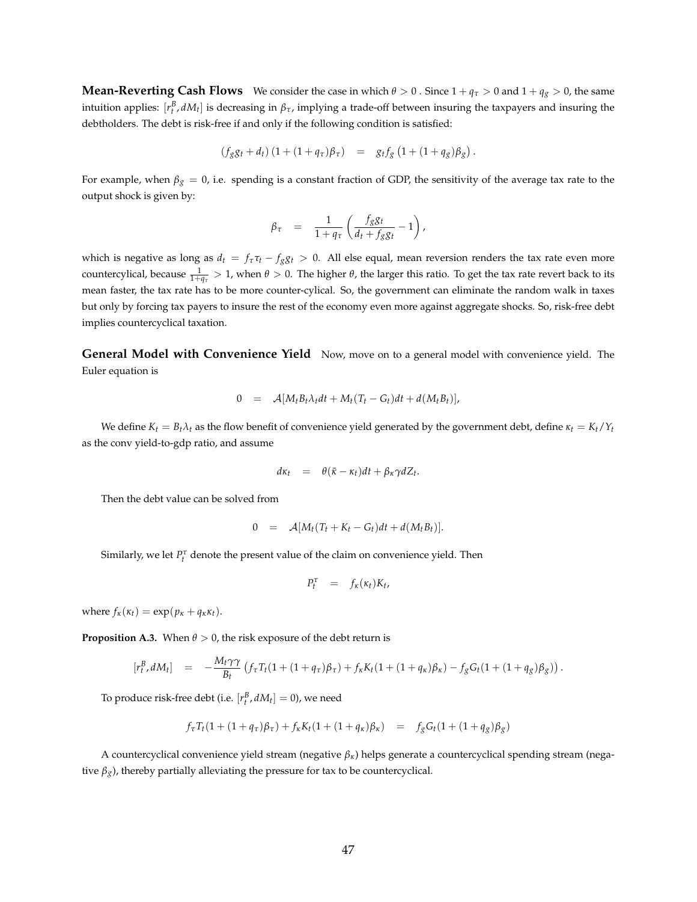**Mean-Reverting Cash Flows** We consider the case in which $\theta > 0$ . Since $1 + q_\tau > 0$ and $1 + q_g > 0$, the same intuition applies: $[r_t^B, dM_t]$ is decreasing in $\beta_\tau$, implying a trade-off between insuring the taxpayers and insuring the debtholders. The debt is risk-free if and only if the following condition is satisfied:

$$(f_g g_t + d_t)\left(1 + (1+q_\tau)\beta_\tau\right) \quad = \quad g_t f_g \left(1 + (1+q_g)\beta_g\right).$$

For example, when $\beta_g = 0$, i.e. spending is a constant fraction of GDP, the sensitivity of the average tax rate to the output shock is given by:

$$\beta_\tau \quad = \quad \frac{1}{1+q_\tau}\left(\frac{f_g g_t}{d_t + f_g g_t} - 1\right),$$

which is negative as long as $d_t = f_\tau \tau_t - f_g g_t > 0$. All else equal, mean reversion renders the tax rate even more countercylical, because $\frac{1}{1+q_\tau} > 1$, when $\theta > 0$. The higher $\theta$, the larger this ratio. To get the tax rate revert back to its mean faster, the tax rate has to be more counter-cylical. So, the government can eliminate the random walk in taxes but only by forcing tax payers to insure the rest of the economy even more against aggregate shocks. So, risk-free debt implies countercyclical taxation.

**General Model with Convenience Yield** Now, move on to a general model with convenience yield. The Euler equation is

$$0 \quad = \quad \mathcal{A}[M_t B_t \lambda_t dt + M_t(T_t - G_t)dt + d(M_t B_t)],$$

We define $K_t = B_t \lambda_t$ as the flow benefit of convenience yield generated by the government debt, define $\kappa_t = K_t / Y_t$ as the conv yield-to-gdp ratio, and assume

$$d\kappa_t \quad = \quad \theta(\bar{\kappa} - \kappa_t)dt + \beta_\kappa \gamma dZ_t.$$

Then the debt value can be solved from

$$0 \quad = \quad \mathcal{A}[M_t(T_t + K_t - G_t)dt + d(M_t B_t)].$$

Similarly, we let $P_t^\tau$ denote the present value of the claim on convenience yield. Then

$$P_t^\tau \quad = \quad f_\kappa(\kappa_t) K_t,$$

where $f_\kappa(\kappa_t) = \exp(p_\kappa + q_\kappa \kappa_t)$.

**Proposition A.3.** When $\theta > 0$, the risk exposure of the debt return is

$$[r_t^B, dM_t] \quad = \quad -\frac{M_t \gamma \gamma}{B_t}\left(f_\tau T_t(1 + (1+q_\tau)\beta_\tau) + f_\kappa K_t(1 + (1+q_\kappa)\beta_\kappa) - f_g G_t(1 + (1+q_g)\beta_g)\right).$$

To produce risk-free debt (i.e. $[r_t^B, dM_t] = 0$), we need

$$f_\tau T_t(1 + (1+q_\tau)\beta_\tau) + f_\kappa K_t(1 + (1+q_\kappa)\beta_\kappa) \quad = \quad f_g G_t(1 + (1+q_g)\beta_g)$$

A countercyclical convenience yield stream (negative $\beta_\kappa$) helps generate a countercyclical spending stream (negative $\beta_g$), thereby partially alleviating the pressure for tax to be countercyclical.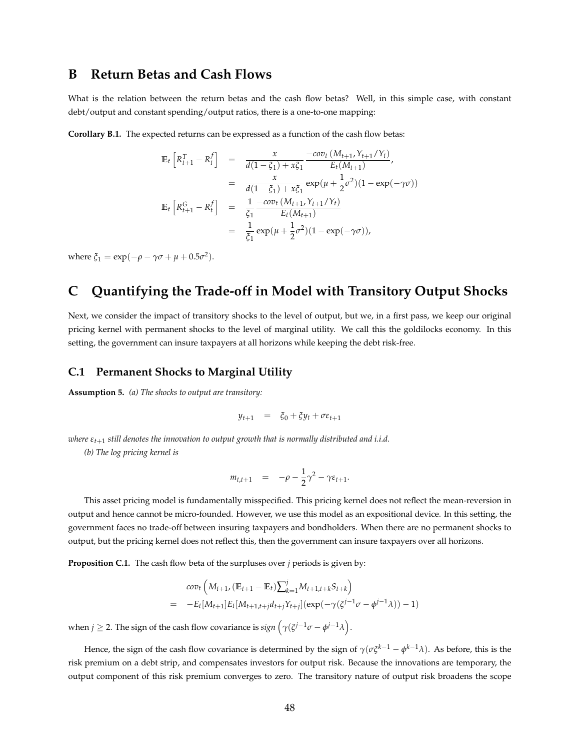# B Return Betas and Cash Flows

What is the relation between the return betas and the cash flow betas? Well, in this simple case, with constant debt/output and constant spending/output ratios, there is a one-to-one mapping:

**Corollary B.1.** The expected returns can be expressed as a function of the cash flow betas:

$$
\begin{aligned}
\mathbb{E}_t\left[R^T_{t+1} - R^f_t\right] &= \frac{x}{d(1-\xi_1) + x\xi_1} \frac{-cov_t\left(M_{t+1}, Y_{t+1}/Y_t\right)}{E_t(M_{t+1})}, \\
&= \frac{x}{d(1-\xi_1) + x\xi_1} \exp(\mu + \frac{1}{2}\sigma^2)(1 - \exp(-\gamma\sigma)) \\
\mathbb{E}_t\left[R^G_{t+1} - R^f_t\right] &= \frac{1}{\xi_1} \frac{-cov_t\left(M_{t+1}, Y_{t+1}/Y_t\right)}{E_t(M_{t+1})} \\
&= \frac{1}{\xi_1} \exp(\mu + \frac{1}{2}\sigma^2)(1 - \exp(-\gamma\sigma)),
\end{aligned}
$$

where $\xi_1 = \exp(-\rho - \gamma\sigma + \mu + 0.5\sigma^2)$.

# C Quantifying the Trade-off in Model with Transitory Output Shocks

Next, we consider the impact of transitory shocks to the level of output, but we, in a first pass, we keep our original pricing kernel with permanent shocks to the level of marginal utility. We call this the goldilocks economy. In this setting, the government can insure taxpayers at all horizons while keeping the debt risk-free.

## C.1 Permanent Shocks to Marginal Utility

**Assumption 5.** *(a) The shocks to output are transitory:*

$$
y_{t+1} = \xi_0 + \xi y_t + \sigma\varepsilon_{t+1}
$$

*where $\varepsilon_{t+1}$ still denotes the innovation to output growth that is normally distributed and i.i.d.*

*(b) The log pricing kernel is*

$$
m_{t,t+1} = -\rho - \frac{1}{2}\gamma^2 - \gamma\varepsilon_{t+1}.
$$

This asset pricing model is fundamentally misspecified. This pricing kernel does not reflect the mean-reversion in output and hence cannot be micro-founded. However, we use this model as an expositional device. In this setting, the government faces no trade-off between insuring taxpayers and bondholders. When there are no permanent shocks to output, but the pricing kernel does not reflect this, then the government can insure taxpayers over all horizons.

**Proposition C.1.** The cash flow beta of the surpluses over $j$ periods is given by:

$$
\begin{aligned}
& cov_t\left(M_{t+1}, (\mathbb{E}_{t+1} - \mathbb{E}_t)\sum_{k=1}^{j} M_{t+1,t+k} S_{t+k}\right) \\
= \;& -E_t[M_{t+1}]E_t[M_{t+1,t+j} d_{t+j} Y_{t+j}](\exp(-\gamma(\xi^{j-1}\sigma - \phi^{j-1}\lambda)) - 1)
\end{aligned}
$$

when $j \geq 2$. The sign of the cash flow covariance is $sign\left(\gamma(\xi^{j-1}\sigma - \phi^{j-1}\lambda\right)$.

Hence, the sign of the cash flow covariance is determined by the sign of $\gamma(\sigma\xi^{k-1} - \phi^{k-1}\lambda)$. As before, this is the risk premium on a debt strip, and compensates investors for output risk. Because the innovations are temporary, the output component of this risk premium converges to zero. The transitory nature of output risk broadens the scope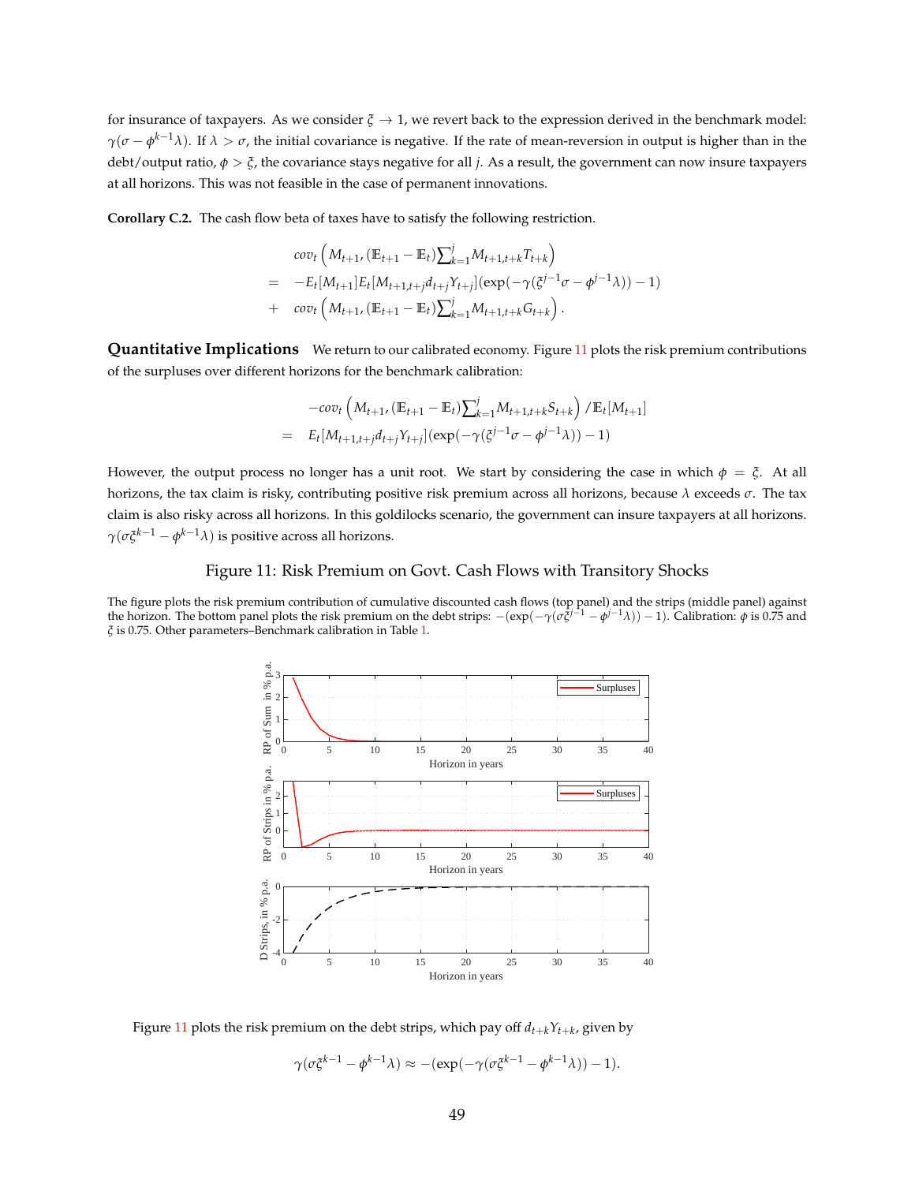for insurance of taxpayers. As we consider $\xi \to 1$, we revert back to the expression derived in the benchmark model: $\gamma(\sigma - \phi^{k-1}\lambda)$. If $\lambda > \sigma$, the initial covariance is negative. If the rate of mean-reversion in output is higher than in the debt/output ratio, $\phi > \xi$, the covariance stays negative for all $j$. As a result, the government can now insure taxpayers at all horizons. This was not feasible in the case of permanent innovations.

**Corollary C.2.** The cash flow beta of taxes have to satisfy the following restriction.

$$
\begin{aligned}
& cov_t\left(M_{t+1}, (\mathbb{E}_{t+1} - \mathbb{E}_t)\sum_{k=1}^{j} M_{t+1,t+k} T_{t+k}\right) \\
= \; & -E_t[M_{t+1}]E_t[M_{t+1,t+j} d_{t+j} Y_{t+j}](\exp(-\gamma(\xi^{j-1}\sigma - \phi^{j-1}\lambda)) - 1) \\
+ \; & cov_t\left(M_{t+1}, (\mathbb{E}_{t+1} - \mathbb{E}_t)\sum_{k=1}^{j} M_{t+1,t+k} G_{t+k}\right).
\end{aligned}
$$

**Quantitative Implications** We return to our calibrated economy. Figure 11 plots the risk premium contributions of the surpluses over different horizons for the benchmark calibration:

$$
\begin{aligned}
& -cov_t\left(M_{t+1}, (\mathbb{E}_{t+1} - \mathbb{E}_t)\sum_{k=1}^{j} M_{t+1,t+k} S_{t+k}\right) / \mathbb{E}_t[M_{t+1}] \\
= \; & E_t[M_{t+1,t+j} d_{t+j} Y_{t+j}](\exp(-\gamma(\xi^{j-1}\sigma - \phi^{j-1}\lambda)) - 1)
\end{aligned}
$$

However, the output process no longer has a unit root. We start by considering the case in which $\phi = \xi$. At all horizons, the tax claim is risky, contributing positive risk premium across all horizons, because $\lambda$ exceeds $\sigma$. The tax claim is also risky across all horizons. In this goldilocks scenario, the government can insure taxpayers at all horizons. $\gamma(\sigma\xi^{k-1} - \phi^{k-1}\lambda)$ is positive across all horizons.

Figure 11: Risk Premium on Govt. Cash Flows with Transitory Shocks

The figure plots the risk premium contribution of cumulative discounted cash flows (top panel) and the strips (middle panel) against the horizon. The bottom panel plots the risk premium on the debt strips: $-(\exp(-\gamma(\sigma\xi^{j-1} - \phi^{j-1}\lambda)) - 1)$. Calibration: $\phi$ is 0.75 and $\xi$ is 0.75. Other parameters–Benchmark calibration in Table 1.

Figure 11 plots the risk premium on the debt strips, which pay off $d_{t+k}Y_{t+k}$, given by

$$
\gamma(\sigma\xi^{k-1} - \phi^{k-1}\lambda) \approx -(\exp(-\gamma(\sigma\xi^{k-1} - \phi^{k-1}\lambda)) - 1).
$$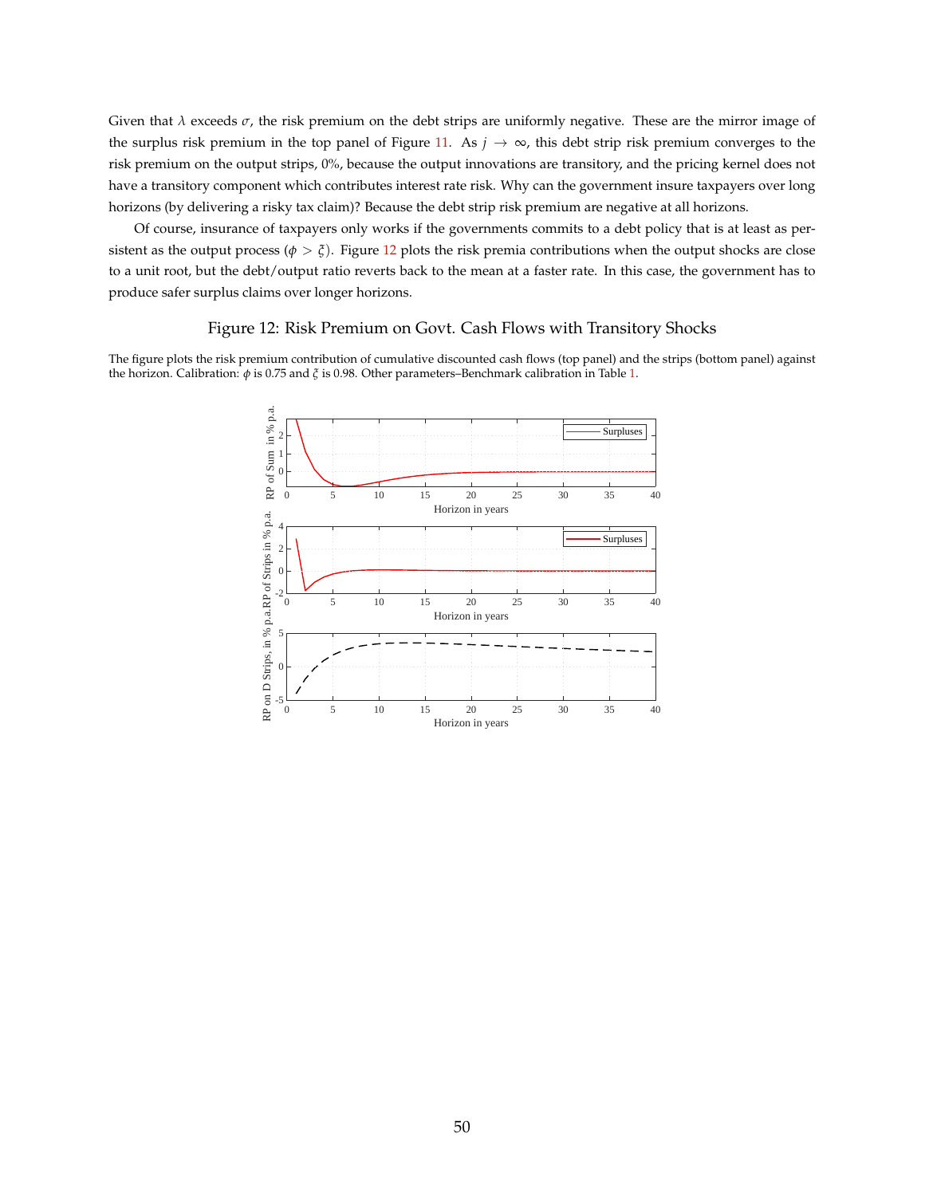Given that $\lambda$ exceeds $\sigma$, the risk premium on the debt strips are uniformly negative. These are the mirror image of the surplus risk premium in the top panel of Figure 11. As $j \to \infty$, this debt strip risk premium converges to the risk premium on the output strips, 0%, because the output innovations are transitory, and the pricing kernel does not have a transitory component which contributes interest rate risk. Why can the government insure taxpayers over long horizons (by delivering a risky tax claim)? Because the debt strip risk premium are negative at all horizons.

Of course, insurance of taxpayers only works if the governments commits to a debt policy that is at least as persistent as the output process ($\phi > \xi$). Figure 12 plots the risk premia contributions when the output shocks are close to a unit root, but the debt/output ratio reverts back to the mean at a faster rate. In this case, the government has to produce safer surplus claims over longer horizons.

## Figure 12: Risk Premium on Govt. Cash Flows with Transitory Shocks

The figure plots the risk premium contribution of cumulative discounted cash flows (top panel) and the strips (bottom panel) against the horizon. Calibration: $\phi$ is 0.75 and $\xi$ is 0.98. Other parameters–Benchmark calibration in Table 1.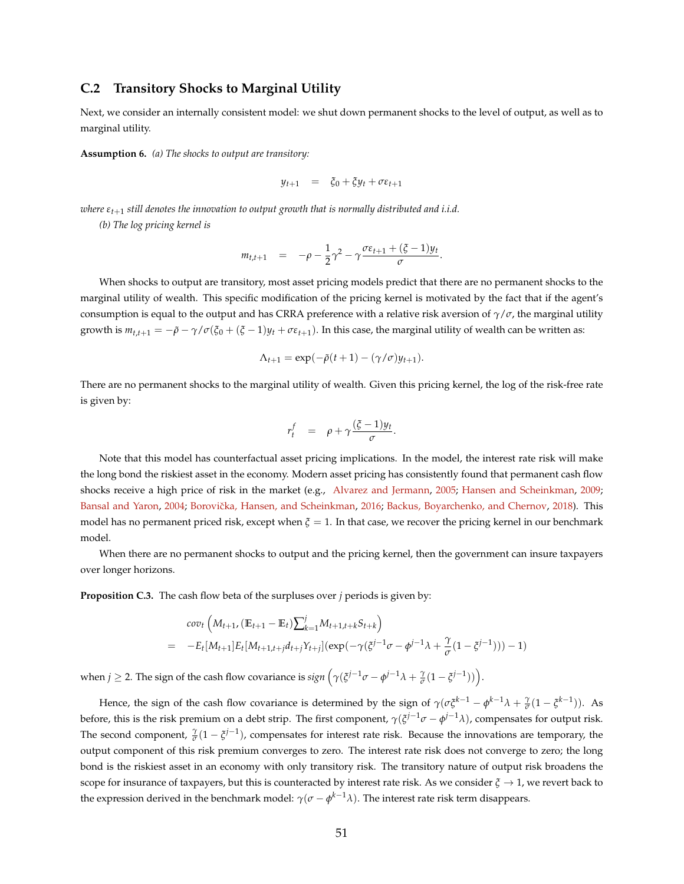## C.2 Transitory Shocks to Marginal Utility

Next, we consider an internally consistent model: we shut down permanent shocks to the level of output, as well as to marginal utility.

**Assumption 6.** *(a) The shocks to output are transitory:*

$$y_{t+1} \quad = \quad \xi_0 + \xi y_t + \sigma \varepsilon_{t+1}$$

*where $\varepsilon_{t+1}$ still denotes the innovation to output growth that is normally distributed and i.i.d.*

*(b) The log pricing kernel is*

$$m_{t,t+1} \quad = \quad -\rho - \frac{1}{2}\gamma^2 - \gamma \frac{\sigma \varepsilon_{t+1} + (\xi - 1) y_t}{\sigma}.$$

When shocks to output are transitory, most asset pricing models predict that there are no permanent shocks to the marginal utility of wealth. This specific modification of the pricing kernel is motivated by the fact that if the agent's consumption is equal to the output and has CRRA preference with a relative risk aversion of $\gamma/\sigma$, the marginal utility growth is $m_{t,t+1} = -\tilde{\rho} - \gamma/\sigma(\xi_0 + (\xi - 1)y_t + \sigma\varepsilon_{t+1})$. In this case, the marginal utility of wealth can be written as:

$$\Lambda_{t+1} = \exp(-\tilde{\rho}(t+1) - (\gamma/\sigma) y_{t+1}).$$

There are no permanent shocks to the marginal utility of wealth. Given this pricing kernel, the log of the risk-free rate is given by:

$$r_t^f \quad = \quad \rho + \gamma \frac{(\xi - 1) y_t}{\sigma}.$$

Note that this model has counterfactual asset pricing implications. In the model, the interest rate risk will make the long bond the riskiest asset in the economy. Modern asset pricing has consistently found that permanent cash flow shocks receive a high price of risk in the market (e.g., Alvarez and Jermann, 2005; Hansen and Scheinkman, 2009; Bansal and Yaron, 2004; Borovička, Hansen, and Scheinkman, 2016; Backus, Boyarchenko, and Chernov, 2018). This model has no permanent priced risk, except when $\xi = 1$. In that case, we recover the pricing kernel in our benchmark model.

When there are no permanent shocks to output and the pricing kernel, then the government can insure taxpayers over longer horizons.

**Proposition C.3.** The cash flow beta of the surpluses over $j$ periods is given by:

$$\begin{aligned} & cov_t\left(M_{t+1}, (\mathbb{E}_{t+1} - \mathbb{E}_t)\textstyle\sum_{k=1}^{j} M_{t+1,t+k} S_{t+k}\right) \\ = \quad & -E_t[M_{t+1}] E_t[M_{t+1,t+j} d_{t+j} Y_{t+j}](\exp(-\gamma(\xi^{j-1}\sigma - \phi^{j-1}\lambda + \frac{\gamma}{\sigma}(1 - \xi^{j-1}))) - 1) \end{aligned}$$

when $j \geq 2$. The sign of the cash flow covariance is $sign\left(\gamma(\xi^{j-1}\sigma - \phi^{j-1}\lambda + \frac{\gamma}{\sigma}(1 - \xi^{j-1}))\right)$.

Hence, the sign of the cash flow covariance is determined by the sign of $\gamma(\sigma\xi^{k-1} - \phi^{k-1}\lambda + \frac{\gamma}{\sigma}(1 - \xi^{k-1}))$. As before, this is the risk premium on a debt strip. The first component, $\gamma(\xi^{j-1}\sigma - \phi^{j-1}\lambda)$, compensates for output risk. The second component, $\frac{\gamma}{\sigma}(1 - \xi^{j-1})$, compensates for interest rate risk. Because the innovations are temporary, the output component of this risk premium converges to zero. The interest rate risk does not converge to zero; the long bond is the riskiest asset in an economy with only transitory risk. The transitory nature of output risk broadens the scope for insurance of taxpayers, but this is counteracted by interest rate risk. As we consider $\xi \to 1$, we revert back to the expression derived in the benchmark model: $\gamma(\sigma - \phi^{k-1}\lambda)$. The interest rate risk term disappears.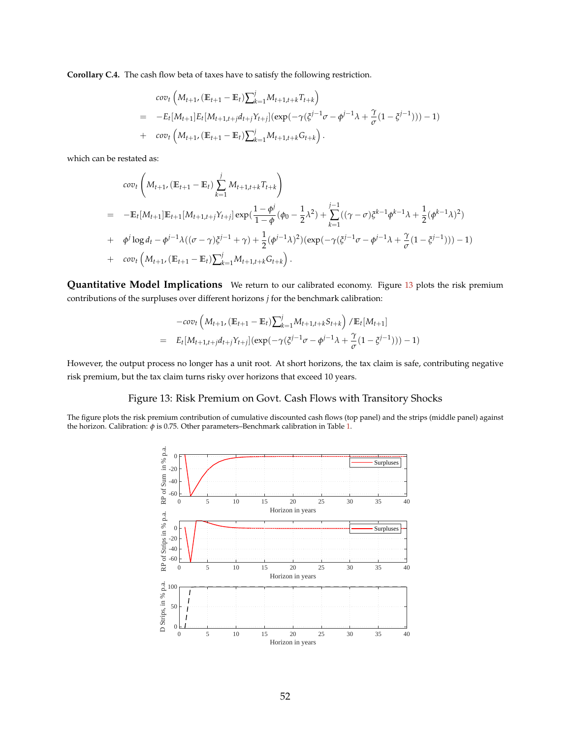**Corollary C.4.** The cash flow beta of taxes have to satisfy the following restriction.

$$
\begin{aligned}
& cov_t\left(M_{t+1}, (\mathbb{E}_{t+1}-\mathbb{E}_t)\textstyle\sum_{k=1}^{j} M_{t+1,t+k}T_{t+k}\right) \\
= \; & -E_t[M_{t+1}]E_t[M_{t+1,t+j}d_{t+j}Y_{t+j}](\exp(-\gamma(\xi^{j-1}\sigma - \phi^{j-1}\lambda + \frac{\gamma}{\sigma}(1-\xi^{j-1}))) - 1) \\
+ \; & cov_t\left(M_{t+1}, (\mathbb{E}_{t+1}-\mathbb{E}_t)\textstyle\sum_{k=1}^{j} M_{t+1,t+k}G_{t+k}\right).
\end{aligned}
$$

which can be restated as:

$$
\begin{aligned}
& cov_t\left(M_{t+1}, (\mathbb{E}_{t+1}-\mathbb{E}_t)\sum_{k=1}^{j} M_{t+1,t+k}T_{t+k}\right) \\
= \; & -\mathbb{E}_t[M_{t+1}]\mathbb{E}_{t+1}[M_{t+1,t+j}Y_{t+j}]\exp\Big(\frac{1-\phi^j}{1-\phi}(\phi_0 - \frac{1}{2}\lambda^2) + \sum_{k=1}^{j-1}((\gamma-\sigma)\xi^{k-1}\phi^{k-1}\lambda + \frac{1}{2}(\phi^{k-1}\lambda)^2) \\
+ \; & \phi^j \log d_t - \phi^{j-1}\lambda((\sigma-\gamma)\xi^{j-1}+\gamma) + \frac{1}{2}(\phi^{j-1}\lambda)^2\Big)(\exp(-\gamma(\xi^{j-1}\sigma - \phi^{j-1}\lambda + \frac{\gamma}{\sigma}(1-\xi^{j-1}))) - 1) \\
+ \; & cov_t\left(M_{t+1}, (\mathbb{E}_{t+1}-\mathbb{E}_t)\textstyle\sum_{k=1}^{j} M_{t+1,t+k}G_{t+k}\right).
\end{aligned}
$$

**Quantitative Model Implications** We return to our calibrated economy. Figure 13 plots the risk premium contributions of the surpluses over different horizons $j$ for the benchmark calibration:

$$
\begin{aligned}
& -cov_t\left(M_{t+1}, (\mathbb{E}_{t+1}-\mathbb{E}_t)\textstyle\sum_{k=1}^{j} M_{t+1,t+k}S_{t+k}\right)/\mathbb{E}_t[M_{t+1}] \\
= \; & E_t[M_{t+1,t+j}d_{t+j}Y_{t+j}](\exp(-\gamma(\xi^{j-1}\sigma - \phi^{j-1}\lambda + \frac{\gamma}{\sigma}(1-\xi^{j-1}))) - 1)
\end{aligned}
$$

However, the output process no longer has a unit root. At short horizons, the tax claim is safe, contributing negative risk premium, but the tax claim turns risky over horizons that exceed 10 years.

Figure 13: Risk Premium on Govt. Cash Flows with Transitory Shocks

The figure plots the risk premium contribution of cumulative discounted cash flows (top panel) and the strips (middle panel) against the horizon. Calibration: $\phi$ is 0.75. Other parameters–Benchmark calibration in Table 1.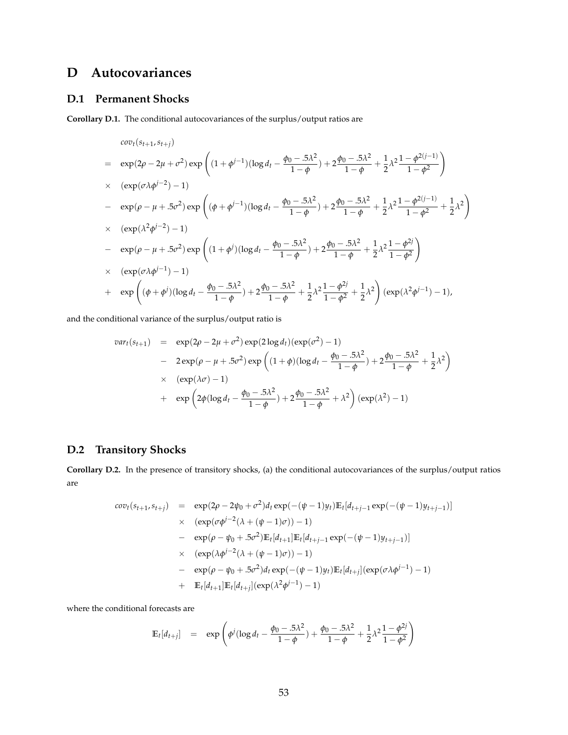# D Autocovariances

## D.1 Permanent Shocks

**Corollary D.1.** The conditional autocovariances of the surplus/output ratios are

$$
\begin{aligned}
& cov_t(s_{t+1}, s_{t+j}) \\
= \quad & \exp(2\rho - 2\mu + \sigma^2) \exp\left( (1+\phi^{j-1})(\log d_t - \frac{\phi_0 - .5\lambda^2}{1-\phi}) + 2\frac{\phi_0 - .5\lambda^2}{1-\phi} + \frac{1}{2}\lambda^2 \frac{1-\phi^{2(j-1)}}{1-\phi^2} \right) \\
\times \quad & (\exp(\sigma\lambda\phi^{j-2}) - 1) \\
- \quad & \exp(\rho - \mu + .5\sigma^2) \exp\left( (\phi+\phi^{j-1})(\log d_t - \frac{\phi_0 - .5\lambda^2}{1-\phi}) + 2\frac{\phi_0 - .5\lambda^2}{1-\phi} + \frac{1}{2}\lambda^2 \frac{1-\phi^{2(j-1)}}{1-\phi^2} + \frac{1}{2}\lambda^2 \right) \\
\times \quad & (\exp(\lambda^2\phi^{j-2}) - 1) \\
- \quad & \exp(\rho - \mu + .5\sigma^2) \exp\left( (1+\phi^{j})(\log d_t - \frac{\phi_0 - .5\lambda^2}{1-\phi}) + 2\frac{\phi_0 - .5\lambda^2}{1-\phi} + \frac{1}{2}\lambda^2 \frac{1-\phi^{2j}}{1-\phi^2} \right) \\
\times \quad & (\exp(\sigma\lambda\phi^{j-1}) - 1) \\
+ \quad & \exp\left( (\phi+\phi^{j})(\log d_t - \frac{\phi_0 - .5\lambda^2}{1-\phi}) + 2\frac{\phi_0 - .5\lambda^2}{1-\phi} + \frac{1}{2}\lambda^2 \frac{1-\phi^{2j}}{1-\phi^2} + \frac{1}{2}\lambda^2 \right) (\exp(\lambda^2\phi^{j-1}) - 1),
\end{aligned}
$$

and the conditional variance of the surplus/output ratio is

$$
\begin{aligned}
var_t(s_{t+1}) \quad = \quad & \exp(2\rho - 2\mu + \sigma^2) \exp(2\log d_t)(\exp(\sigma^2) - 1) \\
- \quad & 2\exp(\rho - \mu + .5\sigma^2) \exp\left( (1+\phi)(\log d_t - \frac{\phi_0 - .5\lambda^2}{1-\phi}) + 2\frac{\phi_0 - .5\lambda^2}{1-\phi} + \frac{1}{2}\lambda^2 \right) \\
\times \quad & (\exp(\lambda\sigma) - 1) \\
+ \quad & \exp\left( 2\phi(\log d_t - \frac{\phi_0 - .5\lambda^2}{1-\phi}) + 2\frac{\phi_0 - .5\lambda^2}{1-\phi} + \lambda^2 \right) (\exp(\lambda^2) - 1)
\end{aligned}
$$

## D.2 Transitory Shocks

**Corollary D.2.** In the presence of transitory shocks, (a) the conditional autocovariances of the surplus/output ratios are

$$
\begin{aligned}
cov_t(s_{t+1}, s_{t+j}) \quad = \quad & \exp(2\rho - 2\psi_0 + \sigma^2) d_t \exp(-(\psi-1)y_t) \mathbb{E}_t[d_{t+j-1}\exp(-(\psi-1)y_{t+j-1})] \\
\times \quad & (\exp(\sigma\phi^{j-2}(\lambda + (\psi-1)\sigma)) - 1) \\
- \quad & \exp(\rho - \psi_0 + .5\sigma^2) \mathbb{E}_t[d_{t+1}] \mathbb{E}_t[d_{t+j-1}\exp(-(\psi-1)y_{t+j-1})] \\
\times \quad & (\exp(\lambda\phi^{j-2}(\lambda + (\psi-1)\sigma)) - 1) \\
- \quad & \exp(\rho - \psi_0 + .5\sigma^2) d_t \exp(-(\psi-1)y_t) \mathbb{E}_t[d_{t+j}](\exp(\sigma\lambda\phi^{j-1}) - 1) \\
+ \quad & \mathbb{E}_t[d_{t+1}] \mathbb{E}_t[d_{t+j}](\exp(\lambda^2\phi^{j-1}) - 1)
\end{aligned}
$$

where the conditional forecasts are

$$
\mathbb{E}_t[d_{t+j}] \quad = \quad \exp\left( \phi^j(\log d_t - \frac{\phi_0 - .5\lambda^2}{1-\phi}) + \frac{\phi_0 - .5\lambda^2}{1-\phi} + \frac{1}{2}\lambda^2 \frac{1-\phi^{2j}}{1-\phi^2} \right)
$$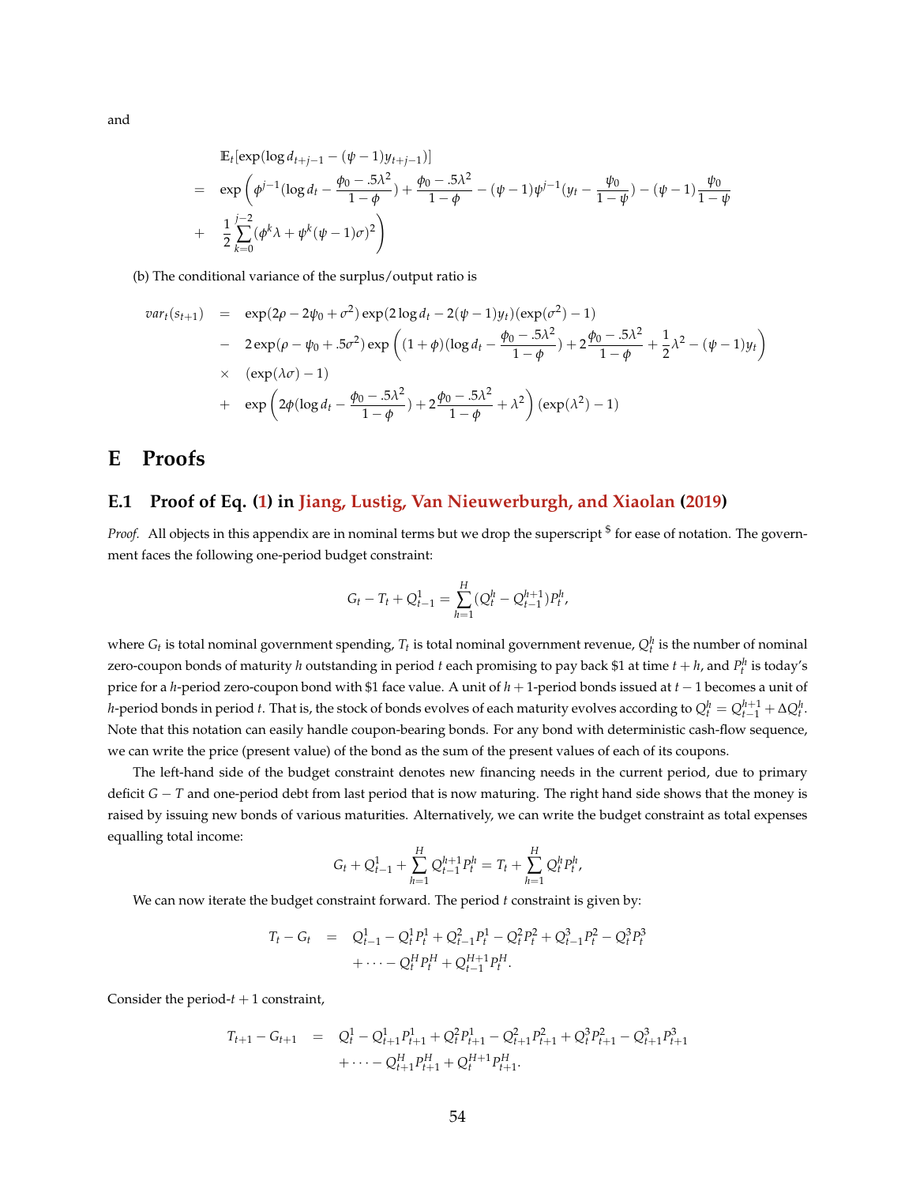and

$$
\begin{aligned}
& \mathbb{E}_t[\exp(\log d_{t+j-1} - (\psi-1)y_{t+j-1})] \\
= \quad & \exp\left(\phi^{j-1}(\log d_t - \frac{\phi_0 - .5\lambda^2}{1-\phi}) + \frac{\phi_0 - .5\lambda^2}{1-\phi} - (\psi-1)\psi^{j-1}(y_t - \frac{\psi_0}{1-\psi}) - (\psi-1)\frac{\psi_0}{1-\psi}\right. \\
+ \quad & \left.\frac{1}{2}\sum_{k=0}^{j-2}(\phi^k\lambda + \psi^k(\psi-1)\sigma)^2\right)
\end{aligned}
$$

(b) The conditional variance of the surplus/output ratio is

$$
\begin{aligned}
var_t(s_{t+1}) \quad = \quad & \exp(2\rho - 2\psi_0 + \sigma^2)\exp(2\log d_t - 2(\psi-1)y_t)(\exp(\sigma^2)-1) \\
- \quad & 2\exp(\rho - \psi_0 + .5\sigma^2)\exp\left((1+\phi)(\log d_t - \frac{\phi_0 - .5\lambda^2}{1-\phi}) + 2\frac{\phi_0 - .5\lambda^2}{1-\phi} + \frac{1}{2}\lambda^2 - (\psi-1)y_t\right) \\
\times \quad & (\exp(\lambda\sigma)-1) \\
+ \quad & \exp\left(2\phi(\log d_t - \frac{\phi_0 - .5\lambda^2}{1-\phi}) + 2\frac{\phi_0 - .5\lambda^2}{1-\phi} + \lambda^2\right)(\exp(\lambda^2)-1)
\end{aligned}
$$

# E Proofs

## E.1 Proof of Eq. (1) in Jiang, Lustig, Van Nieuwerburgh, and Xiaolan (2019)

*Proof.* All objects in this appendix are in nominal terms but we drop the superscript $^\$$ for ease of notation. The government faces the following one-period budget constraint:

$$
G_t - T_t + Q^1_{t-1} = \sum_{h=1}^{H}(Q^h_t - Q^{h+1}_{t-1})P^h_t,
$$

where $G_t$ is total nominal government spending, $T_t$ is total nominal government revenue, $Q^h_t$ is the number of nominal zero-coupon bonds of maturity $h$ outstanding in period $t$ each promising to pay back \$1 at time $t+h$, and $P^h_t$ is today's price for a $h$-period zero-coupon bond with \$1 face value. A unit of $h+1$-period bonds issued at $t-1$ becomes a unit of $h$-period bonds in period $t$. That is, the stock of bonds evolves of each maturity evolves according to $Q^h_t = Q^{h+1}_{t-1} + \Delta Q^h_t$. Note that this notation can easily handle coupon-bearing bonds. For any bond with deterministic cash-flow sequence, we can write the price (present value) of the bond as the sum of the present values of each of its coupons.

The left-hand side of the budget constraint denotes new financing needs in the current period, due to primary deficit $G - T$ and one-period debt from last period that is now maturing. The right hand side shows that the money is raised by issuing new bonds of various maturities. Alternatively, we can write the budget constraint as total expenses equalling total income:

$$
G_t + Q^1_{t-1} + \sum_{h=1}^{H} Q^{h+1}_{t-1}P^h_t = T_t + \sum_{h=1}^{H} Q^h_t P^h_t,
$$

We can now iterate the budget constraint forward. The period $t$ constraint is given by:

$$
\begin{aligned}
T_t - G_t \quad = \quad & Q^1_{t-1} - Q^1_t P^1_t + Q^2_{t-1}P^1_t - Q^2_t P^2_t + Q^3_{t-1}P^2_t - Q^3_t P^3_t \\
& + \cdots - Q^H_t P^H_t + Q^{H+1}_{t-1}P^H_t.
\end{aligned}
$$

Consider the period-$t+1$ constraint,

$$
\begin{aligned}
T_{t+1} - G_{t+1} \quad = \quad & Q^1_t - Q^1_{t+1}P^1_{t+1} + Q^2_t P^1_{t+1} - Q^2_{t+1}P^2_{t+1} + Q^3_t P^2_{t+1} - Q^3_{t+1}P^3_{t+1} \\
& + \cdots - Q^H_{t+1}P^H_{t+1} + Q^{H+1}_t P^H_{t+1}.
\end{aligned}
$$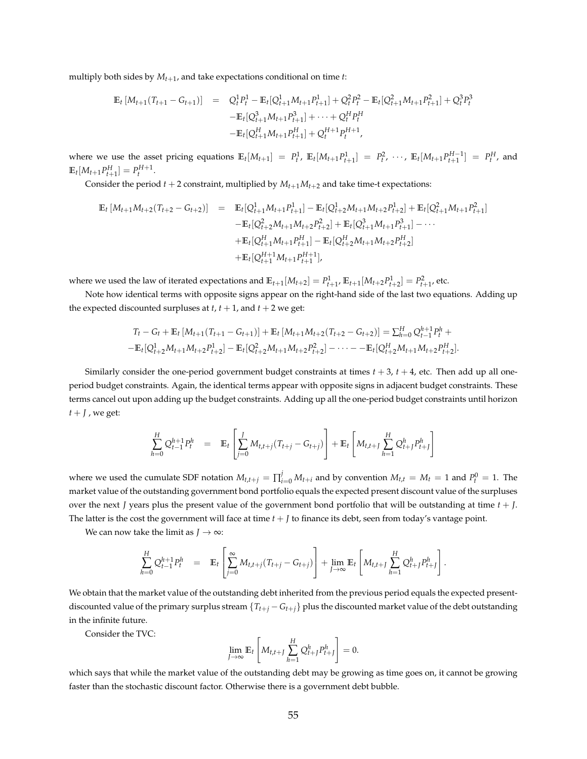multiply both sides by $M_{t+1}$, and take expectations conditional on time $t$:

$$
\begin{aligned}
\mathbb{E}_t\left[M_{t+1}(T_{t+1}-G_{t+1})\right] \quad &= \quad Q_t^1 P_t^1 - \mathbb{E}_t[Q_{t+1}^1 M_{t+1} P_{t+1}^1] + Q_t^2 P_t^2 - \mathbb{E}_t[Q_{t+1}^2 M_{t+1} P_{t+1}^2] + Q_t^3 P_t^3 \\
&\quad -\mathbb{E}_t[Q_{t+1}^3 M_{t+1} P_{t+1}^3] + \cdots + Q_t^H P_t^H \\
&\quad -\mathbb{E}_t[Q_{t+1}^H M_{t+1} P_{t+1}^H] + Q_t^{H+1} P_t^{H+1},
\end{aligned}
$$

where we use the asset pricing equations $\mathbb{E}_t[M_{t+1}] = P_t^1$, $\mathbb{E}_t[M_{t+1}P_{t+1}^1] = P_t^2$, $\cdots$, $\mathbb{E}_t[M_{t+1}P_{t+1}^{H-1}] = P_t^H$, and $\mathbb{E}_t[M_{t+1}P_{t+1}^H] = P_t^{H+1}$.

Consider the period $t+2$ constraint, multiplied by $M_{t+1}M_{t+2}$ and take time-t expectations:

$$
\begin{aligned}
\mathbb{E}_t\left[M_{t+1}M_{t+2}(T_{t+2}-G_{t+2})\right] \quad &= \quad \mathbb{E}_t[Q_{t+1}^1 M_{t+1} P_{t+1}^1] - \mathbb{E}_t[Q_{t+2}^1 M_{t+1} M_{t+2} P_{t+2}^1] + \mathbb{E}_t[Q_{t+1}^2 M_{t+1} P_{t+1}^2] \\
&\quad -\mathbb{E}_t[Q_{t+2}^2 M_{t+1} M_{t+2} P_{t+2}^2] + \mathbb{E}_t[Q_{t+1}^3 M_{t+1} P_{t+1}^3] - \cdots \\
&\quad +\mathbb{E}_t[Q_{t+1}^H M_{t+1} P_{t+1}^H] - \mathbb{E}_t[Q_{t+2}^H M_{t+1} M_{t+2} P_{t+2}^H] \\
&\quad +\mathbb{E}_t[Q_{t+1}^{H+1} M_{t+1} P_{t+1}^{H+1}],
\end{aligned}
$$

where we used the law of iterated expectations and $\mathbb{E}_{t+1}[M_{t+2}] = P_{t+1}^1$, $\mathbb{E}_{t+1}[M_{t+2}P_{t+2}^1] = P_{t+1}^2$, etc.

Note how identical terms with opposite signs appear on the right-hand side of the last two equations. Adding up the expected discounted surpluses at $t$, $t+1$, and $t+2$ we get:

$$
\begin{aligned}
T_t - G_t + \mathbb{E}_t\left[M_{t+1}(T_{t+1}-G_{t+1})\right] + \mathbb{E}_t\left[M_{t+1}M_{t+2}(T_{t+2}-G_{t+2})\right] = \textstyle\sum_{h=0}^H Q_{t-1}^{h+1} P_t^h + \\
-\mathbb{E}_t[Q_{t+2}^1 M_{t+1} M_{t+2} P_{t+2}^1] - \mathbb{E}_t[Q_{t+2}^2 M_{t+1} M_{t+2} P_{t+2}^2] - \cdots - -\mathbb{E}_t[Q_{t+2}^H M_{t+1} M_{t+2} P_{t+2}^H].
\end{aligned}
$$

Similarly consider the one-period government budget constraints at times $t+3$, $t+4$, etc. Then add up all one-period budget constraints. Again, the identical terms appear with opposite signs in adjacent budget constraints. These terms cancel out upon adding up the budget constraints. Adding up all the one-period budget constraints until horizon $t+J$, we get:

$$
\sum_{h=0}^H Q_{t-1}^{h+1} P_t^h \quad = \quad \mathbb{E}_t\left[\sum_{j=0}^J M_{t,t+j}(T_{t+j}-G_{t+j})\right] + \mathbb{E}_t\left[M_{t,t+J}\sum_{h=1}^H Q_{t+J}^h P_{t+J}^h\right]
$$

where we used the cumulate SDF notation $M_{t,t+j} = \prod_{i=0}^j M_{t+i}$ and by convention $M_{t,t} = M_t = 1$ and $P_t^0 = 1$. The market value of the outstanding government bond portfolio equals the expected present discount value of the surpluses over the next $J$ years plus the present value of the government bond portfolio that will be outstanding at time $t+J$. The latter is the cost the government will face at time $t+J$ to finance its debt, seen from today's vantage point.

We can now take the limit as $J \to \infty$:

$$
\sum_{h=0}^H Q_{t-1}^{h+1} P_t^h \quad = \quad \mathbb{E}_t\left[\sum_{j=0}^\infty M_{t,t+j}(T_{t+j}-G_{t+j})\right] + \lim_{J\to\infty} \mathbb{E}_t\left[M_{t,t+J}\sum_{h=1}^H Q_{t+J}^h P_{t+J}^h\right].
$$

We obtain that the market value of the outstanding debt inherited from the previous period equals the expected present-discounted value of the primary surplus stream $\{T_{t+j} - G_{t+j}\}$ plus the discounted market value of the debt outstanding in the infinite future.

Consider the TVC:

$$
\lim_{J\to\infty} \mathbb{E}_t\left[M_{t,t+J}\sum_{h=1}^H Q_{t+J}^h P_{t+J}^h\right] = 0.
$$

which says that while the market value of the outstanding debt may be growing as time goes on, it cannot be growing faster than the stochastic discount factor. Otherwise there is a government debt bubble.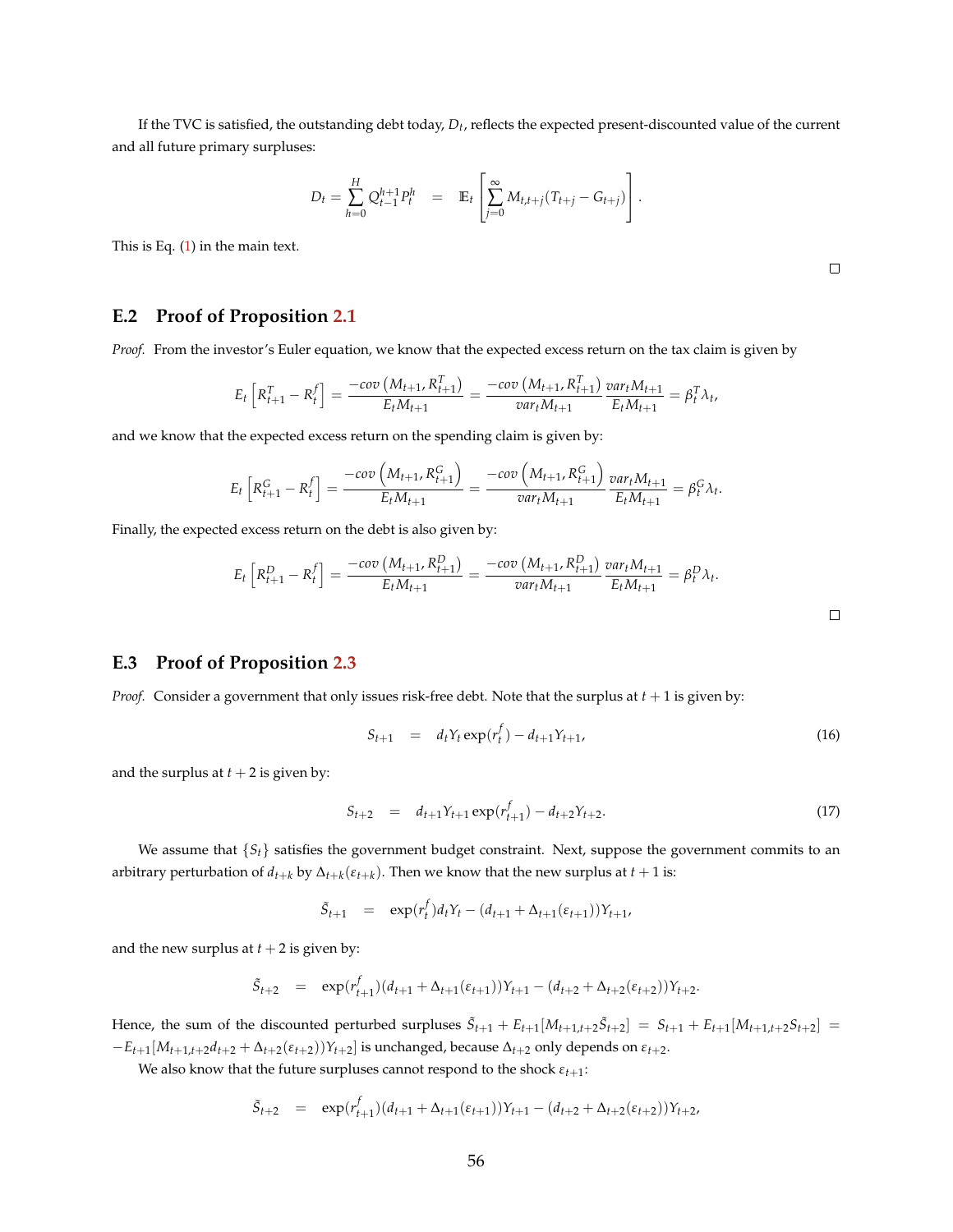If the TVC is satisfied, the outstanding debt today, $D_t$, reflects the expected present-discounted value of the current and all future primary surpluses:

$$D_t = \sum_{h=0}^{H} Q_{t-1}^{h+1} P_t^h \quad = \quad \mathbb{E}_t \left[ \sum_{j=0}^{\infty} M_{t,t+j}(T_{t+j} - G_{t+j}) \right].$$

This is Eq. (1) in the main text.

□

## E.2 Proof of Proposition 2.1

*Proof.* From the investor's Euler equation, we know that the expected excess return on the tax claim is given by

$$E_t\left[R_{t+1}^T - R_t^f\right] = \frac{-cov\left(M_{t+1}, R_{t+1}^T\right)}{E_t M_{t+1}} = \frac{-cov\left(M_{t+1}, R_{t+1}^T\right)}{var_t M_{t+1}} \frac{var_t M_{t+1}}{E_t M_{t+1}} = \beta_t^T \lambda_t,$$

and we know that the expected excess return on the spending claim is given by:

$$E_t\left[R_{t+1}^G - R_t^f\right] = \frac{-cov\left(M_{t+1}, R_{t+1}^G\right)}{E_t M_{t+1}} = \frac{-cov\left(M_{t+1}, R_{t+1}^G\right)}{var_t M_{t+1}} \frac{var_t M_{t+1}}{E_t M_{t+1}} = \beta_t^G \lambda_t.$$

Finally, the expected excess return on the debt is also given by:

$$E_t\left[R_{t+1}^D - R_t^f\right] = \frac{-cov\left(M_{t+1}, R_{t+1}^D\right)}{E_t M_{t+1}} = \frac{-cov\left(M_{t+1}, R_{t+1}^D\right)}{var_t M_{t+1}} \frac{var_t M_{t+1}}{E_t M_{t+1}} = \beta_t^D \lambda_t.$$

□

## E.3 Proof of Proposition 2.3

*Proof.* Consider a government that only issues risk-free debt. Note that the surplus at $t+1$ is given by:

$$S_{t+1} \quad = \quad d_t Y_t \exp(r_t^f) - d_{t+1} Y_{t+1}, \tag{16}$$

and the surplus at $t+2$ is given by:

$$S_{t+2} \quad = \quad d_{t+1} Y_{t+1} \exp(r_{t+1}^f) - d_{t+2} Y_{t+2}. \tag{17}$$

We assume that $\{S_t\}$ satisfies the government budget constraint. Next, suppose the government commits to an arbitrary perturbation of $d_{t+k}$ by $\Delta_{t+k}(\varepsilon_{t+k})$. Then we know that the new surplus at $t+1$ is:

$$\tilde{S}_{t+1} \quad = \quad \exp(r_t^f) d_t Y_t - (d_{t+1} + \Delta_{t+1}(\varepsilon_{t+1})) Y_{t+1},$$

and the new surplus at $t+2$ is given by:

$$\tilde{S}_{t+2} \quad = \quad \exp(r_{t+1}^f)(d_{t+1} + \Delta_{t+1}(\varepsilon_{t+1})) Y_{t+1} - (d_{t+2} + \Delta_{t+2}(\varepsilon_{t+2})) Y_{t+2}.$$

Hence, the sum of the discounted perturbed surpluses $\tilde{S}_{t+1} + E_{t+1}[M_{t+1,t+2}\tilde{S}_{t+2}] = S_{t+1} + E_{t+1}[M_{t+1,t+2}S_{t+2}] = -E_{t+1}[M_{t+1,t+2}d_{t+2} + \Delta_{t+2}(\varepsilon_{t+2}))Y_{t+2}]$ is unchanged, because $\Delta_{t+2}$ only depends on $\varepsilon_{t+2}$.

We also know that the future surpluses cannot respond to the shock $\varepsilon_{t+1}$:

$$\tilde{S}_{t+2} \quad = \quad \exp(r_{t+1}^f)(d_{t+1} + \Delta_{t+1}(\varepsilon_{t+1})) Y_{t+1} - (d_{t+2} + \Delta_{t+2}(\varepsilon_{t+2})) Y_{t+2},$$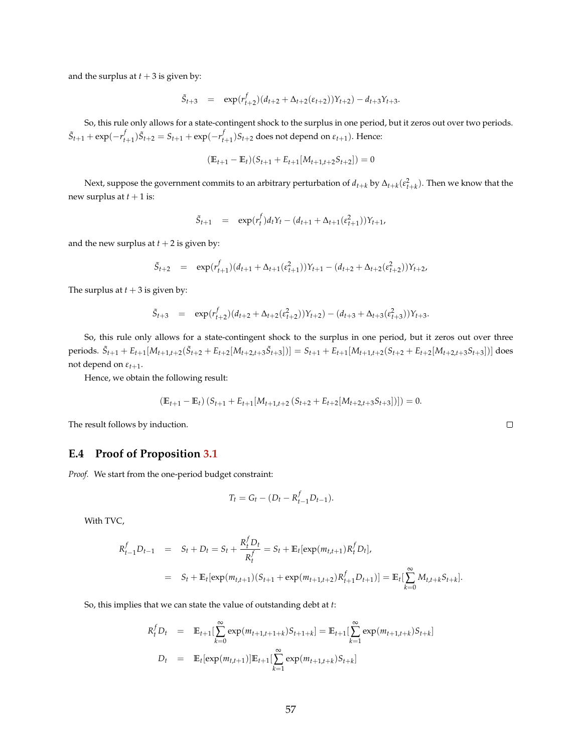and the surplus at $t+3$ is given by:

$$\tilde{S}_{t+3} \quad = \quad \exp(r^f_{t+2})(d_{t+2} + \Delta_{t+2}(\varepsilon_{t+2}))Y_{t+2}) - d_{t+3}Y_{t+3}.$$

So, this rule only allows for a state-contingent shock to the surplus in one period, but it zeros out over two periods. $\tilde{S}_{t+1} + \exp(-r^f_{t+1})\tilde{S}_{t+2} = S_{t+1} + \exp(-r^f_{t+1})S_{t+2}$ does not depend on $\varepsilon_{t+1}$). Hence:

$$(\mathbb{E}_{t+1} - \mathbb{E}_t)(S_{t+1} + E_{t+1}[M_{t+1,t+2}S_{t+2}]) = 0$$

Next, suppose the government commits to an arbitrary perturbation of $d_{t+k}$ by $\Delta_{t+k}(\varepsilon^2_{t+k})$. Then we know that the new surplus at $t+1$ is:

$$\tilde{S}_{t+1} \quad = \quad \exp(r^f_t)d_tY_t - (d_{t+1} + \Delta_{t+1}(\varepsilon^2_{t+1}))Y_{t+1},$$

and the new surplus at $t+2$ is given by:

$$\tilde{S}_{t+2} \quad = \quad \exp(r^f_{t+1})(d_{t+1} + \Delta_{t+1}(\varepsilon^2_{t+1}))Y_{t+1} - (d_{t+2} + \Delta_{t+2}(\varepsilon^2_{t+2}))Y_{t+2},$$

The surplus at $t+3$ is given by:

$$\tilde{S}_{t+3} \quad = \quad \exp(r^f_{t+2})(d_{t+2} + \Delta_{t+2}(\varepsilon^2_{t+2}))Y_{t+2}) - (d_{t+3} + \Delta_{t+3}(\varepsilon^2_{t+3}))Y_{t+3}.$$

So, this rule only allows for a state-contingent shock to the surplus in one period, but it zeros out over three periods. $\tilde{S}_{t+1} + E_{t+1}[M_{t+1,t+2}(\tilde{S}_{t+2} + E_{t+2}[M_{t+2,t+3}\tilde{S}_{t+3}])] = S_{t+1} + E_{t+1}[M_{t+1,t+2}(S_{t+2} + E_{t+2}[M_{t+2,t+3}S_{t+3}])]$ does not depend on $\varepsilon_{t+1}$.

Hence, we obtain the following result:

$$(\mathbb{E}_{t+1} - \mathbb{E}_t)\left(S_{t+1} + E_{t+1}[M_{t+1,t+2}\left(S_{t+2} + E_{t+2}[M_{t+2,t+3}S_{t+3}]\right)]\right) = 0.$$

The result follows by induction. □

## E.4 Proof of Proposition 3.1

*Proof.* We start from the one-period budget constraint:

$$T_t = G_t - (D_t - R^f_{t-1}D_{t-1}).$$

With TVC,

$$\begin{aligned}
R^f_{t-1}D_{t-1} &= S_t + D_t = S_t + \frac{R^f_t D_t}{R^f_t} = S_t + \mathbb{E}_t[\exp(m_{t,t+1})R^f_t D_t], \\
&= S_t + \mathbb{E}_t[\exp(m_{t,t+1})(S_{t+1} + \exp(m_{t+1,t+2})R^f_{t+1}D_{t+1})] = \mathbb{E}_t[\sum_{k=0}^{\infty} M_{t,t+k}S_{t+k}].
\end{aligned}$$

So, this implies that we can state the value of outstanding debt at $t$:

$$\begin{aligned}
R^f_t D_t &= \mathbb{E}_{t+1}[\sum_{k=0}^{\infty} \exp(m_{t+1,t+1+k})S_{t+1+k}] = \mathbb{E}_{t+1}[\sum_{k=1}^{\infty} \exp(m_{t+1,t+k})S_{t+k}] \\
D_t &= \mathbb{E}_t[\exp(m_{t,t+1})]\mathbb{E}_{t+1}[\sum_{k=1}^{\infty} \exp(m_{t+1,t+k})S_{t+k}]
\end{aligned}$$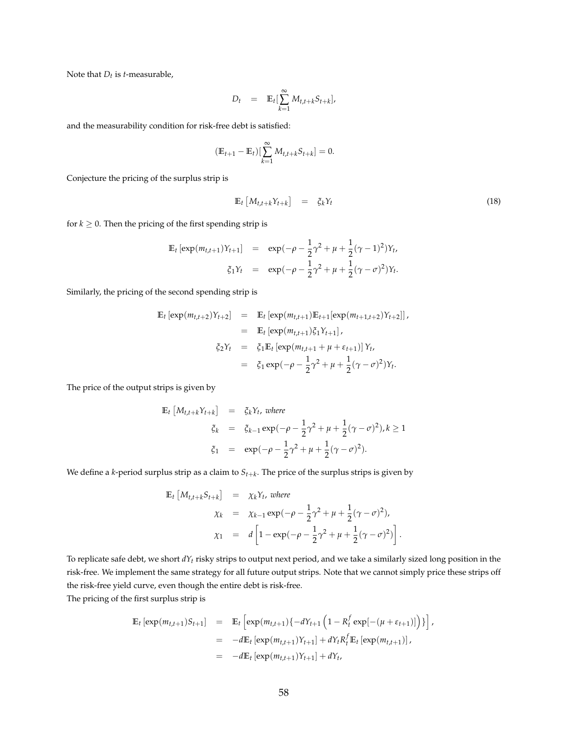Note that $D_t$ is $t$-measurable,

$$D_t \quad = \quad \mathbb{E}_t[\sum_{k=1}^{\infty} M_{t,t+k} S_{t+k}],$$

and the measurability condition for risk-free debt is satisfied:

$$(\mathbb{E}_{t+1} - \mathbb{E}_t)[\sum_{k=1}^{\infty} M_{t,t+k} S_{t+k}] = 0.$$

Conjecture the pricing of the surplus strip is

$$\mathbb{E}_t\left[M_{t,t+k} Y_{t+k}\right] \quad = \quad \xi_k Y_t \tag{18}$$

for $k \geq 0$. Then the pricing of the first spending strip is

$$\begin{aligned}
\mathbb{E}_t\left[\exp(m_{t,t+1}) Y_{t+1}\right] &= \exp(-\rho - \frac{1}{2}\gamma^2 + \mu + \frac{1}{2}(\gamma - 1)^2) Y_t, \\
\xi_1 Y_t &= \exp(-\rho - \frac{1}{2}\gamma^2 + \mu + \frac{1}{2}(\gamma - \sigma)^2) Y_t.
\end{aligned}$$

Similarly, the pricing of the second spending strip is

$$\begin{aligned}
\mathbb{E}_t\left[\exp(m_{t,t+2}) Y_{t+2}\right] &= \mathbb{E}_t\left[\exp(m_{t,t+1}) \mathbb{E}_{t+1}[\exp(m_{t+1,t+2}) Y_{t+2}]\right], \\
&= \mathbb{E}_t\left[\exp(m_{t,t+1}) \xi_1 Y_{t+1}\right], \\
\xi_2 Y_t &= \xi_1 \mathbb{E}_t\left[\exp(m_{t,t+1} + \mu + \varepsilon_{t+1})\right] Y_t, \\
&= \xi_1 \exp(-\rho - \frac{1}{2}\gamma^2 + \mu + \frac{1}{2}(\gamma - \sigma)^2) Y_t.
\end{aligned}$$

The price of the output strips is given by

$$\begin{aligned}
\mathbb{E}_t\left[M_{t,t+k} Y_{t+k}\right] &= \xi_k Y_t, \text{ where} \\
\xi_k &= \xi_{k-1} \exp(-\rho - \frac{1}{2}\gamma^2 + \mu + \frac{1}{2}(\gamma - \sigma)^2), k \geq 1 \\
\xi_1 &= \exp(-\rho - \frac{1}{2}\gamma^2 + \mu + \frac{1}{2}(\gamma - \sigma)^2).
\end{aligned}$$

We define a $k$-period surplus strip as a claim to $S_{t+k}$. The price of the surplus strips is given by

$$\begin{aligned}
\mathbb{E}_t\left[M_{t,t+k} S_{t+k}\right] &= \chi_k Y_t, \text{ where} \\
\chi_k &= \chi_{k-1} \exp(-\rho - \frac{1}{2}\gamma^2 + \mu + \frac{1}{2}(\gamma - \sigma)^2), \\
\chi_1 &= d\left[1 - \exp(-\rho - \frac{1}{2}\gamma^2 + \mu + \frac{1}{2}(\gamma - \sigma)^2)\right].
\end{aligned}$$

To replicate safe debt, we short $dY_t$ risky strips to output next period, and we take a similarly sized long position in the risk-free. We implement the same strategy for all future output strips. Note that we cannot simply price these strips off the risk-free yield curve, even though the entire debt is risk-free.

The pricing of the first surplus strip is

$$\begin{aligned}
\mathbb{E}_t\left[\exp(m_{t,t+1}) S_{t+1}\right] &= \mathbb{E}_t\left[\exp(m_{t,t+1})\{-dY_{t+1}\left(1 - R_t^f \exp[-(\mu + \varepsilon_{t+1})]\right)\}\right], \\
&= -d\mathbb{E}_t\left[\exp(m_{t,t+1}) Y_{t+1}\right] + dY_t R_t^f \mathbb{E}_t\left[\exp(m_{t,t+1})\right], \\
&= -d\mathbb{E}_t\left[\exp(m_{t,t+1}) Y_{t+1}\right] + dY_t,
\end{aligned}$$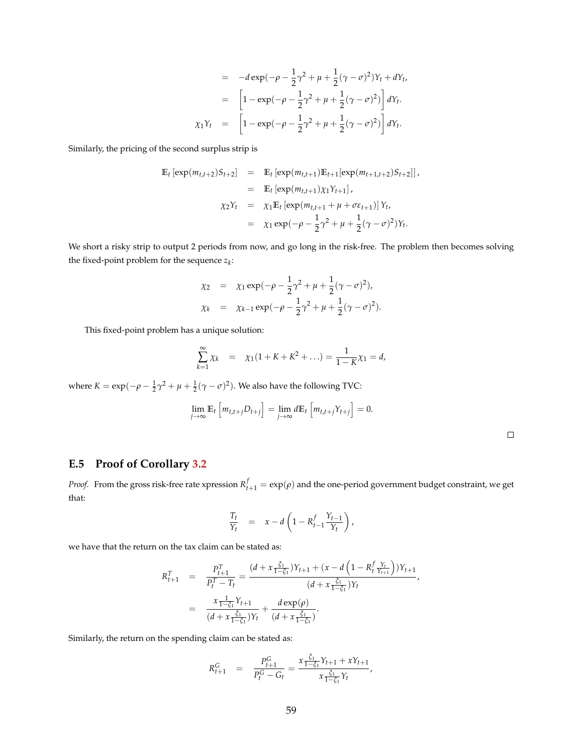$$
\begin{aligned}
&= -d\exp(-\rho - \frac{1}{2}\gamma^2 + \mu + \frac{1}{2}(\gamma-\sigma)^2)Y_t + dY_t, \\
&= \left[1 - \exp(-\rho - \frac{1}{2}\gamma^2 + \mu + \frac{1}{2}(\gamma-\sigma)^2)\right] dY_t. \\
\chi_1 Y_t &= \left[1 - \exp(-\rho - \frac{1}{2}\gamma^2 + \mu + \frac{1}{2}(\gamma-\sigma)^2)\right] dY_t.
\end{aligned}
$$

Similarly, the pricing of the second surplus strip is

$$
\begin{aligned}
\mathbb{E}_t\left[\exp(m_{t,t+2})S_{t+2}\right] &= \mathbb{E}_t\left[\exp(m_{t,t+1})\mathbb{E}_{t+1}[\exp(m_{t+1,t+2})S_{t+2}]\right], \\
&= \mathbb{E}_t\left[\exp(m_{t,t+1})\chi_1 Y_{t+1}\right], \\
\chi_2 Y_t &= \chi_1 \mathbb{E}_t\left[\exp(m_{t,t+1} + \mu + \sigma\varepsilon_{t+1})\right] Y_t, \\
&= \chi_1 \exp(-\rho - \frac{1}{2}\gamma^2 + \mu + \frac{1}{2}(\gamma-\sigma)^2)Y_t.
\end{aligned}
$$

We short a risky strip to output 2 periods from now, and go long in the risk-free. The problem then becomes solving the fixed-point problem for the sequence $z_k$:

$$
\begin{aligned}
\chi_2 &= \chi_1 \exp(-\rho - \frac{1}{2}\gamma^2 + \mu + \frac{1}{2}(\gamma-\sigma)^2), \\
\chi_k &= \chi_{k-1} \exp(-\rho - \frac{1}{2}\gamma^2 + \mu + \frac{1}{2}(\gamma-\sigma)^2).
\end{aligned}
$$

This fixed-point problem has a unique solution:

$$
\sum_{k=1}^{\infty} \chi_k = \chi_1(1 + K + K^2 + \ldots) = \frac{1}{1-K}\chi_1 = d,
$$

where $K = \exp(-\rho - \frac{1}{2}\gamma^2 + \mu + \frac{1}{2}(\gamma-\sigma)^2)$. We also have the following TVC:

$$
\lim_{j\to\infty} \mathbb{E}_t\left[m_{t,t+j}D_{t+j}\right] = \lim_{j\to\infty} d\mathbb{E}_t\left[m_{t,t+j}Y_{t+j}\right] = 0.
$$

□

## E.5 Proof of Corollary 3.2

*Proof.* From the gross risk-free rate xpression $R^f_{t+1} = \exp(\rho)$ and the one-period government budget constraint, we get that:

$$
\frac{T_t}{Y_t} = x - d\left(1 - R^f_{t-1}\frac{Y_{t-1}}{Y_t}\right),
$$

we have that the return on the tax claim can be stated as:

$$
\begin{aligned}
R^T_{t+1} &= \frac{P^T_{t+1}}{P^T_t - T_t} = \frac{(d + x\frac{\xi_1}{1-\xi_1})Y_{t+1} + (x - d\left(1 - R^f_t \frac{Y_t}{Y_{t+1}}\right))Y_{t+1}}{(d + x\frac{\xi_1}{1-\xi_1})Y_t}, \\
&= \frac{x\frac{1}{1-\xi_1}Y_{t+1}}{(d + x\frac{\xi_1}{1-\xi_1})Y_t} + \frac{d\exp(\rho)}{(d + x\frac{\xi_1}{1-\xi_1})}.
\end{aligned}
$$

Similarly, the return on the spending claim can be stated as:

$$
R^G_{t+1} = \frac{P^G_{t+1}}{P^G_t - G_t} = \frac{x\frac{\xi_1}{1-\xi_1}Y_{t+1} + xY_{t+1}}{x\frac{\xi_1}{1-\xi_1}Y_t},
$$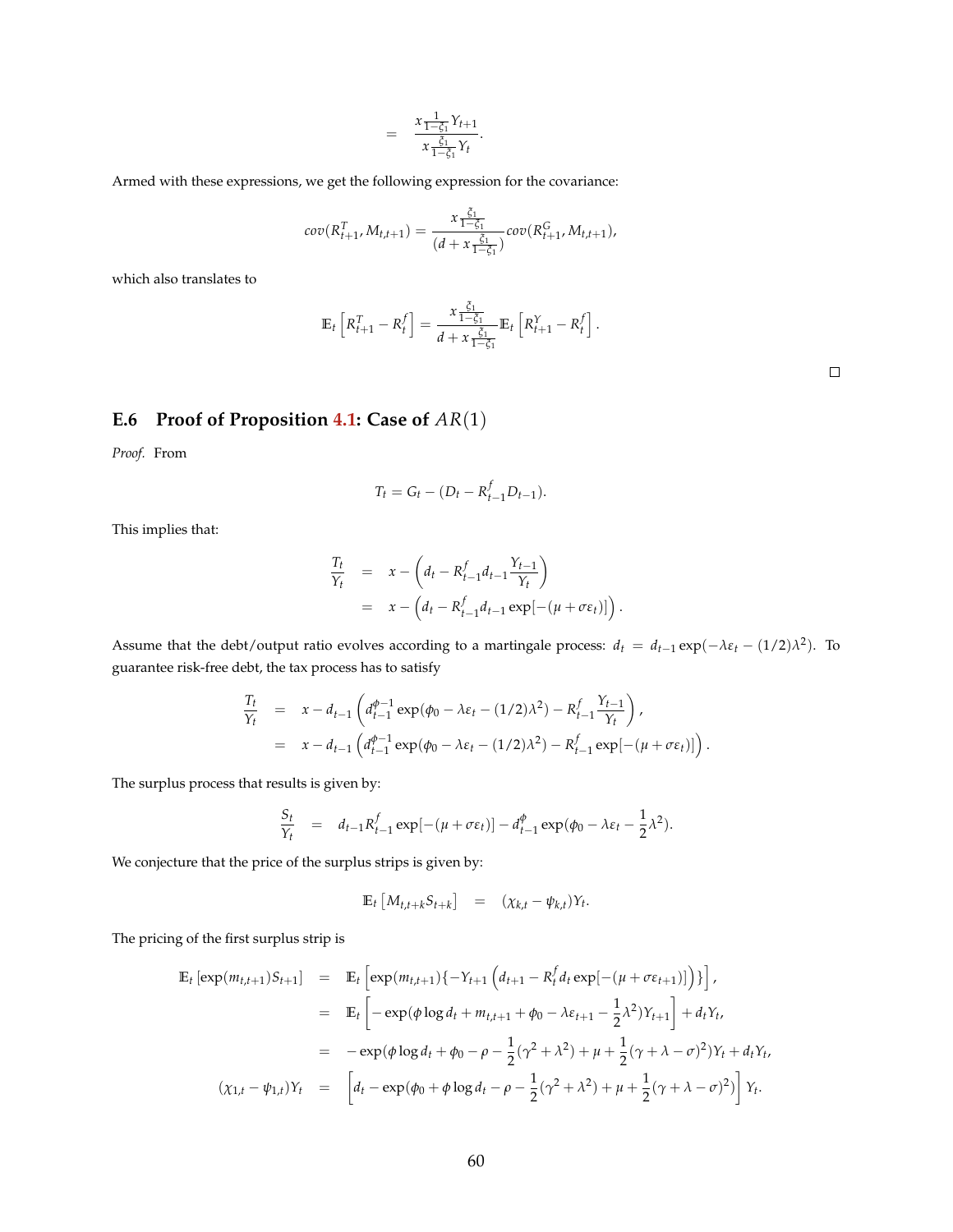$$= \frac{x\frac{1}{1-\xi_1}Y_{t+1}}{x\frac{\xi_1}{1-\xi_1}Y_t}.$$

Armed with these expressions, we get the following expression for the covariance:

$$cov(R^T_{t+1}, M_{t,t+1}) = \frac{x\frac{\xi_1}{1-\xi_1}}{(d + x\frac{\xi_1}{1-\xi_1})} cov(R^G_{t+1}, M_{t,t+1}),$$

which also translates to

$$\mathbb{E}_t\left[R^T_{t+1} - R^f_t\right] = \frac{x\frac{\xi_1}{1-\xi_1}}{d + x\frac{\xi_1}{1-\xi_1}} \mathbb{E}_t\left[R^Y_{t+1} - R^f_t\right].$$

□

## E.6 Proof of Proposition 4.1: Case of $AR(1)$

*Proof.* From

$$T_t = G_t - (D_t - R^f_{t-1}D_{t-1}).$$

This implies that:

$$\begin{aligned}
\frac{T_t}{Y_t} &= x - \left(d_t - R^f_{t-1}d_{t-1}\frac{Y_{t-1}}{Y_t}\right) \\
&= x - \left(d_t - R^f_{t-1}d_{t-1}\exp[-(\mu + \sigma\varepsilon_t)]\right).
\end{aligned}$$

Assume that the debt/output ratio evolves according to a martingale process: $d_t = d_{t-1}\exp(-\lambda\varepsilon_t - (1/2)\lambda^2)$. To guarantee risk-free debt, the tax process has to satisfy

$$\begin{aligned}
\frac{T_t}{Y_t} &= x - d_{t-1}\left(d^{\phi-1}_{t-1}\exp(\phi_0 - \lambda\varepsilon_t - (1/2)\lambda^2) - R^f_{t-1}\frac{Y_{t-1}}{Y_t}\right), \\
&= x - d_{t-1}\left(d^{\phi-1}_{t-1}\exp(\phi_0 - \lambda\varepsilon_t - (1/2)\lambda^2) - R^f_{t-1}\exp[-(\mu + \sigma\varepsilon_t)]\right).
\end{aligned}$$

The surplus process that results is given by:

$$\frac{S_t}{Y_t} = d_{t-1}R^f_{t-1}\exp[-(\mu + \sigma\varepsilon_t)] - d^{\phi}_{t-1}\exp(\phi_0 - \lambda\varepsilon_t - \frac{1}{2}\lambda^2).$$

We conjecture that the price of the surplus strips is given by:

$$\mathbb{E}_t\left[M_{t,t+k}S_{t+k}\right] = (\chi_{k,t} - \psi_{k,t})Y_t.$$

The pricing of the first surplus strip is

$$\begin{aligned}
\mathbb{E}_t\left[\exp(m_{t,t+1})S_{t+1}\right] &= \mathbb{E}_t\left[\exp(m_{t,t+1})\{-Y_{t+1}\left(d_{t+1} - R^f_t d_t\exp[-(\mu + \sigma\varepsilon_{t+1})]\right)\}\right], \\
&= \mathbb{E}_t\left[-\exp(\phi\log d_t + m_{t,t+1} + \phi_0 - \lambda\varepsilon_{t+1} - \frac{1}{2}\lambda^2)Y_{t+1}\right] + d_t Y_t, \\
&= -\exp(\phi\log d_t + \phi_0 - \rho - \frac{1}{2}(\gamma^2 + \lambda^2) + \mu + \frac{1}{2}(\gamma + \lambda - \sigma)^2)Y_t + d_t Y_t, \\
(\chi_{1,t} - \psi_{1,t})Y_t &= \left[d_t - \exp(\phi_0 + \phi\log d_t - \rho - \frac{1}{2}(\gamma^2 + \lambda^2) + \mu + \frac{1}{2}(\gamma + \lambda - \sigma)^2)\right]Y_t.
\end{aligned}$$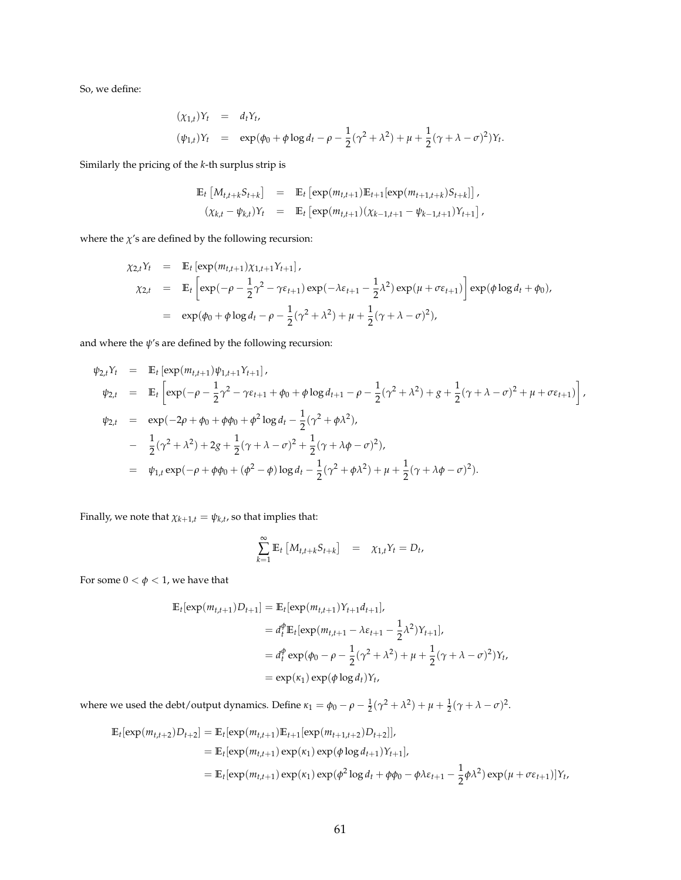So, we define:

$$
\begin{aligned}
(\chi_{1,t})Y_t &= d_t Y_t, \\
(\psi_{1,t})Y_t &= \exp(\phi_0 + \phi \log d_t - \rho - \frac{1}{2}(\gamma^2 + \lambda^2) + \mu + \frac{1}{2}(\gamma + \lambda - \sigma)^2)Y_t.
\end{aligned}
$$

Similarly the pricing of the $k$-th surplus strip is

$$
\begin{aligned}
\mathbb{E}_t\left[M_{t,t+k} S_{t+k}\right] &= \mathbb{E}_t\left[\exp(m_{t,t+1})\mathbb{E}_{t+1}[\exp(m_{t+1,t+k})S_{t+k}]\right], \\
(\chi_{k,t} - \psi_{k,t})Y_t &= \mathbb{E}_t\left[\exp(m_{t,t+1})(\chi_{k-1,t+1} - \psi_{k-1,t+1})Y_{t+1}\right],
\end{aligned}
$$

where the $\chi$'s are defined by the following recursion:

$$
\begin{aligned}
\chi_{2,t} Y_t &= \mathbb{E}_t\left[\exp(m_{t,t+1})\chi_{1,t+1} Y_{t+1}\right], \\
\chi_{2,t} &= \mathbb{E}_t\left[\exp(-\rho - \frac{1}{2}\gamma^2 - \gamma\varepsilon_{t+1})\exp(-\lambda\varepsilon_{t+1} - \frac{1}{2}\lambda^2)\exp(\mu + \sigma\varepsilon_{t+1})\right]\exp(\phi \log d_t + \phi_0), \\
&= \exp(\phi_0 + \phi \log d_t - \rho - \frac{1}{2}(\gamma^2 + \lambda^2) + \mu + \frac{1}{2}(\gamma + \lambda - \sigma)^2),
\end{aligned}
$$

and where the $\psi$'s are defined by the following recursion:

$$
\begin{aligned}
\psi_{2,t} Y_t &= \mathbb{E}_t\left[\exp(m_{t,t+1})\psi_{1,t+1} Y_{t+1}\right], \\
\psi_{2,t} &= \mathbb{E}_t\left[\exp(-\rho - \frac{1}{2}\gamma^2 - \gamma\varepsilon_{t+1} + \phi_0 + \phi \log d_{t+1} - \rho - \frac{1}{2}(\gamma^2 + \lambda^2) + g + \frac{1}{2}(\gamma + \lambda - \sigma)^2 + \mu + \sigma\varepsilon_{t+1})\right], \\
\psi_{2,t} &= \exp(-2\rho + \phi_0 + \phi\phi_0 + \phi^2 \log d_t - \frac{1}{2}(\gamma^2 + \phi\lambda^2), \\
&- \frac{1}{2}(\gamma^2 + \lambda^2) + 2g + \frac{1}{2}(\gamma + \lambda - \sigma)^2 + \frac{1}{2}(\gamma + \lambda\phi - \sigma)^2), \\
&= \psi_{1,t}\exp(-\rho + \phi\phi_0 + (\phi^2 - \phi)\log d_t - \frac{1}{2}(\gamma^2 + \phi\lambda^2) + \mu + \frac{1}{2}(\gamma + \lambda\phi - \sigma)^2).
\end{aligned}
$$

Finally, we note that $\chi_{k+1,t} = \psi_{k,t}$, so that implies that:

$$
\sum_{k=1}^{\infty} \mathbb{E}_t\left[M_{t,t+k} S_{t+k}\right] = \chi_{1,t} Y_t = D_t,
$$

For some $0 < \phi < 1$, we have that

$$
\begin{aligned}
\mathbb{E}_t[\exp(m_{t,t+1})D_{t+1}] &= \mathbb{E}_t[\exp(m_{t,t+1})Y_{t+1}d_{t+1}], \\
&= d_t^{\phi}\mathbb{E}_t[\exp(m_{t,t+1} - \lambda\varepsilon_{t+1} - \frac{1}{2}\lambda^2)Y_{t+1}], \\
&= d_t^{\phi}\exp(\phi_0 - \rho - \frac{1}{2}(\gamma^2 + \lambda^2) + \mu + \frac{1}{2}(\gamma + \lambda - \sigma)^2)Y_t, \\
&= \exp(\kappa_1)\exp(\phi \log d_t)Y_t,
\end{aligned}
$$

where we used the debt/output dynamics. Define $\kappa_1 = \phi_0 - \rho - \frac{1}{2}(\gamma^2 + \lambda^2) + \mu + \frac{1}{2}(\gamma + \lambda - \sigma)^2$.

$$
\begin{aligned}
\mathbb{E}_t[\exp(m_{t,t+2})D_{t+2}] &= \mathbb{E}_t[\exp(m_{t,t+1})\mathbb{E}_{t+1}[\exp(m_{t+1,t+2})D_{t+2}]], \\
&= \mathbb{E}_t[\exp(m_{t,t+1})\exp(\kappa_1)\exp(\phi \log d_{t+1})Y_{t+1}], \\
&= \mathbb{E}_t[\exp(m_{t,t+1})\exp(\kappa_1)\exp(\phi^2 \log d_t + \phi\phi_0 - \phi\lambda\varepsilon_{t+1} - \frac{1}{2}\phi\lambda^2)\exp(\mu + \sigma\varepsilon_{t+1})]Y_t,
\end{aligned}
$$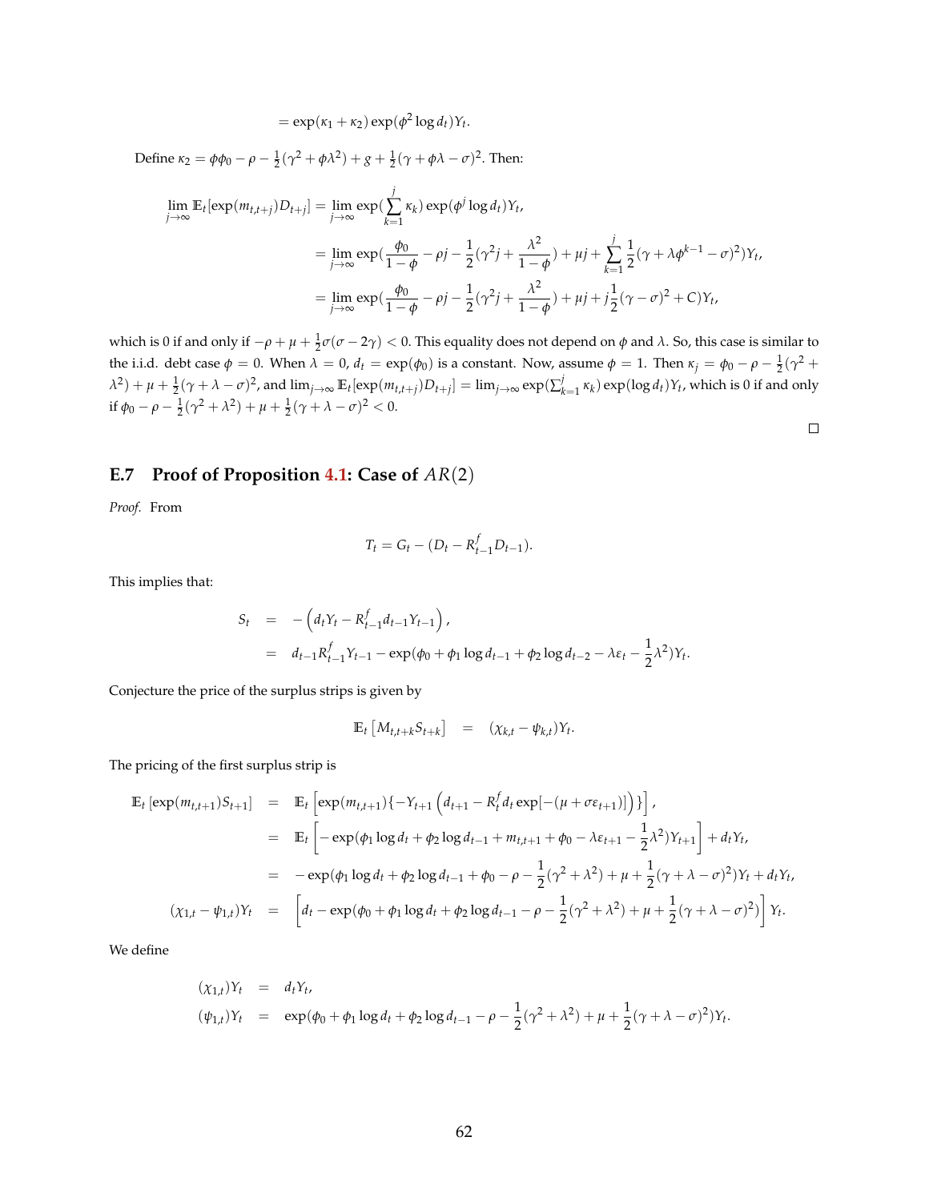$$= \exp(\kappa_1 + \kappa_2)\exp(\phi^2 \log d_t) Y_t.$$

Define $\kappa_2 = \phi\phi_0 - \rho - \frac{1}{2}(\gamma^2 + \phi\lambda^2) + g + \frac{1}{2}(\gamma + \phi\lambda - \sigma)^2$. Then:

$$
\begin{aligned}
\lim_{j\to\infty} \mathbb{E}_t[\exp(m_{t,t+j})D_{t+j}] &= \lim_{j\to\infty} \exp(\sum_{k=1}^{j}\kappa_k)\exp(\phi^j \log d_t)Y_t, \\
&= \lim_{j\to\infty} \exp(\frac{\phi_0}{1-\phi} - \rho j - \frac{1}{2}(\gamma^2 j + \frac{\lambda^2}{1-\phi}) + \mu j + \sum_{k=1}^{j}\frac{1}{2}(\gamma + \lambda\phi^{k-1} - \sigma)^2)Y_t, \\
&= \lim_{j\to\infty} \exp(\frac{\phi_0}{1-\phi} - \rho j - \frac{1}{2}(\gamma^2 j + \frac{\lambda^2}{1-\phi}) + \mu j + j\frac{1}{2}(\gamma - \sigma)^2 + C)Y_t,
\end{aligned}
$$

which is 0 if and only if $-\rho + \mu + \frac{1}{2}\sigma(\sigma - 2\gamma) < 0$. This equality does not depend on $\phi$ and $\lambda$. So, this case is similar to the i.i.d. debt case $\phi = 0$. When $\lambda = 0$, $d_t = \exp(\phi_0)$ is a constant. Now, assume $\phi = 1$. Then $\kappa_j = \phi_0 - \rho - \frac{1}{2}(\gamma^2 + \lambda^2) + \mu + \frac{1}{2}(\gamma + \lambda - \sigma)^2$, and $\lim_{j\to\infty} \mathbb{E}_t[\exp(m_{t,t+j})D_{t+j}] = \lim_{j\to\infty} \exp(\sum_{k=1}^{j}\kappa_k)\exp(\log d_t)Y_t$, which is 0 if and only if $\phi_0 - \rho - \frac{1}{2}(\gamma^2 + \lambda^2) + \mu + \frac{1}{2}(\gamma + \lambda - \sigma)^2 < 0$.

□

## E.7 Proof of Proposition 4.1: Case of $AR(2)$

*Proof.* From

$$T_t = G_t - (D_t - R^f_{t-1}D_{t-1}).$$

This implies that:

$$
\begin{aligned}
S_t &= -\left(d_t Y_t - R^f_{t-1} d_{t-1} Y_{t-1}\right), \\
&= d_{t-1} R^f_{t-1} Y_{t-1} - \exp(\phi_0 + \phi_1 \log d_{t-1} + \phi_2 \log d_{t-2} - \lambda\varepsilon_t - \frac{1}{2}\lambda^2) Y_t.
\end{aligned}
$$

Conjecture the price of the surplus strips is given by

$$\mathbb{E}_t\left[M_{t,t+k} S_{t+k}\right] = (\chi_{k,t} - \psi_{k,t})Y_t.$$

The pricing of the first surplus strip is

$$
\begin{aligned}
\mathbb{E}_t\left[\exp(m_{t,t+1})S_{t+1}\right] &= \mathbb{E}_t\left[\exp(m_{t,t+1})\{-Y_{t+1}\left(d_{t+1} - R^f_t d_t \exp[-(\mu + \sigma\varepsilon_{t+1})]\right)\}\right], \\
&= \mathbb{E}_t\left[-\exp(\phi_1 \log d_t + \phi_2 \log d_{t-1} + m_{t,t+1} + \phi_0 - \lambda\varepsilon_{t+1} - \frac{1}{2}\lambda^2)Y_{t+1}\right] + d_t Y_t, \\
&= -\exp(\phi_1 \log d_t + \phi_2 \log d_{t-1} + \phi_0 - \rho - \frac{1}{2}(\gamma^2 + \lambda^2) + \mu + \frac{1}{2}(\gamma + \lambda - \sigma)^2)Y_t + d_t Y_t, \\
(\chi_{1,t} - \psi_{1,t})Y_t &= \left[d_t - \exp(\phi_0 + \phi_1 \log d_t + \phi_2 \log d_{t-1} - \rho - \frac{1}{2}(\gamma^2 + \lambda^2) + \mu + \frac{1}{2}(\gamma + \lambda - \sigma)^2)\right] Y_t.
\end{aligned}
$$

We define

$$
\begin{aligned}
(\chi_{1,t})Y_t &= d_t Y_t, \\
(\psi_{1,t})Y_t &= \exp(\phi_0 + \phi_1 \log d_t + \phi_2 \log d_{t-1} - \rho - \frac{1}{2}(\gamma^2 + \lambda^2) + \mu + \frac{1}{2}(\gamma + \lambda - \sigma)^2)Y_t.
\end{aligned}
$$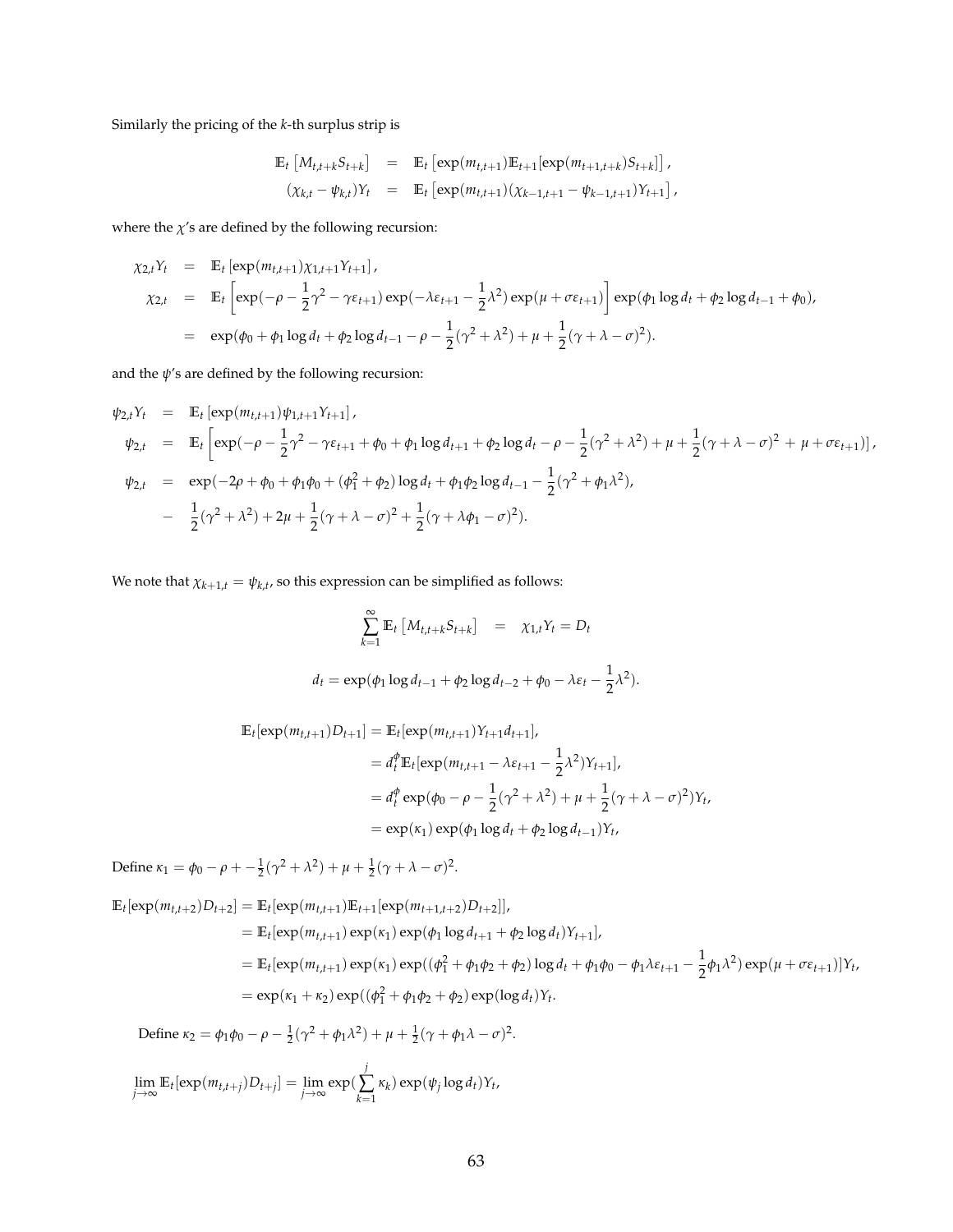Similarly the pricing of the $k$-th surplus strip is

$$
\begin{aligned}
\mathbb{E}_t\left[M_{t,t+k} S_{t+k}\right] &= \mathbb{E}_t\left[\exp(m_{t,t+1})\mathbb{E}_{t+1}[\exp(m_{t+1,t+k})S_{t+k}]\right], \\
(\chi_{k,t} - \psi_{k,t})Y_t &= \mathbb{E}_t\left[\exp(m_{t,t+1})(\chi_{k-1,t+1} - \psi_{k-1,t+1})Y_{t+1}\right],
\end{aligned}
$$

where the $\chi$'s are defined by the following recursion:

$$
\begin{aligned}
\chi_{2,t} Y_t &= \mathbb{E}_t\left[\exp(m_{t,t+1})\chi_{1,t+1} Y_{t+1}\right], \\
\chi_{2,t} &= \mathbb{E}_t\left[\exp(-\rho - \frac{1}{2}\gamma^2 - \gamma\varepsilon_{t+1})\exp(-\lambda\varepsilon_{t+1} - \frac{1}{2}\lambda^2)\exp(\mu + \sigma\varepsilon_{t+1})\right]\exp(\phi_1 \log d_t + \phi_2 \log d_{t-1} + \phi_0), \\
&= \exp(\phi_0 + \phi_1 \log d_t + \phi_2 \log d_{t-1} - \rho - \frac{1}{2}(\gamma^2 + \lambda^2) + \mu + \frac{1}{2}(\gamma + \lambda - \sigma)^2).
\end{aligned}
$$

and the $\psi$'s are defined by the following recursion:

$$
\begin{aligned}
\psi_{2,t} Y_t &= \mathbb{E}_t\left[\exp(m_{t,t+1})\psi_{1,t+1} Y_{t+1}\right], \\
\psi_{2,t} &= \mathbb{E}_t\left[\exp(-\rho - \frac{1}{2}\gamma^2 - \gamma\varepsilon_{t+1} + \phi_0 + \phi_1 \log d_{t+1} + \phi_2 \log d_t - \rho - \frac{1}{2}(\gamma^2 + \lambda^2) + \mu + \frac{1}{2}(\gamma + \lambda - \sigma)^2 \; + \; \mu + \sigma\varepsilon_{t+1})\right], \\
\psi_{2,t} &= \exp(-2\rho + \phi_0 + \phi_1\phi_0 + (\phi_1^2 + \phi_2)\log d_t + \phi_1\phi_2 \log d_{t-1} - \frac{1}{2}(\gamma^2 + \phi_1\lambda^2), \\
&- \frac{1}{2}(\gamma^2 + \lambda^2) + 2\mu + \frac{1}{2}(\gamma + \lambda - \sigma)^2 + \frac{1}{2}(\gamma + \lambda\phi_1 - \sigma)^2).
\end{aligned}
$$

We note that $\chi_{k+1,t} = \psi_{k,t}$, so this expression can be simplified as follows:

$$
\sum_{k=1}^{\infty} \mathbb{E}_t\left[M_{t,t+k} S_{t+k}\right] = \chi_{1,t} Y_t = D_t
$$

$$
d_t = \exp(\phi_1 \log d_{t-1} + \phi_2 \log d_{t-2} + \phi_0 - \lambda\varepsilon_t - \frac{1}{2}\lambda^2).
$$

$$
\begin{aligned}
\mathbb{E}_t[\exp(m_{t,t+1})D_{t+1}] &= \mathbb{E}_t[\exp(m_{t,t+1})Y_{t+1} d_{t+1}], \\
&= d_t^{\phi}\mathbb{E}_t[\exp(m_{t,t+1} - \lambda\varepsilon_{t+1} - \frac{1}{2}\lambda^2)Y_{t+1}], \\
&= d_t^{\phi}\exp(\phi_0 - \rho - \frac{1}{2}(\gamma^2 + \lambda^2) + \mu + \frac{1}{2}(\gamma + \lambda - \sigma)^2)Y_t, \\
&= \exp(\kappa_1)\exp(\phi_1 \log d_t + \phi_2 \log d_{t-1})Y_t,
\end{aligned}
$$

Define $\kappa_1 = \phi_0 - \rho + -\frac{1}{2}(\gamma^2 + \lambda^2) + \mu + \frac{1}{2}(\gamma + \lambda - \sigma)^2$.

$$
\begin{aligned}
\mathbb{E}_t[\exp(m_{t,t+2})D_{t+2}] &= \mathbb{E}_t[\exp(m_{t,t+1})\mathbb{E}_{t+1}[\exp(m_{t+1,t+2})D_{t+2}]], \\
&= \mathbb{E}_t[\exp(m_{t,t+1})\exp(\kappa_1)\exp(\phi_1 \log d_{t+1} + \phi_2 \log d_t)Y_{t+1}], \\
&= \mathbb{E}_t[\exp(m_{t,t+1})\exp(\kappa_1)\exp((\phi_1^2 + \phi_1\phi_2 + \phi_2)\log d_t + \phi_1\phi_0 - \phi_1\lambda\varepsilon_{t+1} - \frac{1}{2}\phi_1\lambda^2)\exp(\mu + \sigma\varepsilon_{t+1})]Y_t, \\
&= \exp(\kappa_1 + \kappa_2)\exp((\phi_1^2 + \phi_1\phi_2 + \phi_2)\exp(\log d_t)Y_t.
\end{aligned}
$$

Define $\kappa_2 = \phi_1\phi_0 - \rho - \frac{1}{2}(\gamma^2 + \phi_1\lambda^2) + \mu + \frac{1}{2}(\gamma + \phi_1\lambda - \sigma)^2$.

$$
\lim_{j\to\infty} \mathbb{E}_t[\exp(m_{t,t+j})D_{t+j}] = \lim_{j\to\infty} \exp(\sum_{k=1}^{j} \kappa_k)\exp(\psi_j \log d_t)Y_t,
$$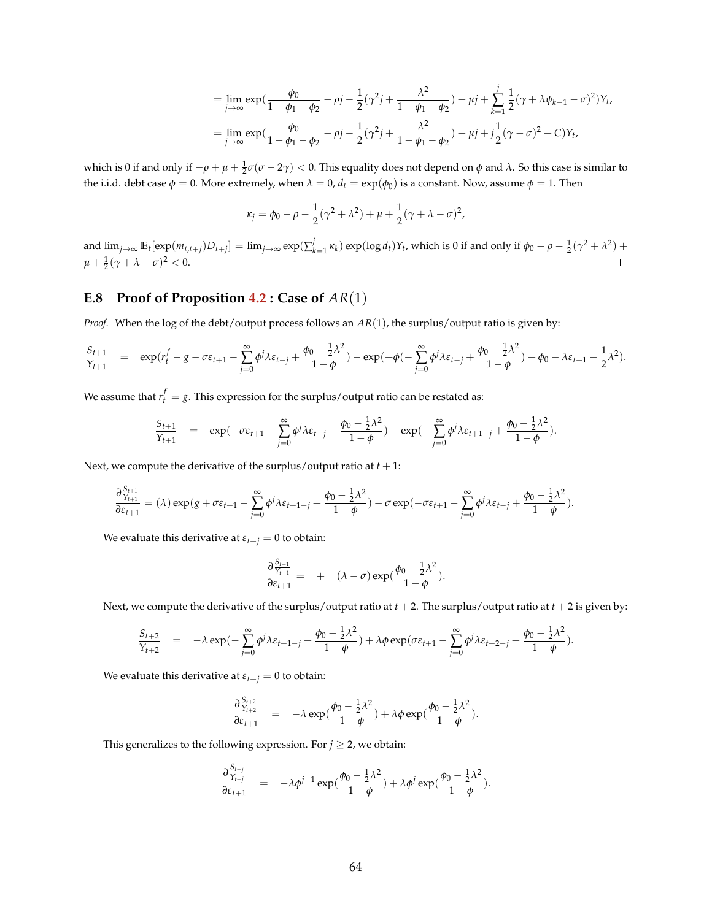$$= \lim_{j\to\infty} \exp(\frac{\phi_0}{1-\phi_1-\phi_2} - \rho j - \frac{1}{2}(\gamma^2 j + \frac{\lambda^2}{1-\phi_1-\phi_2}) + \mu j + \sum_{k=1}^{j} \frac{1}{2}(\gamma + \lambda\psi_{k-1} - \sigma)^2)Y_t,$$

$$= \lim_{j\to\infty} \exp(\frac{\phi_0}{1-\phi_1-\phi_2} - \rho j - \frac{1}{2}(\gamma^2 j + \frac{\lambda^2}{1-\phi_1-\phi_2}) + \mu j + j\frac{1}{2}(\gamma - \sigma)^2 + C)Y_t,$$

which is 0 if and only if $-\rho + \mu + \frac{1}{2}\sigma(\sigma - 2\gamma) < 0$. This equality does not depend on $\phi$ and $\lambda$. So this case is similar to the i.i.d. debt case $\phi = 0$. More extremely, when $\lambda = 0$, $d_t = \exp(\phi_0)$ is a constant. Now, assume $\phi = 1$. Then

$$\kappa_j = \phi_0 - \rho - \frac{1}{2}(\gamma^2 + \lambda^2) + \mu + \frac{1}{2}(\gamma + \lambda - \sigma)^2,$$

and $\lim_{j\to\infty} \mathbb{E}_t[\exp(m_{t,t+j})D_{t+j}] = \lim_{j\to\infty} \exp(\sum_{k=1}^{j} \kappa_k) \exp(\log d_t) Y_t$, which is 0 if and only if $\phi_0 - \rho - \frac{1}{2}(\gamma^2 + \lambda^2) + \mu + \frac{1}{2}(\gamma + \lambda - \sigma)^2 < 0$. □

## E.8 Proof of Proposition 4.2 : Case of $AR(1)$

*Proof.* When the log of the debt/output process follows an $AR(1)$, the surplus/output ratio is given by:

$$\frac{S_{t+1}}{Y_{t+1}} = \exp(r_t^f - g - \sigma\varepsilon_{t+1} - \sum_{j=0}^{\infty} \phi^j \lambda \varepsilon_{t-j} + \frac{\phi_0 - \frac{1}{2}\lambda^2}{1-\phi}) - \exp(+\phi(-\sum_{j=0}^{\infty} \phi^j \lambda\varepsilon_{t-j} + \frac{\phi_0 - \frac{1}{2}\lambda^2}{1-\phi}) + \phi_0 - \lambda\varepsilon_{t+1} - \frac{1}{2}\lambda^2).$$

We assume that $r_t^f = g$. This expression for the surplus/output ratio can be restated as:

$$\frac{S_{t+1}}{Y_{t+1}} = \exp(-\sigma\varepsilon_{t+1} - \sum_{j=0}^{\infty} \phi^j \lambda\varepsilon_{t-j} + \frac{\phi_0 - \frac{1}{2}\lambda^2}{1-\phi}) - \exp(-\sum_{j=0}^{\infty} \phi^j \lambda\varepsilon_{t+1-j} + \frac{\phi_0 - \frac{1}{2}\lambda^2}{1-\phi}).$$

Next, we compute the derivative of the surplus/output ratio at $t+1$:

$$\frac{\partial \frac{S_{t+1}}{Y_{t+1}}}{\partial \varepsilon_{t+1}} = (\lambda) \exp(g + \sigma\varepsilon_{t+1} - \sum_{j=0}^{\infty} \phi^j \lambda\varepsilon_{t+1-j} + \frac{\phi_0 - \frac{1}{2}\lambda^2}{1-\phi}) - \sigma \exp(-\sigma\varepsilon_{t+1} - \sum_{j=0}^{\infty} \phi^j \lambda\varepsilon_{t-j} + \frac{\phi_0 - \frac{1}{2}\lambda^2}{1-\phi}).$$

We evaluate this derivative at $\varepsilon_{t+j} = 0$ to obtain:

$$\frac{\partial \frac{S_{t+1}}{Y_{t+1}}}{\partial \varepsilon_{t+1}} = + \quad (\lambda - \sigma) \exp(\frac{\phi_0 - \frac{1}{2}\lambda^2}{1-\phi}).$$

Next, we compute the derivative of the surplus/output ratio at $t+2$. The surplus/output ratio at $t+2$ is given by:

$$\frac{S_{t+2}}{Y_{t+2}} = -\lambda \exp(-\sum_{j=0}^{\infty} \phi^j \lambda\varepsilon_{t+1-j} + \frac{\phi_0 - \frac{1}{2}\lambda^2}{1-\phi}) + \lambda\phi \exp(\sigma\varepsilon_{t+1} - \sum_{j=0}^{\infty} \phi^j \lambda\varepsilon_{t+2-j} + \frac{\phi_0 - \frac{1}{2}\lambda^2}{1-\phi}).$$

We evaluate this derivative at $\varepsilon_{t+j} = 0$ to obtain:

$$\frac{\partial \frac{S_{t+2}}{Y_{t+2}}}{\partial \varepsilon_{t+1}} = -\lambda \exp(\frac{\phi_0 - \frac{1}{2}\lambda^2}{1-\phi}) + \lambda\phi \exp(\frac{\phi_0 - \frac{1}{2}\lambda^2}{1-\phi}).$$

This generalizes to the following expression. For $j \geq 2$, we obtain:

$$\frac{\partial \frac{S_{t+j}}{Y_{t+j}}}{\partial \varepsilon_{t+1}} = -\lambda\phi^{j-1} \exp(\frac{\phi_0 - \frac{1}{2}\lambda^2}{1-\phi}) + \lambda\phi^j \exp(\frac{\phi_0 - \frac{1}{2}\lambda^2}{1-\phi}).$$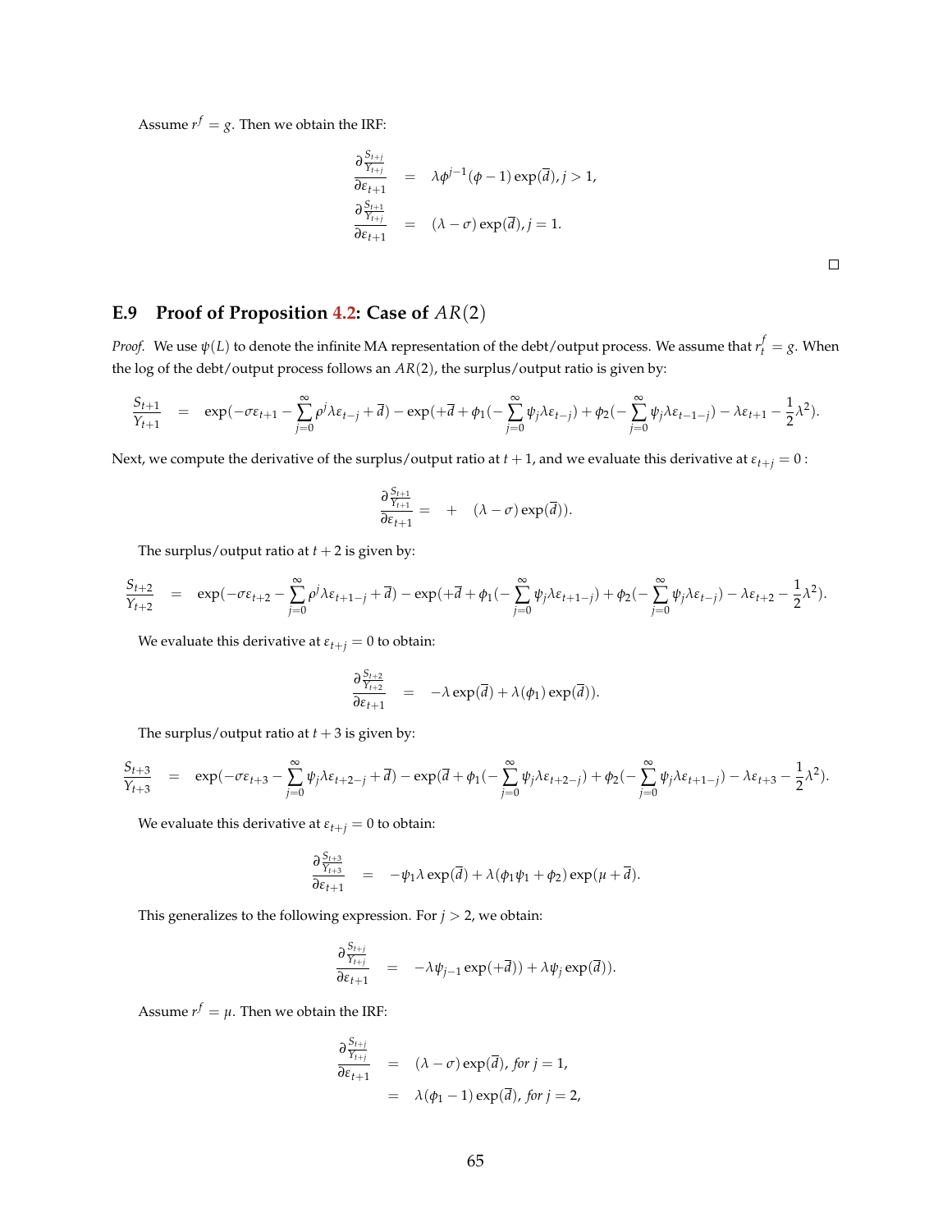Assume $r^f = g$. Then we obtain the IRF:

$$
\begin{aligned}
\frac{\partial \frac{S_{t+j}}{Y_{t+j}}}{\partial \varepsilon_{t+1}} &= \lambda \phi^{j-1}(\phi - 1)\exp(\overline{d}), j > 1, \\
\frac{\partial \frac{S_{t+1}}{Y_{t+j}}}{\partial \varepsilon_{t+1}} &= (\lambda - \sigma)\exp(\overline{d}), j = 1.
\end{aligned}
$$

□

## E.9 Proof of Proposition 4.2: Case of $AR(2)$

*Proof.* We use $\psi(L)$ to denote the infinite MA representation of the debt/output process. We assume that $r_t^f = g$. When the log of the debt/output process follows an $AR(2)$, the surplus/output ratio is given by:

$$
\frac{S_{t+1}}{Y_{t+1}} = \exp(-\sigma\varepsilon_{t+1} - \sum_{j=0}^{\infty}\rho^j \lambda \varepsilon_{t-j} + \overline{d}) - \exp(+\overline{d} + \phi_1(-\sum_{j=0}^{\infty}\psi_j \lambda \varepsilon_{t-j}) + \phi_2(-\sum_{j=0}^{\infty}\psi_j \lambda \varepsilon_{t-1-j}) - \lambda \varepsilon_{t+1} - \frac{1}{2}\lambda^2).
$$

Next, we compute the derivative of the surplus/output ratio at $t+1$, and we evaluate this derivative at $\varepsilon_{t+j} = 0$ :

$$
\frac{\partial \frac{S_{t+1}}{Y_{t+1}}}{\partial \varepsilon_{t+1}} = + \quad (\lambda - \sigma)\exp(\overline{d})).
$$

The surplus/output ratio at $t+2$ is given by:

$$
\frac{S_{t+2}}{Y_{t+2}} = \exp(-\sigma\varepsilon_{t+2} - \sum_{j=0}^{\infty}\rho^j \lambda \varepsilon_{t+1-j} + \overline{d}) - \exp(+\overline{d} + \phi_1(-\sum_{j=0}^{\infty}\psi_j \lambda \varepsilon_{t+1-j}) + \phi_2(-\sum_{j=0}^{\infty}\psi_j \lambda \varepsilon_{t-j}) - \lambda \varepsilon_{t+2} - \frac{1}{2}\lambda^2).
$$

We evaluate this derivative at $\varepsilon_{t+j} = 0$ to obtain:

$$
\frac{\partial \frac{S_{t+2}}{Y_{t+2}}}{\partial \varepsilon_{t+1}} = -\lambda \exp(\overline{d}) + \lambda(\phi_1)\exp(\overline{d})).
$$

The surplus/output ratio at $t+3$ is given by:

$$
\frac{S_{t+3}}{Y_{t+3}} = \exp(-\sigma\varepsilon_{t+3} - \sum_{j=0}^{\infty}\psi_j \lambda \varepsilon_{t+2-j} + \overline{d}) - \exp(\overline{d} + \phi_1(-\sum_{j=0}^{\infty}\psi_j \lambda \varepsilon_{t+2-j}) + \phi_2(-\sum_{j=0}^{\infty}\psi_j \lambda \varepsilon_{t+1-j}) - \lambda \varepsilon_{t+3} - \frac{1}{2}\lambda^2).
$$

We evaluate this derivative at $\varepsilon_{t+j} = 0$ to obtain:

$$
\frac{\partial \frac{S_{t+3}}{Y_{t+3}}}{\partial \varepsilon_{t+1}} = -\psi_1 \lambda \exp(\overline{d}) + \lambda(\phi_1\psi_1 + \phi_2)\exp(\mu + \overline{d}).
$$

This generalizes to the following expression. For $j > 2$, we obtain:

$$
\frac{\partial \frac{S_{t+j}}{Y_{t+j}}}{\partial \varepsilon_{t+1}} = -\lambda \psi_{j-1}\exp(+\overline{d})) + \lambda \psi_j \exp(\overline{d})).
$$

Assume $r^f = \mu$. Then we obtain the IRF:

$$
\begin{aligned}
\frac{\partial \frac{S_{t+j}}{Y_{t+j}}}{\partial \varepsilon_{t+1}} &= (\lambda - \sigma)\exp(\overline{d}), \textit{ for } j = 1, \\
&= \lambda(\phi_1 - 1)\exp(\overline{d}), \textit{ for } j = 2,
\end{aligned}
$$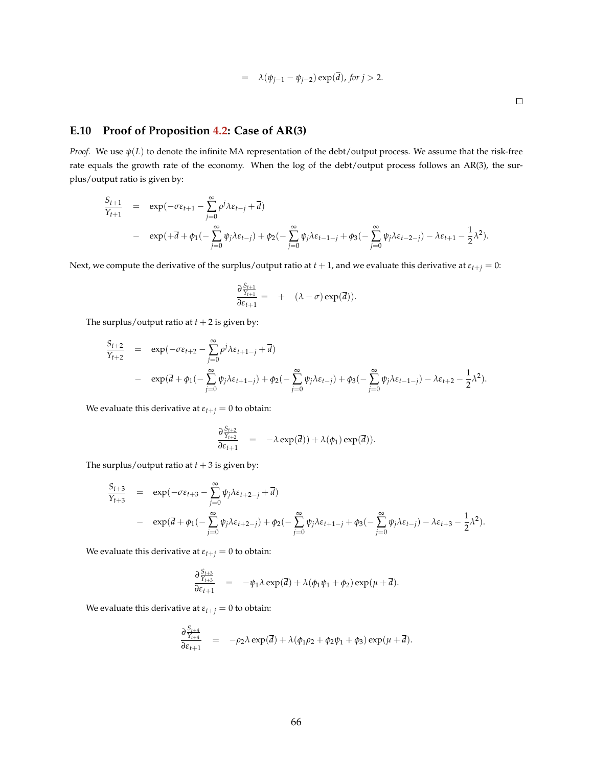$$= \lambda(\psi_{j-1} - \psi_{j-2})\exp(\overline{d}), \textit{ for } j > 2.$$

□

### E.10 Proof of Proposition 4.2: Case of AR(3)

*Proof.* We use $\psi(L)$ to denote the infinite MA representation of the debt/output process. We assume that the risk-free rate equals the growth rate of the economy. When the log of the debt/output process follows an AR(3), the surplus/output ratio is given by:

$$\begin{aligned}
\frac{S_{t+1}}{Y_{t+1}} &= \exp(-\sigma\varepsilon_{t+1} - \sum_{j=0}^{\infty}\rho^j\lambda\varepsilon_{t-j} + \overline{d}) \\
&- \exp(+\overline{d} + \phi_1(-\sum_{j=0}^{\infty}\psi_j\lambda\varepsilon_{t-j}) + \phi_2(-\sum_{j=0}^{\infty}\psi_j\lambda\varepsilon_{t-1-j} + \phi_3(-\sum_{j=0}^{\infty}\psi_j\lambda\varepsilon_{t-2-j}) - \lambda\varepsilon_{t+1} - \frac{1}{2}\lambda^2).
\end{aligned}$$

Next, we compute the derivative of the surplus/output ratio at $t+1$, and we evaluate this derivative at $\varepsilon_{t+j} = 0$:

$$\frac{\partial\frac{S_{t+1}}{Y_{t+1}}}{\partial\varepsilon_{t+1}} = + \quad (\lambda - \sigma)\exp(\overline{d})).$$

The surplus/output ratio at $t+2$ is given by:

$$\begin{aligned}
\frac{S_{t+2}}{Y_{t+2}} &= \exp(-\sigma\varepsilon_{t+2} - \sum_{j=0}^{\infty}\rho^j\lambda\varepsilon_{t+1-j} + \overline{d}) \\
&- \exp(\overline{d} + \phi_1(-\sum_{j=0}^{\infty}\psi_j\lambda\varepsilon_{t+1-j}) + \phi_2(-\sum_{j=0}^{\infty}\psi_j\lambda\varepsilon_{t-j}) + \phi_3(-\sum_{j=0}^{\infty}\psi_j\lambda\varepsilon_{t-1-j}) - \lambda\varepsilon_{t+2} - \frac{1}{2}\lambda^2).
\end{aligned}$$

We evaluate this derivative at $\varepsilon_{t+j} = 0$ to obtain:

$$\frac{\partial\frac{S_{t+2}}{Y_{t+2}}}{\partial\varepsilon_{t+1}} = -\lambda\exp(\overline{d})) + \lambda(\phi_1)\exp(\overline{d})).$$

The surplus/output ratio at $t+3$ is given by:

$$\begin{aligned}
\frac{S_{t+3}}{Y_{t+3}} &= \exp(-\sigma\varepsilon_{t+3} - \sum_{j=0}^{\infty}\psi_j\lambda\varepsilon_{t+2-j} + \overline{d}) \\
&- \exp(\overline{d} + \phi_1(-\sum_{j=0}^{\infty}\psi_j\lambda\varepsilon_{t+2-j}) + \phi_2(-\sum_{j=0}^{\infty}\psi_j\lambda\varepsilon_{t+1-j} + \phi_3(-\sum_{j=0}^{\infty}\psi_j\lambda\varepsilon_{t-j}) - \lambda\varepsilon_{t+3} - \frac{1}{2}\lambda^2).
\end{aligned}$$

We evaluate this derivative at $\varepsilon_{t+j} = 0$ to obtain:

$$\frac{\partial\frac{S_{t+3}}{Y_{t+3}}}{\partial\varepsilon_{t+1}} = -\psi_1\lambda\exp(\overline{d}) + \lambda(\phi_1\psi_1 + \phi_2)\exp(\mu + \overline{d}).$$

We evaluate this derivative at $\varepsilon_{t+j} = 0$ to obtain:

$$\frac{\partial\frac{S_{t+4}}{Y_{t+4}}}{\partial\varepsilon_{t+1}} = -\rho_2\lambda\exp(\overline{d}) + \lambda(\phi_1\rho_2 + \phi_2\psi_1 + \phi_3)\exp(\mu + \overline{d}).$$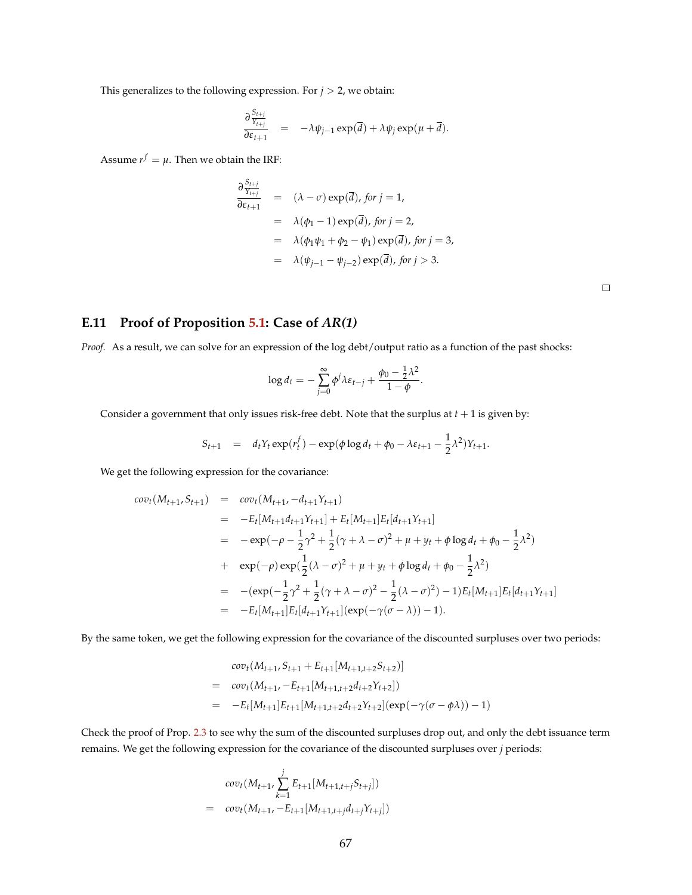This generalizes to the following expression. For $j > 2$, we obtain:

$$\frac{\partial \frac{S_{t+j}}{Y_{t+j}}}{\partial \varepsilon_{t+1}} = -\lambda \psi_{j-1} \exp(\overline{d}) + \lambda \psi_j \exp(\mu + \overline{d}).$$

Assume $r^f = \mu$. Then we obtain the IRF:

$$\begin{aligned}
\frac{\partial \frac{S_{t+j}}{Y_{t+j}}}{\partial \varepsilon_{t+1}} &= (\lambda - \sigma) \exp(\overline{d}), \textit{ for } j = 1, \\
&= \lambda(\phi_1 - 1) \exp(\overline{d}), \textit{ for } j = 2, \\
&= \lambda(\phi_1 \psi_1 + \phi_2 - \psi_1) \exp(\overline{d}), \textit{ for } j = 3, \\
&= \lambda(\psi_{j-1} - \psi_{j-2}) \exp(\overline{d}), \textit{ for } j > 3.
\end{aligned}$$

□

## E.11 Proof of Proposition 5.1: Case of *AR(1)*

*Proof.* As a result, we can solve for an expression of the log debt/output ratio as a function of the past shocks:

$$\log d_t = -\sum_{j=0}^{\infty} \phi^j \lambda \varepsilon_{t-j} + \frac{\phi_0 - \frac{1}{2}\lambda^2}{1 - \phi}.$$

Consider a government that only issues risk-free debt. Note that the surplus at $t+1$ is given by:

$$S_{t+1} = d_t Y_t \exp(r_t^f) - \exp(\phi \log d_t + \phi_0 - \lambda \varepsilon_{t+1} - \frac{1}{2}\lambda^2) Y_{t+1}.$$

We get the following expression for the covariance:

$$\begin{aligned}
cov_t(M_{t+1}, S_{t+1}) &= cov_t(M_{t+1}, -d_{t+1} Y_{t+1}) \\
&= -E_t[M_{t+1} d_{t+1} Y_{t+1}] + E_t[M_{t+1}] E_t[d_{t+1} Y_{t+1}] \\
&= -\exp(-\rho - \frac{1}{2}\gamma^2 + \frac{1}{2}(\gamma + \lambda - \sigma)^2 + \mu + y_t + \phi \log d_t + \phi_0 - \frac{1}{2}\lambda^2) \\
&+ \exp(-\rho) \exp(\frac{1}{2}(\lambda - \sigma)^2 + \mu + y_t + \phi \log d_t + \phi_0 - \frac{1}{2}\lambda^2) \\
&= -(\exp(-\frac{1}{2}\gamma^2 + \frac{1}{2}(\gamma + \lambda - \sigma)^2 - \frac{1}{2}(\lambda - \sigma)^2) - 1) E_t[M_{t+1}] E_t[d_{t+1} Y_{t+1}] \\
&= -E_t[M_{t+1}] E_t[d_{t+1} Y_{t+1}] (\exp(-\gamma(\sigma - \lambda)) - 1).
\end{aligned}$$

By the same token, we get the following expression for the covariance of the discounted surpluses over two periods:

$$\begin{aligned}
& cov_t(M_{t+1}, S_{t+1} + E_{t+1}[M_{t+1,t+2} S_{t+2}]) \\
=\ & cov_t(M_{t+1}, -E_{t+1}[M_{t+1,t+2} d_{t+2} Y_{t+2}]) \\
=\ & -E_t[M_{t+1}] E_{t+1}[M_{t+1,t+2} d_{t+2} Y_{t+2}] (\exp(-\gamma(\sigma - \phi\lambda)) - 1)
\end{aligned}$$

Check the proof of Prop. 2.3 to see why the sum of the discounted surpluses drop out, and only the debt issuance term remains. We get the following expression for the covariance of the discounted surpluses over $j$ periods:

$$\begin{aligned}
& cov_t(M_{t+1}, \sum_{k=1}^{j} E_{t+1}[M_{t+1,t+j} S_{t+j}]) \\
=\ & cov_t(M_{t+1}, -E_{t+1}[M_{t+1,t+j} d_{t+j} Y_{t+j}])
\end{aligned}$$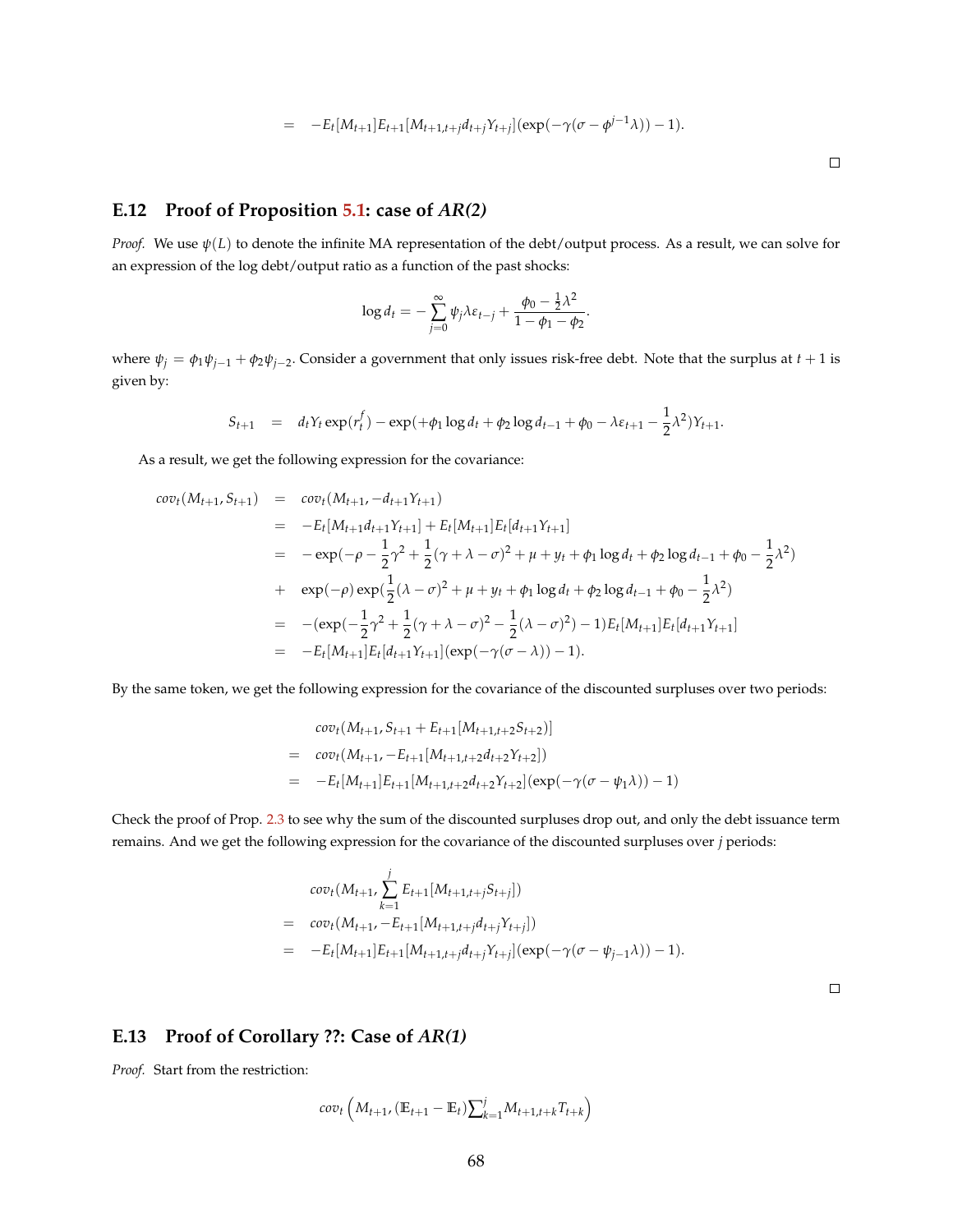$$= \quad -E_t[M_{t+1}]E_{t+1}[M_{t+1,t+j}d_{t+j}Y_{t+j}](\exp(-\gamma(\sigma - \phi^{j-1}\lambda)) - 1).$$

□

### E.12 Proof of Proposition 5.1: case of *AR(2)*

*Proof.* We use $\psi(L)$ to denote the infinite MA representation of the debt/output process. As a result, we can solve for an expression of the log debt/output ratio as a function of the past shocks:

$$\log d_t = -\sum_{j=0}^{\infty} \psi_j \lambda \varepsilon_{t-j} + \frac{\phi_0 - \frac{1}{2}\lambda^2}{1 - \phi_1 - \phi_2}.$$

where $\psi_j = \phi_1 \psi_{j-1} + \phi_2 \psi_{j-2}$. Consider a government that only issues risk-free debt. Note that the surplus at $t+1$ is given by:

$$S_{t+1} \quad = \quad d_t Y_t \exp(r_t^f) - \exp(+\phi_1 \log d_t + \phi_2 \log d_{t-1} + \phi_0 - \lambda \varepsilon_{t+1} - \frac{1}{2}\lambda^2) Y_{t+1}.$$

As a result, we get the following expression for the covariance:

$$\begin{aligned}
cov_t(M_{t+1}, S_{t+1}) &= cov_t(M_{t+1}, -d_{t+1}Y_{t+1}) \\
&= -E_t[M_{t+1}d_{t+1}Y_{t+1}] + E_t[M_{t+1}]E_t[d_{t+1}Y_{t+1}] \\
&= -\exp(-\rho - \frac{1}{2}\gamma^2 + \frac{1}{2}(\gamma + \lambda - \sigma)^2 + \mu + y_t + \phi_1 \log d_t + \phi_2 \log d_{t-1} + \phi_0 - \frac{1}{2}\lambda^2) \\
&+ \exp(-\rho)\exp(\frac{1}{2}(\lambda - \sigma)^2 + \mu + y_t + \phi_1 \log d_t + \phi_2 \log d_{t-1} + \phi_0 - \frac{1}{2}\lambda^2) \\
&= -(\exp(-\frac{1}{2}\gamma^2 + \frac{1}{2}(\gamma + \lambda - \sigma)^2 - \frac{1}{2}(\lambda - \sigma)^2) - 1)E_t[M_{t+1}]E_t[d_{t+1}Y_{t+1}] \\
&= -E_t[M_{t+1}]E_t[d_{t+1}Y_{t+1}](\exp(-\gamma(\sigma - \lambda)) - 1).
\end{aligned}$$

By the same token, we get the following expression for the covariance of the discounted surpluses over two periods:

$$\begin{aligned}
& cov_t(M_{t+1}, S_{t+1} + E_{t+1}[M_{t+1,t+2}S_{t+2})] \\
= \; & cov_t(M_{t+1}, -E_{t+1}[M_{t+1,t+2}d_{t+2}Y_{t+2}]) \\
= \; & -E_t[M_{t+1}]E_{t+1}[M_{t+1,t+2}d_{t+2}Y_{t+2}](\exp(-\gamma(\sigma - \psi_1\lambda)) - 1)
\end{aligned}$$

Check the proof of Prop. 2.3 to see why the sum of the discounted surpluses drop out, and only the debt issuance term remains. And we get the following expression for the covariance of the discounted surpluses over $j$ periods:

$$\begin{aligned}
& cov_t(M_{t+1}, \sum_{k=1}^{j} E_{t+1}[M_{t+1,t+j}S_{t+j}]) \\
= \; & cov_t(M_{t+1}, -E_{t+1}[M_{t+1,t+j}d_{t+j}Y_{t+j}]) \\
= \; & -E_t[M_{t+1}]E_{t+1}[M_{t+1,t+j}d_{t+j}Y_{t+j}](\exp(-\gamma(\sigma - \psi_{j-1}\lambda)) - 1).
\end{aligned}$$

□

### E.13 Proof of Corollary ??: Case of *AR(1)*

*Proof.* Start from the restriction:

$$cov_t\left(M_{t+1}, (\mathbb{E}_{t+1} - \mathbb{E}_t)\textstyle\sum_{k=1}^{j} M_{t+1,t+k}T_{t+k}\right)$$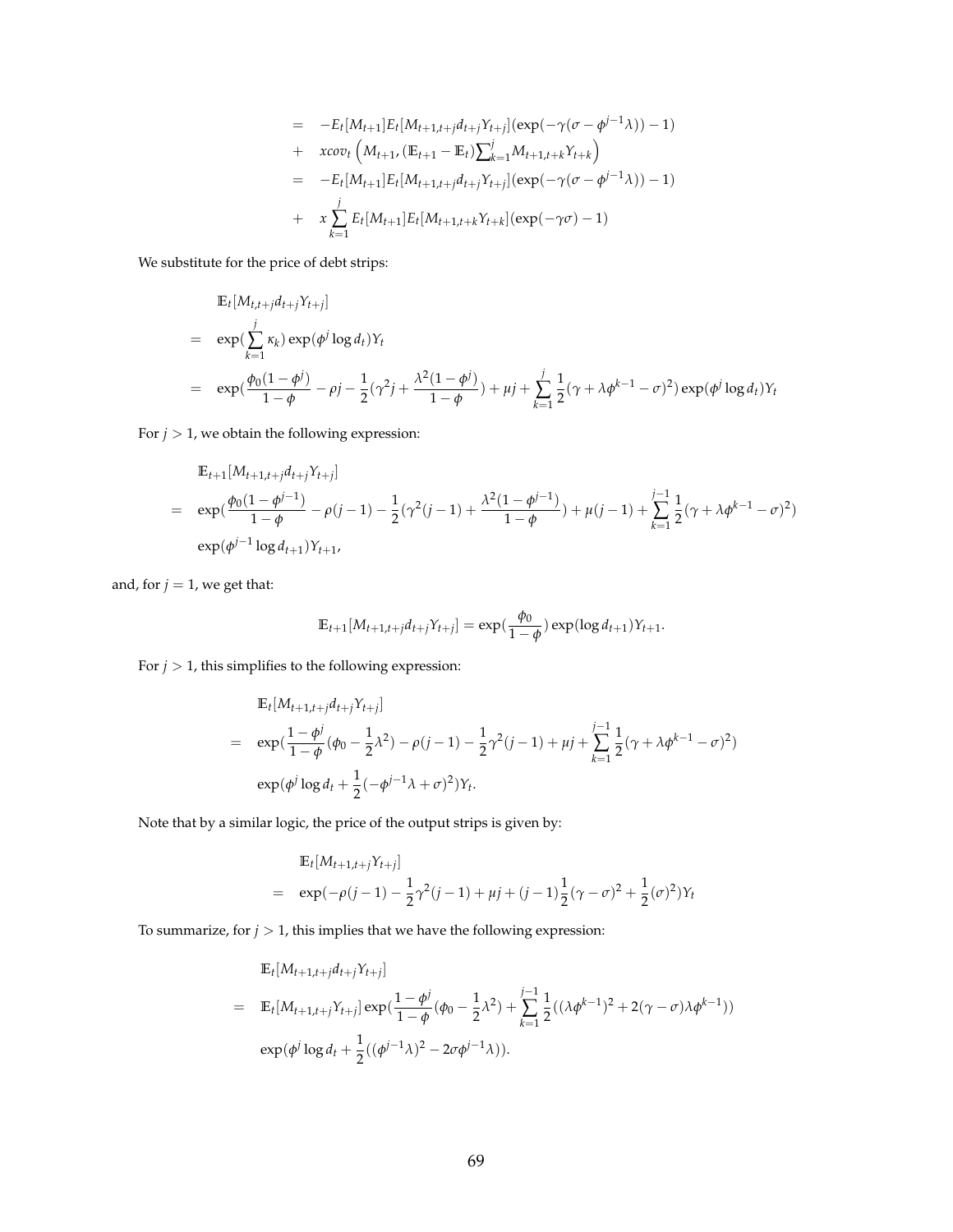$$
\begin{aligned}
&= \quad -E_t[M_{t+1}]E_t[M_{t+1,t+j}d_{t+j}Y_{t+j}](\exp(-\gamma(\sigma-\phi^{j-1}\lambda))-1) \\
&+ \quad xcov_t\left(M_{t+1},(\mathbb{E}_{t+1}-\mathbb{E}_t)\textstyle\sum_{k=1}^{j}M_{t+1,t+k}Y_{t+k}\right) \\
&= \quad -E_t[M_{t+1}]E_t[M_{t+1,t+j}d_{t+j}Y_{t+j}](\exp(-\gamma(\sigma-\phi^{j-1}\lambda))-1) \\
&+ \quad x\sum_{k=1}^{j}E_t[M_{t+1}]E_t[M_{t+1,t+k}Y_{t+k}](\exp(-\gamma\sigma)-1)
\end{aligned}
$$

We substitute for the price of debt strips:

$$
\begin{aligned}
& \mathbb{E}_t[M_{t,t+j}d_{t+j}Y_{t+j}] \\
= \quad & \exp(\sum_{k=1}^{j}\kappa_k)\exp(\phi^j\log d_t)Y_t \\
= \quad & \exp(\frac{\phi_0(1-\phi^j)}{1-\phi}-\rho j-\frac{1}{2}(\gamma^2 j+\frac{\lambda^2(1-\phi^j)}{1-\phi})+\mu j+\sum_{k=1}^{j}\frac{1}{2}(\gamma+\lambda\phi^{k-1}-\sigma)^2)\exp(\phi^j\log d_t)Y_t
\end{aligned}
$$

For $j>1$, we obtain the following expression:

$$
\begin{aligned}
& \mathbb{E}_{t+1}[M_{t+1,t+j}d_{t+j}Y_{t+j}] \\
= \quad & \exp(\frac{\phi_0(1-\phi^{j-1})}{1-\phi}-\rho(j-1)-\frac{1}{2}(\gamma^2(j-1)+\frac{\lambda^2(1-\phi^{j-1})}{1-\phi})+\mu(j-1)+\sum_{k=1}^{j-1}\frac{1}{2}(\gamma+\lambda\phi^{k-1}-\sigma)^2) \\
& \exp(\phi^{j-1}\log d_{t+1})Y_{t+1},
\end{aligned}
$$

and, for $j=1$, we get that:

$$
\mathbb{E}_{t+1}[M_{t+1,t+j}d_{t+j}Y_{t+j}] = \exp(\frac{\phi_0}{1-\phi})\exp(\log d_{t+1})Y_{t+1}.
$$

For $j>1$, this simplifies to the following expression:

$$
\begin{aligned}
& \mathbb{E}_t[M_{t+1,t+j}d_{t+j}Y_{t+j}] \\
= \quad & \exp(\frac{1-\phi^j}{1-\phi}(\phi_0-\frac{1}{2}\lambda^2)-\rho(j-1)-\frac{1}{2}\gamma^2(j-1)+\mu j+\sum_{k=1}^{j-1}\frac{1}{2}(\gamma+\lambda\phi^{k-1}-\sigma)^2) \\
& \exp(\phi^j\log d_t+\frac{1}{2}(-\phi^{j-1}\lambda+\sigma)^2)Y_t.
\end{aligned}
$$

Note that by a similar logic, the price of the output strips is given by:

$$
\begin{aligned}
& \mathbb{E}_t[M_{t+1,t+j}Y_{t+j}] \\
= \quad & \exp(-\rho(j-1)-\frac{1}{2}\gamma^2(j-1)+\mu j+(j-1)\frac{1}{2}(\gamma-\sigma)^2+\frac{1}{2}(\sigma)^2)Y_t
\end{aligned}
$$

To summarize, for $j>1$, this implies that we have the following expression:

$$
\begin{aligned}
& \mathbb{E}_t[M_{t+1,t+j}d_{t+j}Y_{t+j}] \\
= \quad & \mathbb{E}_t[M_{t+1,t+j}Y_{t+j}]\exp(\frac{1-\phi^j}{1-\phi}(\phi_0-\frac{1}{2}\lambda^2)+\sum_{k=1}^{j-1}\frac{1}{2}((\lambda\phi^{k-1})^2+2(\gamma-\sigma)\lambda\phi^{k-1})) \\
& \exp(\phi^j\log d_t+\frac{1}{2}((\phi^{j-1}\lambda)^2-2\sigma\phi^{j-1}\lambda)).
\end{aligned}
$$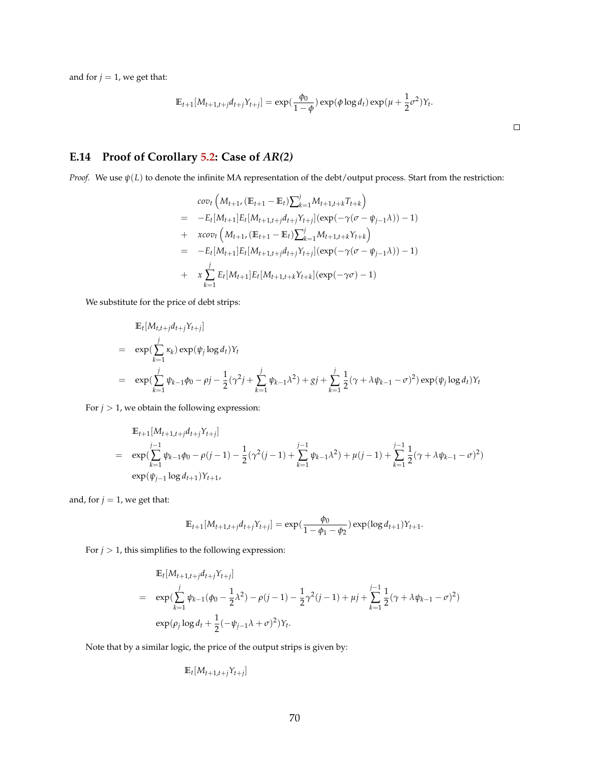and for $j = 1$, we get that:

$$\mathbb{E}_{t+1}[M_{t+1,t+j}d_{t+j}Y_{t+j}] = \exp(\frac{\phi_0}{1-\phi})\exp(\phi \log d_t)\exp(\mu + \frac{1}{2}\sigma^2)Y_t.$$

□

## E.14 Proof of Corollary 5.2: Case of *AR(2)*

*Proof.* We use $\psi(L)$ to denote the infinite MA representation of the debt/output process. Start from the restriction:

$$\begin{aligned}
& cov_t\left(M_{t+1}, (\mathbb{E}_{t+1} - \mathbb{E}_t)\textstyle\sum_{k=1}^{j} M_{t+1,t+k}T_{t+k}\right) \\
= \quad & -E_t[M_{t+1}]E_t[M_{t+1,t+j}d_{t+j}Y_{t+j}](\exp(-\gamma(\sigma - \psi_{j-1}\lambda)) - 1) \\
+ \quad & x cov_t\left(M_{t+1}, (\mathbb{E}_{t+1} - \mathbb{E}_t)\textstyle\sum_{k=1}^{j} M_{t+1,t+k}Y_{t+k}\right) \\
= \quad & -E_t[M_{t+1}]E_t[M_{t+1,t+j}d_{t+j}Y_{t+j}](\exp(-\gamma(\sigma - \psi_{j-1}\lambda)) - 1) \\
+ \quad & x \sum_{k=1}^{j} E_t[M_{t+1}]E_t[M_{t+1,t+k}Y_{t+k}](\exp(-\gamma\sigma) - 1)
\end{aligned}$$

We substitute for the price of debt strips:

$$\begin{aligned}
& \mathbb{E}_t[M_{t,t+j}d_{t+j}Y_{t+j}] \\
= \quad & \exp(\sum_{k=1}^{j} \kappa_k)\exp(\psi_j \log d_t)Y_t \\
= \quad & \exp(\sum_{k=1}^{j} \psi_{k-1}\phi_0 - \rho j - \frac{1}{2}(\gamma^2 j + \sum_{k=1}^{j} \psi_{k-1}\lambda^2) + gj + \sum_{k=1}^{j} \frac{1}{2}(\gamma + \lambda\psi_{k-1} - \sigma)^2)\exp(\psi_j \log d_t)Y_t
\end{aligned}$$

For $j > 1$, we obtain the following expression:

$$\begin{aligned}
& \mathbb{E}_{t+1}[M_{t+1,t+j}d_{t+j}Y_{t+j}] \\
= \quad & \exp(\sum_{k=1}^{j-1} \psi_{k-1}\phi_0 - \rho(j-1) - \frac{1}{2}(\gamma^2(j-1) + \sum_{k=1}^{j-1} \psi_{k-1}\lambda^2) + \mu(j-1) + \sum_{k=1}^{j-1} \frac{1}{2}(\gamma + \lambda\psi_{k-1} - \sigma)^2) \\
& \exp(\psi_{j-1} \log d_{t+1})Y_{t+1},
\end{aligned}$$

and, for $j = 1$, we get that:

$$\mathbb{E}_{t+1}[M_{t+1,t+j}d_{t+j}Y_{t+j}] = \exp(\frac{\phi_0}{1-\phi_1-\phi_2})\exp(\log d_{t+1})Y_{t+1}.$$

For $j > 1$, this simplifies to the following expression:

$$\begin{aligned}
& \mathbb{E}_t[M_{t+1,t+j}d_{t+j}Y_{t+j}] \\
= \quad & \exp(\sum_{k=1}^{j} \psi_{k-1}(\phi_0 - \frac{1}{2}\lambda^2) - \rho(j-1) - \frac{1}{2}\gamma^2(j-1) + \mu j + \sum_{k=1}^{j-1} \frac{1}{2}(\gamma + \lambda\psi_{k-1} - \sigma)^2) \\
& \exp(\rho_j \log d_t + \frac{1}{2}(-\psi_{j-1}\lambda + \sigma)^2)Y_t.
\end{aligned}$$

Note that by a similar logic, the price of the output strips is given by:

$$\mathbb{E}_t[M_{t+1,t+j}Y_{t+j}]$$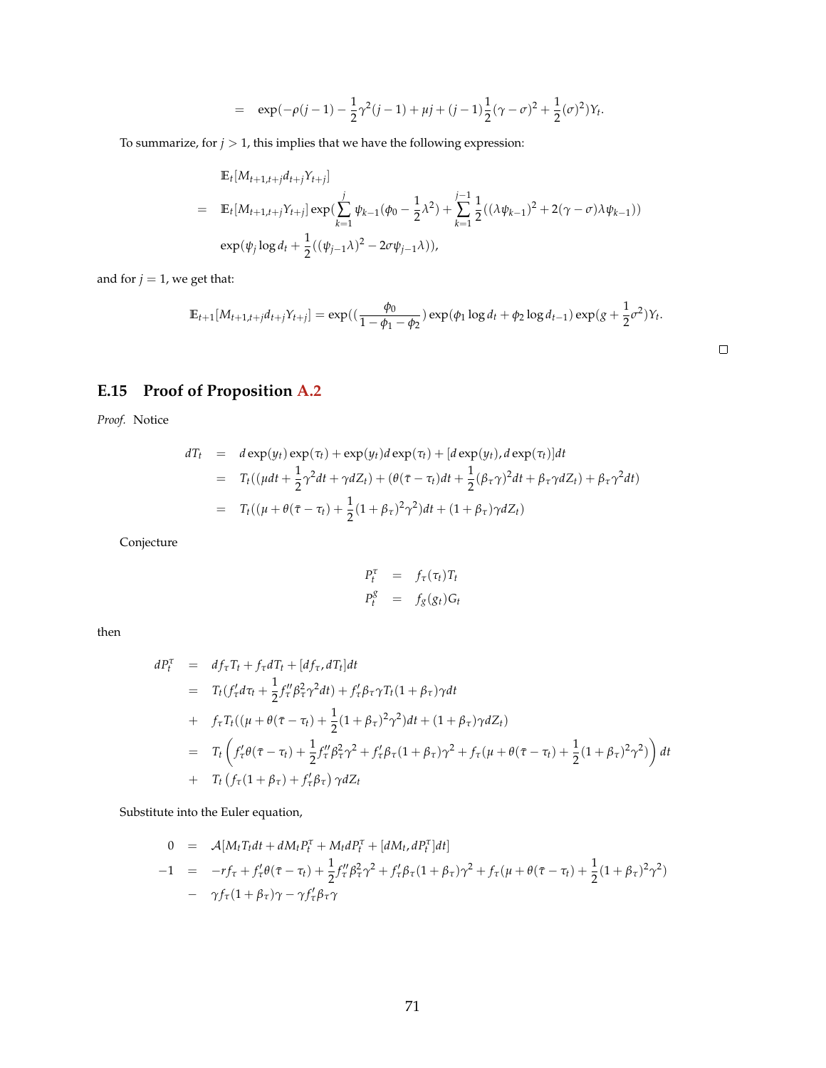$$= \exp(-\rho(j-1) - \frac{1}{2}\gamma^2(j-1) + \mu j + (j-1)\frac{1}{2}(\gamma-\sigma)^2 + \frac{1}{2}(\sigma)^2)Y_t.$$

To summarize, for $j > 1$, this implies that we have the following expression:

$$\begin{aligned}
& \mathbb{E}_t[M_{t+1,t+j}d_{t+j}Y_{t+j}] \\
= \quad & \mathbb{E}_t[M_{t+1,t+j}Y_{t+j}]\exp(\sum_{k=1}^{j}\psi_{k-1}(\phi_0 - \frac{1}{2}\lambda^2) + \sum_{k=1}^{j-1}\frac{1}{2}((\lambda\psi_{k-1})^2 + 2(\gamma-\sigma)\lambda\psi_{k-1})) \\
& \exp(\psi_j \log d_t + \frac{1}{2}((\psi_{j-1}\lambda)^2 - 2\sigma\psi_{j-1}\lambda)),
\end{aligned}$$

and for $j = 1$, we get that:

$$\mathbb{E}_{t+1}[M_{t+1,t+j}d_{t+j}Y_{t+j}] = \exp((\frac{\phi_0}{1-\phi_1-\phi_2})\exp(\phi_1\log d_t + \phi_2\log d_{t-1})\exp(g + \frac{1}{2}\sigma^2)Y_t.$$

□

## E.15 Proof of Proposition A.2

*Proof.* Notice

$$\begin{aligned}
dT_t &= d\exp(y_t)\exp(\tau_t) + \exp(y_t)d\exp(\tau_t) + [d\exp(y_t), d\exp(\tau_t)]dt \\
&= T_t((\mu dt + \frac{1}{2}\gamma^2 dt + \gamma dZ_t) + (\theta(\bar{\tau} - \tau_t)dt + \frac{1}{2}(\beta_\tau\gamma)^2 dt + \beta_\tau\gamma dZ_t) + \beta_\tau\gamma^2 dt) \\
&= T_t((\mu + \theta(\bar{\tau} - \tau_t) + \frac{1}{2}(1+\beta_\tau)^2\gamma^2)dt + (1+\beta_\tau)\gamma dZ_t)
\end{aligned}$$

Conjecture

$$\begin{aligned}
P_t^\tau &= f_\tau(\tau_t)T_t \\
P_t^g &= f_g(g_t)G_t
\end{aligned}$$

then

$$\begin{aligned}
dP_t^\tau &= df_\tau T_t + f_\tau dT_t + [df_\tau, dT_t]dt \\
&= T_t(f_\tau' d\tau_t + \frac{1}{2}f_\tau''\beta_\tau^2\gamma^2 dt) + f_\tau'\beta_\tau\gamma T_t(1+\beta_\tau)\gamma dt \\
&+ f_\tau T_t((\mu + \theta(\bar{\tau} - \tau_t) + \frac{1}{2}(1+\beta_\tau)^2\gamma^2)dt + (1+\beta_\tau)\gamma dZ_t) \\
&= T_t\left(f_\tau'\theta(\bar{\tau} - \tau_t) + \frac{1}{2}f_\tau''\beta_\tau^2\gamma^2 + f_\tau'\beta_\tau(1+\beta_\tau)\gamma^2 + f_\tau(\mu + \theta(\bar{\tau} - \tau_t) + \frac{1}{2}(1+\beta_\tau)^2\gamma^2)\right)dt \\
&+ T_t\left(f_\tau(1+\beta_\tau) + f_\tau'\beta_\tau\right)\gamma dZ_t
\end{aligned}$$

Substitute into the Euler equation,

$$\begin{aligned}
0 &= \mathcal{A}[M_t T_t dt + dM_t P_t^\tau + M_t dP_t^\tau + [dM_t, dP_t^\tau]dt] \\
-1 &= -rf_\tau + f_\tau'\theta(\bar{\tau} - \tau_t) + \frac{1}{2}f_\tau''\beta_\tau^2\gamma^2 + f_\tau'\beta_\tau(1+\beta_\tau)\gamma^2 + f_\tau(\mu + \theta(\bar{\tau} - \tau_t) + \frac{1}{2}(1+\beta_\tau)^2\gamma^2) \\
&- \gamma f_\tau(1+\beta_\tau)\gamma - \gamma f_\tau'\beta_\tau\gamma
\end{aligned}$$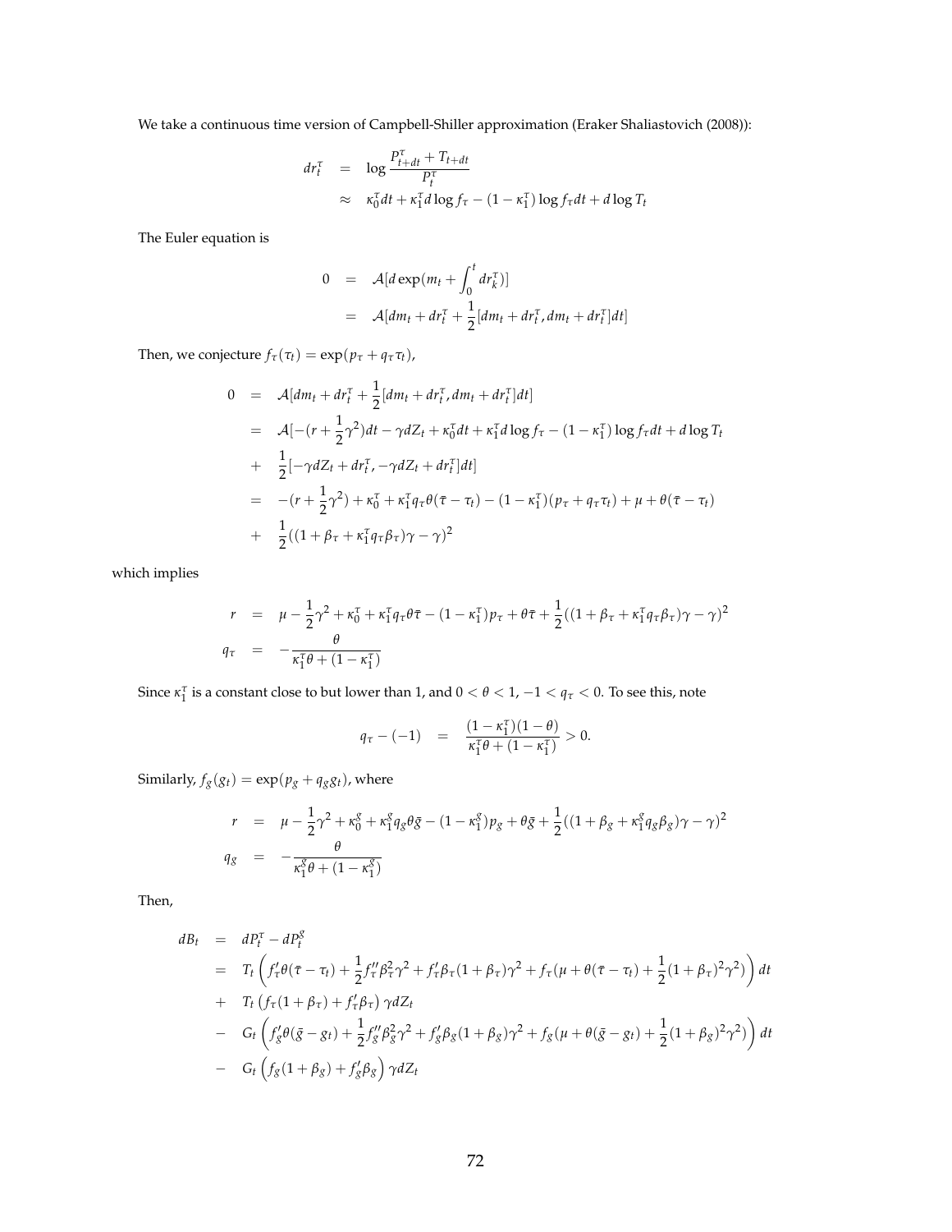We take a continuous time version of Campbell-Shiller approximation (Eraker Shaliastovich (2008)):

$$
\begin{aligned}
dr_t^\tau &= \log \frac{P_{t+dt}^\tau + T_{t+dt}}{P_t^\tau} \\
&\approx \kappa_0^\tau dt + \kappa_1^\tau d \log f_\tau - (1-\kappa_1^\tau) \log f_\tau dt + d \log T_t
\end{aligned}
$$

The Euler equation is

$$
\begin{aligned}
0 &= \mathcal{A}[d \exp(m_t + \int_0^t dr_k^\tau)] \\
&= \mathcal{A}[dm_t + dr_t^\tau + \frac{1}{2}[dm_t + dr_t^\tau, dm_t + dr_t^\tau]dt]
\end{aligned}
$$

Then, we conjecture $f_\tau(\tau_t) = \exp(p_\tau + q_\tau \tau_t)$,

$$
\begin{aligned}
0 &= \mathcal{A}[dm_t + dr_t^\tau + \frac{1}{2}[dm_t + dr_t^\tau, dm_t + dr_t^\tau]dt] \\
&= \mathcal{A}[-(r + \frac{1}{2}\gamma^2)dt - \gamma dZ_t + \kappa_0^\tau dt + \kappa_1^\tau d \log f_\tau - (1-\kappa_1^\tau) \log f_\tau dt + d \log T_t \\
&+ \frac{1}{2}[-\gamma dZ_t + dr_t^\tau, -\gamma dZ_t + dr_t^\tau]dt] \\
&= -(r + \frac{1}{2}\gamma^2) + \kappa_0^\tau + \kappa_1^\tau q_\tau \theta(\bar{\tau} - \tau_t) - (1-\kappa_1^\tau)(p_\tau + q_\tau \tau_t) + \mu + \theta(\bar{\tau} - \tau_t) \\
&+ \frac{1}{2}((1 + \beta_\tau + \kappa_1^\tau q_\tau \beta_\tau)\gamma - \gamma)^2
\end{aligned}
$$

which implies

$$
\begin{aligned}
r &= \mu - \frac{1}{2}\gamma^2 + \kappa_0^\tau + \kappa_1^\tau q_\tau \theta \bar{\tau} - (1-\kappa_1^\tau)p_\tau + \theta \bar{\tau} + \frac{1}{2}((1 + \beta_\tau + \kappa_1^\tau q_\tau \beta_\tau)\gamma - \gamma)^2 \\
q_\tau &= -\frac{\theta}{\kappa_1^\tau \theta + (1-\kappa_1^\tau)}
\end{aligned}
$$

Since $\kappa_1^\tau$ is a constant close to but lower than 1, and $0 < \theta < 1$, $-1 < q_\tau < 0$. To see this, note

$$
q_\tau - (-1) = \frac{(1-\kappa_1^\tau)(1-\theta)}{\kappa_1^\tau \theta + (1-\kappa_1^\tau)} > 0.
$$

Similarly, $f_g(g_t) = \exp(p_g + q_g g_t)$, where

$$
\begin{aligned}
r &= \mu - \frac{1}{2}\gamma^2 + \kappa_0^g + \kappa_1^g q_g \theta \bar{g} - (1-\kappa_1^g)p_g + \theta \bar{g} + \frac{1}{2}((1 + \beta_g + \kappa_1^g q_g \beta_g)\gamma - \gamma)^2 \\
q_g &= -\frac{\theta}{\kappa_1^g \theta + (1-\kappa_1^g)}
\end{aligned}
$$

Then,

$$
\begin{aligned}
dB_t &= dP_t^\tau - dP_t^g \\
&= T_t \left( f_\tau' \theta(\bar{\tau} - \tau_t) + \frac{1}{2} f_\tau'' \beta_\tau^2 \gamma^2 + f_\tau' \beta_\tau (1+\beta_\tau)\gamma^2 + f_\tau(\mu + \theta(\bar{\tau} - \tau_t) + \frac{1}{2}(1+\beta_\tau)^2\gamma^2) \right) dt \\
&+ T_t \left( f_\tau(1+\beta_\tau) + f_\tau' \beta_\tau \right) \gamma dZ_t \\
&- G_t \left( f_g' \theta(\bar{g} - g_t) + \frac{1}{2} f_g'' \beta_g^2 \gamma^2 + f_g' \beta_g (1+\beta_g)\gamma^2 + f_g(\mu + \theta(\bar{g} - g_t) + \frac{1}{2}(1+\beta_g)^2\gamma^2) \right) dt \\
&- G_t \left( f_g(1+\beta_g) + f_g' \beta_g \right) \gamma dZ_t
\end{aligned}
$$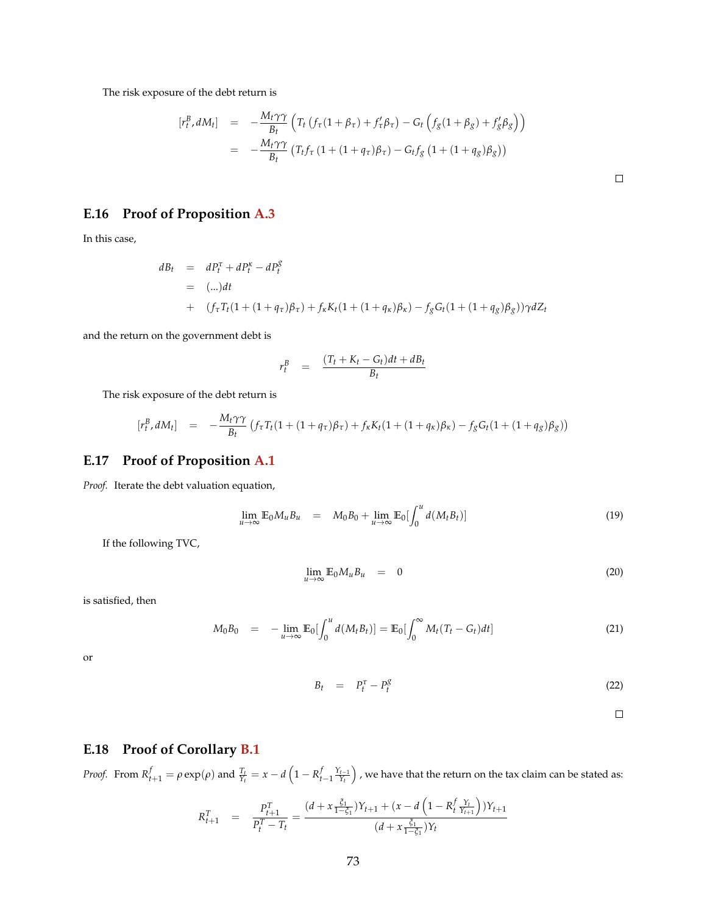The risk exposure of the debt return is

$$
\begin{aligned}
[r_t^B, dM_t] &= -\frac{M_t \gamma \gamma}{B_t}\left(T_t\left(f_\tau(1+\beta_\tau) + f_\tau' \beta_\tau\right) - G_t\left(f_g(1+\beta_g) + f_g'\beta_g\right)\right) \\
&= -\frac{M_t \gamma \gamma}{B_t}\left(T_t f_\tau\left(1+(1+q_\tau)\beta_\tau\right) - G_t f_g\left(1+(1+q_g)\beta_g\right)\right)
\end{aligned}
$$

□

## E.16 Proof of Proposition A.3

In this case,

$$
\begin{aligned}
dB_t &= dP_t^\tau + dP_t^\kappa - dP_t^g \\
&= (...)dt \\
&+ \left(f_\tau T_t(1+(1+q_\tau)\beta_\tau) + f_\kappa K_t(1+(1+q_\kappa)\beta_\kappa) - f_g G_t(1+(1+q_g)\beta_g)\right)\gamma dZ_t
\end{aligned}
$$

and the return on the government debt is

$$
r_t^B = \frac{(T_t + K_t - G_t)dt + dB_t}{B_t}
$$

The risk exposure of the debt return is

$$
[r_t^B, dM_t] = -\frac{M_t \gamma \gamma}{B_t}\left(f_\tau T_t(1+(1+q_\tau)\beta_\tau) + f_\kappa K_t(1+(1+q_\kappa)\beta_\kappa) - f_g G_t(1+(1+q_g)\beta_g)\right)
$$

## E.17 Proof of Proposition A.1

*Proof.* Iterate the debt valuation equation,

$$
\lim_{u\to\infty} \mathbb{E}_0 M_u B_u = M_0 B_0 + \lim_{u\to\infty} \mathbb{E}_0\left[\int_0^u d(M_t B_t)\right] \tag{19}
$$

If the following TVC,

$$
\lim_{u\to\infty} \mathbb{E}_0 M_u B_u = 0 \tag{20}
$$

is satisfied, then

$$
M_0 B_0 = -\lim_{u\to\infty} \mathbb{E}_0\left[\int_0^u d(M_t B_t)\right] = \mathbb{E}_0\left[\int_0^\infty M_t(T_t - G_t)dt\right] \tag{21}
$$

or

$$
B_t = P_t^\tau - P_t^g \tag{22}
$$

□

## E.18 Proof of Corollary B.1

*Proof.* From $R_{t+1}^f = \rho \exp(\rho)$ and $\frac{T_t}{Y_t} = x - d\left(1 - R_{t-1}^f \frac{Y_{t-1}}{Y_t}\right)$, we have that the return on the tax claim can be stated as:

$$
R_{t+1}^T = \frac{P_{t+1}^T}{P_t^T - T_t} = \frac{(d + x\frac{\xi_1}{1-\xi_1})Y_{t+1} + (x - d\left(1 - R_t^f \frac{Y_t}{Y_{t+1}}\right))Y_{t+1}}{(d + x\frac{\xi_1}{1-\xi_1})Y_t}
$$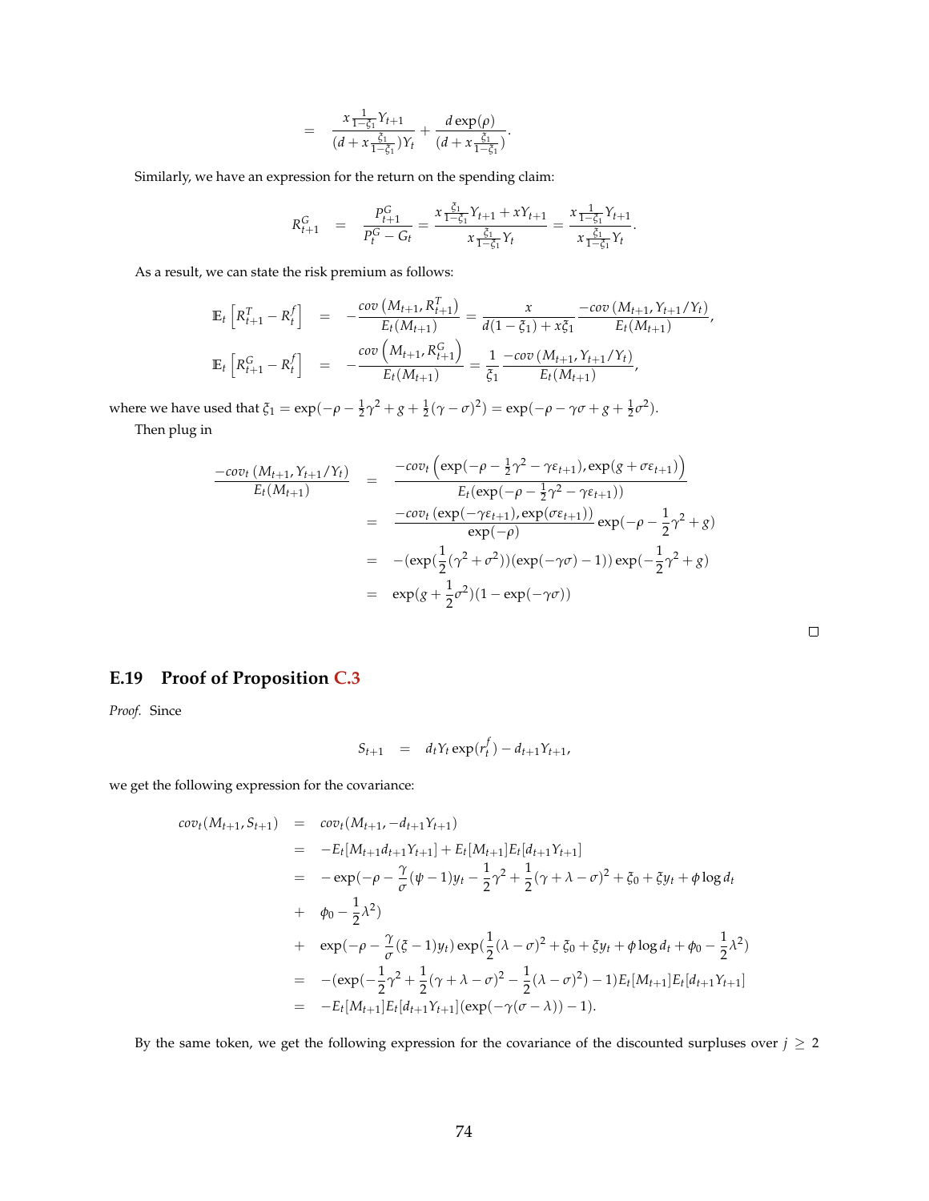$$
= \frac{x \frac{1}{1-\xi_1} Y_{t+1}}{(d + x\frac{\xi_1}{1-\xi_1}) Y_t} + \frac{d \exp(\rho)}{(d + x\frac{\xi_1}{1-\xi_1})}.
$$

Similarly, we have an expression for the return on the spending claim:

$$
R^G_{t+1} = \frac{P^G_{t+1}}{P^G_t - G_t} = \frac{x \frac{\xi_1}{1-\xi_1} Y_{t+1} + x Y_{t+1}}{x \frac{\xi_1}{1-\xi_1} Y_t} = \frac{x \frac{1}{1-\xi_1} Y_{t+1}}{x \frac{\xi_1}{1-\xi_1} Y_t}.
$$

As a result, we can state the risk premium as follows:

$$
\begin{aligned}
\mathbb{E}_t \left[ R^T_{t+1} - R^f_t \right] &= -\frac{cov\left(M_{t+1}, R^T_{t+1}\right)}{E_t(M_{t+1})} = \frac{x}{d(1-\xi_1) + x\xi_1} \frac{-cov\left(M_{t+1}, Y_{t+1}/Y_t\right)}{E_t(M_{t+1})}, \\
\mathbb{E}_t \left[ R^G_{t+1} - R^f_t \right] &= -\frac{cov\left(M_{t+1}, R^G_{t+1}\right)}{E_t(M_{t+1})} = \frac{1}{\xi_1} \frac{-cov\left(M_{t+1}, Y_{t+1}/Y_t\right)}{E_t(M_{t+1})},
\end{aligned}
$$

where we have used that $\xi_1 = \exp(-\rho - \frac{1}{2}\gamma^2 + g + \frac{1}{2}(\gamma - \sigma)^2) = \exp(-\rho - \gamma\sigma + g + \frac{1}{2}\sigma^2)$.

Then plug in

$$
\begin{aligned}
\frac{-cov_t\left(M_{t+1}, Y_{t+1}/Y_t\right)}{E_t(M_{t+1})} &= \frac{-cov_t\left(\exp(-\rho - \frac{1}{2}\gamma^2 - \gamma\varepsilon_{t+1}), \exp(g + \sigma\varepsilon_{t+1})\right)}{E_t(\exp(-\rho - \frac{1}{2}\gamma^2 - \gamma\varepsilon_{t+1}))} \\
&= \frac{-cov_t\left(\exp(-\gamma\varepsilon_{t+1}), \exp(\sigma\varepsilon_{t+1})\right)}{\exp(-\rho)} \exp(-\rho - \frac{1}{2}\gamma^2 + g) \\
&= -(\exp(\frac{1}{2}(\gamma^2 + \sigma^2))(\exp(-\gamma\sigma) - 1)) \exp(-\frac{1}{2}\gamma^2 + g) \\
&= \exp(g + \frac{1}{2}\sigma^2)(1 - \exp(-\gamma\sigma))
\end{aligned}
$$

□

## E.19 Proof of Proposition C.3

*Proof.* Since

$$
S_{t+1} = d_t Y_t \exp(r^f_t) - d_{t+1} Y_{t+1},
$$

we get the following expression for the covariance:

$$
\begin{aligned}
cov_t(M_{t+1}, S_{t+1}) &= cov_t(M_{t+1}, -d_{t+1}Y_{t+1}) \\
&= -E_t[M_{t+1}d_{t+1}Y_{t+1}] + E_t[M_{t+1}]E_t[d_{t+1}Y_{t+1}] \\
&= -\exp(-\rho - \frac{\gamma}{\sigma}(\psi - 1)y_t - \frac{1}{2}\gamma^2 + \frac{1}{2}(\gamma + \lambda - \sigma)^2 + \xi_0 + \xi y_t + \phi \log d_t \\
&+ \phi_0 - \frac{1}{2}\lambda^2) \\
&+ \exp(-\rho - \frac{\gamma}{\sigma}(\xi - 1)y_t) \exp(\frac{1}{2}(\lambda - \sigma)^2 + \xi_0 + \xi y_t + \phi \log d_t + \phi_0 - \frac{1}{2}\lambda^2) \\
&= -(\exp(-\frac{1}{2}\gamma^2 + \frac{1}{2}(\gamma + \lambda - \sigma)^2 - \frac{1}{2}(\lambda - \sigma)^2) - 1)E_t[M_{t+1}]E_t[d_{t+1}Y_{t+1}] \\
&= -E_t[M_{t+1}]E_t[d_{t+1}Y_{t+1}](\exp(-\gamma(\sigma - \lambda)) - 1).
\end{aligned}
$$

By the same token, we get the following expression for the covariance of the discounted surpluses over $j \geq 2$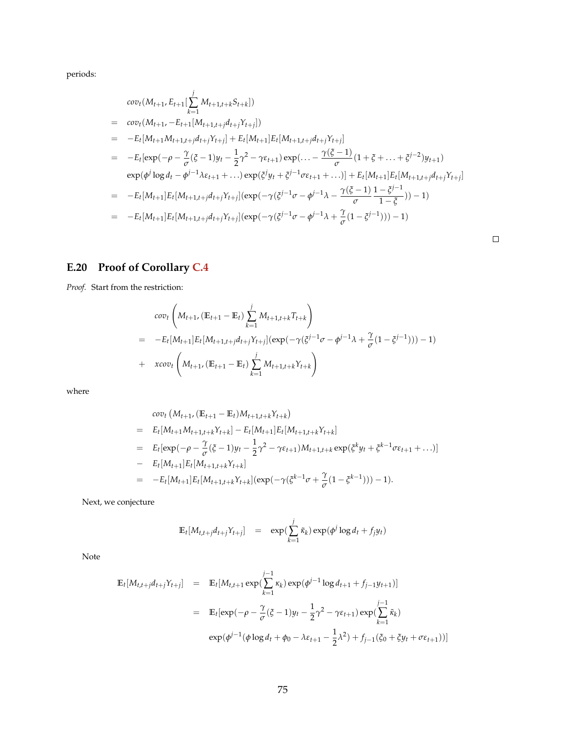periods:

$$
\begin{aligned}
& cov_t(M_{t+1}, E_{t+1}[\sum_{k=1}^{j} M_{t+1,t+k} S_{t+k}]) \\
= \; & cov_t(M_{t+1}, -E_{t+1}[M_{t+1,t+j} d_{t+j} Y_{t+j}]) \\
= \; & -E_t[M_{t+1} M_{t+1,t+j} d_{t+j} Y_{t+j}] + E_t[M_{t+1}] E_t[M_{t+1,t+j} d_{t+j} Y_{t+j}] \\
= \; & -E_t[\exp(-\rho - \frac{\gamma}{\sigma}(\xi - 1) y_t - \frac{1}{2}\gamma^2 - \gamma \varepsilon_{t+1}) \exp(\ldots - \frac{\gamma(\xi-1)}{\sigma}(1 + \xi + \ldots + \xi^{j-2}) y_{t+1}) \\
& \exp(\phi^j \log d_t - \phi^{j-1} \lambda \varepsilon_{t+1} + \ldots) \exp(\xi^j y_t + \xi^{j-1} \sigma \varepsilon_{t+1} + \ldots)] + E_t[M_{t+1}] E_t[M_{t+1,t+j} d_{t+j} Y_{t+j}] \\
= \; & -E_t[M_{t+1}] E_t[M_{t+1,t+j} d_{t+j} Y_{t+j}] (\exp(-\gamma(\xi^{j-1}\sigma - \phi^{j-1}\lambda - \frac{\gamma(\xi-1)}{\sigma} \frac{1-\xi^{j-1}}{1-\xi})) - 1) \\
= \; & -E_t[M_{t+1}] E_t[M_{t+1,t+j} d_{t+j} Y_{t+j}] (\exp(-\gamma(\xi^{j-1}\sigma - \phi^{j-1}\lambda + \frac{\gamma}{\sigma}(1 - \xi^{j-1}))) - 1)
\end{aligned}
$$

□

## E.20 Proof of Corollary C.4

*Proof.* Start from the restriction:

$$
\begin{aligned}
& cov_t\left(M_{t+1}, (\mathbb{E}_{t+1} - \mathbb{E}_t) \sum_{k=1}^{j} M_{t+1,t+k} T_{t+k}\right) \\
= \; & -E_t[M_{t+1}] E_t[M_{t+1,t+j} d_{t+j} Y_{t+j}] (\exp(-\gamma(\xi^{j-1}\sigma - \phi^{j-1}\lambda + \frac{\gamma}{\sigma}(1 - \xi^{j-1}))) - 1) \\
+ \; & xcov_t\left(M_{t+1}, (\mathbb{E}_{t+1} - \mathbb{E}_t) \sum_{k=1}^{j} M_{t+1,t+k} Y_{t+k}\right)
\end{aligned}
$$

where

$$
\begin{aligned}
& cov_t\left(M_{t+1}, (\mathbb{E}_{t+1} - \mathbb{E}_t) M_{t+1,t+k} Y_{t+k}\right) \\
= \; & E_t[M_{t+1} M_{t+1,t+k} Y_{t+k}] - E_t[M_{t+1}] E_t[M_{t+1,t+k} Y_{t+k}] \\
= \; & E_t[\exp(-\rho - \frac{\gamma}{\sigma}(\xi - 1) y_t - \frac{1}{2}\gamma^2 - \gamma \varepsilon_{t+1}) M_{t+1,t+k} \exp(\xi^k y_t + \xi^{k-1} \sigma \varepsilon_{t+1} + \ldots)] \\
- \; & E_t[M_{t+1}] E_t[M_{t+1,t+k} Y_{t+k}] \\
= \; & -E_t[M_{t+1}] E_t[M_{t+1,t+k} Y_{t+k}] (\exp(-\gamma(\xi^{k-1}\sigma + \frac{\gamma}{\sigma}(1 - \xi^{k-1}))) - 1).
\end{aligned}
$$

Next, we conjecture

$$
\mathbb{E}_t[M_{t,t+j} d_{t+j} Y_{t+j}] \;=\; \exp(\sum_{k=1}^{j} \tilde{\kappa}_k) \exp(\phi^j \log d_t + f_j y_t)
$$

Note

$$
\begin{aligned}
\mathbb{E}_t[M_{t,t+j} d_{t+j} Y_{t+j}] \;=\; & \mathbb{E}_t[M_{t,t+1} \exp(\sum_{k=1}^{j-1} \kappa_k) \exp(\phi^{j-1} \log d_{t+1} + f_{j-1} y_{t+1})] \\
=\; & \mathbb{E}_t[\exp(-\rho - \frac{\gamma}{\sigma}(\xi - 1) y_t - \frac{1}{2}\gamma^2 - \gamma \varepsilon_{t+1}) \exp(\sum_{k=1}^{j-1} \tilde{\kappa}_k) \\
& \exp(\phi^{j-1}(\phi \log d_t + \phi_0 - \lambda \varepsilon_{t+1} - \frac{1}{2}\lambda^2) + f_{j-1}(\xi_0 + \xi y_t + \sigma \varepsilon_{t+1}))]
\end{aligned}
$$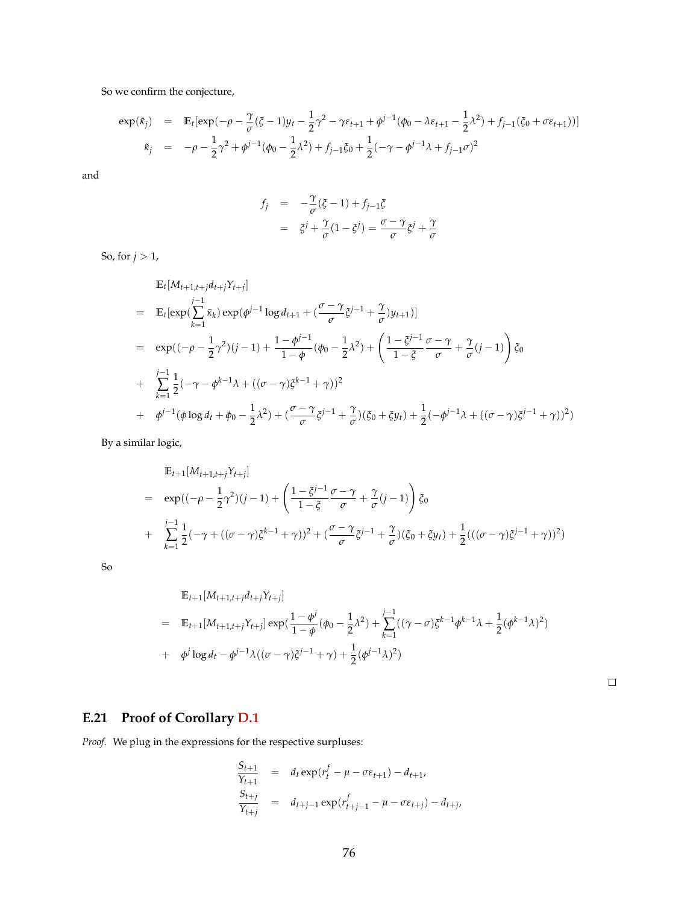So we confirm the conjecture,

$$
\begin{aligned}
\exp(\tilde{\kappa}_j) &= \mathbb{E}_t[\exp(-\rho - \frac{\gamma}{\sigma}(\xi - 1)y_t - \frac{1}{2}\gamma^2 - \gamma\varepsilon_{t+1} + \phi^{j-1}(\phi_0 - \lambda\varepsilon_{t+1} - \frac{1}{2}\lambda^2) + f_{j-1}(\xi_0 + \sigma\varepsilon_{t+1}))] \\
\tilde{\kappa}_j &= -\rho - \frac{1}{2}\gamma^2 + \phi^{j-1}(\phi_0 - \frac{1}{2}\lambda^2) + f_{j-1}\xi_0 + \frac{1}{2}(-\gamma - \phi^{j-1}\lambda + f_{j-1}\sigma)^2
\end{aligned}
$$

and

$$
\begin{aligned}
f_j &= -\frac{\gamma}{\sigma}(\xi - 1) + f_{j-1}\xi \\
&= \xi^j + \frac{\gamma}{\sigma}(1 - \xi^j) = \frac{\sigma - \gamma}{\sigma}\xi^j + \frac{\gamma}{\sigma}
\end{aligned}
$$

So, for $j > 1$,

$$
\begin{aligned}
& \mathbb{E}_t[M_{t+1,t+j}d_{t+j}Y_{t+j}] \\
= \; & \mathbb{E}_t[\exp(\sum_{k=1}^{j-1}\tilde{\kappa}_k)\exp(\phi^{j-1}\log d_{t+1} + (\frac{\sigma - \gamma}{\sigma}\xi^{j-1} + \frac{\gamma}{\sigma})y_{t+1})] \\
= \; & \exp((-\rho - \frac{1}{2}\gamma^2)(j-1) + \frac{1 - \phi^{j-1}}{1 - \phi}(\phi_0 - \frac{1}{2}\lambda^2) + \left(\frac{1 - \xi^{j-1}}{1 - \xi}\frac{\sigma - \gamma}{\sigma} + \frac{\gamma}{\sigma}(j-1)\right)\xi_0 \\
+ \; & \sum_{k=1}^{j-1}\frac{1}{2}(-\gamma - \phi^{k-1}\lambda + ((\sigma - \gamma)\xi^{k-1} + \gamma))^2 \\
+ \; & \phi^{j-1}(\phi\log d_t + \phi_0 - \frac{1}{2}\lambda^2) + (\frac{\sigma - \gamma}{\sigma}\xi^{j-1} + \frac{\gamma}{\sigma})(\xi_0 + \xi y_t) + \frac{1}{2}(-\phi^{j-1}\lambda + ((\sigma - \gamma)\xi^{j-1} + \gamma))^2)
\end{aligned}
$$

By a similar logic,

$$
\begin{aligned}
& \mathbb{E}_{t+1}[M_{t+1,t+j}Y_{t+j}] \\
= \; & \exp((-\rho - \frac{1}{2}\gamma^2)(j-1) + \left(\frac{1 - \xi^{j-1}}{1 - \xi}\frac{\sigma - \gamma}{\sigma} + \frac{\gamma}{\sigma}(j-1)\right)\xi_0 \\
+ \; & \sum_{k=1}^{j-1}\frac{1}{2}(-\gamma + ((\sigma - \gamma)\xi^{k-1} + \gamma))^2 + (\frac{\sigma - \gamma}{\sigma}\xi^{j-1} + \frac{\gamma}{\sigma})(\xi_0 + \xi y_t) + \frac{1}{2}(((\sigma - \gamma)\xi^{j-1} + \gamma))^2)
\end{aligned}
$$

So

$$
\begin{aligned}
& \mathbb{E}_{t+1}[M_{t+1,t+j}d_{t+j}Y_{t+j}] \\
= \; & \mathbb{E}_{t+1}[M_{t+1,t+j}Y_{t+j}]\exp(\frac{1 - \phi^j}{1 - \phi}(\phi_0 - \frac{1}{2}\lambda^2) + \sum_{k=1}^{j-1}((\gamma - \sigma)\xi^{k-1}\phi^{k-1}\lambda + \frac{1}{2}(\phi^{k-1}\lambda)^2) \\
+ \; & \phi^j\log d_t - \phi^{j-1}\lambda((\sigma - \gamma)\xi^{j-1} + \gamma) + \frac{1}{2}(\phi^{j-1}\lambda)^2)
\end{aligned}
$$

□

### E.21 Proof of Corollary D.1

*Proof.* We plug in the expressions for the respective surpluses:

$$
\begin{aligned}
\frac{S_{t+1}}{Y_{t+1}} &= d_t\exp(r_t^f - \mu - \sigma\varepsilon_{t+1}) - d_{t+1}, \\
\frac{S_{t+j}}{Y_{t+j}} &= d_{t+j-1}\exp(r_{t+j-1}^f - \mu - \sigma\varepsilon_{t+j}) - d_{t+j},
\end{aligned}
$$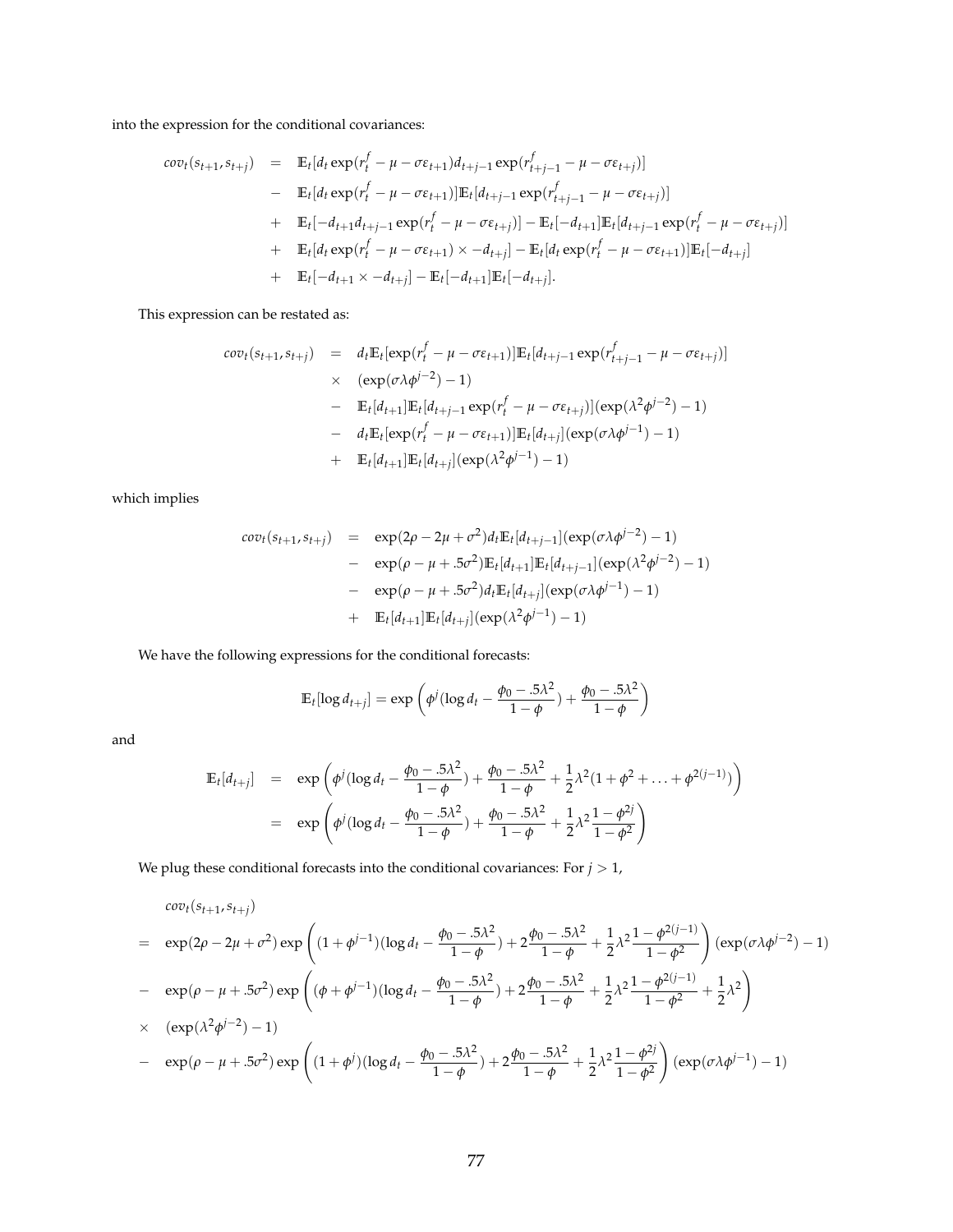into the expression for the conditional covariances:

$$
\begin{aligned}
cov_t(s_{t+1}, s_{t+j}) &= \mathbb{E}_t[d_t \exp(r_t^f - \mu - \sigma\varepsilon_{t+1}) d_{t+j-1} \exp(r_{t+j-1}^f - \mu - \sigma\varepsilon_{t+j})] \\
&- \mathbb{E}_t[d_t \exp(r_t^f - \mu - \sigma\varepsilon_{t+1})]\mathbb{E}_t[d_{t+j-1} \exp(r_{t+j-1}^f - \mu - \sigma\varepsilon_{t+j})] \\
&+ \mathbb{E}_t[-d_{t+1} d_{t+j-1} \exp(r_t^f - \mu - \sigma\varepsilon_{t+j})] - \mathbb{E}_t[-d_{t+1}]\mathbb{E}_t[d_{t+j-1} \exp(r_t^f - \mu - \sigma\varepsilon_{t+j})] \\
&+ \mathbb{E}_t[d_t \exp(r_t^f - \mu - \sigma\varepsilon_{t+1}) \times -d_{t+j}] - \mathbb{E}_t[d_t \exp(r_t^f - \mu - \sigma\varepsilon_{t+1})]\mathbb{E}_t[-d_{t+j}] \\
&+ \mathbb{E}_t[-d_{t+1} \times -d_{t+j}] - \mathbb{E}_t[-d_{t+1}]\mathbb{E}_t[-d_{t+j}].
\end{aligned}
$$

This expression can be restated as:

$$
\begin{aligned}
cov_t(s_{t+1}, s_{t+j}) &= d_t \mathbb{E}_t[\exp(r_t^f - \mu - \sigma\varepsilon_{t+1})]\mathbb{E}_t[d_{t+j-1} \exp(r_{t+j-1}^f - \mu - \sigma\varepsilon_{t+j})] \\
&\times (\exp(\sigma\lambda\phi^{j-2}) - 1) \\
&- \mathbb{E}_t[d_{t+1}]\mathbb{E}_t[d_{t+j-1} \exp(r_t^f - \mu - \sigma\varepsilon_{t+j})](\exp(\lambda^2\phi^{j-2}) - 1) \\
&- d_t \mathbb{E}_t[\exp(r_t^f - \mu - \sigma\varepsilon_{t+1})]\mathbb{E}_t[d_{t+j}](\exp(\sigma\lambda\phi^{j-1}) - 1) \\
&+ \mathbb{E}_t[d_{t+1}]\mathbb{E}_t[d_{t+j}](\exp(\lambda^2\phi^{j-1}) - 1)
\end{aligned}
$$

which implies

$$
\begin{aligned}
cov_t(s_{t+1}, s_{t+j}) &= \exp(2\rho - 2\mu + \sigma^2) d_t \mathbb{E}_t[d_{t+j-1}](\exp(\sigma\lambda\phi^{j-2}) - 1) \\
&- \exp(\rho - \mu + .5\sigma^2)\mathbb{E}_t[d_{t+1}]\mathbb{E}_t[d_{t+j-1}](\exp(\lambda^2\phi^{j-2}) - 1) \\
&- \exp(\rho - \mu + .5\sigma^2) d_t \mathbb{E}_t[d_{t+j}](\exp(\sigma\lambda\phi^{j-1}) - 1) \\
&+ \mathbb{E}_t[d_{t+1}]\mathbb{E}_t[d_{t+j}](\exp(\lambda^2\phi^{j-1}) - 1)
\end{aligned}
$$

We have the following expressions for the conditional forecasts:

$$
\mathbb{E}_t[\log d_{t+j}] = \exp\left(\phi^j(\log d_t - \frac{\phi_0 - .5\lambda^2}{1-\phi}) + \frac{\phi_0 - .5\lambda^2}{1-\phi}\right)
$$

and

$$
\begin{aligned}
\mathbb{E}_t[d_{t+j}] &= \exp\left(\phi^j(\log d_t - \frac{\phi_0 - .5\lambda^2}{1-\phi}) + \frac{\phi_0 - .5\lambda^2}{1-\phi} + \frac{1}{2}\lambda^2(1 + \phi^2 + \ldots + \phi^{2(j-1)})\right) \\
&= \exp\left(\phi^j(\log d_t - \frac{\phi_0 - .5\lambda^2}{1-\phi}) + \frac{\phi_0 - .5\lambda^2}{1-\phi} + \frac{1}{2}\lambda^2\frac{1-\phi^{2j}}{1-\phi^2}\right)
\end{aligned}
$$

We plug these conditional forecasts into the conditional covariances: For $j > 1$,

$$
\begin{aligned}
& cov_t(s_{t+1}, s_{t+j}) \\
=\; & \exp(2\rho - 2\mu + \sigma^2)\exp\left((1 + \phi^{j-1})(\log d_t - \frac{\phi_0 - .5\lambda^2}{1-\phi}) + 2\frac{\phi_0 - .5\lambda^2}{1-\phi} + \frac{1}{2}\lambda^2\frac{1-\phi^{2(j-1)}}{1-\phi^2}\right)(\exp(\sigma\lambda\phi^{j-2}) - 1) \\
-\; & \exp(\rho - \mu + .5\sigma^2)\exp\left((\phi + \phi^{j-1})(\log d_t - \frac{\phi_0 - .5\lambda^2}{1-\phi}) + 2\frac{\phi_0 - .5\lambda^2}{1-\phi} + \frac{1}{2}\lambda^2\frac{1-\phi^{2(j-1)}}{1-\phi^2} + \frac{1}{2}\lambda^2\right) \\
\times\; & (\exp(\lambda^2\phi^{j-2}) - 1) \\
-\; & \exp(\rho - \mu + .5\sigma^2)\exp\left((1 + \phi^j)(\log d_t - \frac{\phi_0 - .5\lambda^2}{1-\phi}) + 2\frac{\phi_0 - .5\lambda^2}{1-\phi} + \frac{1}{2}\lambda^2\frac{1-\phi^{2j}}{1-\phi^2}\right)(\exp(\sigma\lambda\phi^{j-1}) - 1)
\end{aligned}
$$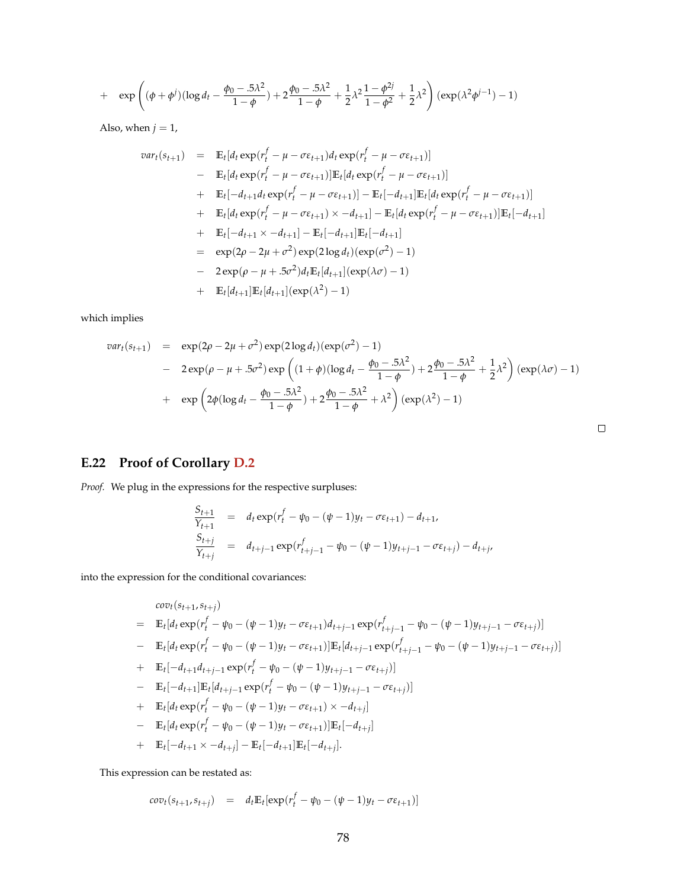$$
+ \quad \exp\left((\phi+\phi^j)(\log d_t - \frac{\phi_0 - .5\lambda^2}{1-\phi}) + 2\frac{\phi_0 - .5\lambda^2}{1-\phi} + \frac{1}{2}\lambda^2\frac{1-\phi^{2j}}{1-\phi^2} + \frac{1}{2}\lambda^2\right)(\exp(\lambda^2\phi^{j-1}) - 1)
$$

Also, when $j = 1$,

$$
\begin{aligned}
var_t(s_{t+1}) \quad &= \quad \mathbb{E}_t[d_t \exp(r_t^f - \mu - \sigma\varepsilon_{t+1}) d_t \exp(r_t^f - \mu - \sigma\varepsilon_{t+1})] \\
&- \quad \mathbb{E}_t[d_t \exp(r_t^f - \mu - \sigma\varepsilon_{t+1})]\mathbb{E}_t[d_t \exp(r_t^f - \mu - \sigma\varepsilon_{t+1})] \\
&+ \quad \mathbb{E}_t[-d_{t+1} d_t \exp(r_t^f - \mu - \sigma\varepsilon_{t+1})] - \mathbb{E}_t[-d_{t+1}]\mathbb{E}_t[d_t \exp(r_t^f - \mu - \sigma\varepsilon_{t+1})] \\
&+ \quad \mathbb{E}_t[d_t \exp(r_t^f - \mu - \sigma\varepsilon_{t+1}) \times -d_{t+1}] - \mathbb{E}_t[d_t \exp(r_t^f - \mu - \sigma\varepsilon_{t+1})]\mathbb{E}_t[-d_{t+1}] \\
&+ \quad \mathbb{E}_t[-d_{t+1} \times -d_{t+1}] - \mathbb{E}_t[-d_{t+1}]\mathbb{E}_t[-d_{t+1}] \\
&= \quad \exp(2\rho - 2\mu + \sigma^2)\exp(2\log d_t)(\exp(\sigma^2) - 1) \\
&- \quad 2\exp(\rho - \mu + .5\sigma^2) d_t \mathbb{E}_t[d_{t+1}](\exp(\lambda\sigma) - 1) \\
&+ \quad \mathbb{E}_t[d_{t+1}]\mathbb{E}_t[d_{t+1}](\exp(\lambda^2) - 1)
\end{aligned}
$$

which implies

$$
\begin{aligned}
var_t(s_{t+1}) \quad &= \quad \exp(2\rho - 2\mu + \sigma^2)\exp(2\log d_t)(\exp(\sigma^2) - 1) \\
&- \quad 2\exp(\rho - \mu + .5\sigma^2)\exp\left((1+\phi)(\log d_t - \frac{\phi_0 - .5\lambda^2}{1-\phi}) + 2\frac{\phi_0 - .5\lambda^2}{1-\phi} + \frac{1}{2}\lambda^2\right)(\exp(\lambda\sigma) - 1) \\
&+ \quad \exp\left(2\phi(\log d_t - \frac{\phi_0 - .5\lambda^2}{1-\phi}) + 2\frac{\phi_0 - .5\lambda^2}{1-\phi} + \lambda^2\right)(\exp(\lambda^2) - 1)
\end{aligned}
$$

□

## E.22 Proof of Corollary D.2

*Proof.* We plug in the expressions for the respective surpluses:

$$
\begin{aligned}
\frac{S_{t+1}}{Y_{t+1}} \quad &= \quad d_t \exp(r_t^f - \psi_0 - (\psi - 1)y_t - \sigma\varepsilon_{t+1}) - d_{t+1}, \\
\frac{S_{t+j}}{Y_{t+j}} \quad &= \quad d_{t+j-1}\exp(r_{t+j-1}^f - \psi_0 - (\psi - 1)y_{t+j-1} - \sigma\varepsilon_{t+j}) - d_{t+j},
\end{aligned}
$$

into the expression for the conditional covariances:

$$
\begin{aligned}
& cov_t(s_{t+1}, s_{t+j}) \\
= \quad & \mathbb{E}_t[d_t \exp(r_t^f - \psi_0 - (\psi - 1)y_t - \sigma\varepsilon_{t+1}) d_{t+j-1}\exp(r_{t+j-1}^f - \psi_0 - (\psi - 1)y_{t+j-1} - \sigma\varepsilon_{t+j})] \\
- \quad & \mathbb{E}_t[d_t \exp(r_t^f - \psi_0 - (\psi - 1)y_t - \sigma\varepsilon_{t+1})]\mathbb{E}_t[d_{t+j-1}\exp(r_{t+j-1}^f - \psi_0 - (\psi - 1)y_{t+j-1} - \sigma\varepsilon_{t+j})] \\
+ \quad & \mathbb{E}_t[-d_{t+1} d_{t+j-1}\exp(r_t^f - \psi_0 - (\psi - 1)y_{t+j-1} - \sigma\varepsilon_{t+j})] \\
- \quad & \mathbb{E}_t[-d_{t+1}]\mathbb{E}_t[d_{t+j-1}\exp(r_t^f - \psi_0 - (\psi - 1)y_{t+j-1} - \sigma\varepsilon_{t+j})] \\
+ \quad & \mathbb{E}_t[d_t \exp(r_t^f - \psi_0 - (\psi - 1)y_t - \sigma\varepsilon_{t+1}) \times -d_{t+j}] \\
- \quad & \mathbb{E}_t[d_t \exp(r_t^f - \psi_0 - (\psi - 1)y_t - \sigma\varepsilon_{t+1})]\mathbb{E}_t[-d_{t+j}] \\
+ \quad & \mathbb{E}_t[-d_{t+1} \times -d_{t+j}] - \mathbb{E}_t[-d_{t+1}]\mathbb{E}_t[-d_{t+j}].
\end{aligned}
$$

This expression can be restated as:

$$
cov_t(s_{t+1}, s_{t+j}) \quad = \quad d_t\mathbb{E}_t[\exp(r_t^f - \psi_0 - (\psi - 1)y_t - \sigma\varepsilon_{t+1})]
$$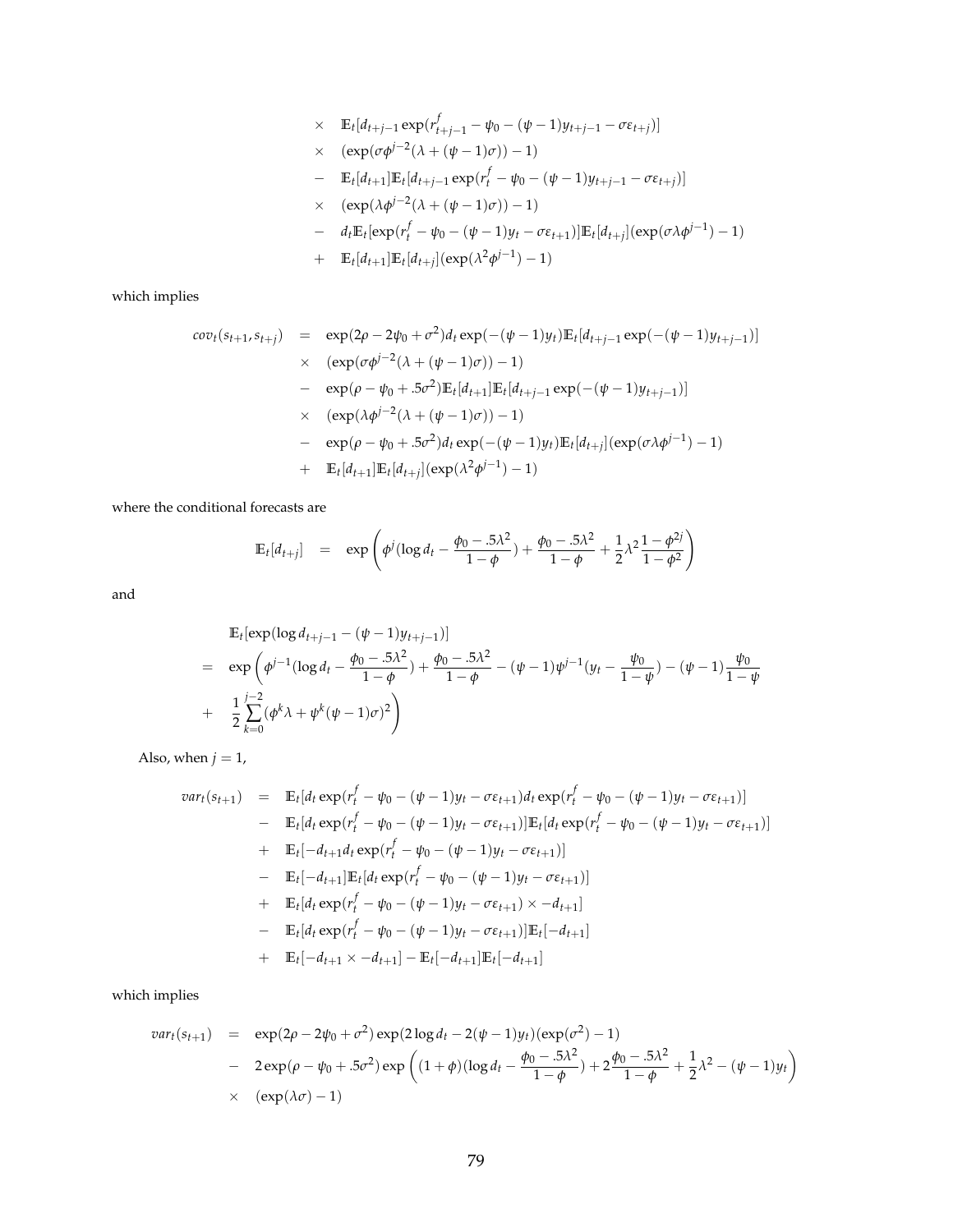$$
\begin{aligned}
&\times \quad \mathbb{E}_t[d_{t+j-1}\exp(r^f_{t+j-1} - \psi_0 - (\psi-1)y_{t+j-1} - \sigma\varepsilon_{t+j})] \\
&\times \quad (\exp(\sigma\phi^{j-2}(\lambda + (\psi-1)\sigma)) - 1) \\
&- \quad \mathbb{E}_t[d_{t+1}]\mathbb{E}_t[d_{t+j-1}\exp(r^f_t - \psi_0 - (\psi-1)y_{t+j-1} - \sigma\varepsilon_{t+j})] \\
&\times \quad (\exp(\lambda\phi^{j-2}(\lambda + (\psi-1)\sigma)) - 1) \\
&- \quad d_t\mathbb{E}_t[\exp(r^f_t - \psi_0 - (\psi-1)y_t - \sigma\varepsilon_{t+1})]\mathbb{E}_t[d_{t+j}](\exp(\sigma\lambda\phi^{j-1}) - 1) \\
&+ \quad \mathbb{E}_t[d_{t+1}]\mathbb{E}_t[d_{t+j}](\exp(\lambda^2\phi^{j-1}) - 1)
\end{aligned}
$$

which implies

$$
\begin{aligned}
cov_t(s_{t+1}, s_{t+j}) &= \exp(2\rho - 2\psi_0 + \sigma^2)d_t\exp(-(\psi-1)y_t)\mathbb{E}_t[d_{t+j-1}\exp(-(\psi-1)y_{t+j-1})] \\
&\times \quad (\exp(\sigma\phi^{j-2}(\lambda + (\psi-1)\sigma)) - 1) \\
&- \quad \exp(\rho - \psi_0 + .5\sigma^2)\mathbb{E}_t[d_{t+1}]\mathbb{E}_t[d_{t+j-1}\exp(-(\psi-1)y_{t+j-1})] \\
&\times \quad (\exp(\lambda\phi^{j-2}(\lambda + (\psi-1)\sigma)) - 1) \\
&- \quad \exp(\rho - \psi_0 + .5\sigma^2)d_t\exp(-(\psi-1)y_t)\mathbb{E}_t[d_{t+j}](\exp(\sigma\lambda\phi^{j-1}) - 1) \\
&+ \quad \mathbb{E}_t[d_{t+1}]\mathbb{E}_t[d_{t+j}](\exp(\lambda^2\phi^{j-1}) - 1)
\end{aligned}
$$

where the conditional forecasts are

$$
\mathbb{E}_t[d_{t+j}] = \exp\left(\phi^j(\log d_t - \frac{\phi_0 - .5\lambda^2}{1-\phi}) + \frac{\phi_0 - .5\lambda^2}{1-\phi} + \frac{1}{2}\lambda^2\frac{1-\phi^{2j}}{1-\phi^2}\right)
$$

and

$$
\begin{aligned}
&\mathbb{E}_t[\exp(\log d_{t+j-1} - (\psi-1)y_{t+j-1})] \\
= \quad &\exp\left(\phi^{j-1}(\log d_t - \frac{\phi_0 - .5\lambda^2}{1-\phi}) + \frac{\phi_0 - .5\lambda^2}{1-\phi} - (\psi-1)\psi^{j-1}(y_t - \frac{\psi_0}{1-\psi}) - (\psi-1)\frac{\psi_0}{1-\psi}\right. \\
+ \quad &\left.\frac{1}{2}\sum_{k=0}^{j-2}(\phi^k\lambda + \psi^k(\psi-1)\sigma)^2\right)
\end{aligned}
$$

Also, when $j = 1$,

$$
\begin{aligned}
var_t(s_{t+1}) &= \mathbb{E}_t[d_t\exp(r^f_t - \psi_0 - (\psi-1)y_t - \sigma\varepsilon_{t+1})d_t\exp(r^f_t - \psi_0 - (\psi-1)y_t - \sigma\varepsilon_{t+1})] \\
&- \quad \mathbb{E}_t[d_t\exp(r^f_t - \psi_0 - (\psi-1)y_t - \sigma\varepsilon_{t+1})]\mathbb{E}_t[d_t\exp(r^f_t - \psi_0 - (\psi-1)y_t - \sigma\varepsilon_{t+1})] \\
&+ \quad \mathbb{E}_t[-d_{t+1}d_t\exp(r^f_t - \psi_0 - (\psi-1)y_t - \sigma\varepsilon_{t+1})] \\
&- \quad \mathbb{E}_t[-d_{t+1}]\mathbb{E}_t[d_t\exp(r^f_t - \psi_0 - (\psi-1)y_t - \sigma\varepsilon_{t+1})] \\
&+ \quad \mathbb{E}_t[d_t\exp(r^f_t - \psi_0 - (\psi-1)y_t - \sigma\varepsilon_{t+1}) \times -d_{t+1}] \\
&- \quad \mathbb{E}_t[d_t\exp(r^f_t - \psi_0 - (\psi-1)y_t - \sigma\varepsilon_{t+1})]\mathbb{E}_t[-d_{t+1}] \\
&+ \quad \mathbb{E}_t[-d_{t+1} \times -d_{t+1}] - \mathbb{E}_t[-d_{t+1}]\mathbb{E}_t[-d_{t+1}]
\end{aligned}
$$

which implies

$$
\begin{aligned}
var_t(s_{t+1}) &= \exp(2\rho - 2\psi_0 + \sigma^2)\exp(2\log d_t - 2(\psi-1)y_t)(\exp(\sigma^2) - 1) \\
&- \quad 2\exp(\rho - \psi_0 + .5\sigma^2)\exp\left((1+\phi)(\log d_t - \frac{\phi_0 - .5\lambda^2}{1-\phi}) + 2\frac{\phi_0 - .5\lambda^2}{1-\phi} + \frac{1}{2}\lambda^2 - (\psi-1)y_t\right) \\
&\times \quad (\exp(\lambda\sigma) - 1)
\end{aligned}
$$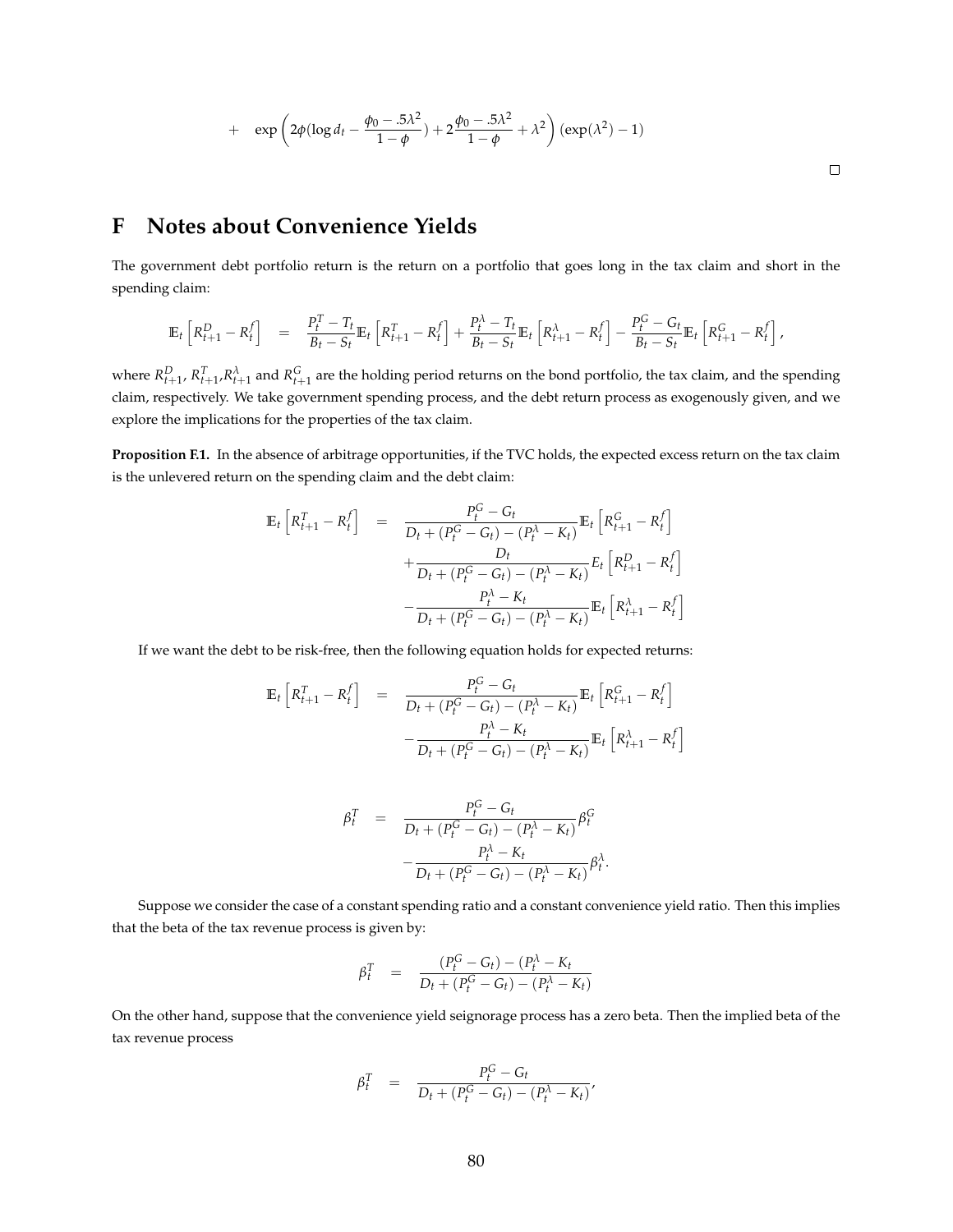$$+ \quad \exp\left(2\phi(\log d_t - \frac{\phi_0 - .5\lambda^2}{1-\phi}) + 2\frac{\phi_0 - .5\lambda^2}{1-\phi} + \lambda^2\right)(\exp(\lambda^2) - 1)$$

□

# F Notes about Convenience Yields

The government debt portfolio return is the return on a portfolio that goes long in the tax claim and short in the spending claim:

$$\mathbb{E}_t\left[R^D_{t+1} - R^f_t\right] = \frac{P^T_t - T_t}{B_t - S_t}\mathbb{E}_t\left[R^T_{t+1} - R^f_t\right] + \frac{P^\lambda_t - T_t}{B_t - S_t}\mathbb{E}_t\left[R^\lambda_{t+1} - R^f_t\right] - \frac{P^G_t - G_t}{B_t - S_t}\mathbb{E}_t\left[R^G_{t+1} - R^f_t\right],$$

where $R^D_{t+1}$, $R^T_{t+1}$, $R^\lambda_{t+1}$ and $R^G_{t+1}$ are the holding period returns on the bond portfolio, the tax claim, and the spending claim, respectively. We take government spending process, and the debt return process as exogenously given, and we explore the implications for the properties of the tax claim.

**Proposition F.1.** In the absence of arbitrage opportunities, if the TVC holds, the expected excess return on the tax claim is the unlevered return on the spending claim and the debt claim:

$$\begin{aligned}
\mathbb{E}_t\left[R^T_{t+1} - R^f_t\right] &= \frac{P^G_t - G_t}{D_t + (P^G_t - G_t) - (P^\lambda_t - K_t)}\mathbb{E}_t\left[R^G_{t+1} - R^f_t\right] \\
&\quad + \frac{D_t}{D_t + (P^G_t - G_t) - (P^\lambda_t - K_t)}E_t\left[R^D_{t+1} - R^f_t\right] \\
&\quad - \frac{P^\lambda_t - K_t}{D_t + (P^G_t - G_t) - (P^\lambda_t - K_t)}\mathbb{E}_t\left[R^\lambda_{t+1} - R^f_t\right]
\end{aligned}$$

If we want the debt to be risk-free, then the following equation holds for expected returns:

$$\begin{aligned}
\mathbb{E}_t\left[R^T_{t+1} - R^f_t\right] &= \frac{P^G_t - G_t}{D_t + (P^G_t - G_t) - (P^\lambda_t - K_t)}\mathbb{E}_t\left[R^G_{t+1} - R^f_t\right] \\
&\quad - \frac{P^\lambda_t - K_t}{D_t + (P^G_t - G_t) - (P^\lambda_t - K_t)}\mathbb{E}_t\left[R^\lambda_{t+1} - R^f_t\right]
\end{aligned}$$

$$\begin{aligned}
\beta^T_t &= \frac{P^G_t - G_t}{D_t + (P^G_t - G_t) - (P^\lambda_t - K_t)}\beta^G_t \\
&\quad - \frac{P^\lambda_t - K_t}{D_t + (P^G_t - G_t) - (P^\lambda_t - K_t)}\beta^\lambda_t.
\end{aligned}$$

Suppose we consider the case of a constant spending ratio and a constant convenience yield ratio. Then this implies that the beta of the tax revenue process is given by:

$$\beta^T_t = \frac{(P^G_t - G_t) - (P^\lambda_t - K_t}{D_t + (P^G_t - G_t) - (P^\lambda_t - K_t)}$$

On the other hand, suppose that the convenience yield seignorage process has a zero beta. Then the implied beta of the tax revenue process

$$\beta^T_t = \frac{P^G_t - G_t}{D_t + (P^G_t - G_t) - (P^\lambda_t - K_t)},$$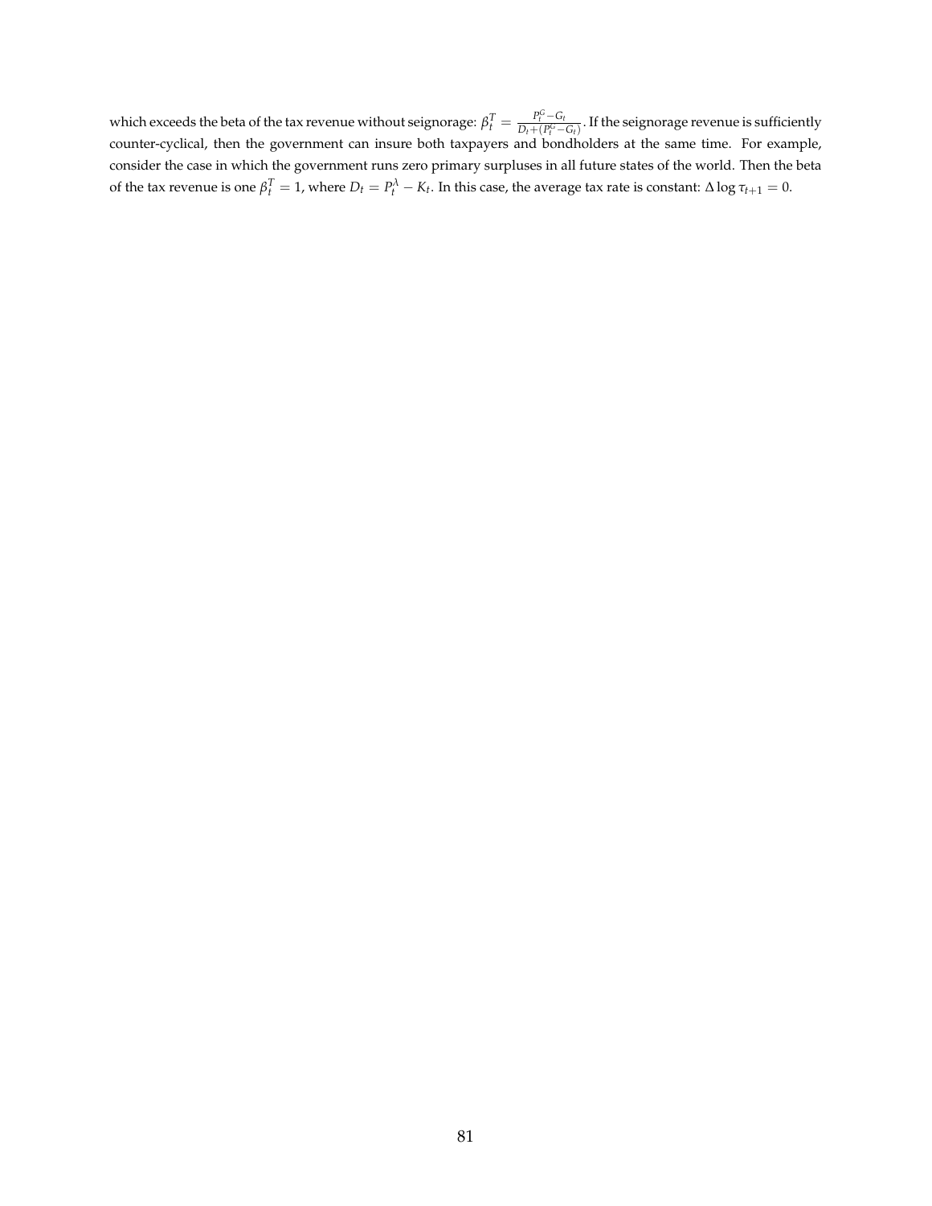which exceeds the beta of the tax revenue without seignorage: $\beta_t^T = \frac{P_t^G - G_t}{D_t + (P_t^G - G_t)}$. If the seignorage revenue is sufficiently counter-cyclical, then the government can insure both taxpayers and bondholders at the same time. For example, consider the case in which the government runs zero primary surpluses in all future states of the world. Then the beta of the tax revenue is one $\beta_t^T = 1$, where $D_t = P_t^\lambda - K_t$. In this case, the average tax rate is constant: $\Delta \log \tau_{t+1} = 0$.